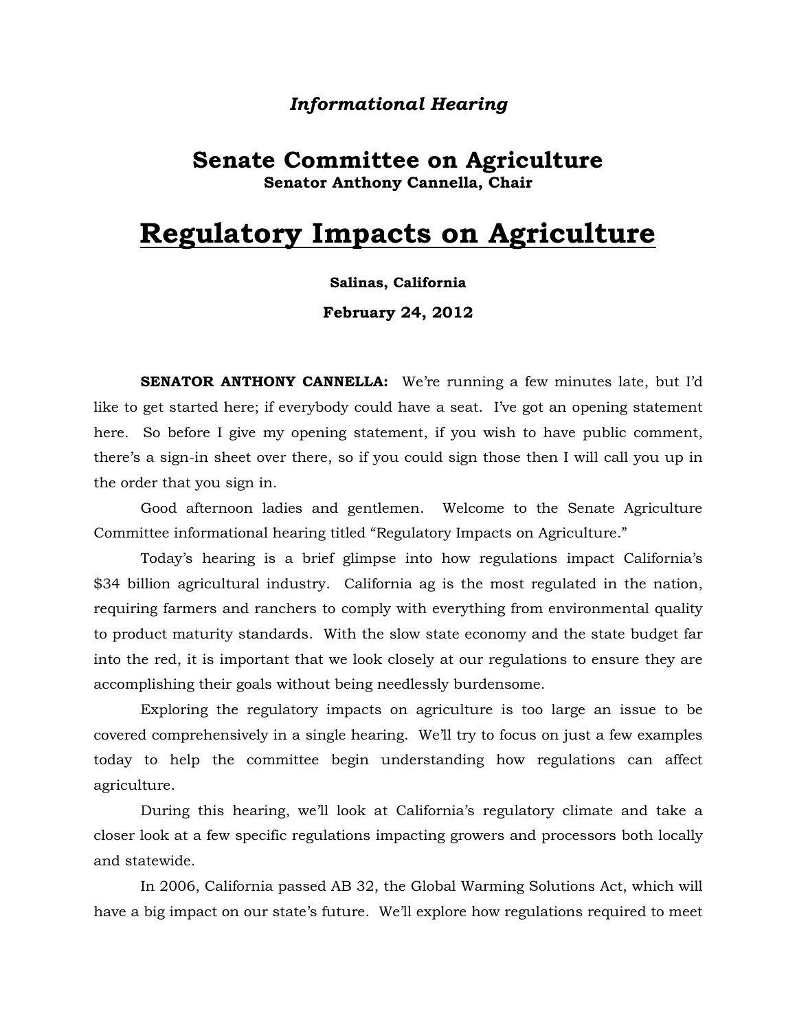*Informational Hearing*

# Senate Committee on Agriculture

**Senator Anthony Cannella, Chair**

# Regulatory Impacts on Agriculture

**Salinas, California**

**February 24, 2012**

**SENATOR ANTHONY CANNELLA:** We're running a few minutes late, but I'd like to get started here; if everybody could have a seat. I've got an opening statement here. So before I give my opening statement, if you wish to have public comment, there's a sign-in sheet over there, so if you could sign those then I will call you up in the order that you sign in.

Good afternoon ladies and gentlemen. Welcome to the Senate Agriculture Committee informational hearing titled "Regulatory Impacts on Agriculture."

Today's hearing is a brief glimpse into how regulations impact California's $34 billion agricultural industry. California ag is the most regulated in the nation, requiring farmers and ranchers to comply with everything from environmental quality to product maturity standards. With the slow state economy and the state budget far into the red, it is important that we look closely at our regulations to ensure they are accomplishing their goals without being needlessly burdensome.

Exploring the regulatory impacts on agriculture is too large an issue to be covered comprehensively in a single hearing. We'll try to focus on just a few examples today to help the committee begin understanding how regulations can affect agriculture.

During this hearing, we'll look at California's regulatory climate and take a closer look at a few specific regulations impacting growers and processors both locally and statewide.

In 2006, California passed AB 32, the Global Warming Solutions Act, which will have a big impact on our state's future. We'll explore how regulations required to meet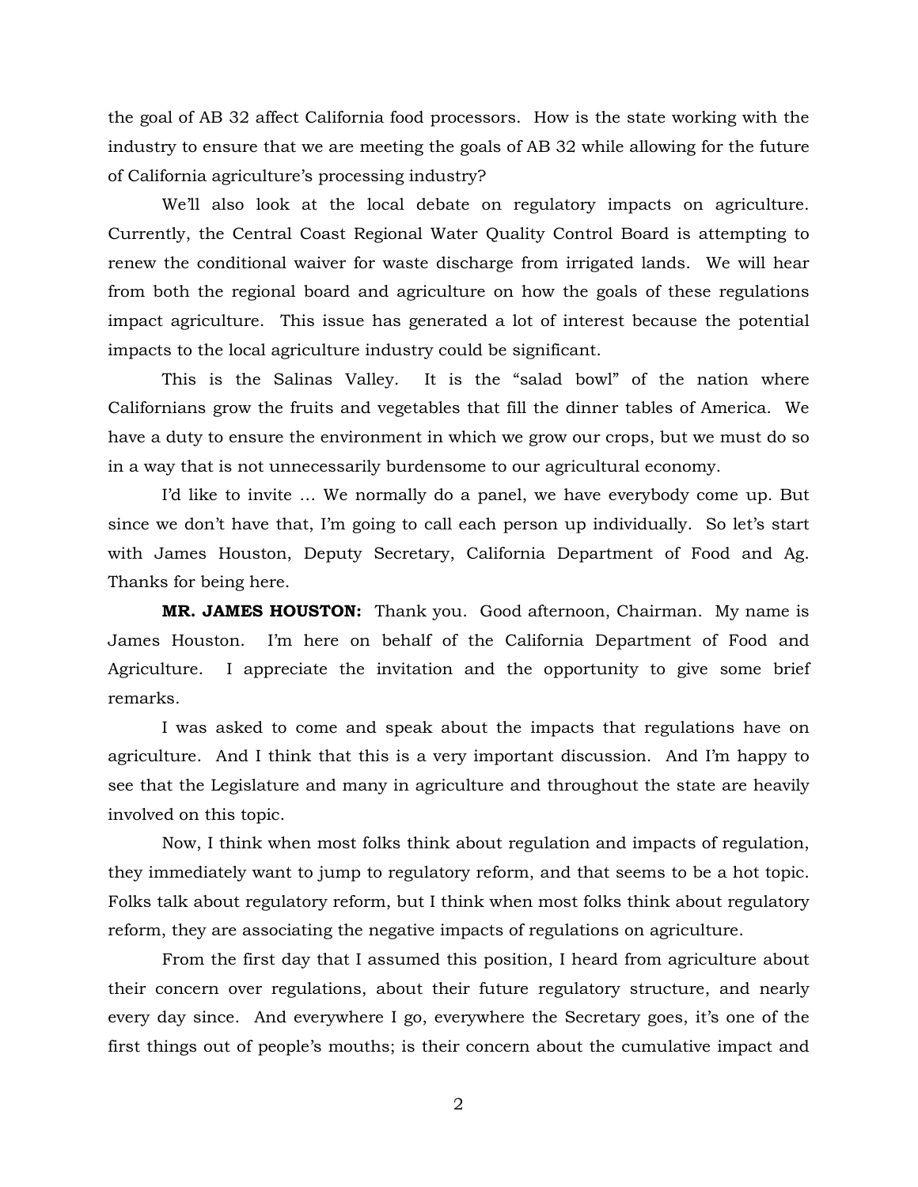the goal of AB 32 affect California food processors. How is the state working with the industry to ensure that we are meeting the goals of AB 32 while allowing for the future of California agriculture's processing industry?

We'll also look at the local debate on regulatory impacts on agriculture. Currently, the Central Coast Regional Water Quality Control Board is attempting to renew the conditional waiver for waste discharge from irrigated lands. We will hear from both the regional board and agriculture on how the goals of these regulations impact agriculture. This issue has generated a lot of interest because the potential impacts to the local agriculture industry could be significant.

This is the Salinas Valley. It is the "salad bowl" of the nation where Californians grow the fruits and vegetables that fill the dinner tables of America. We have a duty to ensure the environment in which we grow our crops, but we must do so in a way that is not unnecessarily burdensome to our agricultural economy.

I'd like to invite … We normally do a panel, we have everybody come up. But since we don't have that, I'm going to call each person up individually. So let's start with James Houston, Deputy Secretary, California Department of Food and Ag. Thanks for being here.

**MR. JAMES HOUSTON:** Thank you. Good afternoon, Chairman. My name is James Houston. I'm here on behalf of the California Department of Food and Agriculture. I appreciate the invitation and the opportunity to give some brief remarks.

I was asked to come and speak about the impacts that regulations have on agriculture. And I think that this is a very important discussion. And I'm happy to see that the Legislature and many in agriculture and throughout the state are heavily involved on this topic.

Now, I think when most folks think about regulation and impacts of regulation, they immediately want to jump to regulatory reform, and that seems to be a hot topic. Folks talk about regulatory reform, but I think when most folks think about regulatory reform, they are associating the negative impacts of regulations on agriculture.

From the first day that I assumed this position, I heard from agriculture about their concern over regulations, about their future regulatory structure, and nearly every day since. And everywhere I go, everywhere the Secretary goes, it's one of the first things out of people's mouths; is their concern about the cumulative impact and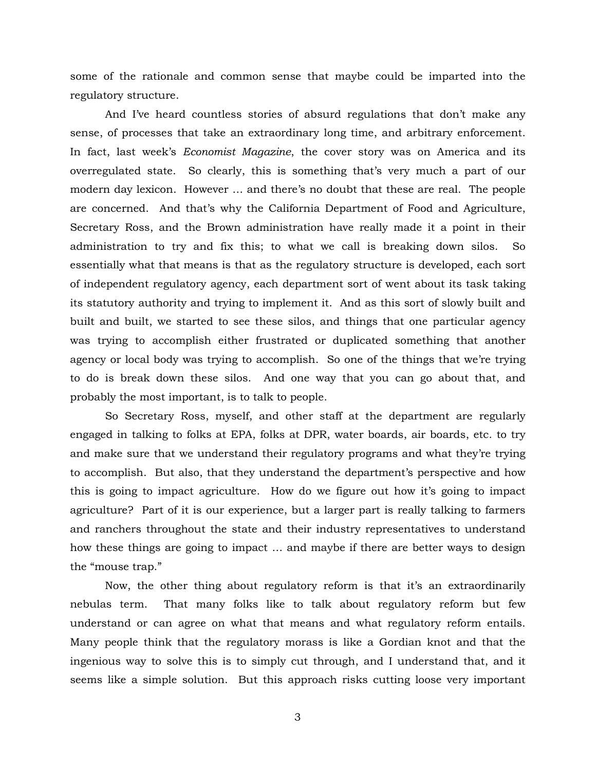some of the rationale and common sense that maybe could be imparted into the regulatory structure.

And I've heard countless stories of absurd regulations that don't make any sense, of processes that take an extraordinary long time, and arbitrary enforcement. In fact, last week's *Economist Magazine*, the cover story was on America and its overregulated state. So clearly, this is something that's very much a part of our modern day lexicon. However … and there's no doubt that these are real. The people are concerned. And that's why the California Department of Food and Agriculture, Secretary Ross, and the Brown administration have really made it a point in their administration to try and fix this; to what we call is breaking down silos. So essentially what that means is that as the regulatory structure is developed, each sort of independent regulatory agency, each department sort of went about its task taking its statutory authority and trying to implement it. And as this sort of slowly built and built and built, we started to see these silos, and things that one particular agency was trying to accomplish either frustrated or duplicated something that another agency or local body was trying to accomplish. So one of the things that we're trying to do is break down these silos. And one way that you can go about that, and probably the most important, is to talk to people.

So Secretary Ross, myself, and other staff at the department are regularly engaged in talking to folks at EPA, folks at DPR, water boards, air boards, etc. to try and make sure that we understand their regulatory programs and what they're trying to accomplish. But also, that they understand the department's perspective and how this is going to impact agriculture. How do we figure out how it's going to impact agriculture? Part of it is our experience, but a larger part is really talking to farmers and ranchers throughout the state and their industry representatives to understand how these things are going to impact … and maybe if there are better ways to design the "mouse trap."

Now, the other thing about regulatory reform is that it's an extraordinarily nebulas term. That many folks like to talk about regulatory reform but few understand or can agree on what that means and what regulatory reform entails. Many people think that the regulatory morass is like a Gordian knot and that the ingenious way to solve this is to simply cut through, and I understand that, and it seems like a simple solution. But this approach risks cutting loose very important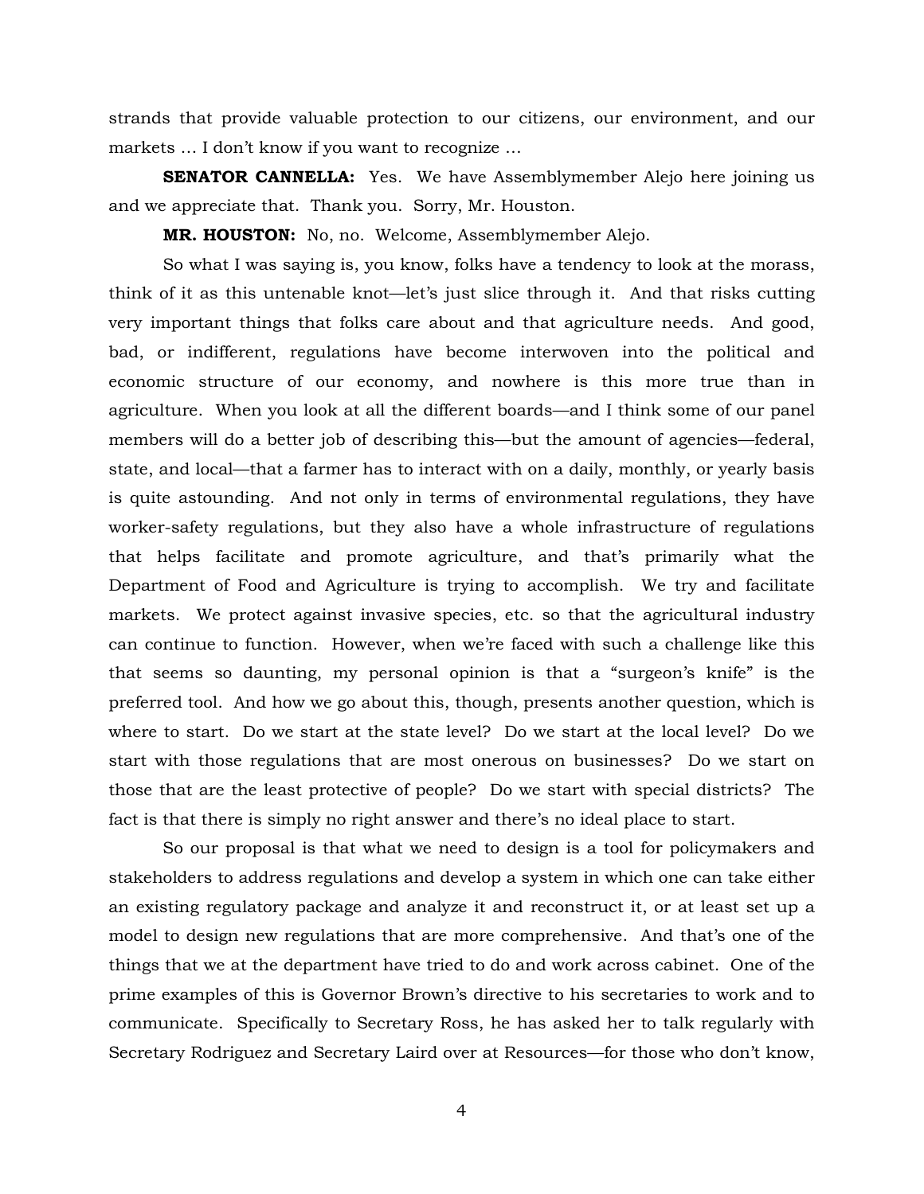strands that provide valuable protection to our citizens, our environment, and our markets … I don't know if you want to recognize …

**SENATOR CANNELLA:** Yes. We have Assemblymember Alejo here joining us and we appreciate that. Thank you. Sorry, Mr. Houston.

**MR. HOUSTON:** No, no. Welcome, Assemblymember Alejo.

So what I was saying is, you know, folks have a tendency to look at the morass, think of it as this untenable knot—let's just slice through it. And that risks cutting very important things that folks care about and that agriculture needs. And good, bad, or indifferent, regulations have become interwoven into the political and economic structure of our economy, and nowhere is this more true than in agriculture. When you look at all the different boards—and I think some of our panel members will do a better job of describing this—but the amount of agencies—federal, state, and local—that a farmer has to interact with on a daily, monthly, or yearly basis is quite astounding. And not only in terms of environmental regulations, they have worker-safety regulations, but they also have a whole infrastructure of regulations that helps facilitate and promote agriculture, and that's primarily what the Department of Food and Agriculture is trying to accomplish. We try and facilitate markets. We protect against invasive species, etc. so that the agricultural industry can continue to function. However, when we're faced with such a challenge like this that seems so daunting, my personal opinion is that a "surgeon's knife" is the preferred tool. And how we go about this, though, presents another question, which is where to start. Do we start at the state level? Do we start at the local level? Do we start with those regulations that are most onerous on businesses? Do we start on those that are the least protective of people? Do we start with special districts? The fact is that there is simply no right answer and there's no ideal place to start.

So our proposal is that what we need to design is a tool for policymakers and stakeholders to address regulations and develop a system in which one can take either an existing regulatory package and analyze it and reconstruct it, or at least set up a model to design new regulations that are more comprehensive. And that's one of the things that we at the department have tried to do and work across cabinet. One of the prime examples of this is Governor Brown's directive to his secretaries to work and to communicate. Specifically to Secretary Ross, he has asked her to talk regularly with Secretary Rodriguez and Secretary Laird over at Resources—for those who don't know,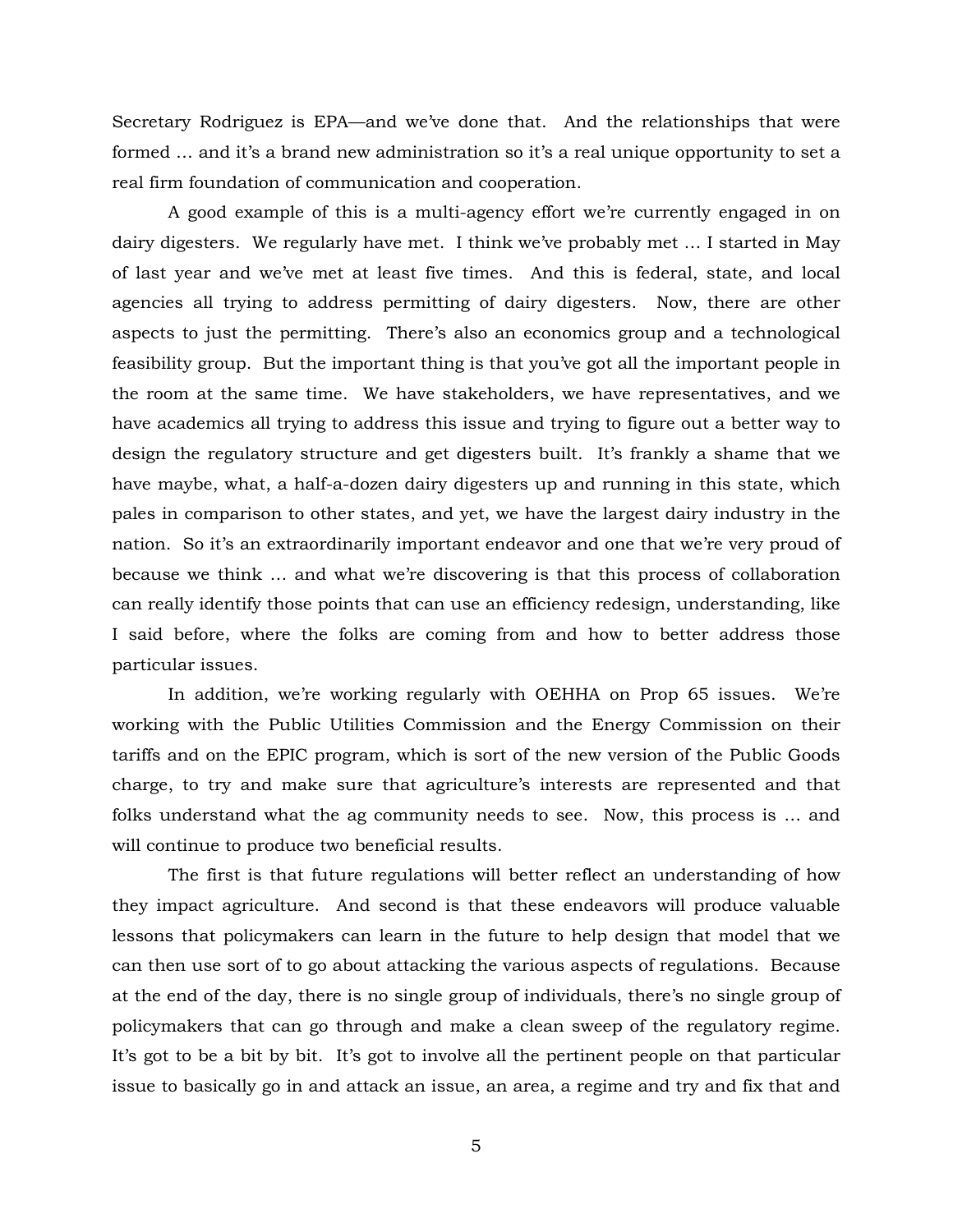Secretary Rodriguez is EPA—and we've done that. And the relationships that were formed … and it's a brand new administration so it's a real unique opportunity to set a real firm foundation of communication and cooperation.

A good example of this is a multi-agency effort we're currently engaged in on dairy digesters. We regularly have met. I think we've probably met … I started in May of last year and we've met at least five times. And this is federal, state, and local agencies all trying to address permitting of dairy digesters. Now, there are other aspects to just the permitting. There's also an economics group and a technological feasibility group. But the important thing is that you've got all the important people in the room at the same time. We have stakeholders, we have representatives, and we have academics all trying to address this issue and trying to figure out a better way to design the regulatory structure and get digesters built. It's frankly a shame that we have maybe, what, a half-a-dozen dairy digesters up and running in this state, which pales in comparison to other states, and yet, we have the largest dairy industry in the nation. So it's an extraordinarily important endeavor and one that we're very proud of because we think … and what we're discovering is that this process of collaboration can really identify those points that can use an efficiency redesign, understanding, like I said before, where the folks are coming from and how to better address those particular issues.

In addition, we're working regularly with OEHHA on Prop 65 issues. We're working with the Public Utilities Commission and the Energy Commission on their tariffs and on the EPIC program, which is sort of the new version of the Public Goods charge, to try and make sure that agriculture's interests are represented and that folks understand what the ag community needs to see. Now, this process is … and will continue to produce two beneficial results.

The first is that future regulations will better reflect an understanding of how they impact agriculture. And second is that these endeavors will produce valuable lessons that policymakers can learn in the future to help design that model that we can then use sort of to go about attacking the various aspects of regulations. Because at the end of the day, there is no single group of individuals, there's no single group of policymakers that can go through and make a clean sweep of the regulatory regime. It's got to be a bit by bit. It's got to involve all the pertinent people on that particular issue to basically go in and attack an issue, an area, a regime and try and fix that and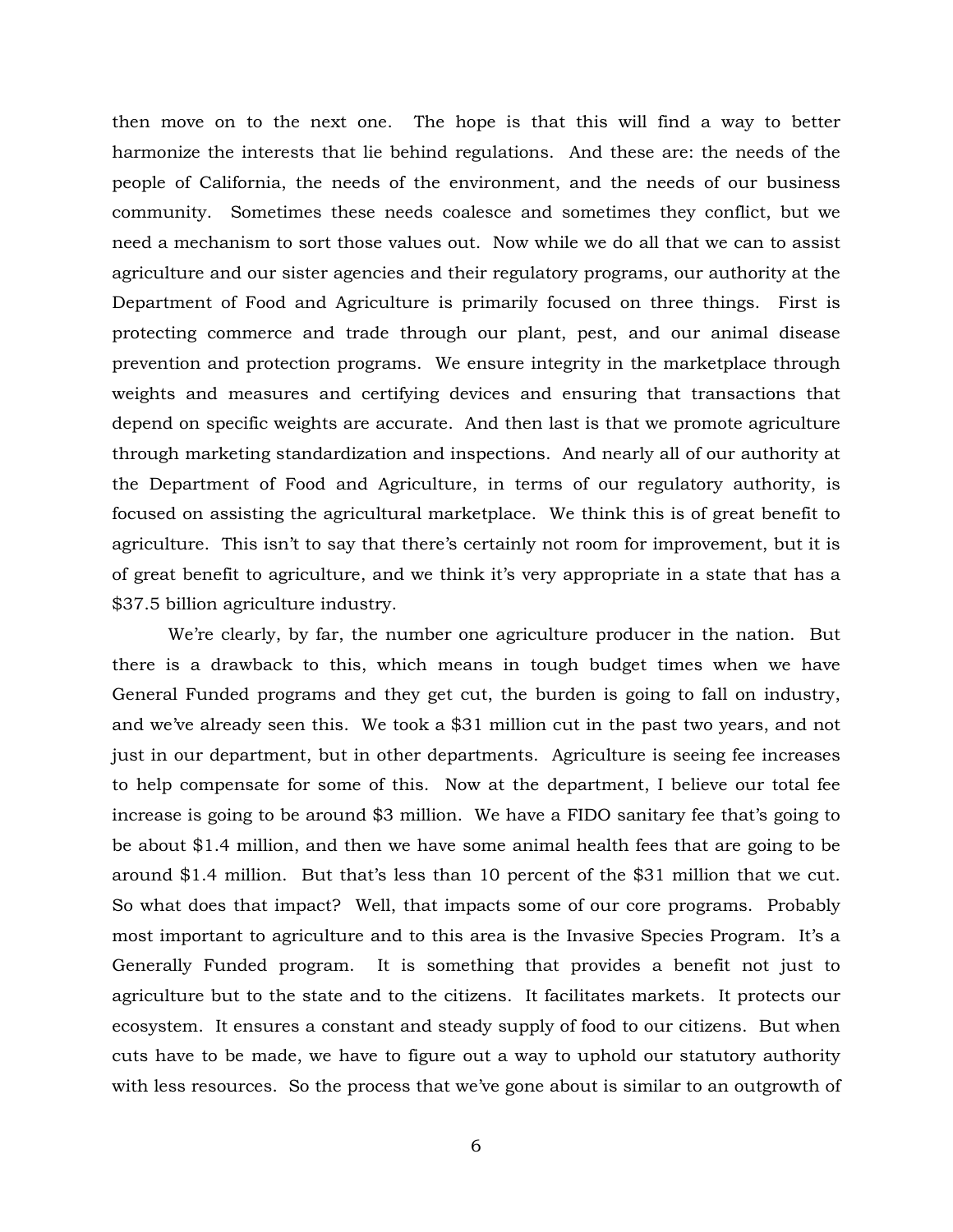then move on to the next one. The hope is that this will find a way to better harmonize the interests that lie behind regulations. And these are: the needs of the people of California, the needs of the environment, and the needs of our business community. Sometimes these needs coalesce and sometimes they conflict, but we need a mechanism to sort those values out. Now while we do all that we can to assist agriculture and our sister agencies and their regulatory programs, our authority at the Department of Food and Agriculture is primarily focused on three things. First is protecting commerce and trade through our plant, pest, and our animal disease prevention and protection programs. We ensure integrity in the marketplace through weights and measures and certifying devices and ensuring that transactions that depend on specific weights are accurate. And then last is that we promote agriculture through marketing standardization and inspections. And nearly all of our authority at the Department of Food and Agriculture, in terms of our regulatory authority, is focused on assisting the agricultural marketplace. We think this is of great benefit to agriculture. This isn't to say that there's certainly not room for improvement, but it is of great benefit to agriculture, and we think it's very appropriate in a state that has a $37.5 billion agriculture industry.

We're clearly, by far, the number one agriculture producer in the nation. But there is a drawback to this, which means in tough budget times when we have General Funded programs and they get cut, the burden is going to fall on industry, and we've already seen this. We took a $31 million cut in the past two years, and not just in our department, but in other departments. Agriculture is seeing fee increases to help compensate for some of this. Now at the department, I believe our total fee increase is going to be around $3 million. We have a FIDO sanitary fee that's going to be about $1.4 million, and then we have some animal health fees that are going to be around $1.4 million. But that's less than 10 percent of the $31 million that we cut. So what does that impact? Well, that impacts some of our core programs. Probably most important to agriculture and to this area is the Invasive Species Program. It's a Generally Funded program. It is something that provides a benefit not just to agriculture but to the state and to the citizens. It facilitates markets. It protects our ecosystem. It ensures a constant and steady supply of food to our citizens. But when cuts have to be made, we have to figure out a way to uphold our statutory authority with less resources. So the process that we've gone about is similar to an outgrowth of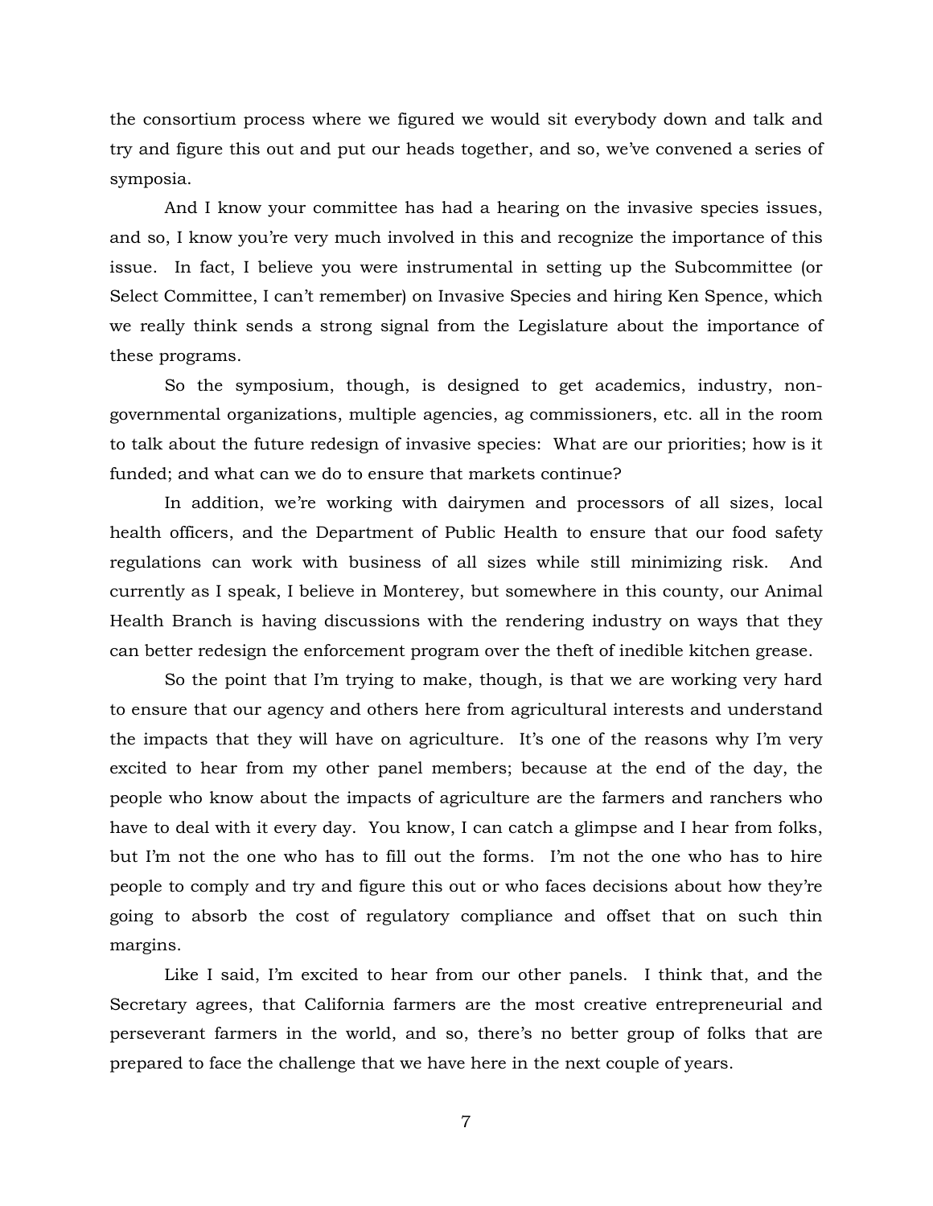the consortium process where we figured we would sit everybody down and talk and try and figure this out and put our heads together, and so, we've convened a series of symposia.

And I know your committee has had a hearing on the invasive species issues, and so, I know you're very much involved in this and recognize the importance of this issue. In fact, I believe you were instrumental in setting up the Subcommittee (or Select Committee, I can't remember) on Invasive Species and hiring Ken Spence, which we really think sends a strong signal from the Legislature about the importance of these programs.

So the symposium, though, is designed to get academics, industry, non-governmental organizations, multiple agencies, ag commissioners, etc. all in the room to talk about the future redesign of invasive species: What are our priorities; how is it funded; and what can we do to ensure that markets continue?

In addition, we're working with dairymen and processors of all sizes, local health officers, and the Department of Public Health to ensure that our food safety regulations can work with business of all sizes while still minimizing risk. And currently as I speak, I believe in Monterey, but somewhere in this county, our Animal Health Branch is having discussions with the rendering industry on ways that they can better redesign the enforcement program over the theft of inedible kitchen grease.

So the point that I'm trying to make, though, is that we are working very hard to ensure that our agency and others here from agricultural interests and understand the impacts that they will have on agriculture. It's one of the reasons why I'm very excited to hear from my other panel members; because at the end of the day, the people who know about the impacts of agriculture are the farmers and ranchers who have to deal with it every day. You know, I can catch a glimpse and I hear from folks, but I'm not the one who has to fill out the forms. I'm not the one who has to hire people to comply and try and figure this out or who faces decisions about how they're going to absorb the cost of regulatory compliance and offset that on such thin margins.

Like I said, I'm excited to hear from our other panels. I think that, and the Secretary agrees, that California farmers are the most creative entrepreneurial and perseverant farmers in the world, and so, there's no better group of folks that are prepared to face the challenge that we have here in the next couple of years.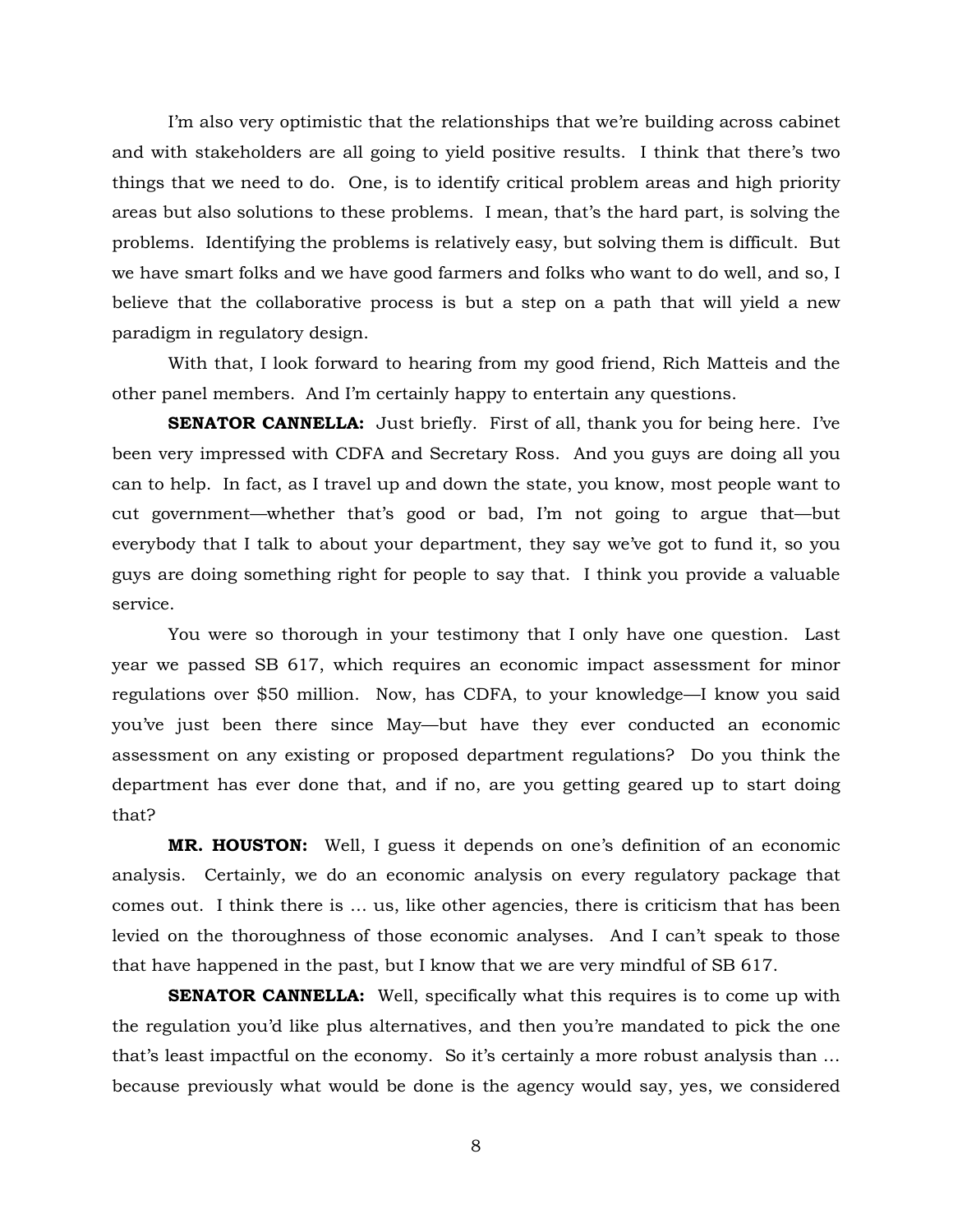I'm also very optimistic that the relationships that we're building across cabinet and with stakeholders are all going to yield positive results. I think that there's two things that we need to do. One, is to identify critical problem areas and high priority areas but also solutions to these problems. I mean, that's the hard part, is solving the problems. Identifying the problems is relatively easy, but solving them is difficult. But we have smart folks and we have good farmers and folks who want to do well, and so, I believe that the collaborative process is but a step on a path that will yield a new paradigm in regulatory design.

With that, I look forward to hearing from my good friend, Rich Matteis and the other panel members. And I'm certainly happy to entertain any questions.

**SENATOR CANNELLA:** Just briefly. First of all, thank you for being here. I've been very impressed with CDFA and Secretary Ross. And you guys are doing all you can to help. In fact, as I travel up and down the state, you know, most people want to cut government—whether that's good or bad, I'm not going to argue that—but everybody that I talk to about your department, they say we've got to fund it, so you guys are doing something right for people to say that. I think you provide a valuable service.

You were so thorough in your testimony that I only have one question. Last year we passed SB 617, which requires an economic impact assessment for minor regulations over $50 million. Now, has CDFA, to your knowledge—I know you said you've just been there since May—but have they ever conducted an economic assessment on any existing or proposed department regulations? Do you think the department has ever done that, and if no, are you getting geared up to start doing that?

**MR. HOUSTON:** Well, I guess it depends on one's definition of an economic analysis. Certainly, we do an economic analysis on every regulatory package that comes out. I think there is … us, like other agencies, there is criticism that has been levied on the thoroughness of those economic analyses. And I can't speak to those that have happened in the past, but I know that we are very mindful of SB 617.

**SENATOR CANNELLA:** Well, specifically what this requires is to come up with the regulation you'd like plus alternatives, and then you're mandated to pick the one that's least impactful on the economy. So it's certainly a more robust analysis than … because previously what would be done is the agency would say, yes, we considered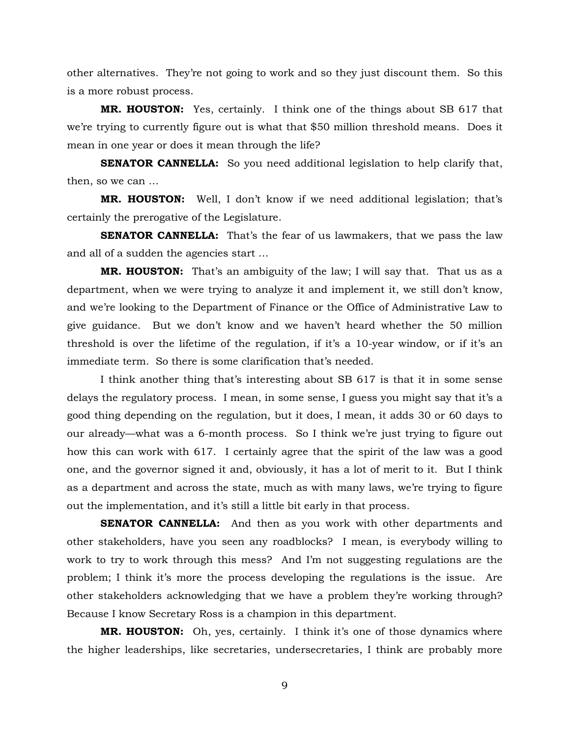other alternatives. They're not going to work and so they just discount them. So this is a more robust process.

**MR. HOUSTON:** Yes, certainly. I think one of the things about SB 617 that we're trying to currently figure out is what that $50 million threshold means. Does it mean in one year or does it mean through the life?

**SENATOR CANNELLA:** So you need additional legislation to help clarify that, then, so we can …

**MR. HOUSTON:** Well, I don't know if we need additional legislation; that's certainly the prerogative of the Legislature.

**SENATOR CANNELLA:** That's the fear of us lawmakers, that we pass the law and all of a sudden the agencies start …

**MR. HOUSTON:** That's an ambiguity of the law; I will say that. That us as a department, when we were trying to analyze it and implement it, we still don't know, and we're looking to the Department of Finance or the Office of Administrative Law to give guidance. But we don't know and we haven't heard whether the 50 million threshold is over the lifetime of the regulation, if it's a 10-year window, or if it's an immediate term. So there is some clarification that's needed.

I think another thing that's interesting about SB 617 is that it in some sense delays the regulatory process. I mean, in some sense, I guess you might say that it's a good thing depending on the regulation, but it does, I mean, it adds 30 or 60 days to our already—what was a 6-month process. So I think we're just trying to figure out how this can work with 617. I certainly agree that the spirit of the law was a good one, and the governor signed it and, obviously, it has a lot of merit to it. But I think as a department and across the state, much as with many laws, we're trying to figure out the implementation, and it's still a little bit early in that process.

**SENATOR CANNELLA:** And then as you work with other departments and other stakeholders, have you seen any roadblocks? I mean, is everybody willing to work to try to work through this mess? And I'm not suggesting regulations are the problem; I think it's more the process developing the regulations is the issue. Are other stakeholders acknowledging that we have a problem they're working through? Because I know Secretary Ross is a champion in this department.

**MR. HOUSTON:** Oh, yes, certainly. I think it's one of those dynamics where the higher leaderships, like secretaries, undersecretaries, I think are probably more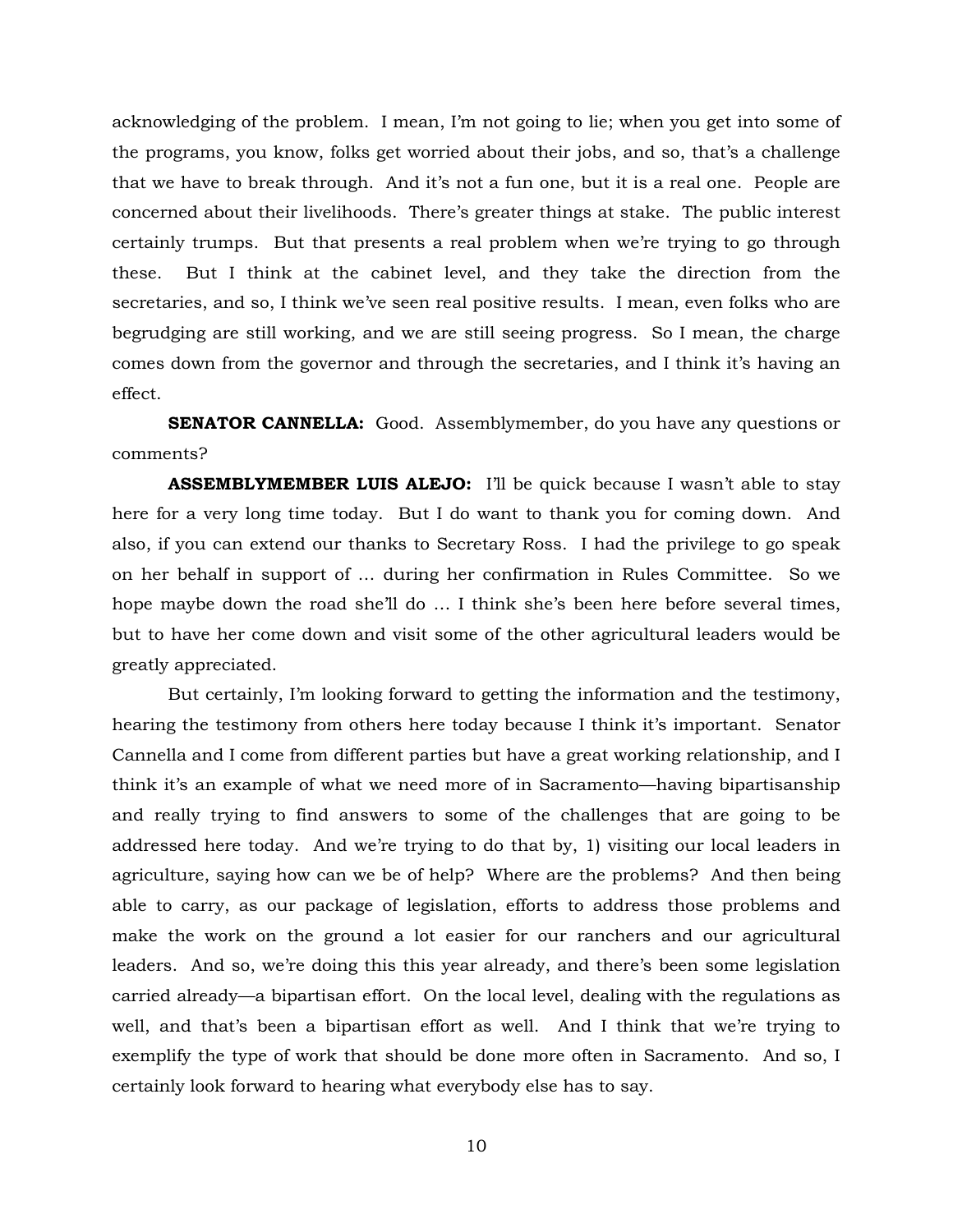acknowledging of the problem. I mean, I'm not going to lie; when you get into some of the programs, you know, folks get worried about their jobs, and so, that's a challenge that we have to break through. And it's not a fun one, but it is a real one. People are concerned about their livelihoods. There's greater things at stake. The public interest certainly trumps. But that presents a real problem when we're trying to go through these. But I think at the cabinet level, and they take the direction from the secretaries, and so, I think we've seen real positive results. I mean, even folks who are begrudging are still working, and we are still seeing progress. So I mean, the charge comes down from the governor and through the secretaries, and I think it's having an effect.

**SENATOR CANNELLA:** Good. Assemblymember, do you have any questions or comments?

**ASSEMBLYMEMBER LUIS ALEJO:** I'll be quick because I wasn't able to stay here for a very long time today. But I do want to thank you for coming down. And also, if you can extend our thanks to Secretary Ross. I had the privilege to go speak on her behalf in support of … during her confirmation in Rules Committee. So we hope maybe down the road she'll do … I think she's been here before several times, but to have her come down and visit some of the other agricultural leaders would be greatly appreciated.

But certainly, I'm looking forward to getting the information and the testimony, hearing the testimony from others here today because I think it's important. Senator Cannella and I come from different parties but have a great working relationship, and I think it's an example of what we need more of in Sacramento—having bipartisanship and really trying to find answers to some of the challenges that are going to be addressed here today. And we're trying to do that by, 1) visiting our local leaders in agriculture, saying how can we be of help? Where are the problems? And then being able to carry, as our package of legislation, efforts to address those problems and make the work on the ground a lot easier for our ranchers and our agricultural leaders. And so, we're doing this this year already, and there's been some legislation carried already—a bipartisan effort. On the local level, dealing with the regulations as well, and that's been a bipartisan effort as well. And I think that we're trying to exemplify the type of work that should be done more often in Sacramento. And so, I certainly look forward to hearing what everybody else has to say.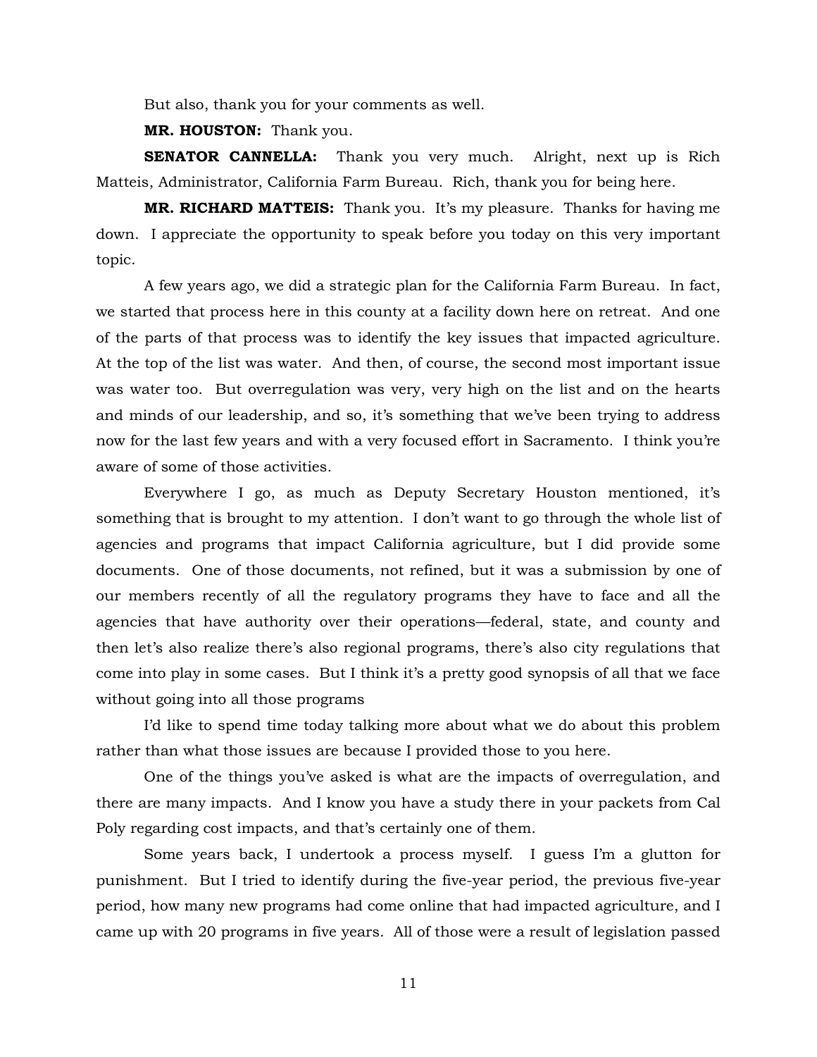But also, thank you for your comments as well.

**MR. HOUSTON:** Thank you.

**SENATOR CANNELLA:** Thank you very much. Alright, next up is Rich Matteis, Administrator, California Farm Bureau. Rich, thank you for being here.

**MR. RICHARD MATTEIS:** Thank you. It's my pleasure. Thanks for having me down. I appreciate the opportunity to speak before you today on this very important topic.

A few years ago, we did a strategic plan for the California Farm Bureau. In fact, we started that process here in this county at a facility down here on retreat. And one of the parts of that process was to identify the key issues that impacted agriculture. At the top of the list was water. And then, of course, the second most important issue was water too. But overregulation was very, very high on the list and on the hearts and minds of our leadership, and so, it's something that we've been trying to address now for the last few years and with a very focused effort in Sacramento. I think you're aware of some of those activities.

Everywhere I go, as much as Deputy Secretary Houston mentioned, it's something that is brought to my attention. I don't want to go through the whole list of agencies and programs that impact California agriculture, but I did provide some documents. One of those documents, not refined, but it was a submission by one of our members recently of all the regulatory programs they have to face and all the agencies that have authority over their operations—federal, state, and county and then let's also realize there's also regional programs, there's also city regulations that come into play in some cases. But I think it's a pretty good synopsis of all that we face without going into all those programs

I'd like to spend time today talking more about what we do about this problem rather than what those issues are because I provided those to you here.

One of the things you've asked is what are the impacts of overregulation, and there are many impacts. And I know you have a study there in your packets from Cal Poly regarding cost impacts, and that's certainly one of them.

Some years back, I undertook a process myself. I guess I'm a glutton for punishment. But I tried to identify during the five-year period, the previous five-year period, how many new programs had come online that had impacted agriculture, and I came up with 20 programs in five years. All of those were a result of legislation passed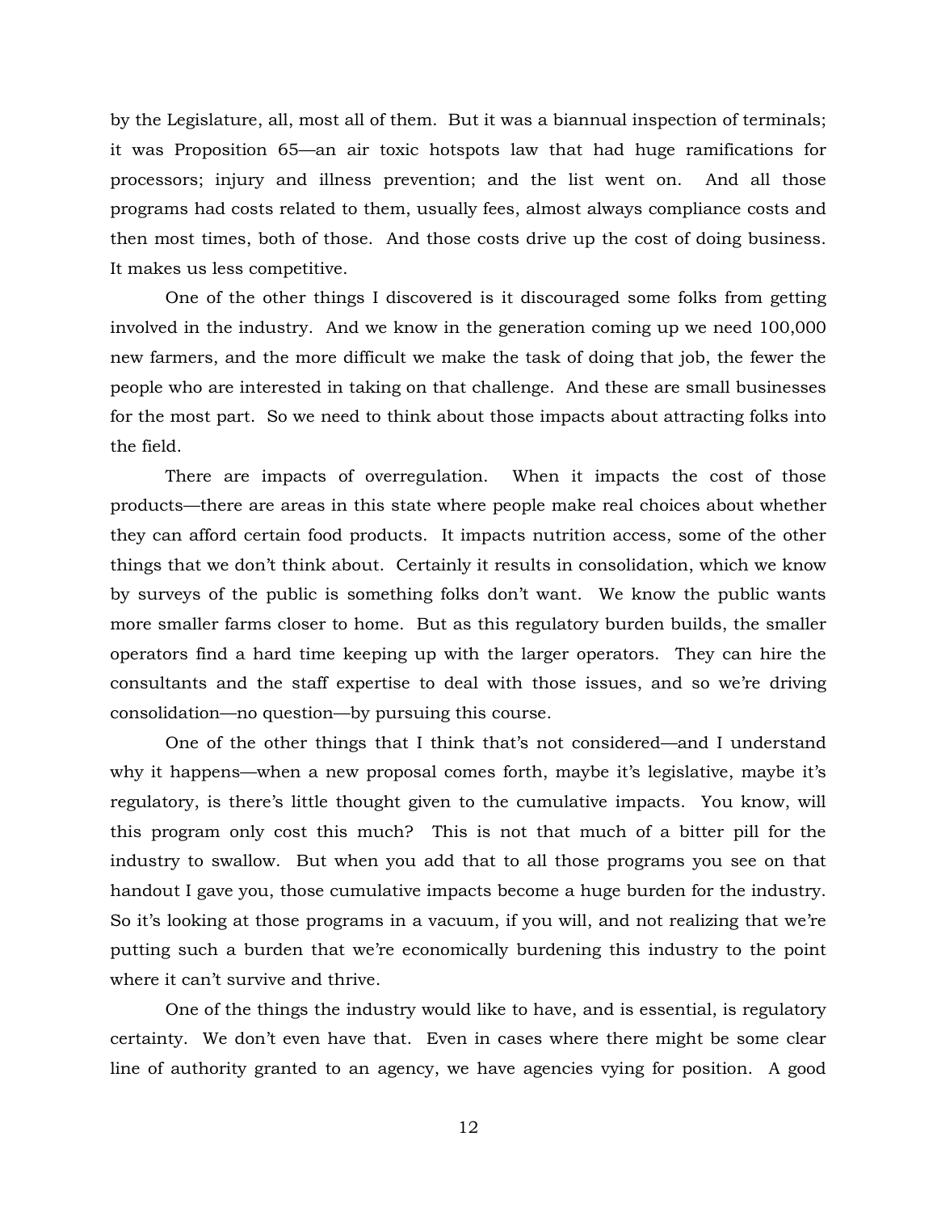by the Legislature, all, most all of them. But it was a biannual inspection of terminals; it was Proposition 65—an air toxic hotspots law that had huge ramifications for processors; injury and illness prevention; and the list went on. And all those programs had costs related to them, usually fees, almost always compliance costs and then most times, both of those. And those costs drive up the cost of doing business. It makes us less competitive.

One of the other things I discovered is it discouraged some folks from getting involved in the industry. And we know in the generation coming up we need 100,000 new farmers, and the more difficult we make the task of doing that job, the fewer the people who are interested in taking on that challenge. And these are small businesses for the most part. So we need to think about those impacts about attracting folks into the field.

There are impacts of overregulation. When it impacts the cost of those products—there are areas in this state where people make real choices about whether they can afford certain food products. It impacts nutrition access, some of the other things that we don't think about. Certainly it results in consolidation, which we know by surveys of the public is something folks don't want. We know the public wants more smaller farms closer to home. But as this regulatory burden builds, the smaller operators find a hard time keeping up with the larger operators. They can hire the consultants and the staff expertise to deal with those issues, and so we're driving consolidation—no question—by pursuing this course.

One of the other things that I think that's not considered—and I understand why it happens—when a new proposal comes forth, maybe it's legislative, maybe it's regulatory, is there's little thought given to the cumulative impacts. You know, will this program only cost this much? This is not that much of a bitter pill for the industry to swallow. But when you add that to all those programs you see on that handout I gave you, those cumulative impacts become a huge burden for the industry. So it's looking at those programs in a vacuum, if you will, and not realizing that we're putting such a burden that we're economically burdening this industry to the point where it can't survive and thrive.

One of the things the industry would like to have, and is essential, is regulatory certainty. We don't even have that. Even in cases where there might be some clear line of authority granted to an agency, we have agencies vying for position. A good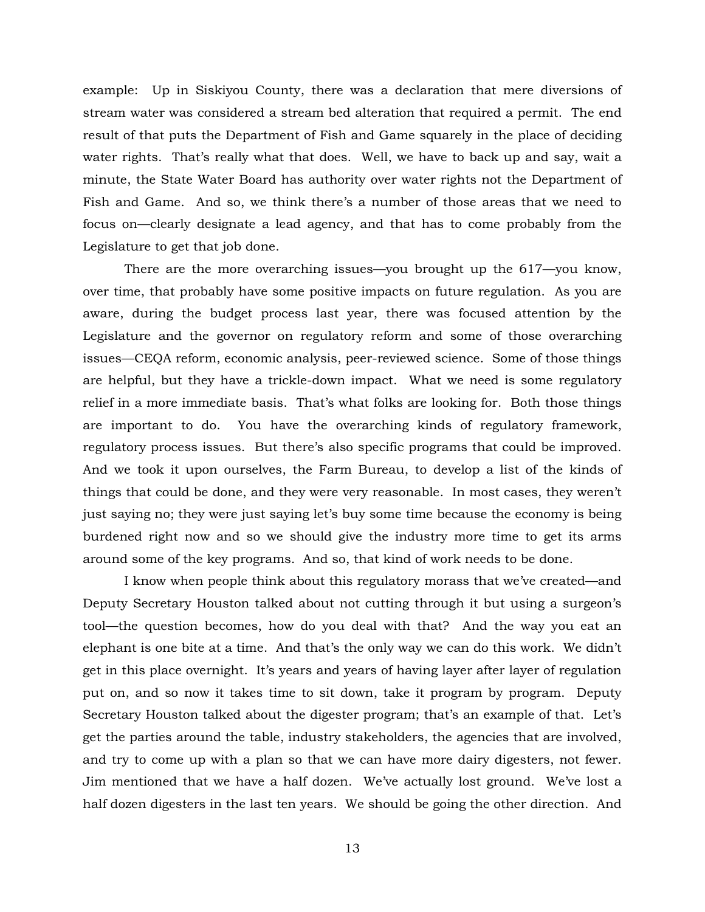example: Up in Siskiyou County, there was a declaration that mere diversions of stream water was considered a stream bed alteration that required a permit. The end result of that puts the Department of Fish and Game squarely in the place of deciding water rights. That's really what that does. Well, we have to back up and say, wait a minute, the State Water Board has authority over water rights not the Department of Fish and Game. And so, we think there's a number of those areas that we need to focus on—clearly designate a lead agency, and that has to come probably from the Legislature to get that job done.

There are the more overarching issues—you brought up the 617—you know, over time, that probably have some positive impacts on future regulation. As you are aware, during the budget process last year, there was focused attention by the Legislature and the governor on regulatory reform and some of those overarching issues—CEQA reform, economic analysis, peer-reviewed science. Some of those things are helpful, but they have a trickle-down impact. What we need is some regulatory relief in a more immediate basis. That's what folks are looking for. Both those things are important to do. You have the overarching kinds of regulatory framework, regulatory process issues. But there's also specific programs that could be improved. And we took it upon ourselves, the Farm Bureau, to develop a list of the kinds of things that could be done, and they were very reasonable. In most cases, they weren't just saying no; they were just saying let's buy some time because the economy is being burdened right now and so we should give the industry more time to get its arms around some of the key programs. And so, that kind of work needs to be done.

I know when people think about this regulatory morass that we've created—and Deputy Secretary Houston talked about not cutting through it but using a surgeon's tool—the question becomes, how do you deal with that? And the way you eat an elephant is one bite at a time. And that's the only way we can do this work. We didn't get in this place overnight. It's years and years of having layer after layer of regulation put on, and so now it takes time to sit down, take it program by program. Deputy Secretary Houston talked about the digester program; that's an example of that. Let's get the parties around the table, industry stakeholders, the agencies that are involved, and try to come up with a plan so that we can have more dairy digesters, not fewer. Jim mentioned that we have a half dozen. We've actually lost ground. We've lost a half dozen digesters in the last ten years. We should be going the other direction. And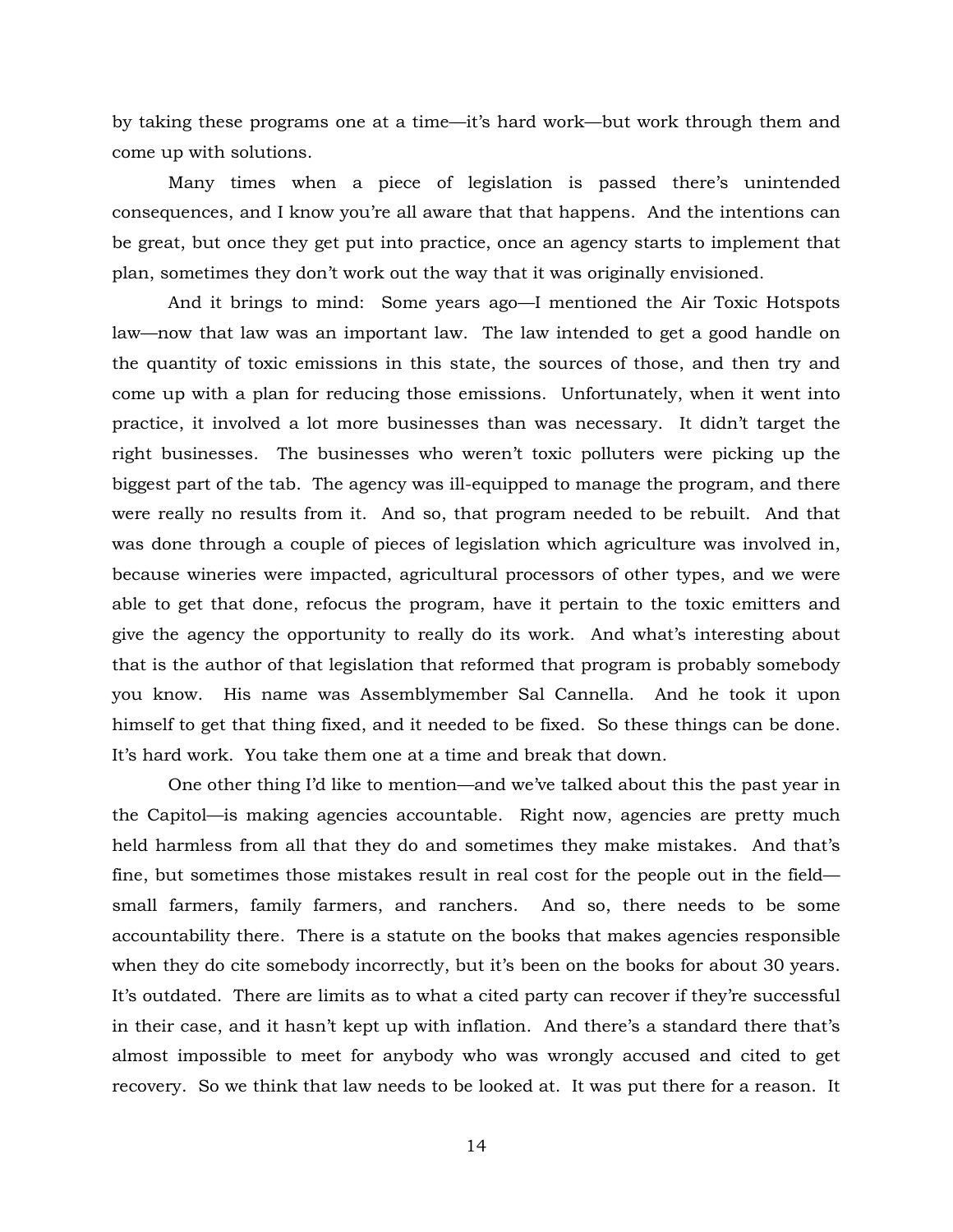by taking these programs one at a time—it's hard work—but work through them and come up with solutions.

Many times when a piece of legislation is passed there's unintended consequences, and I know you're all aware that that happens. And the intentions can be great, but once they get put into practice, once an agency starts to implement that plan, sometimes they don't work out the way that it was originally envisioned.

And it brings to mind: Some years ago—I mentioned the Air Toxic Hotspots law—now that law was an important law. The law intended to get a good handle on the quantity of toxic emissions in this state, the sources of those, and then try and come up with a plan for reducing those emissions. Unfortunately, when it went into practice, it involved a lot more businesses than was necessary. It didn't target the right businesses. The businesses who weren't toxic polluters were picking up the biggest part of the tab. The agency was ill-equipped to manage the program, and there were really no results from it. And so, that program needed to be rebuilt. And that was done through a couple of pieces of legislation which agriculture was involved in, because wineries were impacted, agricultural processors of other types, and we were able to get that done, refocus the program, have it pertain to the toxic emitters and give the agency the opportunity to really do its work. And what's interesting about that is the author of that legislation that reformed that program is probably somebody you know. His name was Assemblymember Sal Cannella. And he took it upon himself to get that thing fixed, and it needed to be fixed. So these things can be done. It's hard work. You take them one at a time and break that down.

One other thing I'd like to mention—and we've talked about this the past year in the Capitol—is making agencies accountable. Right now, agencies are pretty much held harmless from all that they do and sometimes they make mistakes. And that's fine, but sometimes those mistakes result in real cost for the people out in the field—small farmers, family farmers, and ranchers. And so, there needs to be some accountability there. There is a statute on the books that makes agencies responsible when they do cite somebody incorrectly, but it's been on the books for about 30 years. It's outdated. There are limits as to what a cited party can recover if they're successful in their case, and it hasn't kept up with inflation. And there's a standard there that's almost impossible to meet for anybody who was wrongly accused and cited to get recovery. So we think that law needs to be looked at. It was put there for a reason. It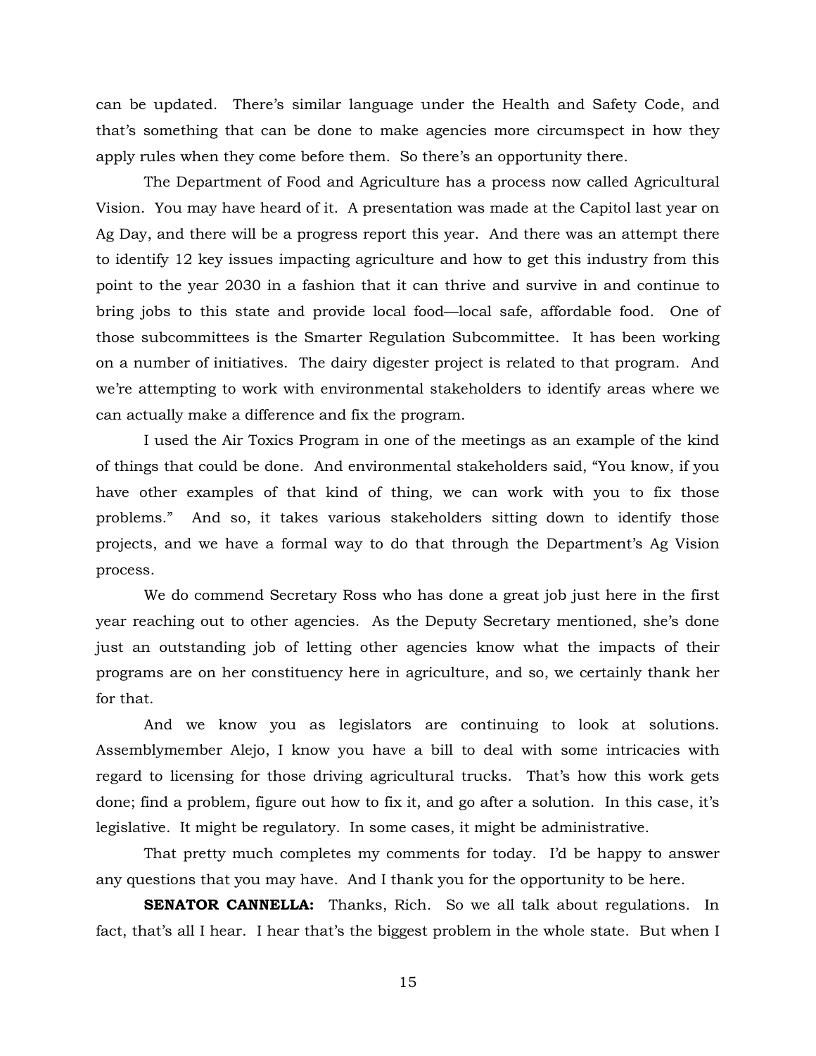can be updated. There's similar language under the Health and Safety Code, and that's something that can be done to make agencies more circumspect in how they apply rules when they come before them. So there's an opportunity there.

The Department of Food and Agriculture has a process now called Agricultural Vision. You may have heard of it. A presentation was made at the Capitol last year on Ag Day, and there will be a progress report this year. And there was an attempt there to identify 12 key issues impacting agriculture and how to get this industry from this point to the year 2030 in a fashion that it can thrive and survive in and continue to bring jobs to this state and provide local food—local safe, affordable food. One of those subcommittees is the Smarter Regulation Subcommittee. It has been working on a number of initiatives. The dairy digester project is related to that program. And we're attempting to work with environmental stakeholders to identify areas where we can actually make a difference and fix the program.

I used the Air Toxics Program in one of the meetings as an example of the kind of things that could be done. And environmental stakeholders said, "You know, if you have other examples of that kind of thing, we can work with you to fix those problems." And so, it takes various stakeholders sitting down to identify those projects, and we have a formal way to do that through the Department's Ag Vision process.

We do commend Secretary Ross who has done a great job just here in the first year reaching out to other agencies. As the Deputy Secretary mentioned, she's done just an outstanding job of letting other agencies know what the impacts of their programs are on her constituency here in agriculture, and so, we certainly thank her for that.

And we know you as legislators are continuing to look at solutions. Assemblymember Alejo, I know you have a bill to deal with some intricacies with regard to licensing for those driving agricultural trucks. That's how this work gets done; find a problem, figure out how to fix it, and go after a solution. In this case, it's legislative. It might be regulatory. In some cases, it might be administrative.

That pretty much completes my comments for today. I'd be happy to answer any questions that you may have. And I thank you for the opportunity to be here.

**SENATOR CANNELLA:** Thanks, Rich. So we all talk about regulations. In fact, that's all I hear. I hear that's the biggest problem in the whole state. But when I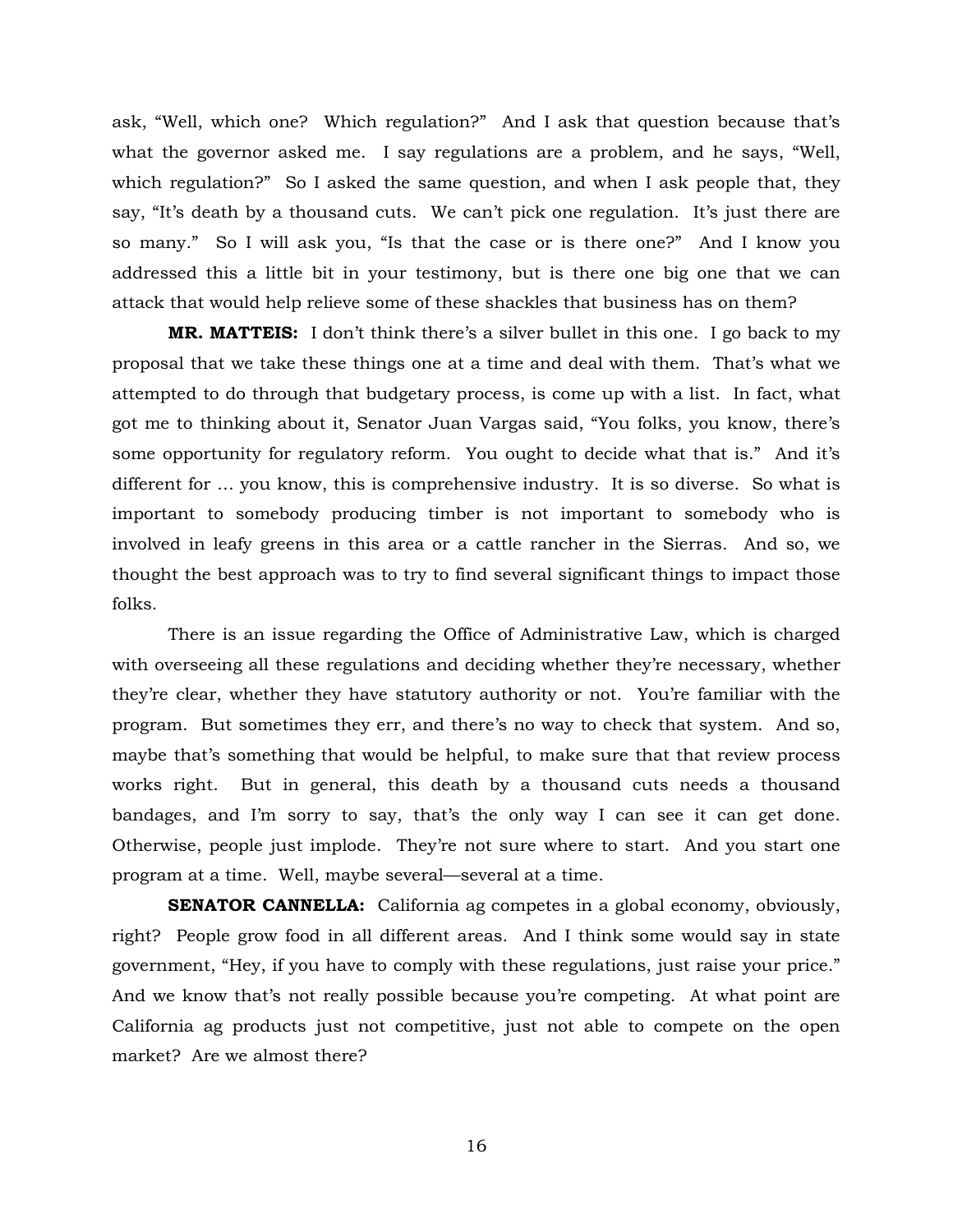ask, "Well, which one? Which regulation?" And I ask that question because that's what the governor asked me. I say regulations are a problem, and he says, "Well, which regulation?" So I asked the same question, and when I ask people that, they say, "It's death by a thousand cuts. We can't pick one regulation. It's just there are so many." So I will ask you, "Is that the case or is there one?" And I know you addressed this a little bit in your testimony, but is there one big one that we can attack that would help relieve some of these shackles that business has on them?

**MR. MATTEIS:** I don't think there's a silver bullet in this one. I go back to my proposal that we take these things one at a time and deal with them. That's what we attempted to do through that budgetary process, is come up with a list. In fact, what got me to thinking about it, Senator Juan Vargas said, "You folks, you know, there's some opportunity for regulatory reform. You ought to decide what that is." And it's different for … you know, this is comprehensive industry. It is so diverse. So what is important to somebody producing timber is not important to somebody who is involved in leafy greens in this area or a cattle rancher in the Sierras. And so, we thought the best approach was to try to find several significant things to impact those folks.

There is an issue regarding the Office of Administrative Law, which is charged with overseeing all these regulations and deciding whether they're necessary, whether they're clear, whether they have statutory authority or not. You're familiar with the program. But sometimes they err, and there's no way to check that system. And so, maybe that's something that would be helpful, to make sure that that review process works right. But in general, this death by a thousand cuts needs a thousand bandages, and I'm sorry to say, that's the only way I can see it can get done. Otherwise, people just implode. They're not sure where to start. And you start one program at a time. Well, maybe several—several at a time.

**SENATOR CANNELLA:** California ag competes in a global economy, obviously, right? People grow food in all different areas. And I think some would say in state government, "Hey, if you have to comply with these regulations, just raise your price." And we know that's not really possible because you're competing. At what point are California ag products just not competitive, just not able to compete on the open market? Are we almost there?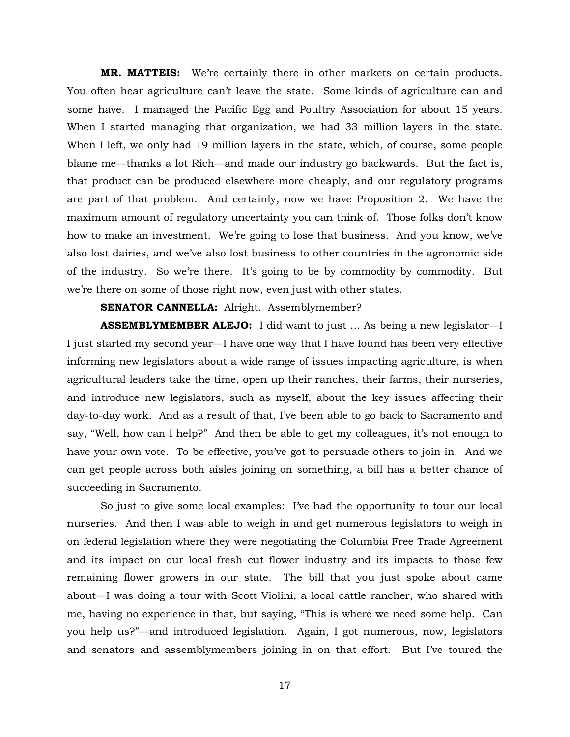**MR. MATTEIS:** We're certainly there in other markets on certain products. You often hear agriculture can't leave the state. Some kinds of agriculture can and some have. I managed the Pacific Egg and Poultry Association for about 15 years. When I started managing that organization, we had 33 million layers in the state. When I left, we only had 19 million layers in the state, which, of course, some people blame me—thanks a lot Rich—and made our industry go backwards. But the fact is, that product can be produced elsewhere more cheaply, and our regulatory programs are part of that problem. And certainly, now we have Proposition 2. We have the maximum amount of regulatory uncertainty you can think of. Those folks don't know how to make an investment. We're going to lose that business. And you know, we've also lost dairies, and we've also lost business to other countries in the agronomic side of the industry. So we're there. It's going to be by commodity by commodity. But we're there on some of those right now, even just with other states.

**SENATOR CANNELLA:** Alright. Assemblymember?

**ASSEMBLYMEMBER ALEJO:** I did want to just … As being a new legislator—I I just started my second year—I have one way that I have found has been very effective informing new legislators about a wide range of issues impacting agriculture, is when agricultural leaders take the time, open up their ranches, their farms, their nurseries, and introduce new legislators, such as myself, about the key issues affecting their day-to-day work. And as a result of that, I've been able to go back to Sacramento and say, "Well, how can I help?" And then be able to get my colleagues, it's not enough to have your own vote. To be effective, you've got to persuade others to join in. And we can get people across both aisles joining on something, a bill has a better chance of succeeding in Sacramento.

So just to give some local examples: I've had the opportunity to tour our local nurseries. And then I was able to weigh in and get numerous legislators to weigh in on federal legislation where they were negotiating the Columbia Free Trade Agreement and its impact on our local fresh cut flower industry and its impacts to those few remaining flower growers in our state. The bill that you just spoke about came about—I was doing a tour with Scott Violini, a local cattle rancher, who shared with me, having no experience in that, but saying, "This is where we need some help. Can you help us?"—and introduced legislation. Again, I got numerous, now, legislators and senators and assemblymembers joining in on that effort. But I've toured the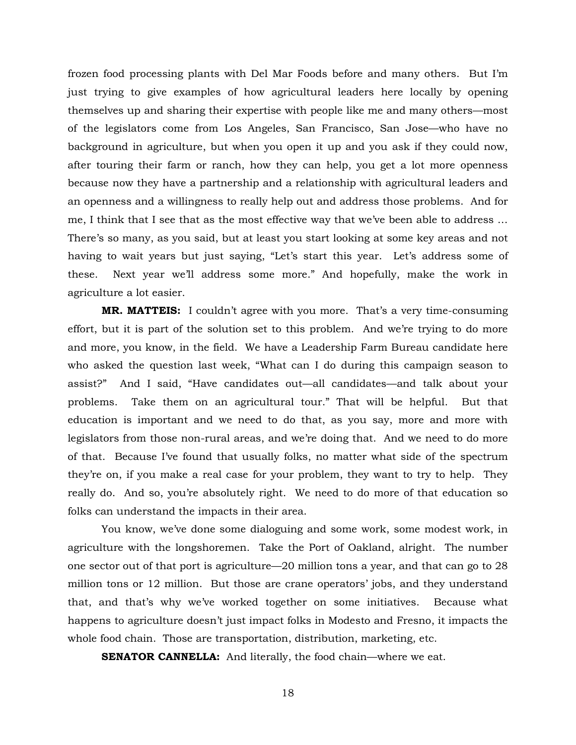frozen food processing plants with Del Mar Foods before and many others. But I'm just trying to give examples of how agricultural leaders here locally by opening themselves up and sharing their expertise with people like me and many others—most of the legislators come from Los Angeles, San Francisco, San Jose—who have no background in agriculture, but when you open it up and you ask if they could now, after touring their farm or ranch, how they can help, you get a lot more openness because now they have a partnership and a relationship with agricultural leaders and an openness and a willingness to really help out and address those problems. And for me, I think that I see that as the most effective way that we've been able to address … There's so many, as you said, but at least you start looking at some key areas and not having to wait years but just saying, "Let's start this year. Let's address some of these. Next year we'll address some more." And hopefully, make the work in agriculture a lot easier.

**MR. MATTEIS:** I couldn't agree with you more. That's a very time-consuming effort, but it is part of the solution set to this problem. And we're trying to do more and more, you know, in the field. We have a Leadership Farm Bureau candidate here who asked the question last week, "What can I do during this campaign season to assist?" And I said, "Have candidates out—all candidates—and talk about your problems. Take them on an agricultural tour." That will be helpful. But that education is important and we need to do that, as you say, more and more with legislators from those non-rural areas, and we're doing that. And we need to do more of that. Because I've found that usually folks, no matter what side of the spectrum they're on, if you make a real case for your problem, they want to try to help. They really do. And so, you're absolutely right. We need to do more of that education so folks can understand the impacts in their area.

You know, we've done some dialoguing and some work, some modest work, in agriculture with the longshoremen. Take the Port of Oakland, alright. The number one sector out of that port is agriculture—20 million tons a year, and that can go to 28 million tons or 12 million. But those are crane operators' jobs, and they understand that, and that's why we've worked together on some initiatives. Because what happens to agriculture doesn't just impact folks in Modesto and Fresno, it impacts the whole food chain. Those are transportation, distribution, marketing, etc.

**SENATOR CANNELLA:** And literally, the food chain—where we eat.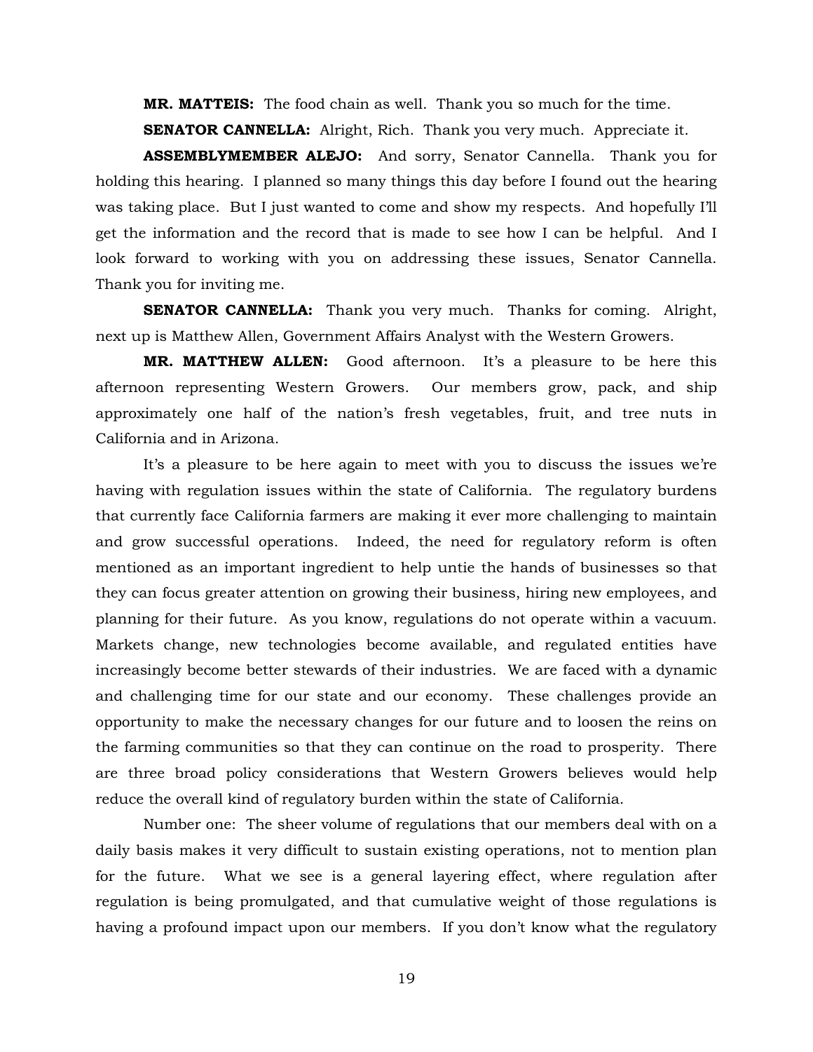**MR. MATTEIS:** The food chain as well. Thank you so much for the time.

**SENATOR CANNELLA:** Alright, Rich. Thank you very much. Appreciate it.

**ASSEMBLYMEMBER ALEJO:** And sorry, Senator Cannella. Thank you for holding this hearing. I planned so many things this day before I found out the hearing was taking place. But I just wanted to come and show my respects. And hopefully I'll get the information and the record that is made to see how I can be helpful. And I look forward to working with you on addressing these issues, Senator Cannella. Thank you for inviting me.

**SENATOR CANNELLA:** Thank you very much. Thanks for coming. Alright, next up is Matthew Allen, Government Affairs Analyst with the Western Growers.

**MR. MATTHEW ALLEN:** Good afternoon. It's a pleasure to be here this afternoon representing Western Growers. Our members grow, pack, and ship approximately one half of the nation's fresh vegetables, fruit, and tree nuts in California and in Arizona.

It's a pleasure to be here again to meet with you to discuss the issues we're having with regulation issues within the state of California. The regulatory burdens that currently face California farmers are making it ever more challenging to maintain and grow successful operations. Indeed, the need for regulatory reform is often mentioned as an important ingredient to help untie the hands of businesses so that they can focus greater attention on growing their business, hiring new employees, and planning for their future. As you know, regulations do not operate within a vacuum. Markets change, new technologies become available, and regulated entities have increasingly become better stewards of their industries. We are faced with a dynamic and challenging time for our state and our economy. These challenges provide an opportunity to make the necessary changes for our future and to loosen the reins on the farming communities so that they can continue on the road to prosperity. There are three broad policy considerations that Western Growers believes would help reduce the overall kind of regulatory burden within the state of California.

Number one: The sheer volume of regulations that our members deal with on a daily basis makes it very difficult to sustain existing operations, not to mention plan for the future. What we see is a general layering effect, where regulation after regulation is being promulgated, and that cumulative weight of those regulations is having a profound impact upon our members. If you don't know what the regulatory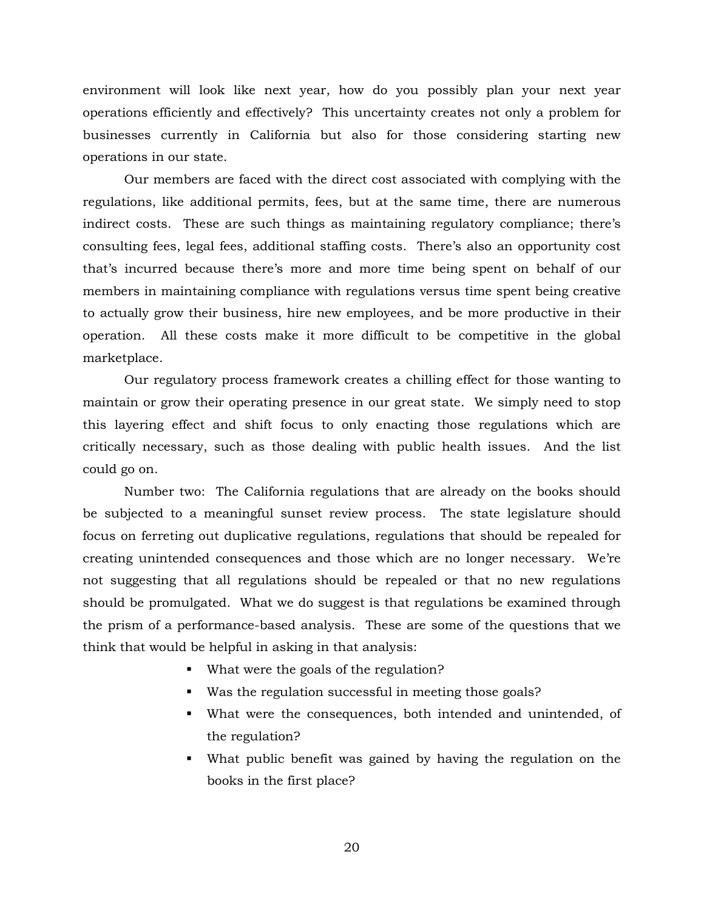environment will look like next year, how do you possibly plan your next year operations efficiently and effectively? This uncertainty creates not only a problem for businesses currently in California but also for those considering starting new operations in our state.

Our members are faced with the direct cost associated with complying with the regulations, like additional permits, fees, but at the same time, there are numerous indirect costs. These are such things as maintaining regulatory compliance; there's consulting fees, legal fees, additional staffing costs. There's also an opportunity cost that's incurred because there's more and more time being spent on behalf of our members in maintaining compliance with regulations versus time spent being creative to actually grow their business, hire new employees, and be more productive in their operation. All these costs make it more difficult to be competitive in the global marketplace.

Our regulatory process framework creates a chilling effect for those wanting to maintain or grow their operating presence in our great state. We simply need to stop this layering effect and shift focus to only enacting those regulations which are critically necessary, such as those dealing with public health issues. And the list could go on.

Number two: The California regulations that are already on the books should be subjected to a meaningful sunset review process. The state legislature should focus on ferreting out duplicative regulations, regulations that should be repealed for creating unintended consequences and those which are no longer necessary. We're not suggesting that all regulations should be repealed or that no new regulations should be promulgated. What we do suggest is that regulations be examined through the prism of a performance-based analysis. These are some of the questions that we think that would be helpful in asking in that analysis:

- What were the goals of the regulation?
- Was the regulation successful in meeting those goals?
- What were the consequences, both intended and unintended, of the regulation?
- What public benefit was gained by having the regulation on the books in the first place?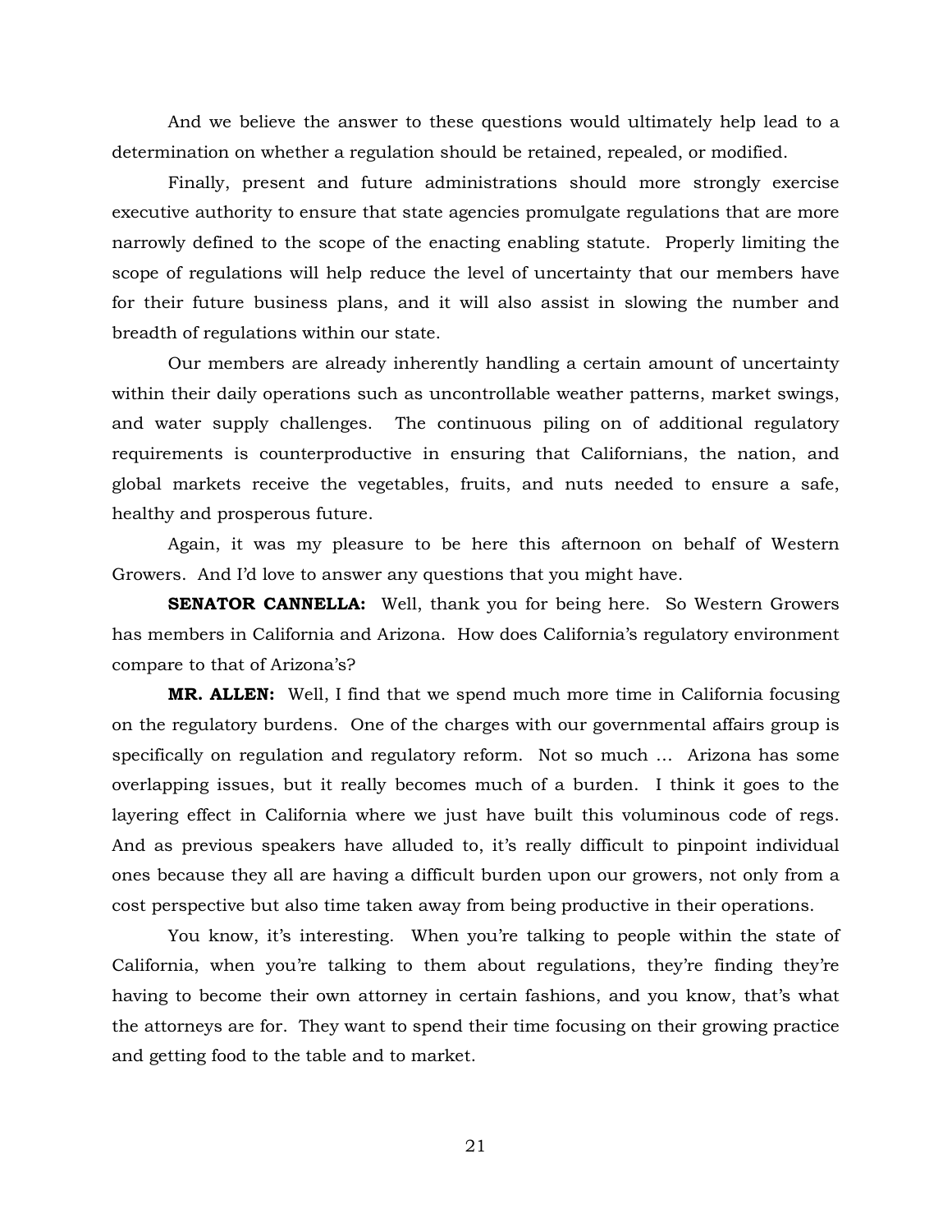And we believe the answer to these questions would ultimately help lead to a determination on whether a regulation should be retained, repealed, or modified.

Finally, present and future administrations should more strongly exercise executive authority to ensure that state agencies promulgate regulations that are more narrowly defined to the scope of the enacting enabling statute. Properly limiting the scope of regulations will help reduce the level of uncertainty that our members have for their future business plans, and it will also assist in slowing the number and breadth of regulations within our state.

Our members are already inherently handling a certain amount of uncertainty within their daily operations such as uncontrollable weather patterns, market swings, and water supply challenges. The continuous piling on of additional regulatory requirements is counterproductive in ensuring that Californians, the nation, and global markets receive the vegetables, fruits, and nuts needed to ensure a safe, healthy and prosperous future.

Again, it was my pleasure to be here this afternoon on behalf of Western Growers. And I'd love to answer any questions that you might have.

**SENATOR CANNELLA:** Well, thank you for being here. So Western Growers has members in California and Arizona. How does California's regulatory environment compare to that of Arizona's?

**MR. ALLEN:** Well, I find that we spend much more time in California focusing on the regulatory burdens. One of the charges with our governmental affairs group is specifically on regulation and regulatory reform. Not so much … Arizona has some overlapping issues, but it really becomes much of a burden. I think it goes to the layering effect in California where we just have built this voluminous code of regs. And as previous speakers have alluded to, it's really difficult to pinpoint individual ones because they all are having a difficult burden upon our growers, not only from a cost perspective but also time taken away from being productive in their operations.

You know, it's interesting. When you're talking to people within the state of California, when you're talking to them about regulations, they're finding they're having to become their own attorney in certain fashions, and you know, that's what the attorneys are for. They want to spend their time focusing on their growing practice and getting food to the table and to market.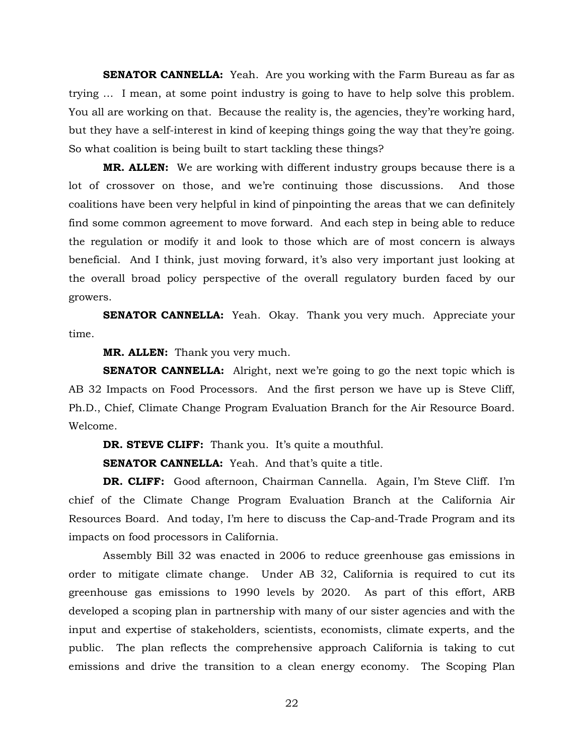**SENATOR CANNELLA:** Yeah. Are you working with the Farm Bureau as far as trying … I mean, at some point industry is going to have to help solve this problem. You all are working on that. Because the reality is, the agencies, they're working hard, but they have a self-interest in kind of keeping things going the way that they're going. So what coalition is being built to start tackling these things?

**MR. ALLEN:** We are working with different industry groups because there is a lot of crossover on those, and we're continuing those discussions. And those coalitions have been very helpful in kind of pinpointing the areas that we can definitely find some common agreement to move forward. And each step in being able to reduce the regulation or modify it and look to those which are of most concern is always beneficial. And I think, just moving forward, it's also very important just looking at the overall broad policy perspective of the overall regulatory burden faced by our growers.

**SENATOR CANNELLA:** Yeah. Okay. Thank you very much. Appreciate your time.

**MR. ALLEN:** Thank you very much.

**SENATOR CANNELLA:** Alright, next we're going to go the next topic which is AB 32 Impacts on Food Processors. And the first person we have up is Steve Cliff, Ph.D., Chief, Climate Change Program Evaluation Branch for the Air Resource Board. Welcome.

**DR. STEVE CLIFF:** Thank you. It's quite a mouthful.

**SENATOR CANNELLA:** Yeah. And that's quite a title.

**DR. CLIFF:** Good afternoon, Chairman Cannella. Again, I'm Steve Cliff. I'm chief of the Climate Change Program Evaluation Branch at the California Air Resources Board. And today, I'm here to discuss the Cap-and-Trade Program and its impacts on food processors in California.

Assembly Bill 32 was enacted in 2006 to reduce greenhouse gas emissions in order to mitigate climate change. Under AB 32, California is required to cut its greenhouse gas emissions to 1990 levels by 2020. As part of this effort, ARB developed a scoping plan in partnership with many of our sister agencies and with the input and expertise of stakeholders, scientists, economists, climate experts, and the public. The plan reflects the comprehensive approach California is taking to cut emissions and drive the transition to a clean energy economy. The Scoping Plan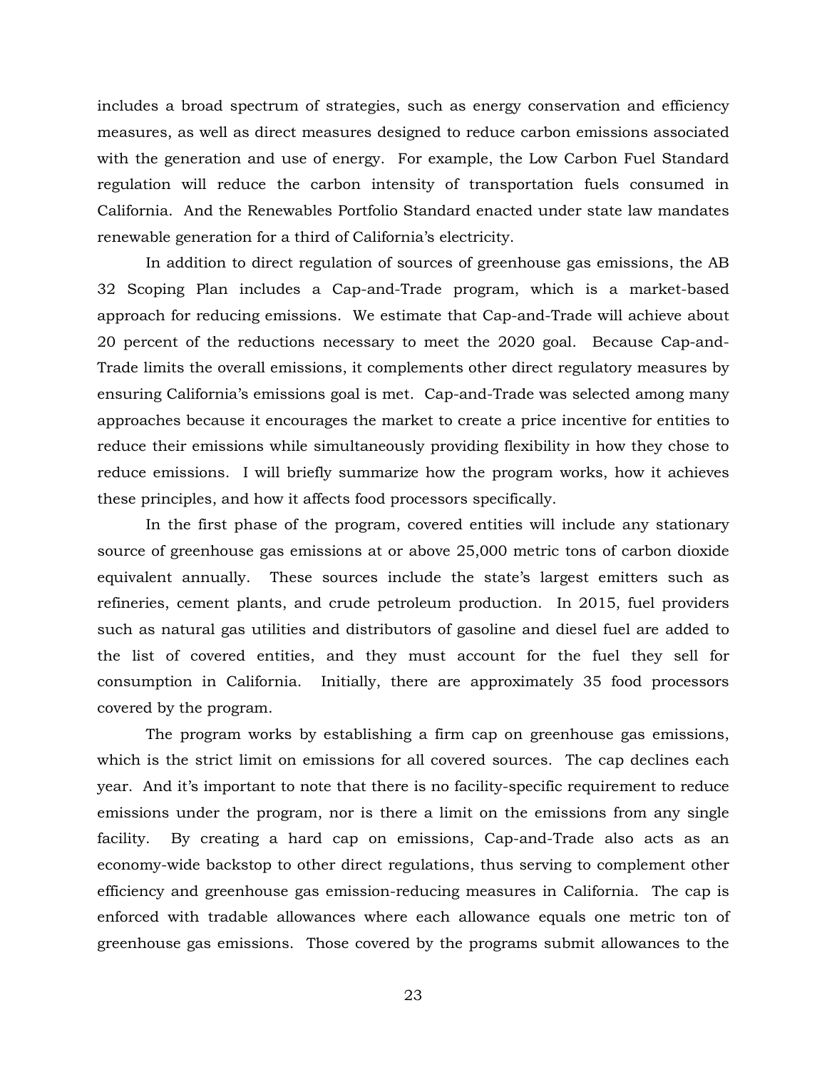includes a broad spectrum of strategies, such as energy conservation and efficiency measures, as well as direct measures designed to reduce carbon emissions associated with the generation and use of energy. For example, the Low Carbon Fuel Standard regulation will reduce the carbon intensity of transportation fuels consumed in California. And the Renewables Portfolio Standard enacted under state law mandates renewable generation for a third of California's electricity.

In addition to direct regulation of sources of greenhouse gas emissions, the AB 32 Scoping Plan includes a Cap-and-Trade program, which is a market-based approach for reducing emissions. We estimate that Cap-and-Trade will achieve about 20 percent of the reductions necessary to meet the 2020 goal. Because Cap-and-Trade limits the overall emissions, it complements other direct regulatory measures by ensuring California's emissions goal is met. Cap-and-Trade was selected among many approaches because it encourages the market to create a price incentive for entities to reduce their emissions while simultaneously providing flexibility in how they chose to reduce emissions. I will briefly summarize how the program works, how it achieves these principles, and how it affects food processors specifically.

In the first phase of the program, covered entities will include any stationary source of greenhouse gas emissions at or above 25,000 metric tons of carbon dioxide equivalent annually. These sources include the state's largest emitters such as refineries, cement plants, and crude petroleum production. In 2015, fuel providers such as natural gas utilities and distributors of gasoline and diesel fuel are added to the list of covered entities, and they must account for the fuel they sell for consumption in California. Initially, there are approximately 35 food processors covered by the program.

The program works by establishing a firm cap on greenhouse gas emissions, which is the strict limit on emissions for all covered sources. The cap declines each year. And it's important to note that there is no facility-specific requirement to reduce emissions under the program, nor is there a limit on the emissions from any single facility. By creating a hard cap on emissions, Cap-and-Trade also acts as an economy-wide backstop to other direct regulations, thus serving to complement other efficiency and greenhouse gas emission-reducing measures in California. The cap is enforced with tradable allowances where each allowance equals one metric ton of greenhouse gas emissions. Those covered by the programs submit allowances to the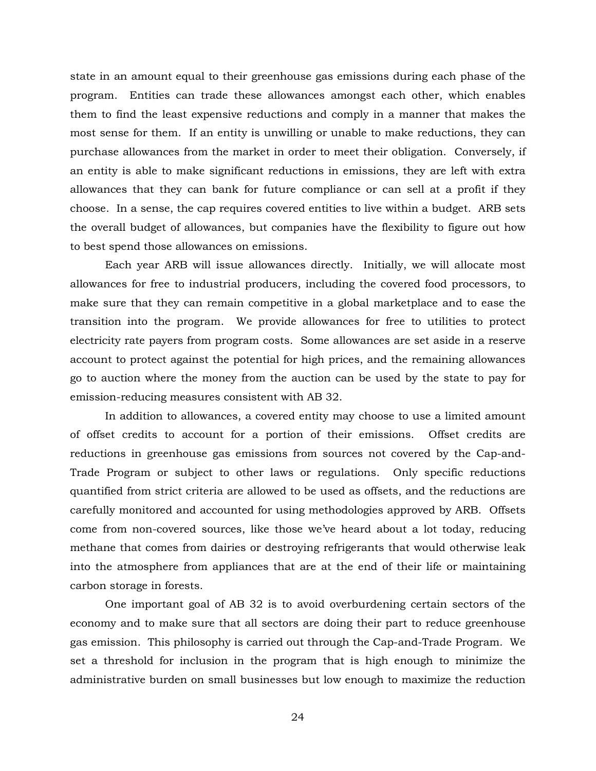state in an amount equal to their greenhouse gas emissions during each phase of the program. Entities can trade these allowances amongst each other, which enables them to find the least expensive reductions and comply in a manner that makes the most sense for them. If an entity is unwilling or unable to make reductions, they can purchase allowances from the market in order to meet their obligation. Conversely, if an entity is able to make significant reductions in emissions, they are left with extra allowances that they can bank for future compliance or can sell at a profit if they choose. In a sense, the cap requires covered entities to live within a budget. ARB sets the overall budget of allowances, but companies have the flexibility to figure out how to best spend those allowances on emissions.

Each year ARB will issue allowances directly. Initially, we will allocate most allowances for free to industrial producers, including the covered food processors, to make sure that they can remain competitive in a global marketplace and to ease the transition into the program. We provide allowances for free to utilities to protect electricity rate payers from program costs. Some allowances are set aside in a reserve account to protect against the potential for high prices, and the remaining allowances go to auction where the money from the auction can be used by the state to pay for emission-reducing measures consistent with AB 32.

In addition to allowances, a covered entity may choose to use a limited amount of offset credits to account for a portion of their emissions. Offset credits are reductions in greenhouse gas emissions from sources not covered by the Cap-and-Trade Program or subject to other laws or regulations. Only specific reductions quantified from strict criteria are allowed to be used as offsets, and the reductions are carefully monitored and accounted for using methodologies approved by ARB. Offsets come from non-covered sources, like those we've heard about a lot today, reducing methane that comes from dairies or destroying refrigerants that would otherwise leak into the atmosphere from appliances that are at the end of their life or maintaining carbon storage in forests.

One important goal of AB 32 is to avoid overburdening certain sectors of the economy and to make sure that all sectors are doing their part to reduce greenhouse gas emission. This philosophy is carried out through the Cap-and-Trade Program. We set a threshold for inclusion in the program that is high enough to minimize the administrative burden on small businesses but low enough to maximize the reduction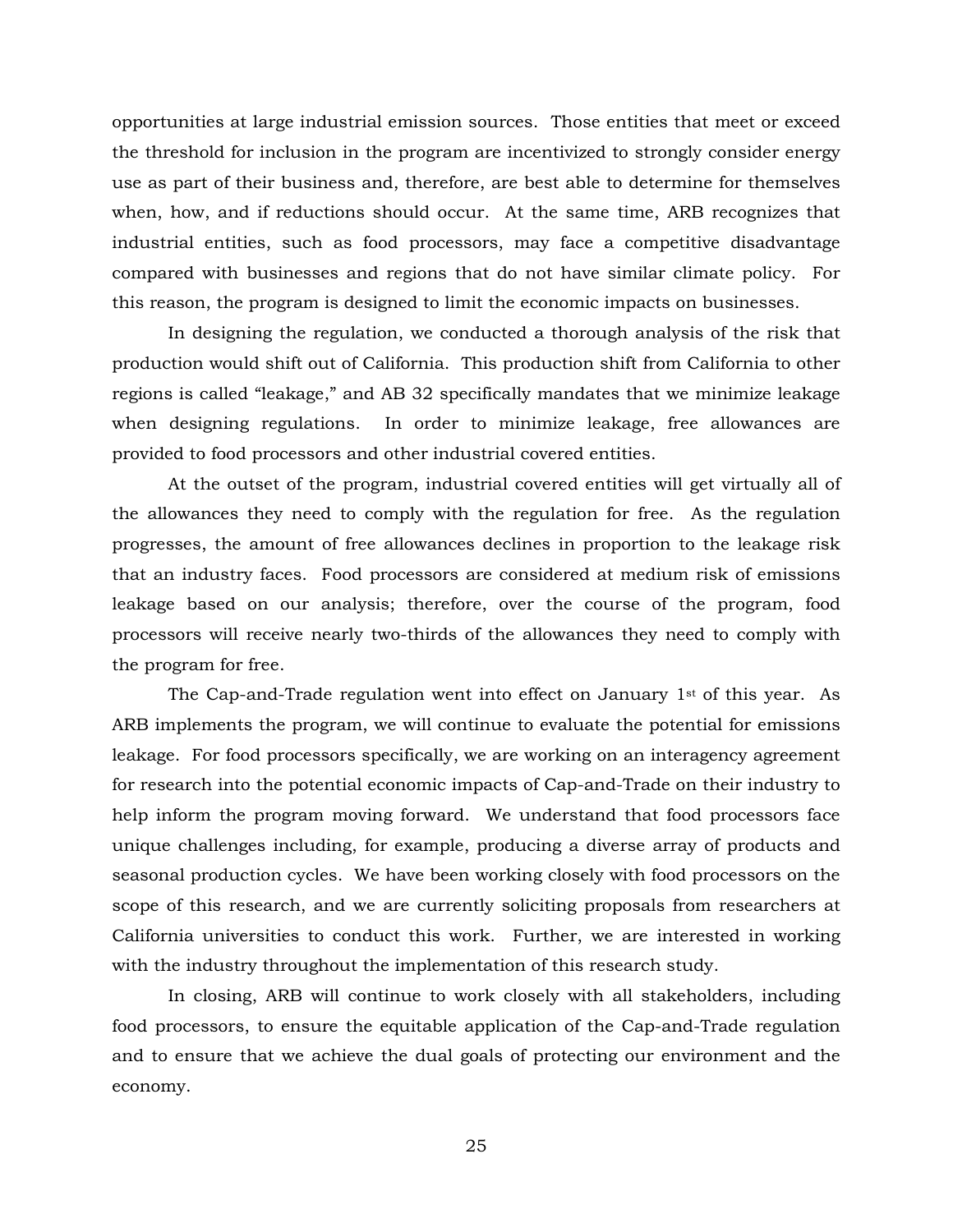opportunities at large industrial emission sources. Those entities that meet or exceed the threshold for inclusion in the program are incentivized to strongly consider energy use as part of their business and, therefore, are best able to determine for themselves when, how, and if reductions should occur. At the same time, ARB recognizes that industrial entities, such as food processors, may face a competitive disadvantage compared with businesses and regions that do not have similar climate policy. For this reason, the program is designed to limit the economic impacts on businesses.

In designing the regulation, we conducted a thorough analysis of the risk that production would shift out of California. This production shift from California to other regions is called "leakage," and AB 32 specifically mandates that we minimize leakage when designing regulations. In order to minimize leakage, free allowances are provided to food processors and other industrial covered entities.

At the outset of the program, industrial covered entities will get virtually all of the allowances they need to comply with the regulation for free. As the regulation progresses, the amount of free allowances declines in proportion to the leakage risk that an industry faces. Food processors are considered at medium risk of emissions leakage based on our analysis; therefore, over the course of the program, food processors will receive nearly two-thirds of the allowances they need to comply with the program for free.

The Cap-and-Trade regulation went into effect on January 1st of this year. As ARB implements the program, we will continue to evaluate the potential for emissions leakage. For food processors specifically, we are working on an interagency agreement for research into the potential economic impacts of Cap-and-Trade on their industry to help inform the program moving forward. We understand that food processors face unique challenges including, for example, producing a diverse array of products and seasonal production cycles. We have been working closely with food processors on the scope of this research, and we are currently soliciting proposals from researchers at California universities to conduct this work. Further, we are interested in working with the industry throughout the implementation of this research study.

In closing, ARB will continue to work closely with all stakeholders, including food processors, to ensure the equitable application of the Cap-and-Trade regulation and to ensure that we achieve the dual goals of protecting our environment and the economy.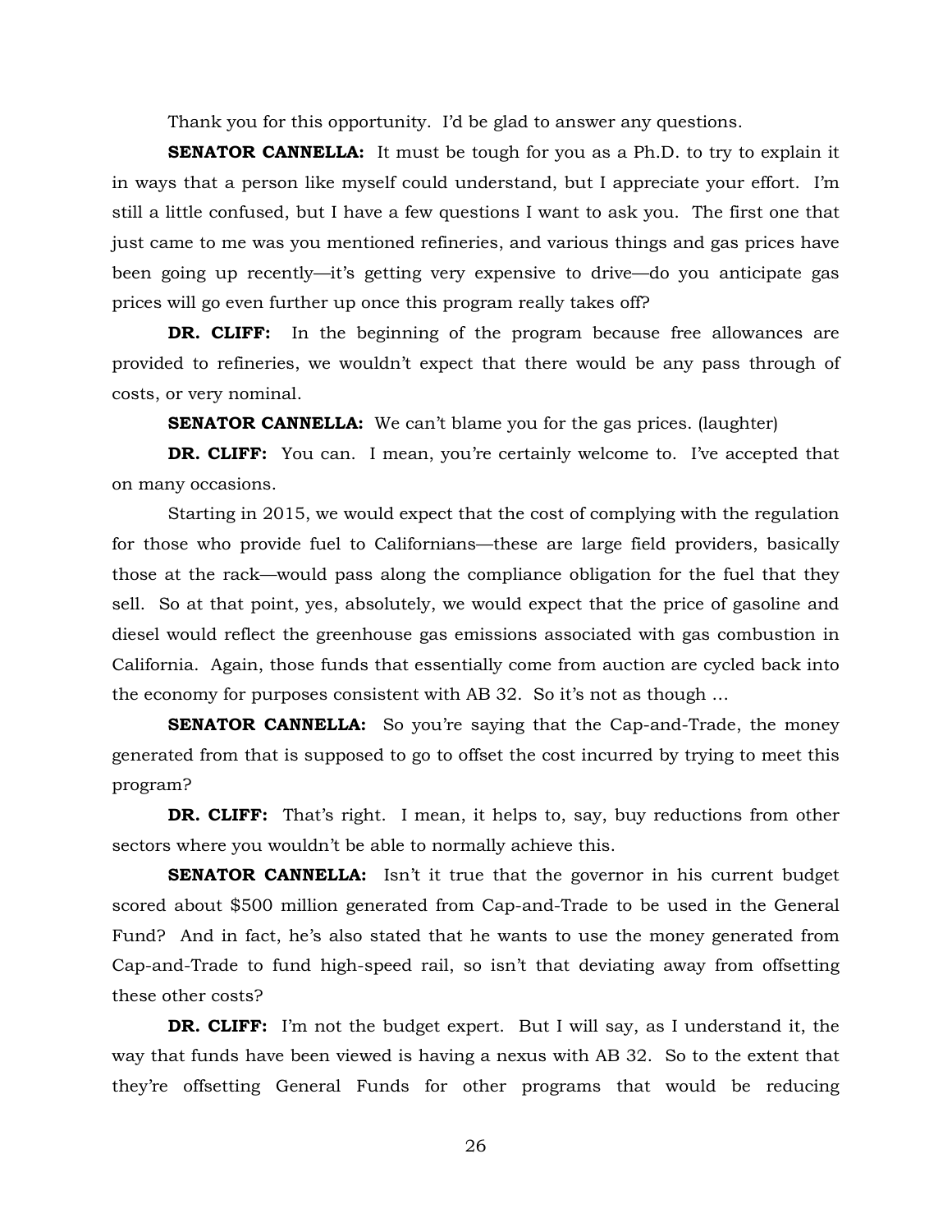Thank you for this opportunity. I'd be glad to answer any questions.

**SENATOR CANNELLA:** It must be tough for you as a Ph.D. to try to explain it in ways that a person like myself could understand, but I appreciate your effort. I'm still a little confused, but I have a few questions I want to ask you. The first one that just came to me was you mentioned refineries, and various things and gas prices have been going up recently—it's getting very expensive to drive—do you anticipate gas prices will go even further up once this program really takes off?

**DR. CLIFF:** In the beginning of the program because free allowances are provided to refineries, we wouldn't expect that there would be any pass through of costs, or very nominal.

**SENATOR CANNELLA:** We can't blame you for the gas prices. (laughter)

**DR. CLIFF:** You can. I mean, you're certainly welcome to. I've accepted that on many occasions.

Starting in 2015, we would expect that the cost of complying with the regulation for those who provide fuel to Californians—these are large field providers, basically those at the rack—would pass along the compliance obligation for the fuel that they sell. So at that point, yes, absolutely, we would expect that the price of gasoline and diesel would reflect the greenhouse gas emissions associated with gas combustion in California. Again, those funds that essentially come from auction are cycled back into the economy for purposes consistent with AB 32. So it's not as though …

**SENATOR CANNELLA:** So you're saying that the Cap-and-Trade, the money generated from that is supposed to go to offset the cost incurred by trying to meet this program?

**DR. CLIFF:** That's right. I mean, it helps to, say, buy reductions from other sectors where you wouldn't be able to normally achieve this.

**SENATOR CANNELLA:** Isn't it true that the governor in his current budget scored about $500 million generated from Cap-and-Trade to be used in the General Fund? And in fact, he's also stated that he wants to use the money generated from Cap-and-Trade to fund high-speed rail, so isn't that deviating away from offsetting these other costs?

**DR. CLIFF:** I'm not the budget expert. But I will say, as I understand it, the way that funds have been viewed is having a nexus with AB 32. So to the extent that they're offsetting General Funds for other programs that would be reducing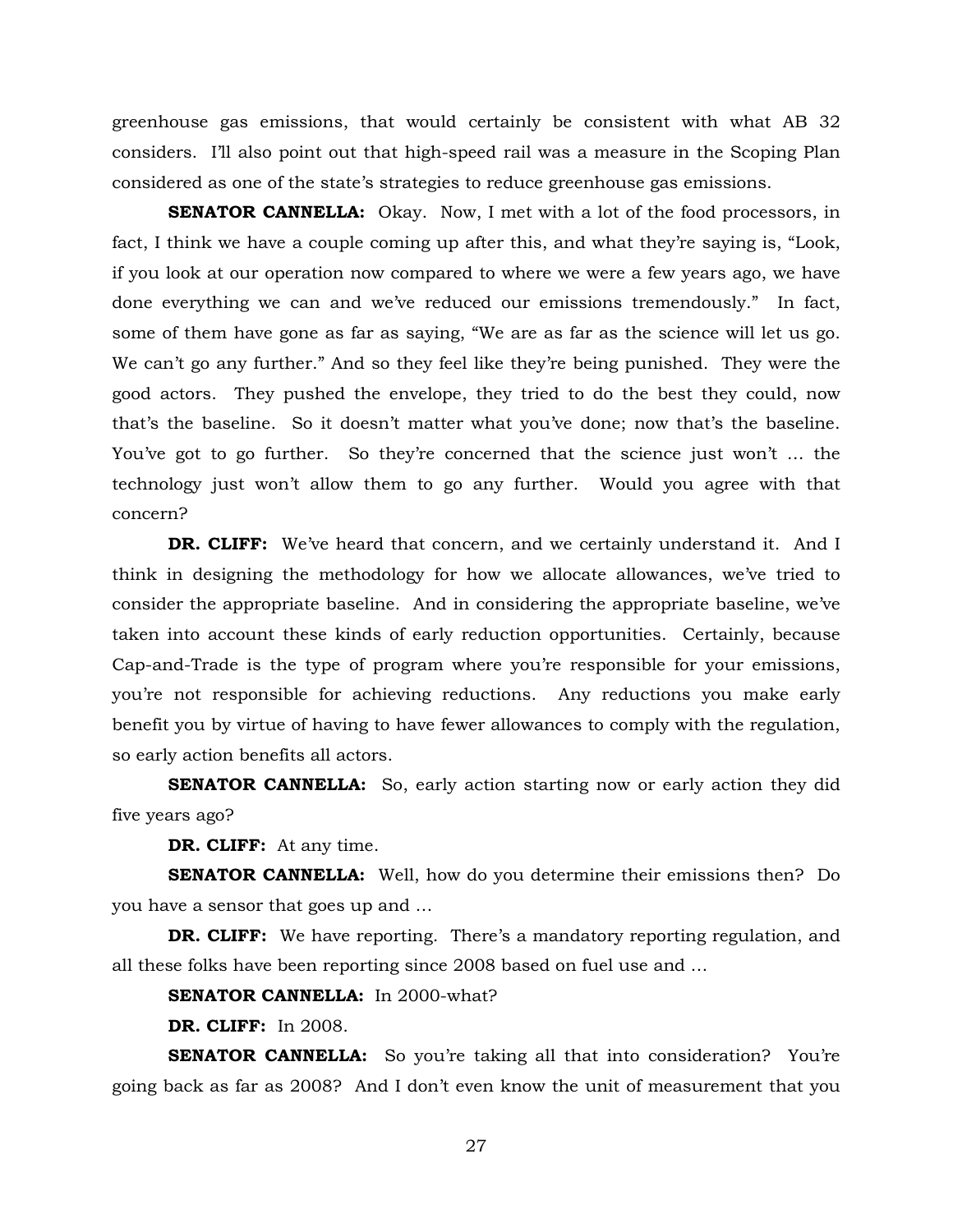greenhouse gas emissions, that would certainly be consistent with what AB 32 considers. I'll also point out that high-speed rail was a measure in the Scoping Plan considered as one of the state's strategies to reduce greenhouse gas emissions.

**SENATOR CANNELLA:** Okay. Now, I met with a lot of the food processors, in fact, I think we have a couple coming up after this, and what they're saying is, "Look, if you look at our operation now compared to where we were a few years ago, we have done everything we can and we've reduced our emissions tremendously." In fact, some of them have gone as far as saying, "We are as far as the science will let us go. We can't go any further." And so they feel like they're being punished. They were the good actors. They pushed the envelope, they tried to do the best they could, now that's the baseline. So it doesn't matter what you've done; now that's the baseline. You've got to go further. So they're concerned that the science just won't … the technology just won't allow them to go any further. Would you agree with that concern?

**DR. CLIFF:** We've heard that concern, and we certainly understand it. And I think in designing the methodology for how we allocate allowances, we've tried to consider the appropriate baseline. And in considering the appropriate baseline, we've taken into account these kinds of early reduction opportunities. Certainly, because Cap-and-Trade is the type of program where you're responsible for your emissions, you're not responsible for achieving reductions. Any reductions you make early benefit you by virtue of having to have fewer allowances to comply with the regulation, so early action benefits all actors.

**SENATOR CANNELLA:** So, early action starting now or early action they did five years ago?

**DR. CLIFF:** At any time.

**SENATOR CANNELLA:** Well, how do you determine their emissions then? Do you have a sensor that goes up and …

**DR. CLIFF:** We have reporting. There's a mandatory reporting regulation, and all these folks have been reporting since 2008 based on fuel use and …

**SENATOR CANNELLA:** In 2000-what?

**DR. CLIFF:** In 2008.

**SENATOR CANNELLA:** So you're taking all that into consideration? You're going back as far as 2008? And I don't even know the unit of measurement that you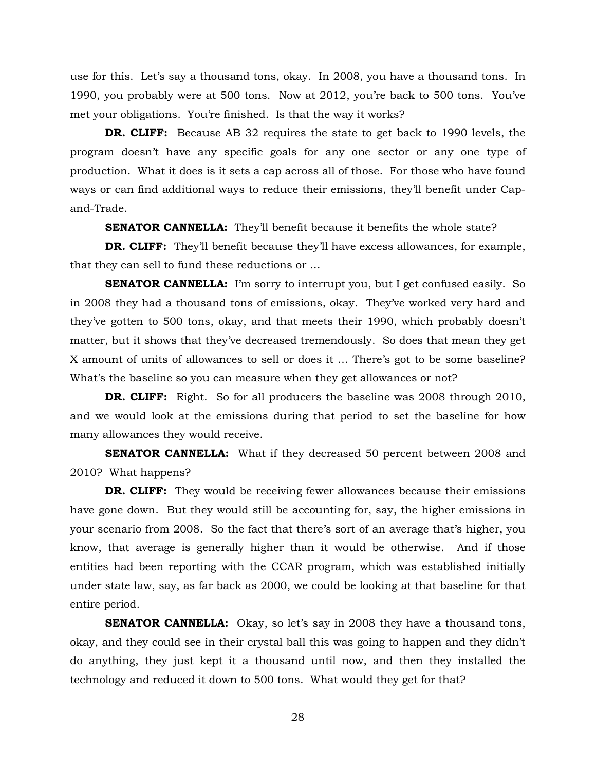use for this. Let's say a thousand tons, okay. In 2008, you have a thousand tons. In 1990, you probably were at 500 tons. Now at 2012, you're back to 500 tons. You've met your obligations. You're finished. Is that the way it works?

**DR. CLIFF:** Because AB 32 requires the state to get back to 1990 levels, the program doesn't have any specific goals for any one sector or any one type of production. What it does is it sets a cap across all of those. For those who have found ways or can find additional ways to reduce their emissions, they'll benefit under Cap-and-Trade.

**SENATOR CANNELLA:** They'll benefit because it benefits the whole state?

**DR. CLIFF:** They'll benefit because they'll have excess allowances, for example, that they can sell to fund these reductions or …

**SENATOR CANNELLA:** I'm sorry to interrupt you, but I get confused easily. So in 2008 they had a thousand tons of emissions, okay. They've worked very hard and they've gotten to 500 tons, okay, and that meets their 1990, which probably doesn't matter, but it shows that they've decreased tremendously. So does that mean they get X amount of units of allowances to sell or does it … There's got to be some baseline? What's the baseline so you can measure when they get allowances or not?

**DR. CLIFF:** Right. So for all producers the baseline was 2008 through 2010, and we would look at the emissions during that period to set the baseline for how many allowances they would receive.

**SENATOR CANNELLA:** What if they decreased 50 percent between 2008 and 2010? What happens?

**DR. CLIFF:** They would be receiving fewer allowances because their emissions have gone down. But they would still be accounting for, say, the higher emissions in your scenario from 2008. So the fact that there's sort of an average that's higher, you know, that average is generally higher than it would be otherwise. And if those entities had been reporting with the CCAR program, which was established initially under state law, say, as far back as 2000, we could be looking at that baseline for that entire period.

**SENATOR CANNELLA:** Okay, so let's say in 2008 they have a thousand tons, okay, and they could see in their crystal ball this was going to happen and they didn't do anything, they just kept it a thousand until now, and then they installed the technology and reduced it down to 500 tons. What would they get for that?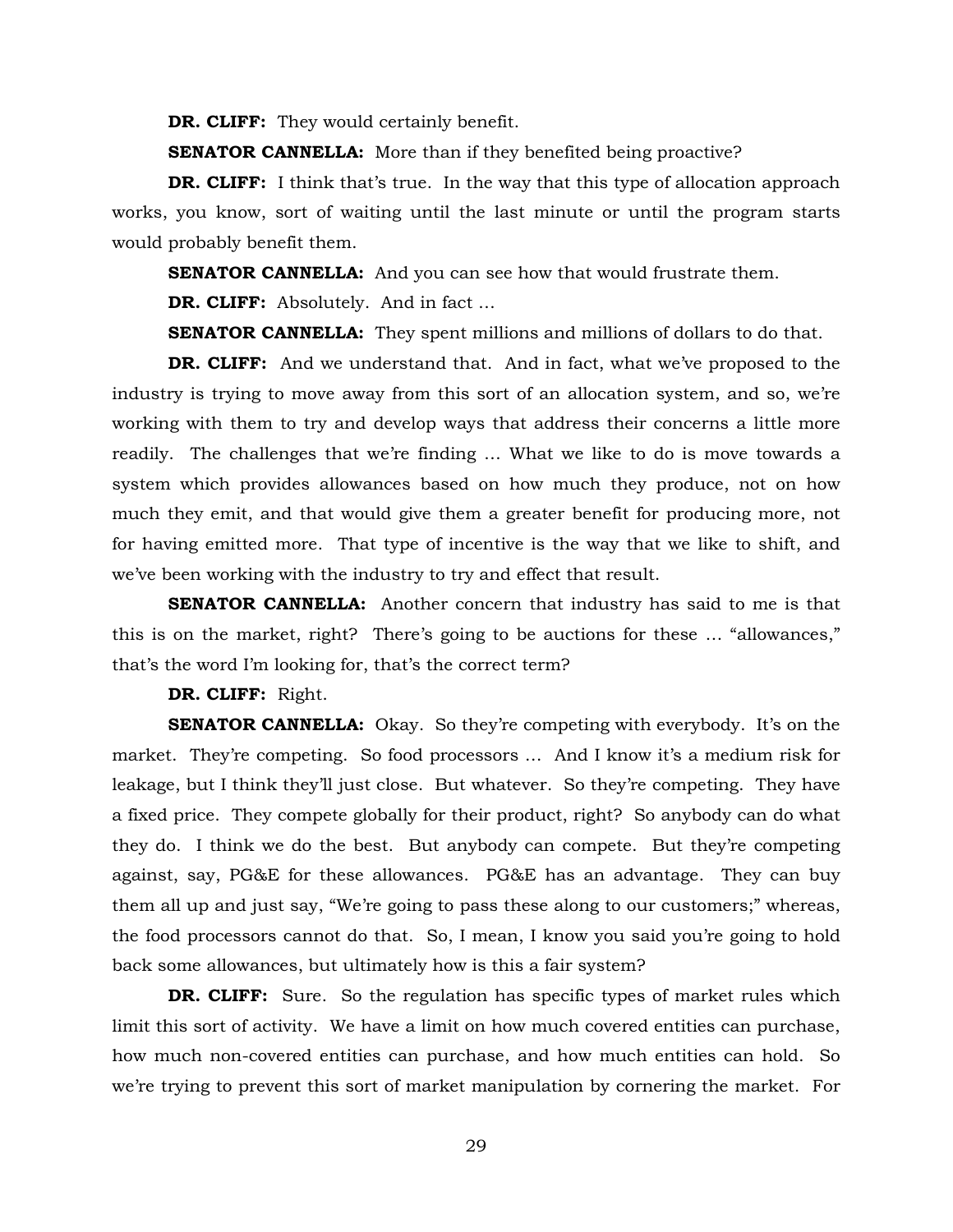**DR. CLIFF:** They would certainly benefit.

**SENATOR CANNELLA:** More than if they benefited being proactive?

**DR. CLIFF:** I think that's true. In the way that this type of allocation approach works, you know, sort of waiting until the last minute or until the program starts would probably benefit them.

**SENATOR CANNELLA:** And you can see how that would frustrate them.

**DR. CLIFF:** Absolutely. And in fact …

**SENATOR CANNELLA:** They spent millions and millions of dollars to do that.

**DR. CLIFF:** And we understand that. And in fact, what we've proposed to the industry is trying to move away from this sort of an allocation system, and so, we're working with them to try and develop ways that address their concerns a little more readily. The challenges that we're finding … What we like to do is move towards a system which provides allowances based on how much they produce, not on how much they emit, and that would give them a greater benefit for producing more, not for having emitted more. That type of incentive is the way that we like to shift, and we've been working with the industry to try and effect that result.

**SENATOR CANNELLA:** Another concern that industry has said to me is that this is on the market, right? There's going to be auctions for these … "allowances," that's the word I'm looking for, that's the correct term?

**DR. CLIFF:** Right.

**SENATOR CANNELLA:** Okay. So they're competing with everybody. It's on the market. They're competing. So food processors … And I know it's a medium risk for leakage, but I think they'll just close. But whatever. So they're competing. They have a fixed price. They compete globally for their product, right? So anybody can do what they do. I think we do the best. But anybody can compete. But they're competing against, say, PG&E for these allowances. PG&E has an advantage. They can buy them all up and just say, "We're going to pass these along to our customers;" whereas, the food processors cannot do that. So, I mean, I know you said you're going to hold back some allowances, but ultimately how is this a fair system?

**DR. CLIFF:** Sure. So the regulation has specific types of market rules which limit this sort of activity. We have a limit on how much covered entities can purchase, how much non-covered entities can purchase, and how much entities can hold. So we're trying to prevent this sort of market manipulation by cornering the market. For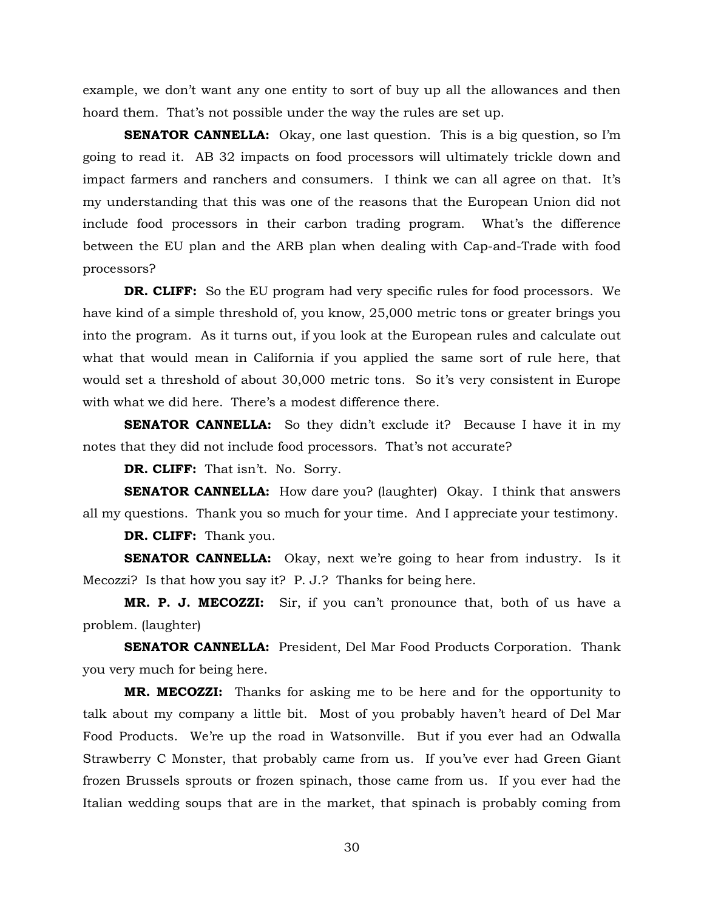example, we don't want any one entity to sort of buy up all the allowances and then hoard them. That's not possible under the way the rules are set up.

**SENATOR CANNELLA:** Okay, one last question. This is a big question, so I'm going to read it. AB 32 impacts on food processors will ultimately trickle down and impact farmers and ranchers and consumers. I think we can all agree on that. It's my understanding that this was one of the reasons that the European Union did not include food processors in their carbon trading program. What's the difference between the EU plan and the ARB plan when dealing with Cap-and-Trade with food processors?

**DR. CLIFF:** So the EU program had very specific rules for food processors. We have kind of a simple threshold of, you know, 25,000 metric tons or greater brings you into the program. As it turns out, if you look at the European rules and calculate out what that would mean in California if you applied the same sort of rule here, that would set a threshold of about 30,000 metric tons. So it's very consistent in Europe with what we did here. There's a modest difference there.

**SENATOR CANNELLA:** So they didn't exclude it? Because I have it in my notes that they did not include food processors. That's not accurate?

**DR. CLIFF:** That isn't. No. Sorry.

**SENATOR CANNELLA:** How dare you? (laughter) Okay. I think that answers all my questions. Thank you so much for your time. And I appreciate your testimony.

**DR. CLIFF:** Thank you.

**SENATOR CANNELLA:** Okay, next we're going to hear from industry. Is it Mecozzi? Is that how you say it? P. J.? Thanks for being here.

**MR. P. J. MECOZZI:** Sir, if you can't pronounce that, both of us have a problem. (laughter)

**SENATOR CANNELLA:** President, Del Mar Food Products Corporation. Thank you very much for being here.

**MR. MECOZZI:** Thanks for asking me to be here and for the opportunity to talk about my company a little bit. Most of you probably haven't heard of Del Mar Food Products. We're up the road in Watsonville. But if you ever had an Odwalla Strawberry C Monster, that probably came from us. If you've ever had Green Giant frozen Brussels sprouts or frozen spinach, those came from us. If you ever had the Italian wedding soups that are in the market, that spinach is probably coming from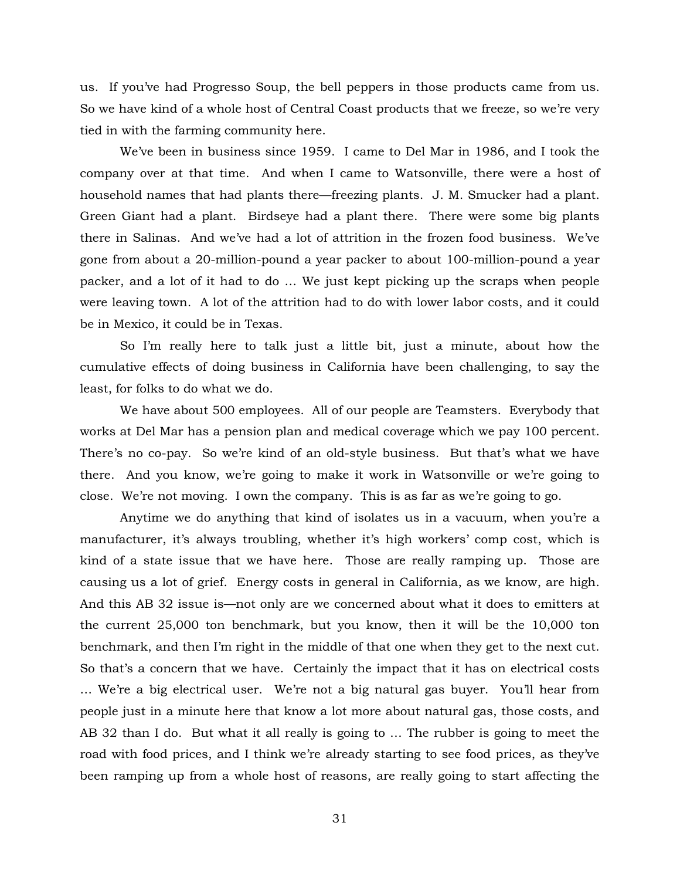us. If you've had Progresso Soup, the bell peppers in those products came from us. So we have kind of a whole host of Central Coast products that we freeze, so we're very tied in with the farming community here.

We've been in business since 1959. I came to Del Mar in 1986, and I took the company over at that time. And when I came to Watsonville, there were a host of household names that had plants there—freezing plants. J. M. Smucker had a plant. Green Giant had a plant. Birdseye had a plant there. There were some big plants there in Salinas. And we've had a lot of attrition in the frozen food business. We've gone from about a 20-million-pound a year packer to about 100-million-pound a year packer, and a lot of it had to do … We just kept picking up the scraps when people were leaving town. A lot of the attrition had to do with lower labor costs, and it could be in Mexico, it could be in Texas.

So I'm really here to talk just a little bit, just a minute, about how the cumulative effects of doing business in California have been challenging, to say the least, for folks to do what we do.

We have about 500 employees. All of our people are Teamsters. Everybody that works at Del Mar has a pension plan and medical coverage which we pay 100 percent. There's no co-pay. So we're kind of an old-style business. But that's what we have there. And you know, we're going to make it work in Watsonville or we're going to close. We're not moving. I own the company. This is as far as we're going to go.

Anytime we do anything that kind of isolates us in a vacuum, when you're a manufacturer, it's always troubling, whether it's high workers' comp cost, which is kind of a state issue that we have here. Those are really ramping up. Those are causing us a lot of grief. Energy costs in general in California, as we know, are high. And this AB 32 issue is—not only are we concerned about what it does to emitters at the current 25,000 ton benchmark, but you know, then it will be the 10,000 ton benchmark, and then I'm right in the middle of that one when they get to the next cut. So that's a concern that we have. Certainly the impact that it has on electrical costs … We're a big electrical user. We're not a big natural gas buyer. You'll hear from people just in a minute here that know a lot more about natural gas, those costs, and AB 32 than I do. But what it all really is going to … The rubber is going to meet the road with food prices, and I think we're already starting to see food prices, as they've been ramping up from a whole host of reasons, are really going to start affecting the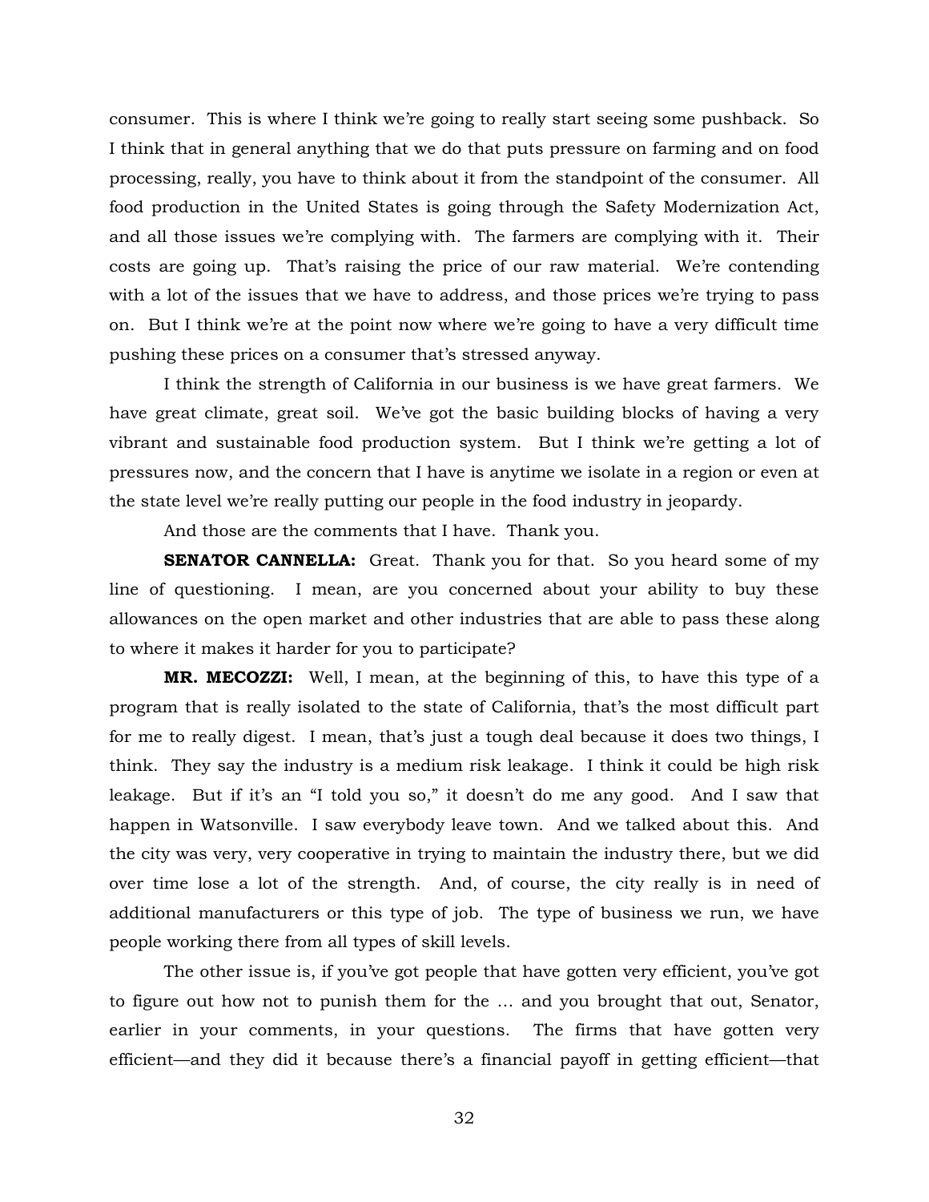consumer. This is where I think we're going to really start seeing some pushback. So I think that in general anything that we do that puts pressure on farming and on food processing, really, you have to think about it from the standpoint of the consumer. All food production in the United States is going through the Safety Modernization Act, and all those issues we're complying with. The farmers are complying with it. Their costs are going up. That's raising the price of our raw material. We're contending with a lot of the issues that we have to address, and those prices we're trying to pass on. But I think we're at the point now where we're going to have a very difficult time pushing these prices on a consumer that's stressed anyway.

I think the strength of California in our business is we have great farmers. We have great climate, great soil. We've got the basic building blocks of having a very vibrant and sustainable food production system. But I think we're getting a lot of pressures now, and the concern that I have is anytime we isolate in a region or even at the state level we're really putting our people in the food industry in jeopardy.

And those are the comments that I have. Thank you.

**SENATOR CANNELLA:** Great. Thank you for that. So you heard some of my line of questioning. I mean, are you concerned about your ability to buy these allowances on the open market and other industries that are able to pass these along to where it makes it harder for you to participate?

**MR. MECOZZI:** Well, I mean, at the beginning of this, to have this type of a program that is really isolated to the state of California, that's the most difficult part for me to really digest. I mean, that's just a tough deal because it does two things, I think. They say the industry is a medium risk leakage. I think it could be high risk leakage. But if it's an "I told you so," it doesn't do me any good. And I saw that happen in Watsonville. I saw everybody leave town. And we talked about this. And the city was very, very cooperative in trying to maintain the industry there, but we did over time lose a lot of the strength. And, of course, the city really is in need of additional manufacturers or this type of job. The type of business we run, we have people working there from all types of skill levels.

The other issue is, if you've got people that have gotten very efficient, you've got to figure out how not to punish them for the … and you brought that out, Senator, earlier in your comments, in your questions. The firms that have gotten very efficient—and they did it because there's a financial payoff in getting efficient—that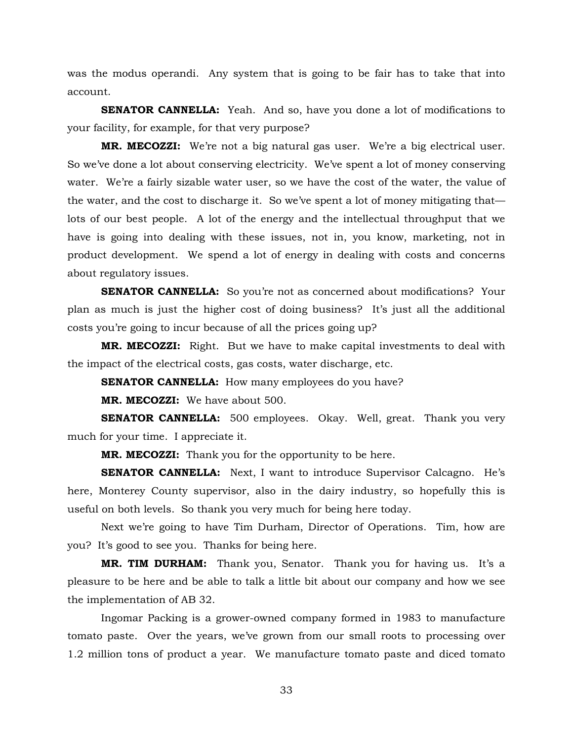was the modus operandi. Any system that is going to be fair has to take that into account.

**SENATOR CANNELLA:** Yeah. And so, have you done a lot of modifications to your facility, for example, for that very purpose?

**MR. MECOZZI:** We're not a big natural gas user. We're a big electrical user. So we've done a lot about conserving electricity. We've spent a lot of money conserving water. We're a fairly sizable water user, so we have the cost of the water, the value of the water, and the cost to discharge it. So we've spent a lot of money mitigating that—lots of our best people. A lot of the energy and the intellectual throughput that we have is going into dealing with these issues, not in, you know, marketing, not in product development. We spend a lot of energy in dealing with costs and concerns about regulatory issues.

**SENATOR CANNELLA:** So you're not as concerned about modifications? Your plan as much is just the higher cost of doing business? It's just all the additional costs you're going to incur because of all the prices going up?

**MR. MECOZZI:** Right. But we have to make capital investments to deal with the impact of the electrical costs, gas costs, water discharge, etc.

**SENATOR CANNELLA:** How many employees do you have?

**MR. MECOZZI:** We have about 500.

**SENATOR CANNELLA:** 500 employees. Okay. Well, great. Thank you very much for your time. I appreciate it.

**MR. MECOZZI:** Thank you for the opportunity to be here.

**SENATOR CANNELLA:** Next, I want to introduce Supervisor Calcagno. He's here, Monterey County supervisor, also in the dairy industry, so hopefully this is useful on both levels. So thank you very much for being here today.

Next we're going to have Tim Durham, Director of Operations. Tim, how are you? It's good to see you. Thanks for being here.

**MR. TIM DURHAM:** Thank you, Senator. Thank you for having us. It's a pleasure to be here and be able to talk a little bit about our company and how we see the implementation of AB 32.

Ingomar Packing is a grower-owned company formed in 1983 to manufacture tomato paste. Over the years, we've grown from our small roots to processing over 1.2 million tons of product a year. We manufacture tomato paste and diced tomato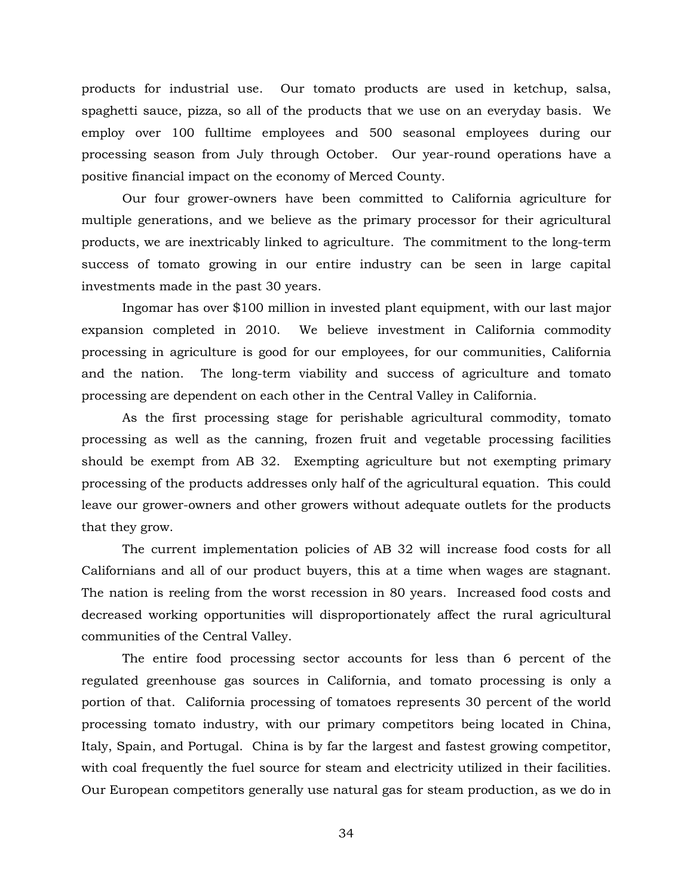products for industrial use. Our tomato products are used in ketchup, salsa, spaghetti sauce, pizza, so all of the products that we use on an everyday basis. We employ over 100 fulltime employees and 500 seasonal employees during our processing season from July through October. Our year-round operations have a positive financial impact on the economy of Merced County.

Our four grower-owners have been committed to California agriculture for multiple generations, and we believe as the primary processor for their agricultural products, we are inextricably linked to agriculture. The commitment to the long-term success of tomato growing in our entire industry can be seen in large capital investments made in the past 30 years.

Ingomar has over $100 million in invested plant equipment, with our last major expansion completed in 2010. We believe investment in California commodity processing in agriculture is good for our employees, for our communities, California and the nation. The long-term viability and success of agriculture and tomato processing are dependent on each other in the Central Valley in California.

As the first processing stage for perishable agricultural commodity, tomato processing as well as the canning, frozen fruit and vegetable processing facilities should be exempt from AB 32. Exempting agriculture but not exempting primary processing of the products addresses only half of the agricultural equation. This could leave our grower-owners and other growers without adequate outlets for the products that they grow.

The current implementation policies of AB 32 will increase food costs for all Californians and all of our product buyers, this at a time when wages are stagnant. The nation is reeling from the worst recession in 80 years. Increased food costs and decreased working opportunities will disproportionately affect the rural agricultural communities of the Central Valley.

The entire food processing sector accounts for less than 6 percent of the regulated greenhouse gas sources in California, and tomato processing is only a portion of that. California processing of tomatoes represents 30 percent of the world processing tomato industry, with our primary competitors being located in China, Italy, Spain, and Portugal. China is by far the largest and fastest growing competitor, with coal frequently the fuel source for steam and electricity utilized in their facilities. Our European competitors generally use natural gas for steam production, as we do in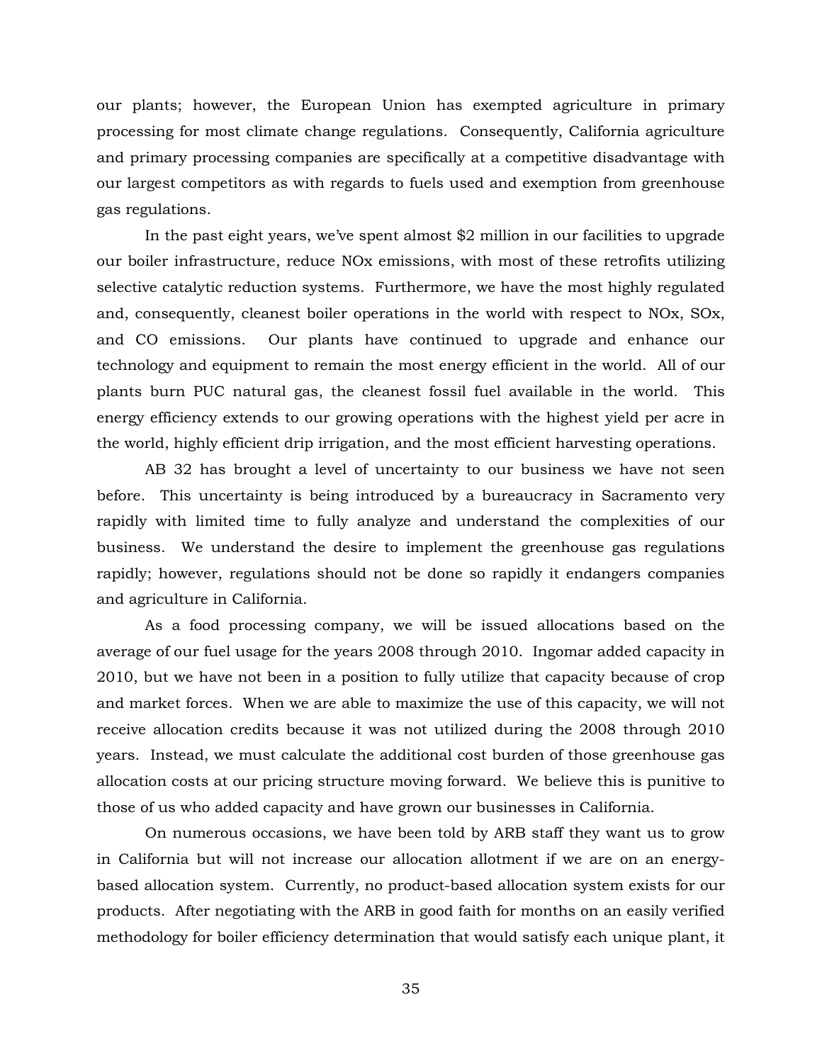our plants; however, the European Union has exempted agriculture in primary processing for most climate change regulations. Consequently, California agriculture and primary processing companies are specifically at a competitive disadvantage with our largest competitors as with regards to fuels used and exemption from greenhouse gas regulations.

In the past eight years, we've spent almost $2 million in our facilities to upgrade our boiler infrastructure, reduce NOx emissions, with most of these retrofits utilizing selective catalytic reduction systems. Furthermore, we have the most highly regulated and, consequently, cleanest boiler operations in the world with respect to NOx, SOx, and CO emissions. Our plants have continued to upgrade and enhance our technology and equipment to remain the most energy efficient in the world. All of our plants burn PUC natural gas, the cleanest fossil fuel available in the world. This energy efficiency extends to our growing operations with the highest yield per acre in the world, highly efficient drip irrigation, and the most efficient harvesting operations.

AB 32 has brought a level of uncertainty to our business we have not seen before. This uncertainty is being introduced by a bureaucracy in Sacramento very rapidly with limited time to fully analyze and understand the complexities of our business. We understand the desire to implement the greenhouse gas regulations rapidly; however, regulations should not be done so rapidly it endangers companies and agriculture in California.

As a food processing company, we will be issued allocations based on the average of our fuel usage for the years 2008 through 2010. Ingomar added capacity in 2010, but we have not been in a position to fully utilize that capacity because of crop and market forces. When we are able to maximize the use of this capacity, we will not receive allocation credits because it was not utilized during the 2008 through 2010 years. Instead, we must calculate the additional cost burden of those greenhouse gas allocation costs at our pricing structure moving forward. We believe this is punitive to those of us who added capacity and have grown our businesses in California.

On numerous occasions, we have been told by ARB staff they want us to grow in California but will not increase our allocation allotment if we are on an energy-based allocation system. Currently, no product-based allocation system exists for our products. After negotiating with the ARB in good faith for months on an easily verified methodology for boiler efficiency determination that would satisfy each unique plant, it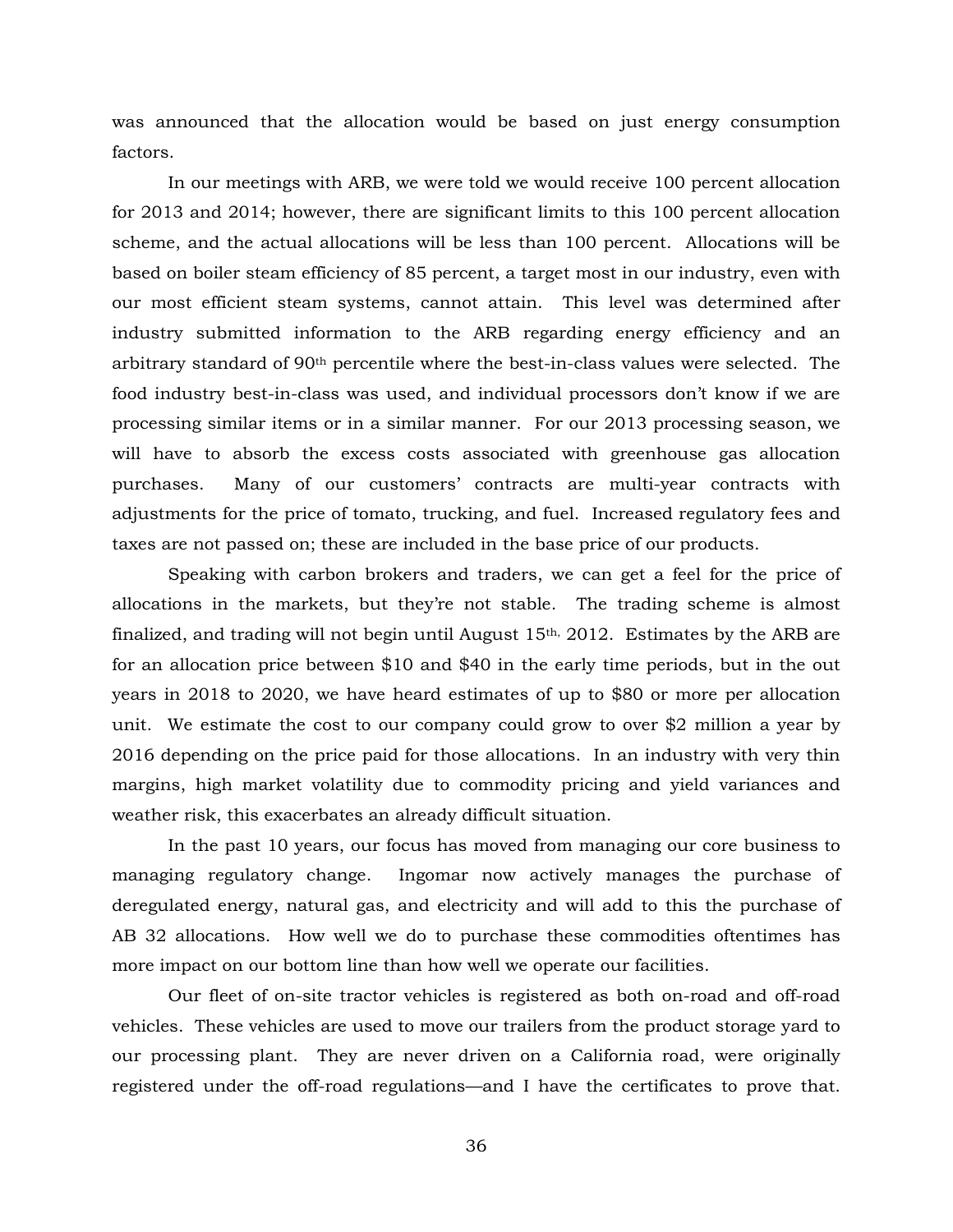was announced that the allocation would be based on just energy consumption factors.

In our meetings with ARB, we were told we would receive 100 percent allocation for 2013 and 2014; however, there are significant limits to this 100 percent allocation scheme, and the actual allocations will be less than 100 percent. Allocations will be based on boiler steam efficiency of 85 percent, a target most in our industry, even with our most efficient steam systems, cannot attain. This level was determined after industry submitted information to the ARB regarding energy efficiency and an arbitrary standard of 90th percentile where the best-in-class values were selected. The food industry best-in-class was used, and individual processors don't know if we are processing similar items or in a similar manner. For our 2013 processing season, we will have to absorb the excess costs associated with greenhouse gas allocation purchases. Many of our customers' contracts are multi-year contracts with adjustments for the price of tomato, trucking, and fuel. Increased regulatory fees and taxes are not passed on; these are included in the base price of our products.

Speaking with carbon brokers and traders, we can get a feel for the price of allocations in the markets, but they're not stable. The trading scheme is almost finalized, and trading will not begin until August 15th, 2012. Estimates by the ARB are for an allocation price between $10 and $40 in the early time periods, but in the out years in 2018 to 2020, we have heard estimates of up to $80 or more per allocation unit. We estimate the cost to our company could grow to over $2 million a year by 2016 depending on the price paid for those allocations. In an industry with very thin margins, high market volatility due to commodity pricing and yield variances and weather risk, this exacerbates an already difficult situation.

In the past 10 years, our focus has moved from managing our core business to managing regulatory change. Ingomar now actively manages the purchase of deregulated energy, natural gas, and electricity and will add to this the purchase of AB 32 allocations. How well we do to purchase these commodities oftentimes has more impact on our bottom line than how well we operate our facilities.

Our fleet of on-site tractor vehicles is registered as both on-road and off-road vehicles. These vehicles are used to move our trailers from the product storage yard to our processing plant. They are never driven on a California road, were originally registered under the off-road regulations—and I have the certificates to prove that.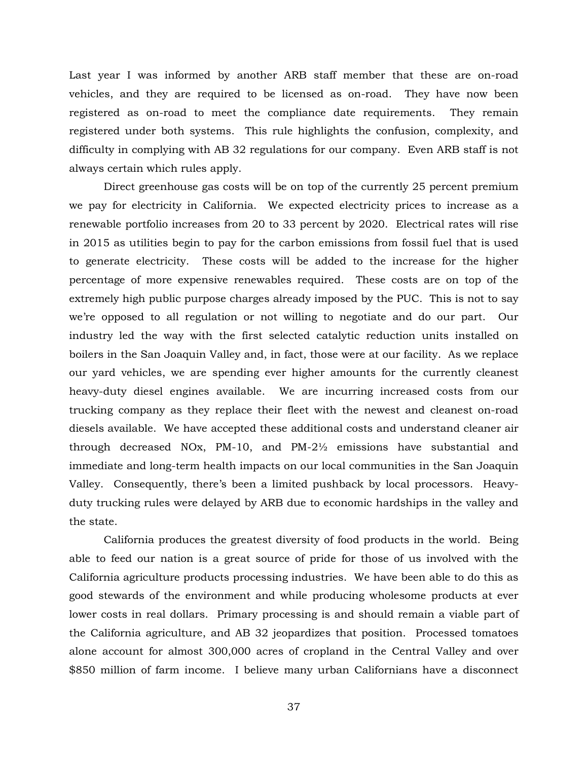Last year I was informed by another ARB staff member that these are on-road vehicles, and they are required to be licensed as on-road. They have now been registered as on-road to meet the compliance date requirements. They remain registered under both systems. This rule highlights the confusion, complexity, and difficulty in complying with AB 32 regulations for our company. Even ARB staff is not always certain which rules apply.

Direct greenhouse gas costs will be on top of the currently 25 percent premium we pay for electricity in California. We expected electricity prices to increase as a renewable portfolio increases from 20 to 33 percent by 2020. Electrical rates will rise in 2015 as utilities begin to pay for the carbon emissions from fossil fuel that is used to generate electricity. These costs will be added to the increase for the higher percentage of more expensive renewables required. These costs are on top of the extremely high public purpose charges already imposed by the PUC. This is not to say we're opposed to all regulation or not willing to negotiate and do our part. Our industry led the way with the first selected catalytic reduction units installed on boilers in the San Joaquin Valley and, in fact, those were at our facility. As we replace our yard vehicles, we are spending ever higher amounts for the currently cleanest heavy-duty diesel engines available. We are incurring increased costs from our trucking company as they replace their fleet with the newest and cleanest on-road diesels available. We have accepted these additional costs and understand cleaner air through decreased NOx, PM-10, and PM-2½ emissions have substantial and immediate and long-term health impacts on our local communities in the San Joaquin Valley. Consequently, there's been a limited pushback by local processors. Heavy-duty trucking rules were delayed by ARB due to economic hardships in the valley and the state.

California produces the greatest diversity of food products in the world. Being able to feed our nation is a great source of pride for those of us involved with the California agriculture products processing industries. We have been able to do this as good stewards of the environment and while producing wholesome products at ever lower costs in real dollars. Primary processing is and should remain a viable part of the California agriculture, and AB 32 jeopardizes that position. Processed tomatoes alone account for almost 300,000 acres of cropland in the Central Valley and over $850 million of farm income. I believe many urban Californians have a disconnect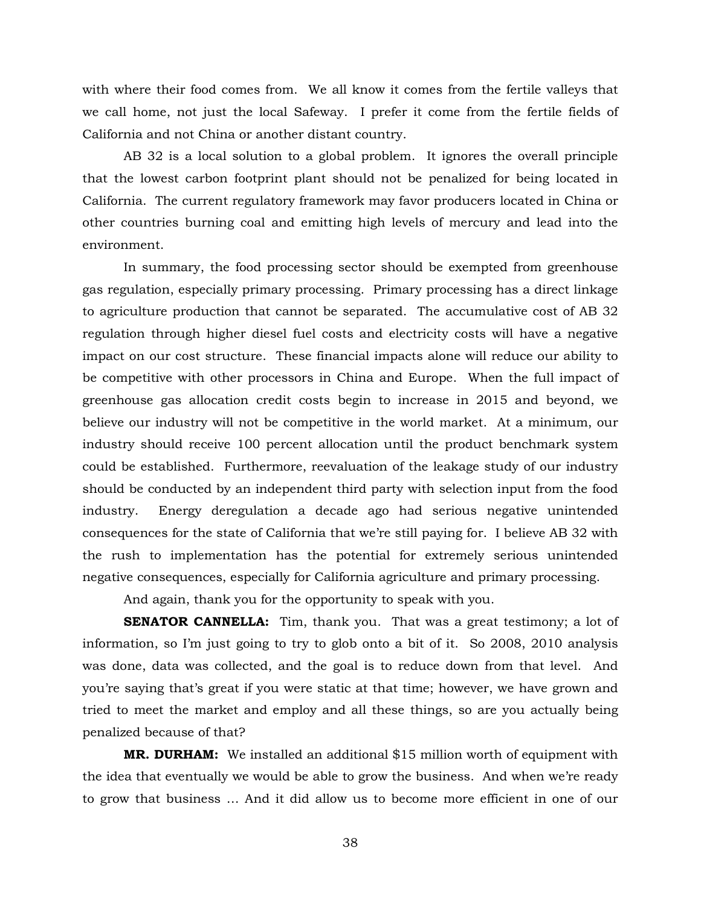with where their food comes from. We all know it comes from the fertile valleys that we call home, not just the local Safeway. I prefer it come from the fertile fields of California and not China or another distant country.

AB 32 is a local solution to a global problem. It ignores the overall principle that the lowest carbon footprint plant should not be penalized for being located in California. The current regulatory framework may favor producers located in China or other countries burning coal and emitting high levels of mercury and lead into the environment.

In summary, the food processing sector should be exempted from greenhouse gas regulation, especially primary processing. Primary processing has a direct linkage to agriculture production that cannot be separated. The accumulative cost of AB 32 regulation through higher diesel fuel costs and electricity costs will have a negative impact on our cost structure. These financial impacts alone will reduce our ability to be competitive with other processors in China and Europe. When the full impact of greenhouse gas allocation credit costs begin to increase in 2015 and beyond, we believe our industry will not be competitive in the world market. At a minimum, our industry should receive 100 percent allocation until the product benchmark system could be established. Furthermore, reevaluation of the leakage study of our industry should be conducted by an independent third party with selection input from the food industry. Energy deregulation a decade ago had serious negative unintended consequences for the state of California that we're still paying for. I believe AB 32 with the rush to implementation has the potential for extremely serious unintended negative consequences, especially for California agriculture and primary processing.

And again, thank you for the opportunity to speak with you.

**SENATOR CANNELLA:** Tim, thank you. That was a great testimony; a lot of information, so I'm just going to try to glob onto a bit of it. So 2008, 2010 analysis was done, data was collected, and the goal is to reduce down from that level. And you're saying that's great if you were static at that time; however, we have grown and tried to meet the market and employ and all these things, so are you actually being penalized because of that?

**MR. DURHAM:** We installed an additional $15 million worth of equipment with the idea that eventually we would be able to grow the business. And when we're ready to grow that business ... And it did allow us to become more efficient in one of our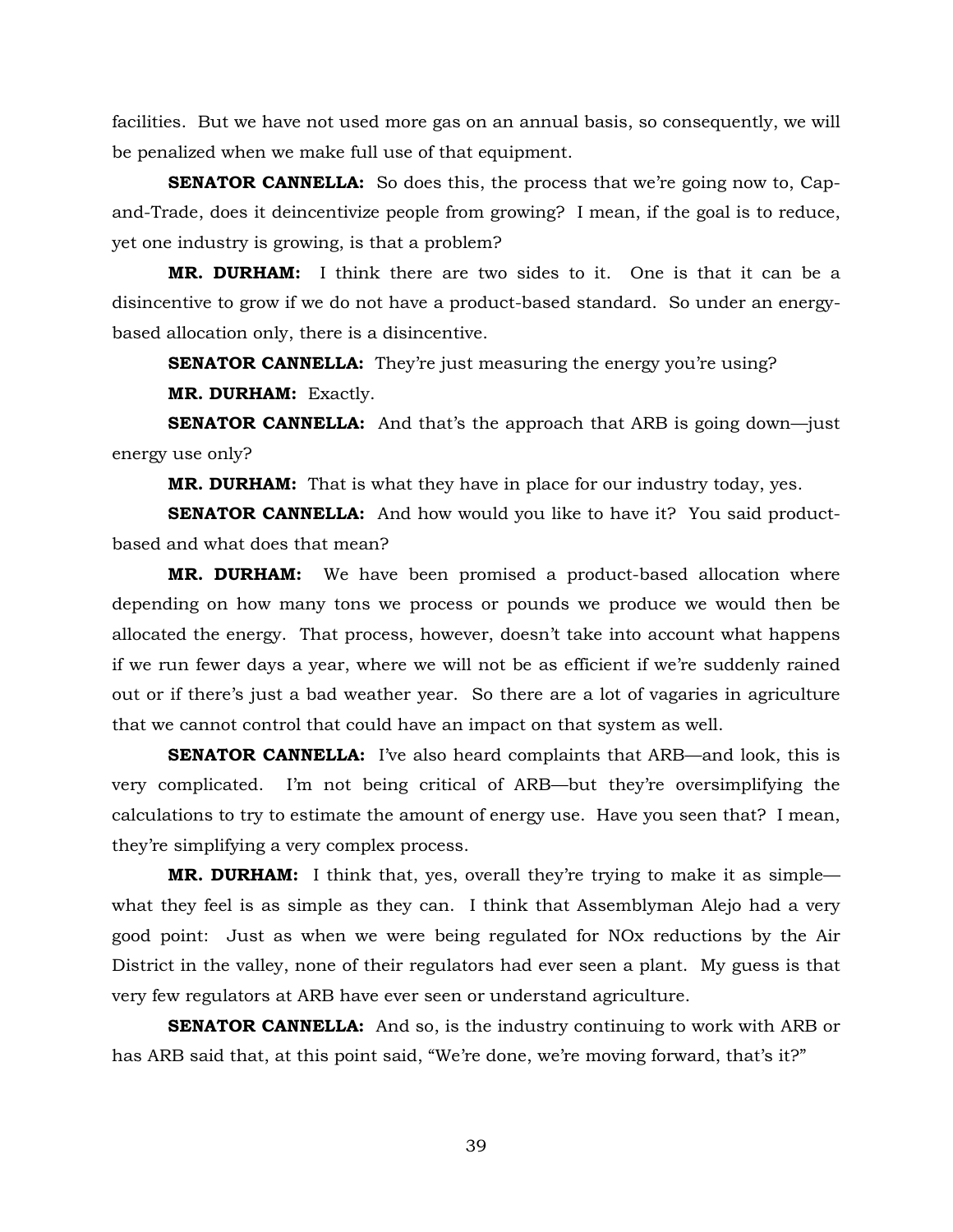facilities. But we have not used more gas on an annual basis, so consequently, we will be penalized when we make full use of that equipment.

**SENATOR CANNELLA:** So does this, the process that we're going now to, Cap-and-Trade, does it deincentivize people from growing? I mean, if the goal is to reduce, yet one industry is growing, is that a problem?

**MR. DURHAM:** I think there are two sides to it. One is that it can be a disincentive to grow if we do not have a product-based standard. So under an energy-based allocation only, there is a disincentive.

**SENATOR CANNELLA:** They're just measuring the energy you're using?

**MR. DURHAM:** Exactly.

**SENATOR CANNELLA:** And that's the approach that ARB is going down—just energy use only?

**MR. DURHAM:** That is what they have in place for our industry today, yes.

**SENATOR CANNELLA:** And how would you like to have it? You said product-based and what does that mean?

**MR. DURHAM:** We have been promised a product-based allocation where depending on how many tons we process or pounds we produce we would then be allocated the energy. That process, however, doesn't take into account what happens if we run fewer days a year, where we will not be as efficient if we're suddenly rained out or if there's just a bad weather year. So there are a lot of vagaries in agriculture that we cannot control that could have an impact on that system as well.

**SENATOR CANNELLA:** I've also heard complaints that ARB—and look, this is very complicated. I'm not being critical of ARB—but they're oversimplifying the calculations to try to estimate the amount of energy use. Have you seen that? I mean, they're simplifying a very complex process.

**MR. DURHAM:** I think that, yes, overall they're trying to make it as simple—what they feel is as simple as they can. I think that Assemblyman Alejo had a very good point: Just as when we were being regulated for NOx reductions by the Air District in the valley, none of their regulators had ever seen a plant. My guess is that very few regulators at ARB have ever seen or understand agriculture.

**SENATOR CANNELLA:** And so, is the industry continuing to work with ARB or has ARB said that, at this point said, "We're done, we're moving forward, that's it?"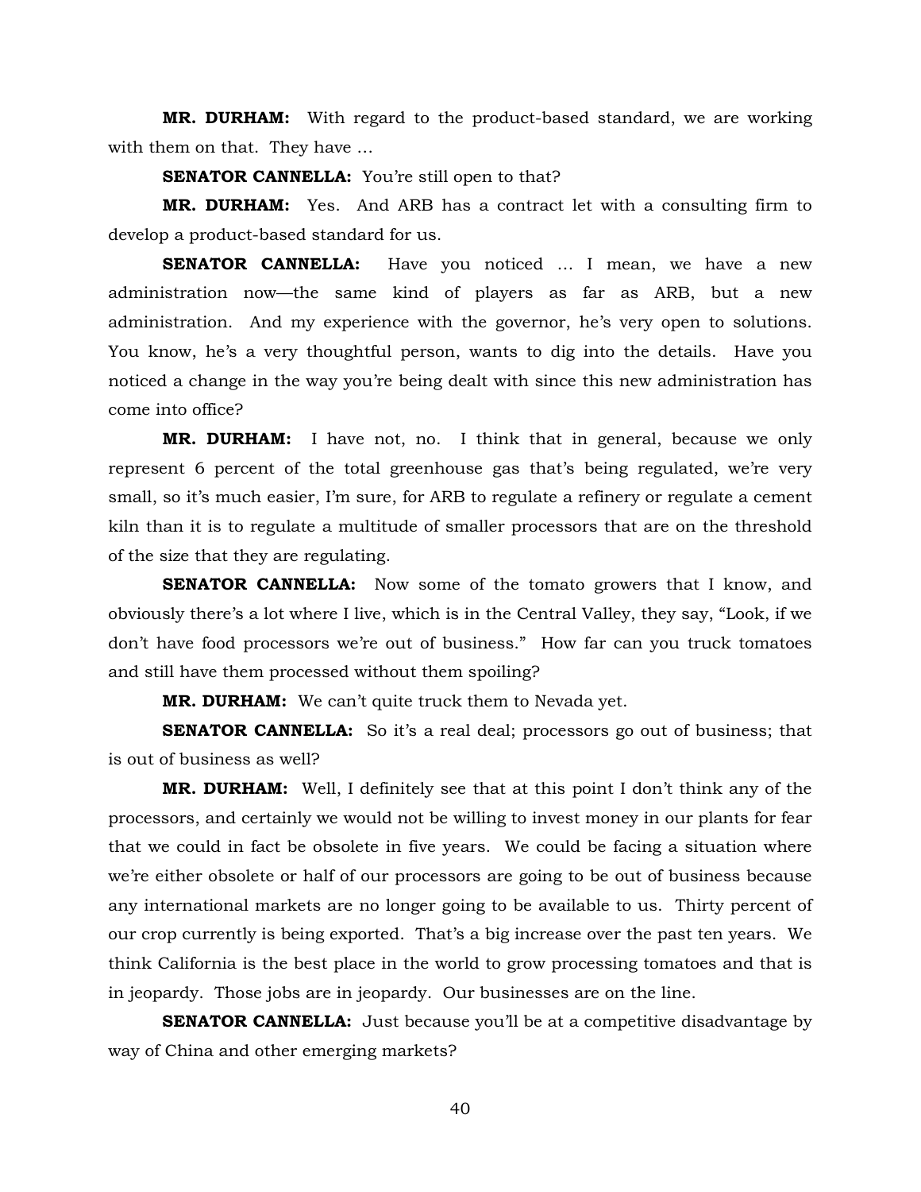**MR. DURHAM:** With regard to the product-based standard, we are working with them on that. They have …

**SENATOR CANNELLA:** You're still open to that?

**MR. DURHAM:** Yes. And ARB has a contract let with a consulting firm to develop a product-based standard for us.

**SENATOR CANNELLA:** Have you noticed … I mean, we have a new administration now—the same kind of players as far as ARB, but a new administration. And my experience with the governor, he's very open to solutions. You know, he's a very thoughtful person, wants to dig into the details. Have you noticed a change in the way you're being dealt with since this new administration has come into office?

**MR. DURHAM:** I have not, no. I think that in general, because we only represent 6 percent of the total greenhouse gas that's being regulated, we're very small, so it's much easier, I'm sure, for ARB to regulate a refinery or regulate a cement kiln than it is to regulate a multitude of smaller processors that are on the threshold of the size that they are regulating.

**SENATOR CANNELLA:** Now some of the tomato growers that I know, and obviously there's a lot where I live, which is in the Central Valley, they say, "Look, if we don't have food processors we're out of business." How far can you truck tomatoes and still have them processed without them spoiling?

**MR. DURHAM:** We can't quite truck them to Nevada yet.

**SENATOR CANNELLA:** So it's a real deal; processors go out of business; that is out of business as well?

**MR. DURHAM:** Well, I definitely see that at this point I don't think any of the processors, and certainly we would not be willing to invest money in our plants for fear that we could in fact be obsolete in five years. We could be facing a situation where we're either obsolete or half of our processors are going to be out of business because any international markets are no longer going to be available to us. Thirty percent of our crop currently is being exported. That's a big increase over the past ten years. We think California is the best place in the world to grow processing tomatoes and that is in jeopardy. Those jobs are in jeopardy. Our businesses are on the line.

**SENATOR CANNELLA:** Just because you'll be at a competitive disadvantage by way of China and other emerging markets?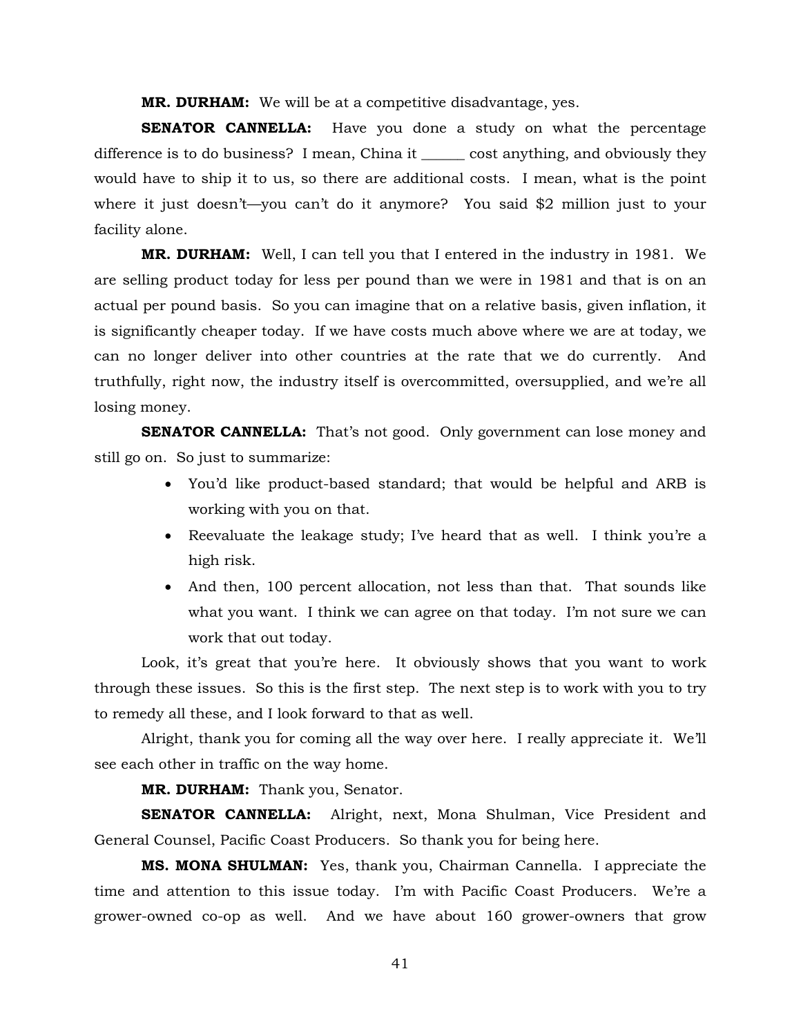**MR. DURHAM:** We will be at a competitive disadvantage, yes.

**SENATOR CANNELLA:** Have you done a study on what the percentage difference is to do business? I mean, China it ______ cost anything, and obviously they would have to ship it to us, so there are additional costs. I mean, what is the point where it just doesn't—you can't do it anymore? You said $2 million just to your facility alone.

**MR. DURHAM:** Well, I can tell you that I entered in the industry in 1981. We are selling product today for less per pound than we were in 1981 and that is on an actual per pound basis. So you can imagine that on a relative basis, given inflation, it is significantly cheaper today. If we have costs much above where we are at today, we can no longer deliver into other countries at the rate that we do currently. And truthfully, right now, the industry itself is overcommitted, oversupplied, and we're all losing money.

**SENATOR CANNELLA:** That's not good. Only government can lose money and still go on. So just to summarize:

- You'd like product-based standard; that would be helpful and ARB is working with you on that.
- Reevaluate the leakage study; I've heard that as well. I think you're a high risk.
- And then, 100 percent allocation, not less than that. That sounds like what you want. I think we can agree on that today. I'm not sure we can work that out today.

Look, it's great that you're here. It obviously shows that you want to work through these issues. So this is the first step. The next step is to work with you to try to remedy all these, and I look forward to that as well.

Alright, thank you for coming all the way over here. I really appreciate it. We'll see each other in traffic on the way home.

**MR. DURHAM:** Thank you, Senator.

**SENATOR CANNELLA:** Alright, next, Mona Shulman, Vice President and General Counsel, Pacific Coast Producers. So thank you for being here.

**MS. MONA SHULMAN:** Yes, thank you, Chairman Cannella. I appreciate the time and attention to this issue today. I'm with Pacific Coast Producers. We're a grower-owned co-op as well. And we have about 160 grower-owners that grow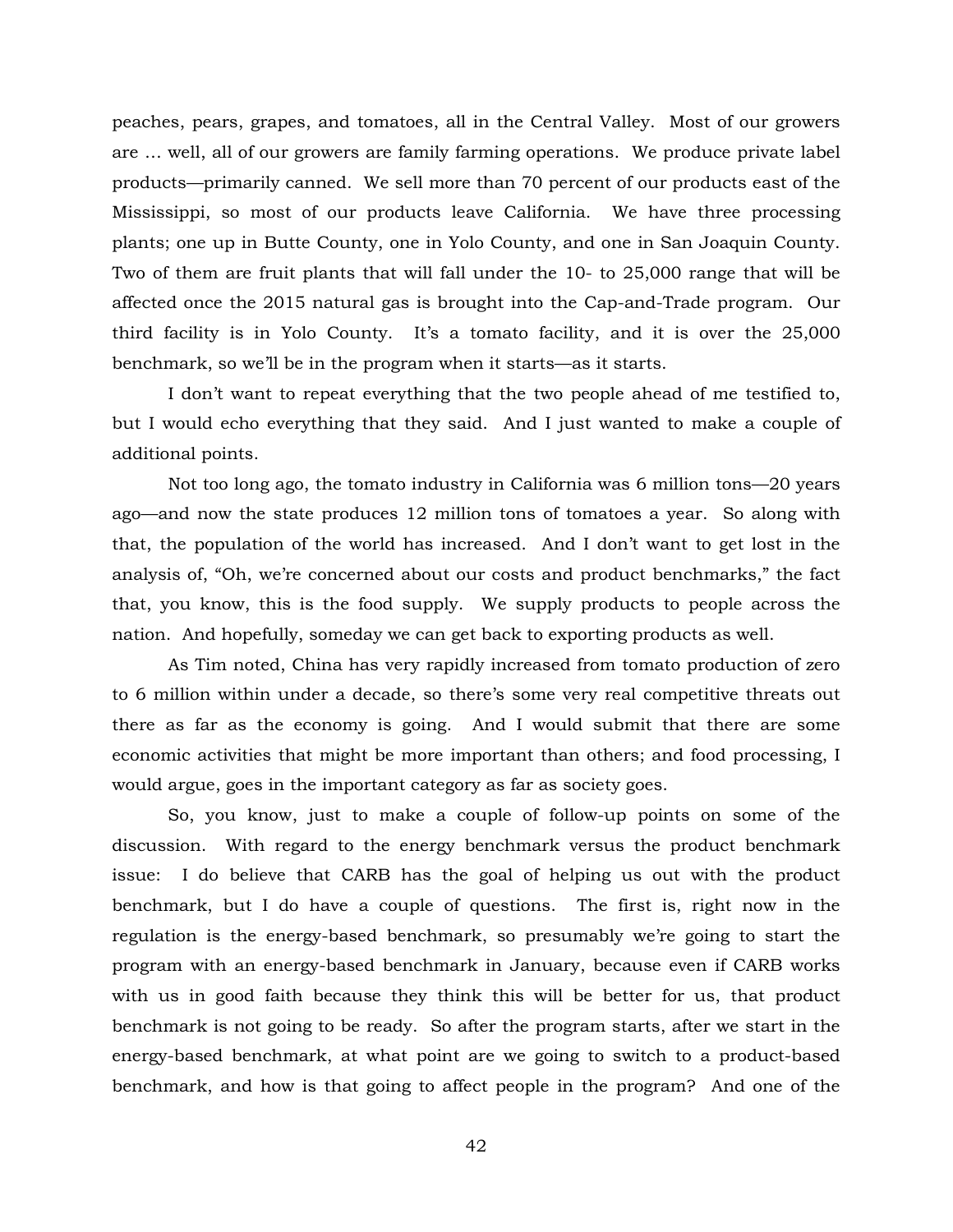peaches, pears, grapes, and tomatoes, all in the Central Valley. Most of our growers are … well, all of our growers are family farming operations. We produce private label products—primarily canned. We sell more than 70 percent of our products east of the Mississippi, so most of our products leave California. We have three processing plants; one up in Butte County, one in Yolo County, and one in San Joaquin County. Two of them are fruit plants that will fall under the 10- to 25,000 range that will be affected once the 2015 natural gas is brought into the Cap-and-Trade program. Our third facility is in Yolo County. It's a tomato facility, and it is over the 25,000 benchmark, so we'll be in the program when it starts—as it starts.

I don't want to repeat everything that the two people ahead of me testified to, but I would echo everything that they said. And I just wanted to make a couple of additional points.

Not too long ago, the tomato industry in California was 6 million tons—20 years ago—and now the state produces 12 million tons of tomatoes a year. So along with that, the population of the world has increased. And I don't want to get lost in the analysis of, "Oh, we're concerned about our costs and product benchmarks," the fact that, you know, this is the food supply. We supply products to people across the nation. And hopefully, someday we can get back to exporting products as well.

As Tim noted, China has very rapidly increased from tomato production of zero to 6 million within under a decade, so there's some very real competitive threats out there as far as the economy is going. And I would submit that there are some economic activities that might be more important than others; and food processing, I would argue, goes in the important category as far as society goes.

So, you know, just to make a couple of follow-up points on some of the discussion. With regard to the energy benchmark versus the product benchmark issue: I do believe that CARB has the goal of helping us out with the product benchmark, but I do have a couple of questions. The first is, right now in the regulation is the energy-based benchmark, so presumably we're going to start the program with an energy-based benchmark in January, because even if CARB works with us in good faith because they think this will be better for us, that product benchmark is not going to be ready. So after the program starts, after we start in the energy-based benchmark, at what point are we going to switch to a product-based benchmark, and how is that going to affect people in the program? And one of the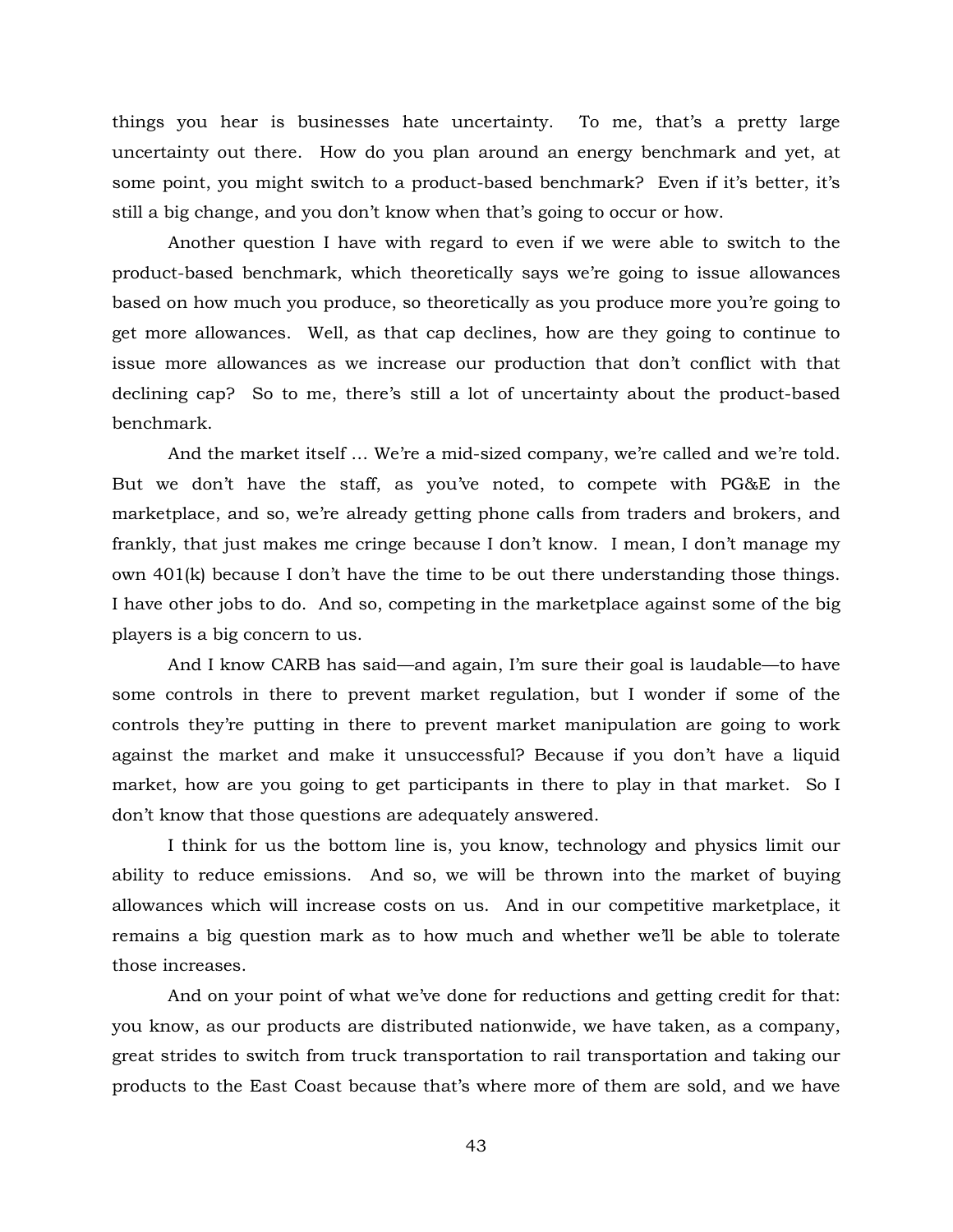things you hear is businesses hate uncertainty. To me, that's a pretty large uncertainty out there. How do you plan around an energy benchmark and yet, at some point, you might switch to a product-based benchmark? Even if it's better, it's still a big change, and you don't know when that's going to occur or how.

Another question I have with regard to even if we were able to switch to the product-based benchmark, which theoretically says we're going to issue allowances based on how much you produce, so theoretically as you produce more you're going to get more allowances. Well, as that cap declines, how are they going to continue to issue more allowances as we increase our production that don't conflict with that declining cap? So to me, there's still a lot of uncertainty about the product-based benchmark.

And the market itself … We're a mid-sized company, we're called and we're told. But we don't have the staff, as you've noted, to compete with PG&E in the marketplace, and so, we're already getting phone calls from traders and brokers, and frankly, that just makes me cringe because I don't know. I mean, I don't manage my own 401(k) because I don't have the time to be out there understanding those things. I have other jobs to do. And so, competing in the marketplace against some of the big players is a big concern to us.

And I know CARB has said—and again, I'm sure their goal is laudable—to have some controls in there to prevent market regulation, but I wonder if some of the controls they're putting in there to prevent market manipulation are going to work against the market and make it unsuccessful? Because if you don't have a liquid market, how are you going to get participants in there to play in that market. So I don't know that those questions are adequately answered.

I think for us the bottom line is, you know, technology and physics limit our ability to reduce emissions. And so, we will be thrown into the market of buying allowances which will increase costs on us. And in our competitive marketplace, it remains a big question mark as to how much and whether we'll be able to tolerate those increases.

And on your point of what we've done for reductions and getting credit for that: you know, as our products are distributed nationwide, we have taken, as a company, great strides to switch from truck transportation to rail transportation and taking our products to the East Coast because that's where more of them are sold, and we have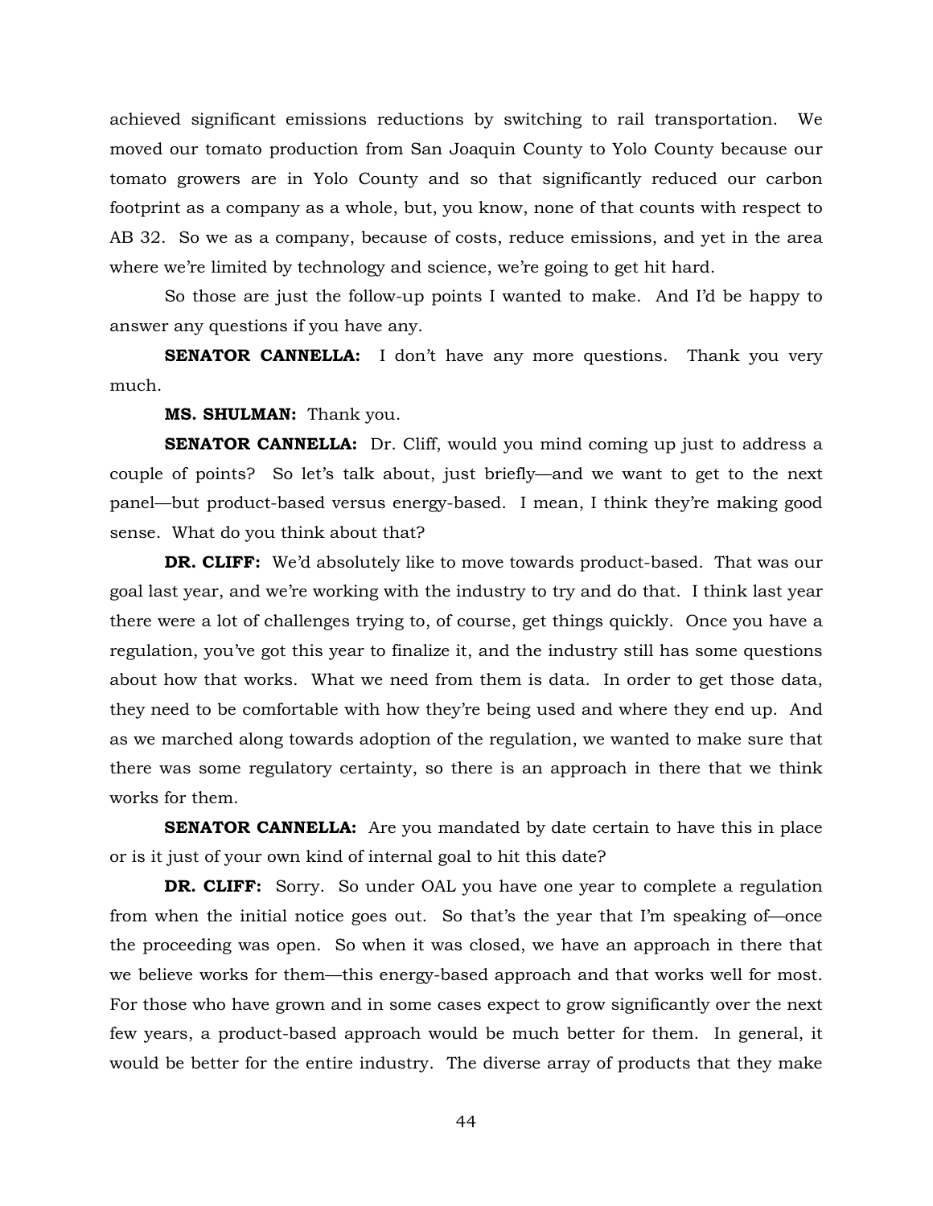achieved significant emissions reductions by switching to rail transportation. We moved our tomato production from San Joaquin County to Yolo County because our tomato growers are in Yolo County and so that significantly reduced our carbon footprint as a company as a whole, but, you know, none of that counts with respect to AB 32. So we as a company, because of costs, reduce emissions, and yet in the area where we're limited by technology and science, we're going to get hit hard.

So those are just the follow-up points I wanted to make. And I'd be happy to answer any questions if you have any.

**SENATOR CANNELLA:** I don't have any more questions. Thank you very much.

**MS. SHULMAN:** Thank you.

**SENATOR CANNELLA:** Dr. Cliff, would you mind coming up just to address a couple of points? So let's talk about, just briefly—and we want to get to the next panel—but product-based versus energy-based. I mean, I think they're making good sense. What do you think about that?

**DR. CLIFF:** We'd absolutely like to move towards product-based. That was our goal last year, and we're working with the industry to try and do that. I think last year there were a lot of challenges trying to, of course, get things quickly. Once you have a regulation, you've got this year to finalize it, and the industry still has some questions about how that works. What we need from them is data. In order to get those data, they need to be comfortable with how they're being used and where they end up. And as we marched along towards adoption of the regulation, we wanted to make sure that there was some regulatory certainty, so there is an approach in there that we think works for them.

**SENATOR CANNELLA:** Are you mandated by date certain to have this in place or is it just of your own kind of internal goal to hit this date?

**DR. CLIFF:** Sorry. So under OAL you have one year to complete a regulation from when the initial notice goes out. So that's the year that I'm speaking of—once the proceeding was open. So when it was closed, we have an approach in there that we believe works for them—this energy-based approach and that works well for most. For those who have grown and in some cases expect to grow significantly over the next few years, a product-based approach would be much better for them. In general, it would be better for the entire industry. The diverse array of products that they make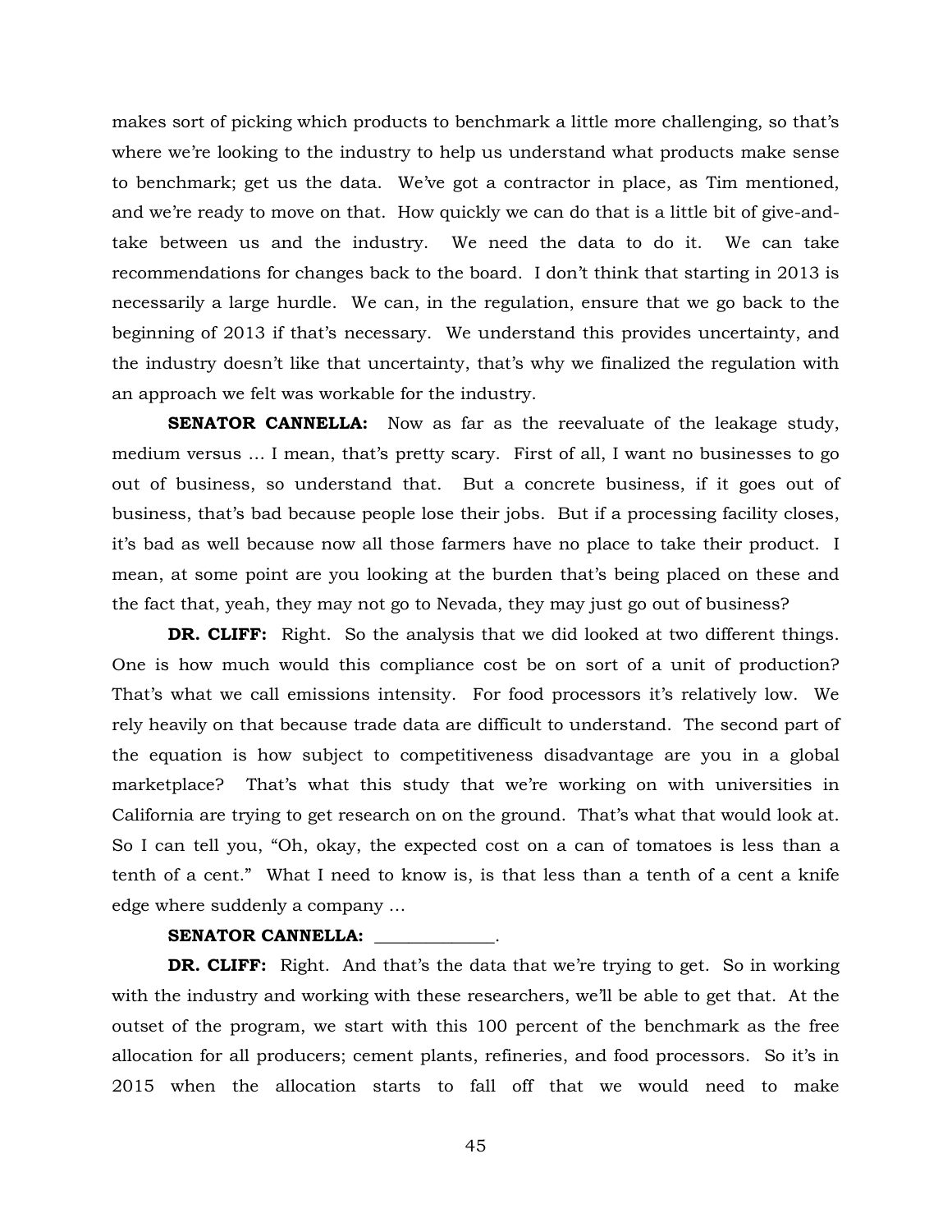makes sort of picking which products to benchmark a little more challenging, so that's where we're looking to the industry to help us understand what products make sense to benchmark; get us the data. We've got a contractor in place, as Tim mentioned, and we're ready to move on that. How quickly we can do that is a little bit of give-and-take between us and the industry. We need the data to do it. We can take recommendations for changes back to the board. I don't think that starting in 2013 is necessarily a large hurdle. We can, in the regulation, ensure that we go back to the beginning of 2013 if that's necessary. We understand this provides uncertainty, and the industry doesn't like that uncertainty, that's why we finalized the regulation with an approach we felt was workable for the industry.

**SENATOR CANNELLA:** Now as far as the reevaluate of the leakage study, medium versus ... I mean, that's pretty scary. First of all, I want no businesses to go out of business, so understand that. But a concrete business, if it goes out of business, that's bad because people lose their jobs. But if a processing facility closes, it's bad as well because now all those farmers have no place to take their product. I mean, at some point are you looking at the burden that's being placed on these and the fact that, yeah, they may not go to Nevada, they may just go out of business?

**DR. CLIFF:** Right. So the analysis that we did looked at two different things. One is how much would this compliance cost be on sort of a unit of production? That's what we call emissions intensity. For food processors it's relatively low. We rely heavily on that because trade data are difficult to understand. The second part of the equation is how subject to competitiveness disadvantage are you in a global marketplace? That's what this study that we're working on with universities in California are trying to get research on on the ground. That's what that would look at. So I can tell you, "Oh, okay, the expected cost on a can of tomatoes is less than a tenth of a cent." What I need to know is, is that less than a tenth of a cent a knife edge where suddenly a company ...

**SENATOR CANNELLA:** _____________.

**DR. CLIFF:** Right. And that's the data that we're trying to get. So in working with the industry and working with these researchers, we'll be able to get that. At the outset of the program, we start with this 100 percent of the benchmark as the free allocation for all producers; cement plants, refineries, and food processors. So it's in 2015 when the allocation starts to fall off that we would need to make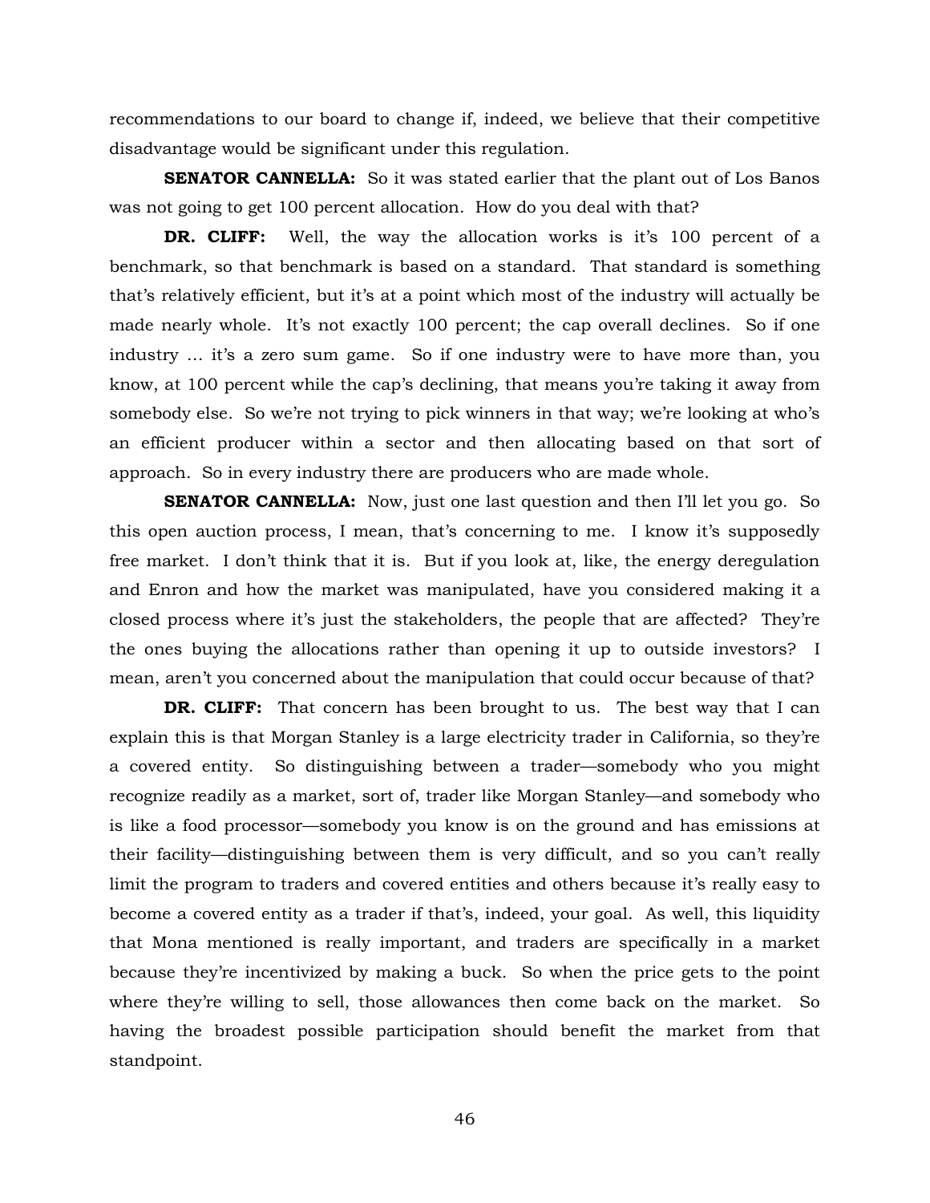recommendations to our board to change if, indeed, we believe that their competitive disadvantage would be significant under this regulation.

**SENATOR CANNELLA:** So it was stated earlier that the plant out of Los Banos was not going to get 100 percent allocation. How do you deal with that?

**DR. CLIFF:** Well, the way the allocation works is it's 100 percent of a benchmark, so that benchmark is based on a standard. That standard is something that's relatively efficient, but it's at a point which most of the industry will actually be made nearly whole. It's not exactly 100 percent; the cap overall declines. So if one industry ... it's a zero sum game. So if one industry were to have more than, you know, at 100 percent while the cap's declining, that means you're taking it away from somebody else. So we're not trying to pick winners in that way; we're looking at who's an efficient producer within a sector and then allocating based on that sort of approach. So in every industry there are producers who are made whole.

**SENATOR CANNELLA:** Now, just one last question and then I'll let you go. So this open auction process, I mean, that's concerning to me. I know it's supposedly free market. I don't think that it is. But if you look at, like, the energy deregulation and Enron and how the market was manipulated, have you considered making it a closed process where it's just the stakeholders, the people that are affected? They're the ones buying the allocations rather than opening it up to outside investors? I mean, aren't you concerned about the manipulation that could occur because of that?

**DR. CLIFF:** That concern has been brought to us. The best way that I can explain this is that Morgan Stanley is a large electricity trader in California, so they're a covered entity. So distinguishing between a trader—somebody who you might recognize readily as a market, sort of, trader like Morgan Stanley—and somebody who is like a food processor—somebody you know is on the ground and has emissions at their facility—distinguishing between them is very difficult, and so you can't really limit the program to traders and covered entities and others because it's really easy to become a covered entity as a trader if that's, indeed, your goal. As well, this liquidity that Mona mentioned is really important, and traders are specifically in a market because they're incentivized by making a buck. So when the price gets to the point where they're willing to sell, those allowances then come back on the market. So having the broadest possible participation should benefit the market from that standpoint.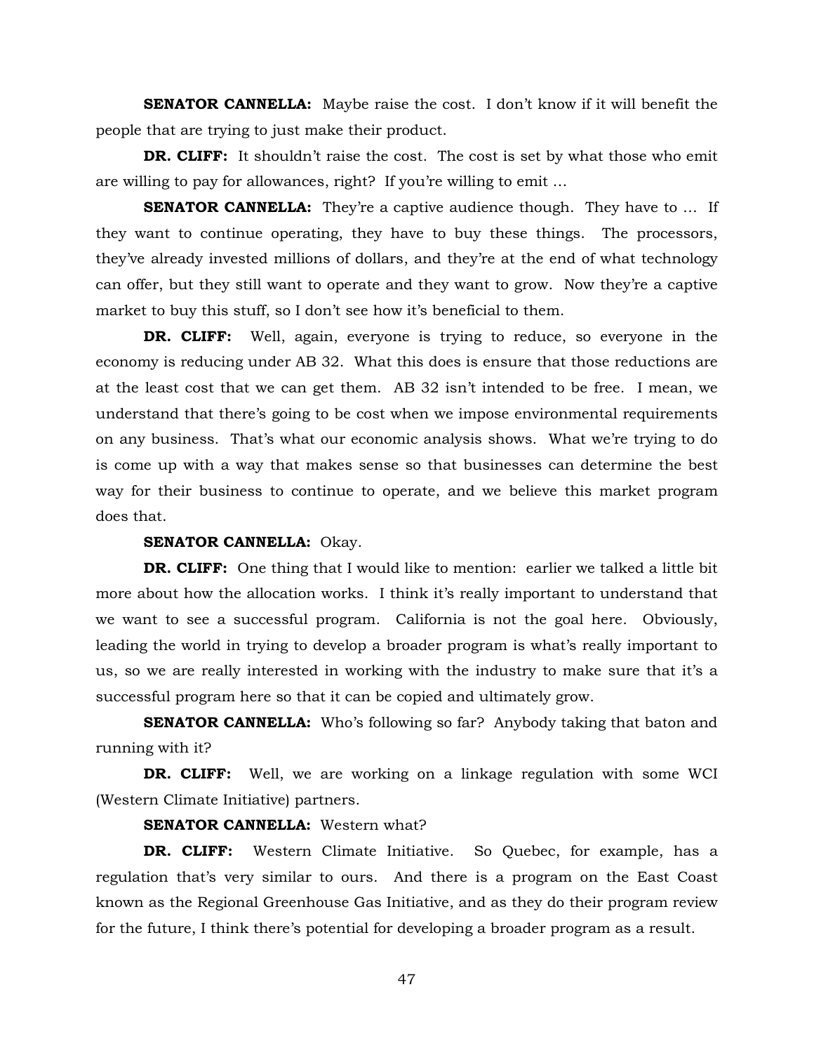**SENATOR CANNELLA:** Maybe raise the cost. I don't know if it will benefit the people that are trying to just make their product.

**DR. CLIFF:** It shouldn't raise the cost. The cost is set by what those who emit are willing to pay for allowances, right? If you're willing to emit …

**SENATOR CANNELLA:** They're a captive audience though. They have to … If they want to continue operating, they have to buy these things. The processors, they've already invested millions of dollars, and they're at the end of what technology can offer, but they still want to operate and they want to grow. Now they're a captive market to buy this stuff, so I don't see how it's beneficial to them.

**DR. CLIFF:** Well, again, everyone is trying to reduce, so everyone in the economy is reducing under AB 32. What this does is ensure that those reductions are at the least cost that we can get them. AB 32 isn't intended to be free. I mean, we understand that there's going to be cost when we impose environmental requirements on any business. That's what our economic analysis shows. What we're trying to do is come up with a way that makes sense so that businesses can determine the best way for their business to continue to operate, and we believe this market program does that.

**SENATOR CANNELLA:** Okay.

**DR. CLIFF:** One thing that I would like to mention: earlier we talked a little bit more about how the allocation works. I think it's really important to understand that we want to see a successful program. California is not the goal here. Obviously, leading the world in trying to develop a broader program is what's really important to us, so we are really interested in working with the industry to make sure that it's a successful program here so that it can be copied and ultimately grow.

**SENATOR CANNELLA:** Who's following so far? Anybody taking that baton and running with it?

**DR. CLIFF:** Well, we are working on a linkage regulation with some WCI (Western Climate Initiative) partners.

**SENATOR CANNELLA:** Western what?

**DR. CLIFF:** Western Climate Initiative. So Quebec, for example, has a regulation that's very similar to ours. And there is a program on the East Coast known as the Regional Greenhouse Gas Initiative, and as they do their program review for the future, I think there's potential for developing a broader program as a result.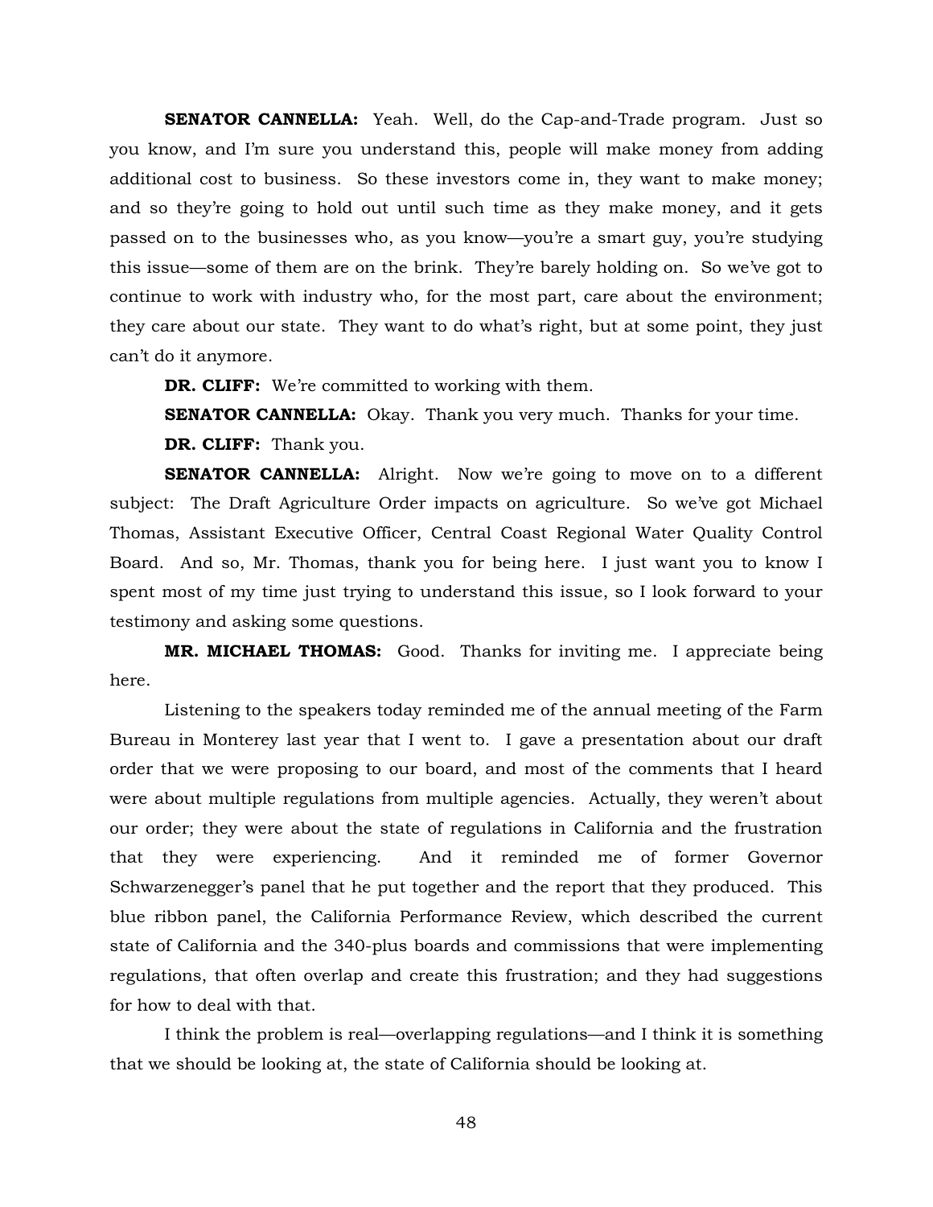**SENATOR CANNELLA:** Yeah. Well, do the Cap-and-Trade program. Just so you know, and I'm sure you understand this, people will make money from adding additional cost to business. So these investors come in, they want to make money; and so they're going to hold out until such time as they make money, and it gets passed on to the businesses who, as you know—you're a smart guy, you're studying this issue—some of them are on the brink. They're barely holding on. So we've got to continue to work with industry who, for the most part, care about the environment; they care about our state. They want to do what's right, but at some point, they just can't do it anymore.

**DR. CLIFF:** We're committed to working with them.

**SENATOR CANNELLA:** Okay. Thank you very much. Thanks for your time.

**DR. CLIFF:** Thank you.

**SENATOR CANNELLA:** Alright. Now we're going to move on to a different subject: The Draft Agriculture Order impacts on agriculture. So we've got Michael Thomas, Assistant Executive Officer, Central Coast Regional Water Quality Control Board. And so, Mr. Thomas, thank you for being here. I just want you to know I spent most of my time just trying to understand this issue, so I look forward to your testimony and asking some questions.

**MR. MICHAEL THOMAS:** Good. Thanks for inviting me. I appreciate being here.

Listening to the speakers today reminded me of the annual meeting of the Farm Bureau in Monterey last year that I went to. I gave a presentation about our draft order that we were proposing to our board, and most of the comments that I heard were about multiple regulations from multiple agencies. Actually, they weren't about our order; they were about the state of regulations in California and the frustration that they were experiencing. And it reminded me of former Governor Schwarzenegger's panel that he put together and the report that they produced. This blue ribbon panel, the California Performance Review, which described the current state of California and the 340-plus boards and commissions that were implementing regulations, that often overlap and create this frustration; and they had suggestions for how to deal with that.

I think the problem is real—overlapping regulations—and I think it is something that we should be looking at, the state of California should be looking at.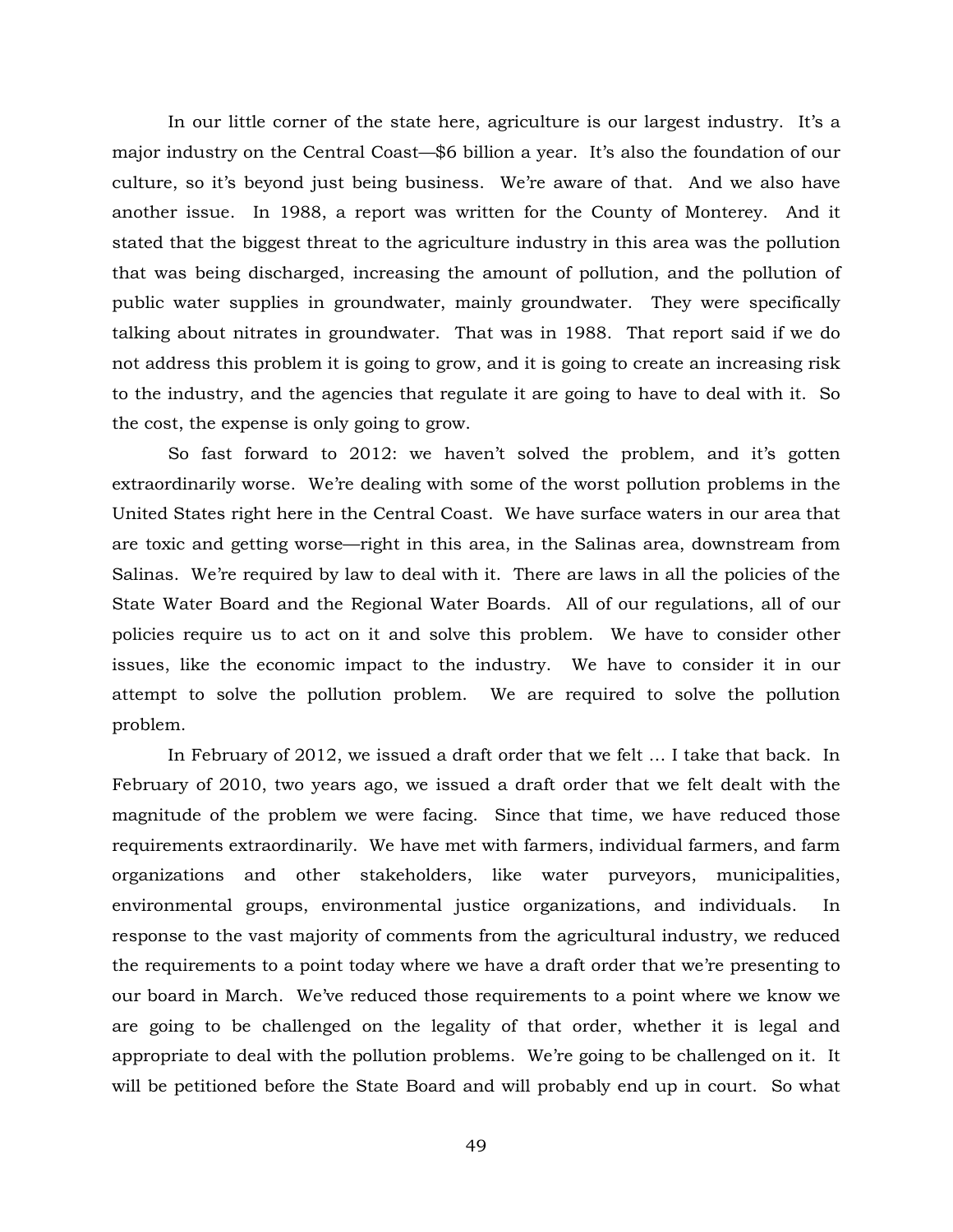In our little corner of the state here, agriculture is our largest industry. It's a major industry on the Central Coast—$6 billion a year. It's also the foundation of our culture, so it's beyond just being business. We're aware of that. And we also have another issue. In 1988, a report was written for the County of Monterey. And it stated that the biggest threat to the agriculture industry in this area was the pollution that was being discharged, increasing the amount of pollution, and the pollution of public water supplies in groundwater, mainly groundwater. They were specifically talking about nitrates in groundwater. That was in 1988. That report said if we do not address this problem it is going to grow, and it is going to create an increasing risk to the industry, and the agencies that regulate it are going to have to deal with it. So the cost, the expense is only going to grow.

So fast forward to 2012: we haven't solved the problem, and it's gotten extraordinarily worse. We're dealing with some of the worst pollution problems in the United States right here in the Central Coast. We have surface waters in our area that are toxic and getting worse—right in this area, in the Salinas area, downstream from Salinas. We're required by law to deal with it. There are laws in all the policies of the State Water Board and the Regional Water Boards. All of our regulations, all of our policies require us to act on it and solve this problem. We have to consider other issues, like the economic impact to the industry. We have to consider it in our attempt to solve the pollution problem. We are required to solve the pollution problem.

In February of 2012, we issued a draft order that we felt … I take that back. In February of 2010, two years ago, we issued a draft order that we felt dealt with the magnitude of the problem we were facing. Since that time, we have reduced those requirements extraordinarily. We have met with farmers, individual farmers, and farm organizations and other stakeholders, like water purveyors, municipalities, environmental groups, environmental justice organizations, and individuals. In response to the vast majority of comments from the agricultural industry, we reduced the requirements to a point today where we have a draft order that we're presenting to our board in March. We've reduced those requirements to a point where we know we are going to be challenged on the legality of that order, whether it is legal and appropriate to deal with the pollution problems. We're going to be challenged on it. It will be petitioned before the State Board and will probably end up in court. So what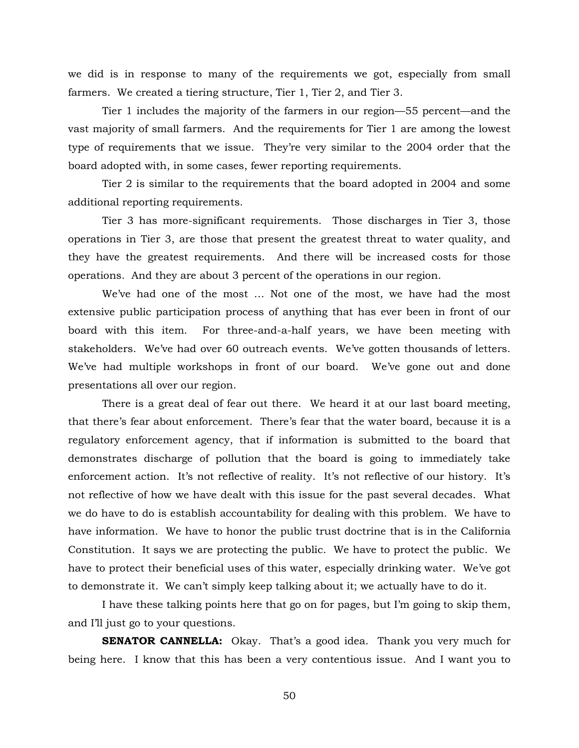we did is in response to many of the requirements we got, especially from small farmers. We created a tiering structure, Tier 1, Tier 2, and Tier 3.

Tier 1 includes the majority of the farmers in our region—55 percent—and the vast majority of small farmers. And the requirements for Tier 1 are among the lowest type of requirements that we issue. They're very similar to the 2004 order that the board adopted with, in some cases, fewer reporting requirements.

Tier 2 is similar to the requirements that the board adopted in 2004 and some additional reporting requirements.

Tier 3 has more-significant requirements. Those discharges in Tier 3, those operations in Tier 3, are those that present the greatest threat to water quality, and they have the greatest requirements. And there will be increased costs for those operations. And they are about 3 percent of the operations in our region.

We've had one of the most … Not one of the most, we have had the most extensive public participation process of anything that has ever been in front of our board with this item. For three-and-a-half years, we have been meeting with stakeholders. We've had over 60 outreach events. We've gotten thousands of letters. We've had multiple workshops in front of our board. We've gone out and done presentations all over our region.

There is a great deal of fear out there. We heard it at our last board meeting, that there's fear about enforcement. There's fear that the water board, because it is a regulatory enforcement agency, that if information is submitted to the board that demonstrates discharge of pollution that the board is going to immediately take enforcement action. It's not reflective of reality. It's not reflective of our history. It's not reflective of how we have dealt with this issue for the past several decades. What we do have to do is establish accountability for dealing with this problem. We have to have information. We have to honor the public trust doctrine that is in the California Constitution. It says we are protecting the public. We have to protect the public. We have to protect their beneficial uses of this water, especially drinking water. We've got to demonstrate it. We can't simply keep talking about it; we actually have to do it.

I have these talking points here that go on for pages, but I'm going to skip them, and I'll just go to your questions.

**SENATOR CANNELLA:** Okay. That's a good idea. Thank you very much for being here. I know that this has been a very contentious issue. And I want you to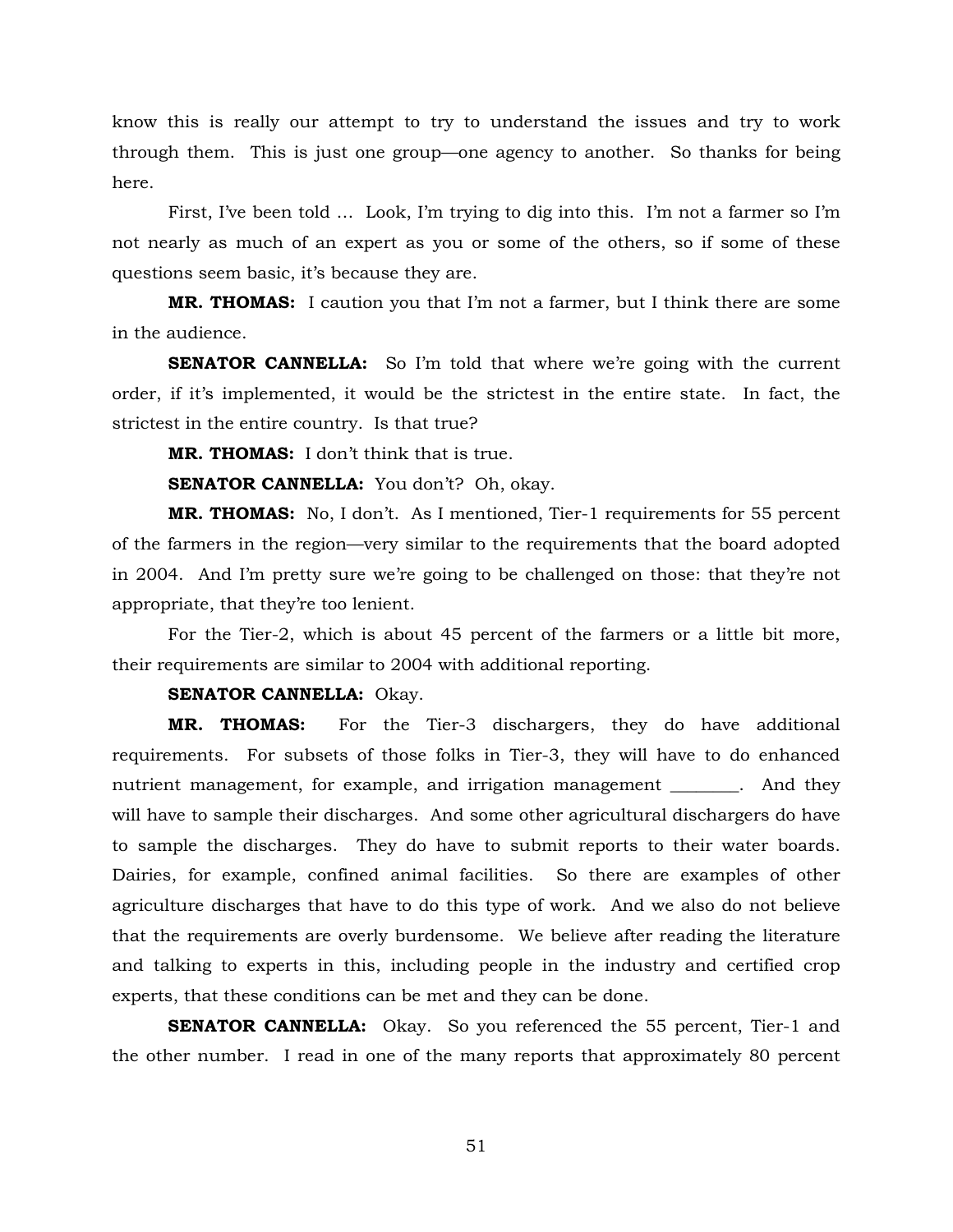know this is really our attempt to try to understand the issues and try to work through them. This is just one group—one agency to another. So thanks for being here.

First, I've been told ... Look, I'm trying to dig into this. I'm not a farmer so I'm not nearly as much of an expert as you or some of the others, so if some of these questions seem basic, it's because they are.

**MR. THOMAS:** I caution you that I'm not a farmer, but I think there are some in the audience.

**SENATOR CANNELLA:** So I'm told that where we're going with the current order, if it's implemented, it would be the strictest in the entire state. In fact, the strictest in the entire country. Is that true?

**MR. THOMAS:** I don't think that is true.

**SENATOR CANNELLA:** You don't? Oh, okay.

**MR. THOMAS:** No, I don't. As I mentioned, Tier-1 requirements for 55 percent of the farmers in the region—very similar to the requirements that the board adopted in 2004. And I'm pretty sure we're going to be challenged on those: that they're not appropriate, that they're too lenient.

For the Tier-2, which is about 45 percent of the farmers or a little bit more, their requirements are similar to 2004 with additional reporting.

**SENATOR CANNELLA:** Okay.

**MR. THOMAS:** For the Tier-3 dischargers, they do have additional requirements. For subsets of those folks in Tier-3, they will have to do enhanced nutrient management, for example, and irrigation management ________. And they will have to sample their discharges. And some other agricultural dischargers do have to sample the discharges. They do have to submit reports to their water boards. Dairies, for example, confined animal facilities. So there are examples of other agriculture discharges that have to do this type of work. And we also do not believe that the requirements are overly burdensome. We believe after reading the literature and talking to experts in this, including people in the industry and certified crop experts, that these conditions can be met and they can be done.

**SENATOR CANNELLA:** Okay. So you referenced the 55 percent, Tier-1 and the other number. I read in one of the many reports that approximately 80 percent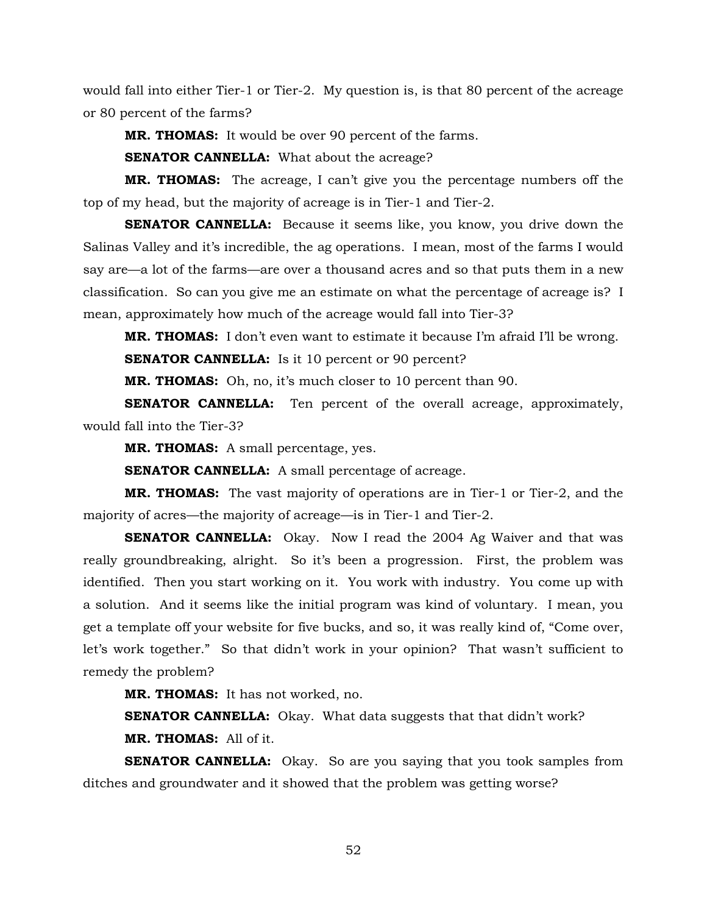would fall into either Tier-1 or Tier-2. My question is, is that 80 percent of the acreage or 80 percent of the farms?

**MR. THOMAS:** It would be over 90 percent of the farms.

**SENATOR CANNELLA:** What about the acreage?

**MR. THOMAS:** The acreage, I can't give you the percentage numbers off the top of my head, but the majority of acreage is in Tier-1 and Tier-2.

**SENATOR CANNELLA:** Because it seems like, you know, you drive down the Salinas Valley and it's incredible, the ag operations. I mean, most of the farms I would say are—a lot of the farms—are over a thousand acres and so that puts them in a new classification. So can you give me an estimate on what the percentage of acreage is? I mean, approximately how much of the acreage would fall into Tier-3?

**MR. THOMAS:** I don't even want to estimate it because I'm afraid I'll be wrong.

**SENATOR CANNELLA:** Is it 10 percent or 90 percent?

**MR. THOMAS:** Oh, no, it's much closer to 10 percent than 90.

**SENATOR CANNELLA:** Ten percent of the overall acreage, approximately, would fall into the Tier-3?

**MR. THOMAS:** A small percentage, yes.

**SENATOR CANNELLA:** A small percentage of acreage.

**MR. THOMAS:** The vast majority of operations are in Tier-1 or Tier-2, and the majority of acres—the majority of acreage—is in Tier-1 and Tier-2.

**SENATOR CANNELLA:** Okay. Now I read the 2004 Ag Waiver and that was really groundbreaking, alright. So it's been a progression. First, the problem was identified. Then you start working on it. You work with industry. You come up with a solution. And it seems like the initial program was kind of voluntary. I mean, you get a template off your website for five bucks, and so, it was really kind of, "Come over, let's work together." So that didn't work in your opinion? That wasn't sufficient to remedy the problem?

**MR. THOMAS:** It has not worked, no.

**SENATOR CANNELLA:** Okay. What data suggests that that didn't work?

**MR. THOMAS:** All of it.

**SENATOR CANNELLA:** Okay. So are you saying that you took samples from ditches and groundwater and it showed that the problem was getting worse?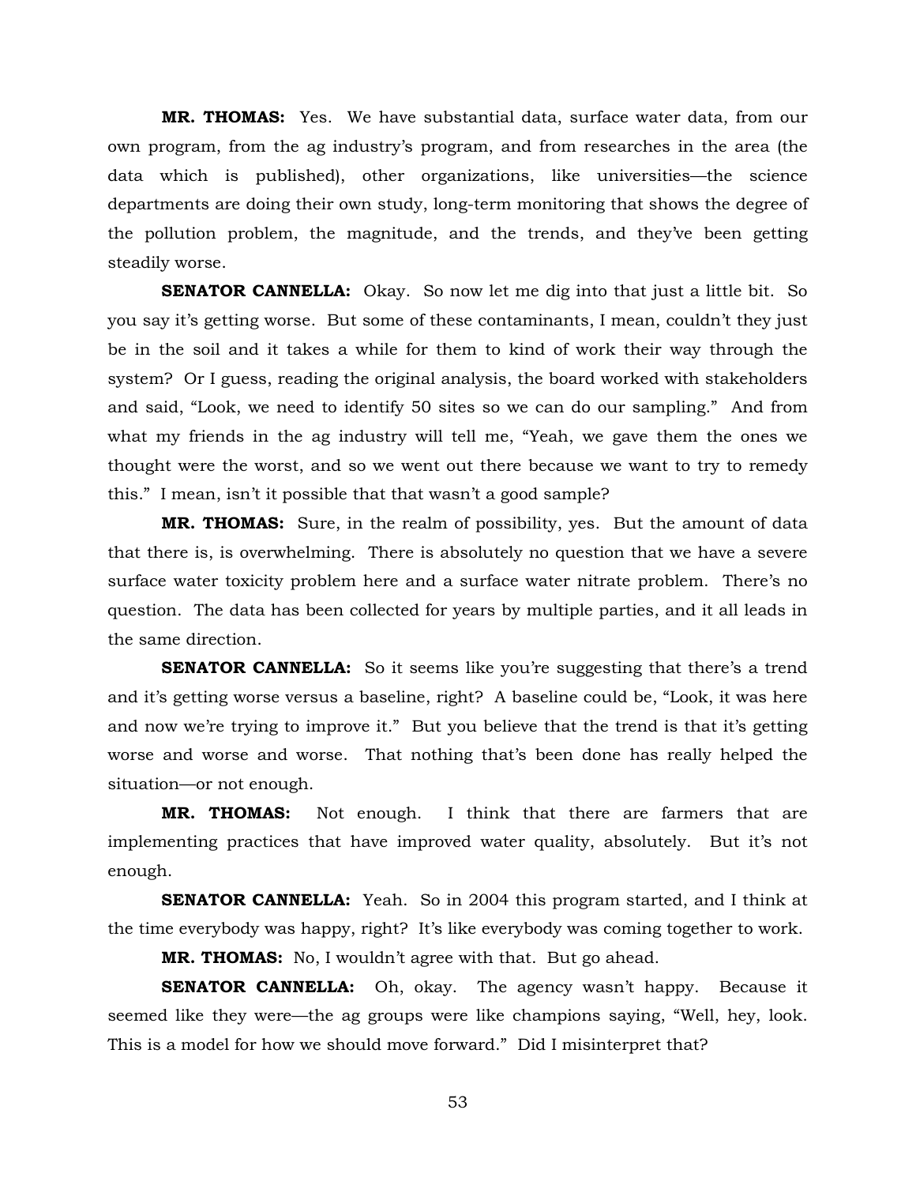**MR. THOMAS:** Yes. We have substantial data, surface water data, from our own program, from the ag industry's program, and from researches in the area (the data which is published), other organizations, like universities—the science departments are doing their own study, long-term monitoring that shows the degree of the pollution problem, the magnitude, and the trends, and they've been getting steadily worse.

**SENATOR CANNELLA:** Okay. So now let me dig into that just a little bit. So you say it's getting worse. But some of these contaminants, I mean, couldn't they just be in the soil and it takes a while for them to kind of work their way through the system? Or I guess, reading the original analysis, the board worked with stakeholders and said, "Look, we need to identify 50 sites so we can do our sampling." And from what my friends in the ag industry will tell me, "Yeah, we gave them the ones we thought were the worst, and so we went out there because we want to try to remedy this." I mean, isn't it possible that that wasn't a good sample?

**MR. THOMAS:** Sure, in the realm of possibility, yes. But the amount of data that there is, is overwhelming. There is absolutely no question that we have a severe surface water toxicity problem here and a surface water nitrate problem. There's no question. The data has been collected for years by multiple parties, and it all leads in the same direction.

**SENATOR CANNELLA:** So it seems like you're suggesting that there's a trend and it's getting worse versus a baseline, right? A baseline could be, "Look, it was here and now we're trying to improve it." But you believe that the trend is that it's getting worse and worse and worse. That nothing that's been done has really helped the situation—or not enough.

**MR. THOMAS:** Not enough. I think that there are farmers that are implementing practices that have improved water quality, absolutely. But it's not enough.

**SENATOR CANNELLA:** Yeah. So in 2004 this program started, and I think at the time everybody was happy, right? It's like everybody was coming together to work.

**MR. THOMAS:** No, I wouldn't agree with that. But go ahead.

**SENATOR CANNELLA:** Oh, okay. The agency wasn't happy. Because it seemed like they were—the ag groups were like champions saying, "Well, hey, look. This is a model for how we should move forward." Did I misinterpret that?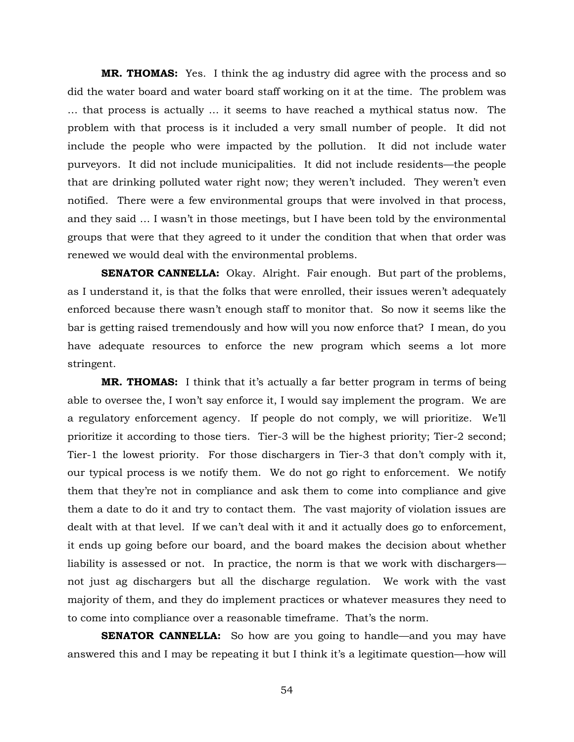**MR. THOMAS:** Yes. I think the ag industry did agree with the process and so did the water board and water board staff working on it at the time. The problem was … that process is actually … it seems to have reached a mythical status now. The problem with that process is it included a very small number of people. It did not include the people who were impacted by the pollution. It did not include water purveyors. It did not include municipalities. It did not include residents—the people that are drinking polluted water right now; they weren't included. They weren't even notified. There were a few environmental groups that were involved in that process, and they said … I wasn't in those meetings, but I have been told by the environmental groups that were that they agreed to it under the condition that when that order was renewed we would deal with the environmental problems.

**SENATOR CANNELLA:** Okay. Alright. Fair enough. But part of the problems, as I understand it, is that the folks that were enrolled, their issues weren't adequately enforced because there wasn't enough staff to monitor that. So now it seems like the bar is getting raised tremendously and how will you now enforce that? I mean, do you have adequate resources to enforce the new program which seems a lot more stringent.

**MR. THOMAS:** I think that it's actually a far better program in terms of being able to oversee the, I won't say enforce it, I would say implement the program. We are a regulatory enforcement agency. If people do not comply, we will prioritize. We'll prioritize it according to those tiers. Tier-3 will be the highest priority; Tier-2 second; Tier-1 the lowest priority. For those dischargers in Tier-3 that don't comply with it, our typical process is we notify them. We do not go right to enforcement. We notify them that they're not in compliance and ask them to come into compliance and give them a date to do it and try to contact them. The vast majority of violation issues are dealt with at that level. If we can't deal with it and it actually does go to enforcement, it ends up going before our board, and the board makes the decision about whether liability is assessed or not. In practice, the norm is that we work with dischargers—not just ag dischargers but all the discharge regulation. We work with the vast majority of them, and they do implement practices or whatever measures they need to to come into compliance over a reasonable timeframe. That's the norm.

**SENATOR CANNELLA:** So how are you going to handle—and you may have answered this and I may be repeating it but I think it's a legitimate question—how will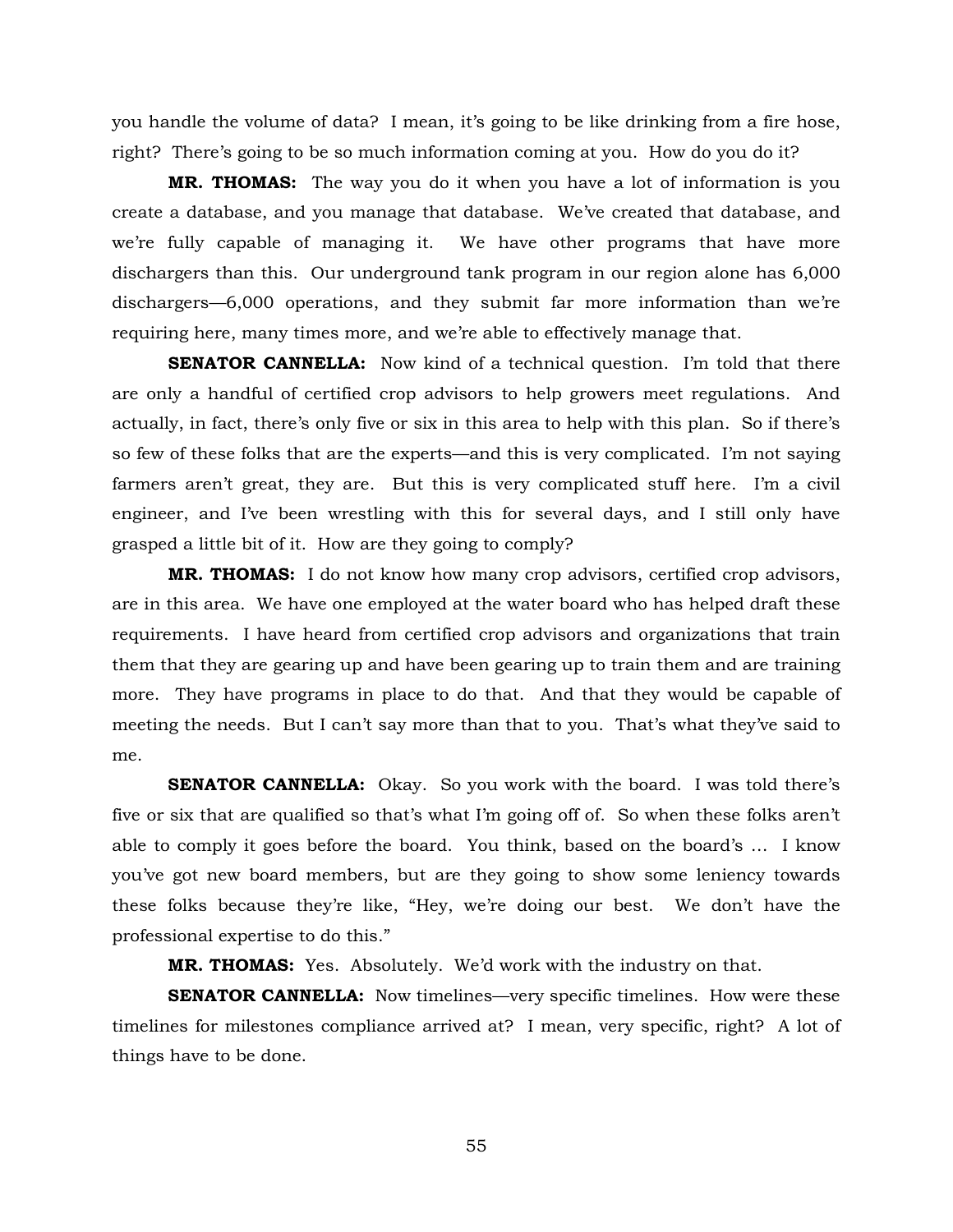you handle the volume of data? I mean, it's going to be like drinking from a fire hose, right? There's going to be so much information coming at you. How do you do it?

**MR. THOMAS:** The way you do it when you have a lot of information is you create a database, and you manage that database. We've created that database, and we're fully capable of managing it. We have other programs that have more dischargers than this. Our underground tank program in our region alone has 6,000 dischargers—6,000 operations, and they submit far more information than we're requiring here, many times more, and we're able to effectively manage that.

**SENATOR CANNELLA:** Now kind of a technical question. I'm told that there are only a handful of certified crop advisors to help growers meet regulations. And actually, in fact, there's only five or six in this area to help with this plan. So if there's so few of these folks that are the experts—and this is very complicated. I'm not saying farmers aren't great, they are. But this is very complicated stuff here. I'm a civil engineer, and I've been wrestling with this for several days, and I still only have grasped a little bit of it. How are they going to comply?

**MR. THOMAS:** I do not know how many crop advisors, certified crop advisors, are in this area. We have one employed at the water board who has helped draft these requirements. I have heard from certified crop advisors and organizations that train them that they are gearing up and have been gearing up to train them and are training more. They have programs in place to do that. And that they would be capable of meeting the needs. But I can't say more than that to you. That's what they've said to me.

**SENATOR CANNELLA:** Okay. So you work with the board. I was told there's five or six that are qualified so that's what I'm going off of. So when these folks aren't able to comply it goes before the board. You think, based on the board's … I know you've got new board members, but are they going to show some leniency towards these folks because they're like, "Hey, we're doing our best. We don't have the professional expertise to do this."

**MR. THOMAS:** Yes. Absolutely. We'd work with the industry on that.

**SENATOR CANNELLA:** Now timelines—very specific timelines. How were these timelines for milestones compliance arrived at? I mean, very specific, right? A lot of things have to be done.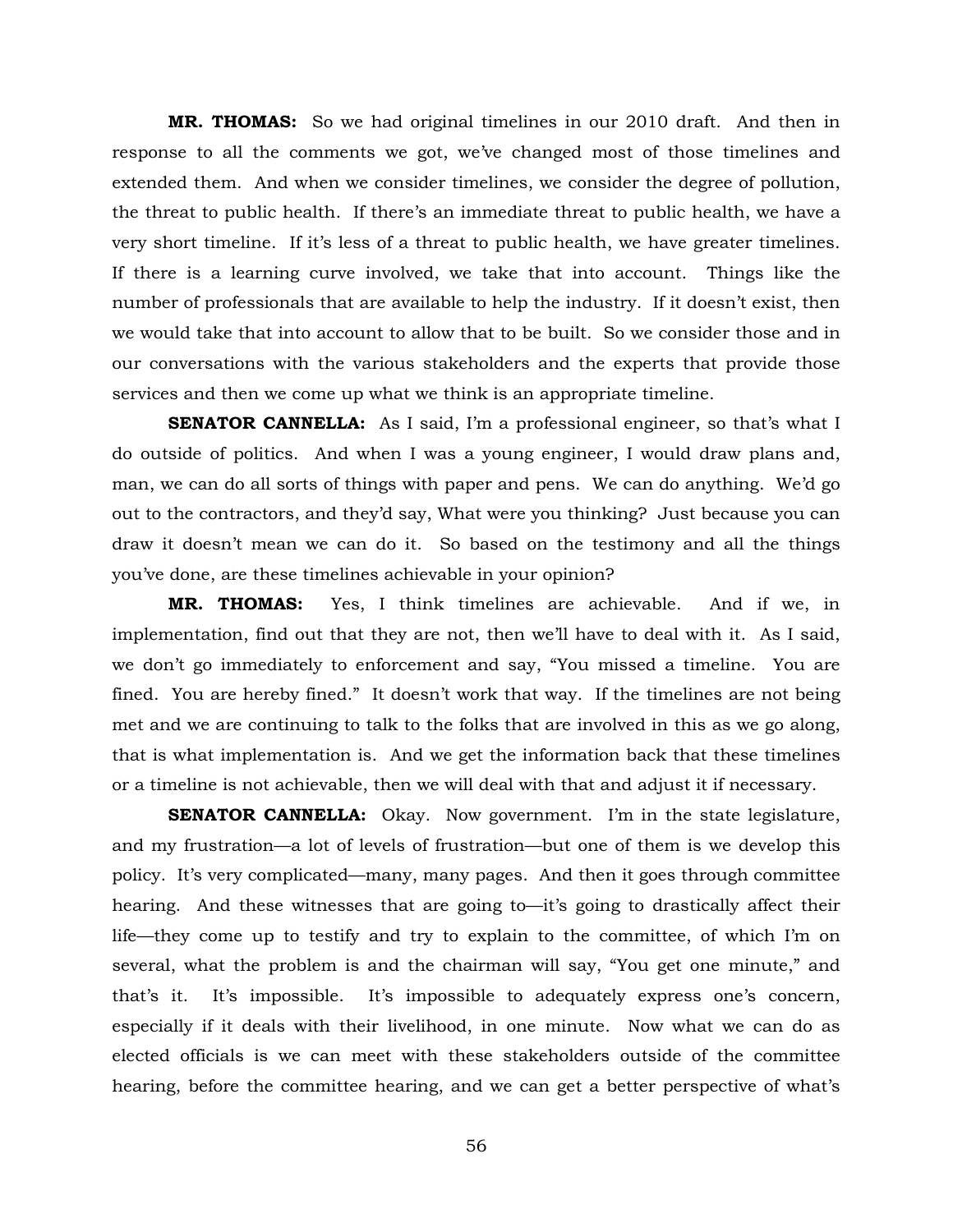**MR. THOMAS:** So we had original timelines in our 2010 draft. And then in response to all the comments we got, we've changed most of those timelines and extended them. And when we consider timelines, we consider the degree of pollution, the threat to public health. If there's an immediate threat to public health, we have a very short timeline. If it's less of a threat to public health, we have greater timelines. If there is a learning curve involved, we take that into account. Things like the number of professionals that are available to help the industry. If it doesn't exist, then we would take that into account to allow that to be built. So we consider those and in our conversations with the various stakeholders and the experts that provide those services and then we come up what we think is an appropriate timeline.

**SENATOR CANNELLA:** As I said, I'm a professional engineer, so that's what I do outside of politics. And when I was a young engineer, I would draw plans and, man, we can do all sorts of things with paper and pens. We can do anything. We'd go out to the contractors, and they'd say, What were you thinking? Just because you can draw it doesn't mean we can do it. So based on the testimony and all the things you've done, are these timelines achievable in your opinion?

**MR. THOMAS:** Yes, I think timelines are achievable. And if we, in implementation, find out that they are not, then we'll have to deal with it. As I said, we don't go immediately to enforcement and say, "You missed a timeline. You are fined. You are hereby fined." It doesn't work that way. If the timelines are not being met and we are continuing to talk to the folks that are involved in this as we go along, that is what implementation is. And we get the information back that these timelines or a timeline is not achievable, then we will deal with that and adjust it if necessary.

**SENATOR CANNELLA:** Okay. Now government. I'm in the state legislature, and my frustration—a lot of levels of frustration—but one of them is we develop this policy. It's very complicated—many, many pages. And then it goes through committee hearing. And these witnesses that are going to—it's going to drastically affect their life—they come up to testify and try to explain to the committee, of which I'm on several, what the problem is and the chairman will say, "You get one minute," and that's it. It's impossible. It's impossible to adequately express one's concern, especially if it deals with their livelihood, in one minute. Now what we can do as elected officials is we can meet with these stakeholders outside of the committee hearing, before the committee hearing, and we can get a better perspective of what's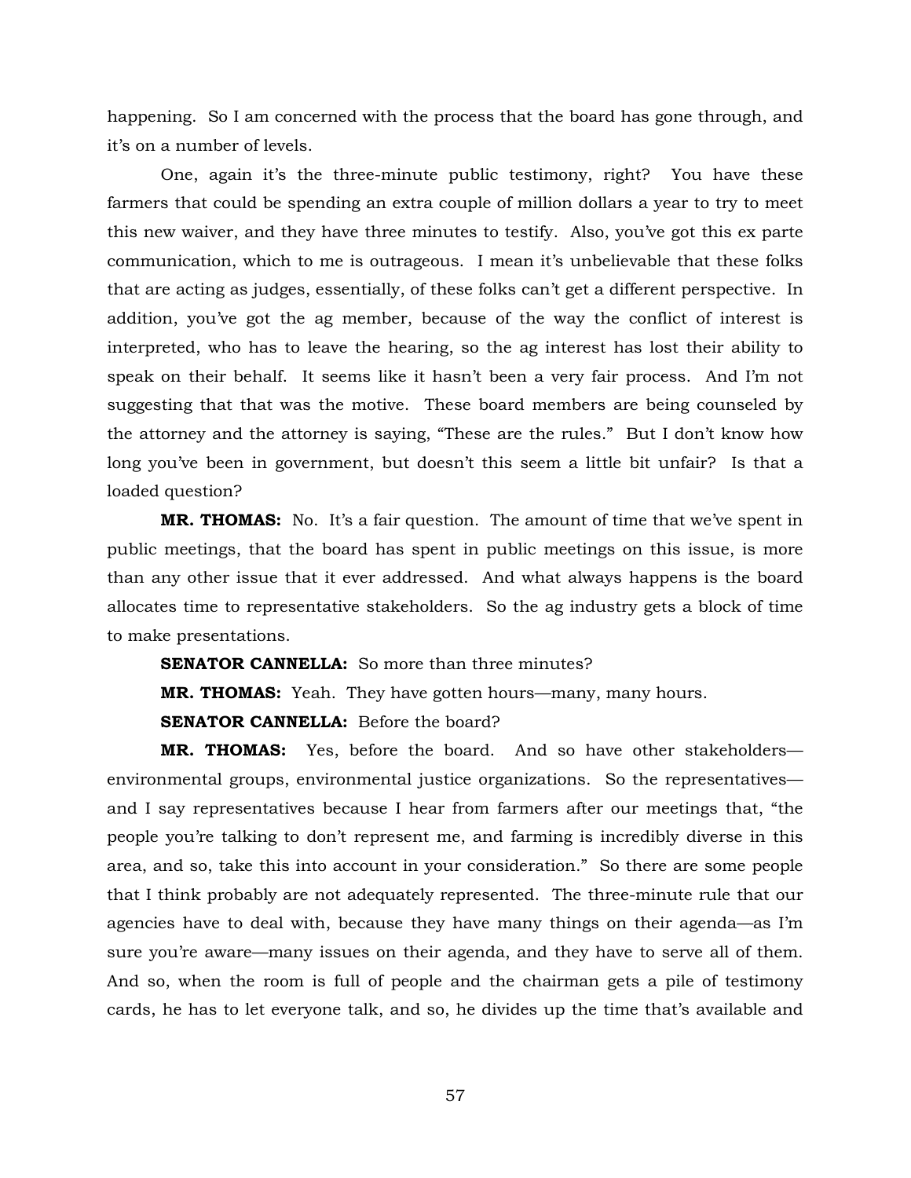happening. So I am concerned with the process that the board has gone through, and it's on a number of levels.

One, again it's the three-minute public testimony, right? You have these farmers that could be spending an extra couple of million dollars a year to try to meet this new waiver, and they have three minutes to testify. Also, you've got this ex parte communication, which to me is outrageous. I mean it's unbelievable that these folks that are acting as judges, essentially, of these folks can't get a different perspective. In addition, you've got the ag member, because of the way the conflict of interest is interpreted, who has to leave the hearing, so the ag interest has lost their ability to speak on their behalf. It seems like it hasn't been a very fair process. And I'm not suggesting that that was the motive. These board members are being counseled by the attorney and the attorney is saying, "These are the rules." But I don't know how long you've been in government, but doesn't this seem a little bit unfair? Is that a loaded question?

**MR. THOMAS:** No. It's a fair question. The amount of time that we've spent in public meetings, that the board has spent in public meetings on this issue, is more than any other issue that it ever addressed. And what always happens is the board allocates time to representative stakeholders. So the ag industry gets a block of time to make presentations.

**SENATOR CANNELLA:** So more than three minutes?

**MR. THOMAS:** Yeah. They have gotten hours—many, many hours.

**SENATOR CANNELLA:** Before the board?

**MR. THOMAS:** Yes, before the board. And so have other stakeholders—environmental groups, environmental justice organizations. So the representatives—and I say representatives because I hear from farmers after our meetings that, "the people you're talking to don't represent me, and farming is incredibly diverse in this area, and so, take this into account in your consideration." So there are some people that I think probably are not adequately represented. The three-minute rule that our agencies have to deal with, because they have many things on their agenda—as I'm sure you're aware—many issues on their agenda, and they have to serve all of them. And so, when the room is full of people and the chairman gets a pile of testimony cards, he has to let everyone talk, and so, he divides up the time that's available and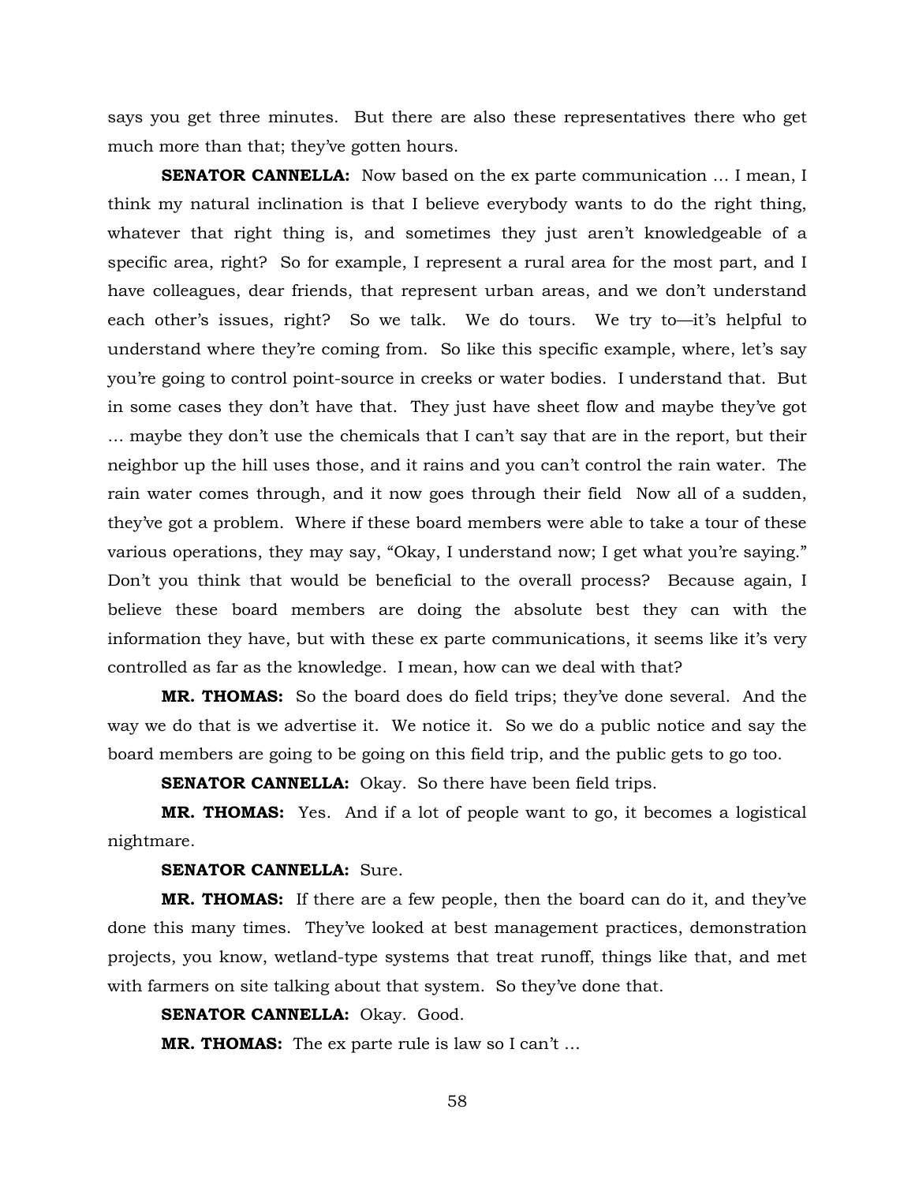says you get three minutes. But there are also these representatives there who get much more than that; they've gotten hours.

**SENATOR CANNELLA:** Now based on the ex parte communication … I mean, I think my natural inclination is that I believe everybody wants to do the right thing, whatever that right thing is, and sometimes they just aren't knowledgeable of a specific area, right? So for example, I represent a rural area for the most part, and I have colleagues, dear friends, that represent urban areas, and we don't understand each other's issues, right? So we talk. We do tours. We try to—it's helpful to understand where they're coming from. So like this specific example, where, let's say you're going to control point-source in creeks or water bodies. I understand that. But in some cases they don't have that. They just have sheet flow and maybe they've got … maybe they don't use the chemicals that I can't say that are in the report, but their neighbor up the hill uses those, and it rains and you can't control the rain water. The rain water comes through, and it now goes through their field Now all of a sudden, they've got a problem. Where if these board members were able to take a tour of these various operations, they may say, "Okay, I understand now; I get what you're saying." Don't you think that would be beneficial to the overall process? Because again, I believe these board members are doing the absolute best they can with the information they have, but with these ex parte communications, it seems like it's very controlled as far as the knowledge. I mean, how can we deal with that?

**MR. THOMAS:** So the board does do field trips; they've done several. And the way we do that is we advertise it. We notice it. So we do a public notice and say the board members are going to be going on this field trip, and the public gets to go too.

**SENATOR CANNELLA:** Okay. So there have been field trips.

**MR. THOMAS:** Yes. And if a lot of people want to go, it becomes a logistical nightmare.

**SENATOR CANNELLA:** Sure.

**MR. THOMAS:** If there are a few people, then the board can do it, and they've done this many times. They've looked at best management practices, demonstration projects, you know, wetland-type systems that treat runoff, things like that, and met with farmers on site talking about that system. So they've done that.

**SENATOR CANNELLA:** Okay. Good.

**MR. THOMAS:** The ex parte rule is law so I can't …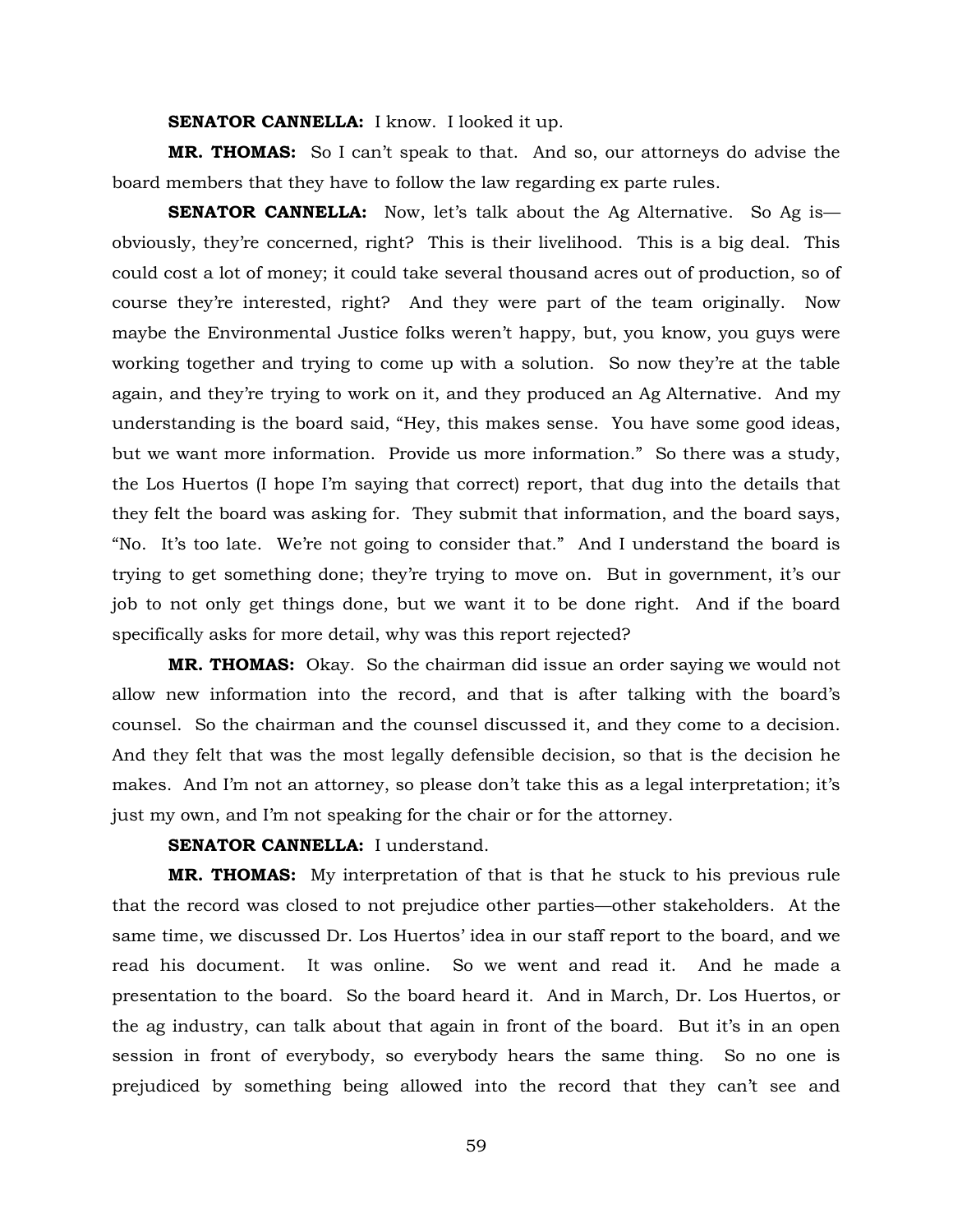**SENATOR CANNELLA:** I know. I looked it up.

**MR. THOMAS:** So I can't speak to that. And so, our attorneys do advise the board members that they have to follow the law regarding ex parte rules.

**SENATOR CANNELLA:** Now, let's talk about the Ag Alternative. So Ag is—obviously, they're concerned, right? This is their livelihood. This is a big deal. This could cost a lot of money; it could take several thousand acres out of production, so of course they're interested, right? And they were part of the team originally. Now maybe the Environmental Justice folks weren't happy, but, you know, you guys were working together and trying to come up with a solution. So now they're at the table again, and they're trying to work on it, and they produced an Ag Alternative. And my understanding is the board said, "Hey, this makes sense. You have some good ideas, but we want more information. Provide us more information." So there was a study, the Los Huertos (I hope I'm saying that correct) report, that dug into the details that they felt the board was asking for. They submit that information, and the board says, "No. It's too late. We're not going to consider that." And I understand the board is trying to get something done; they're trying to move on. But in government, it's our job to not only get things done, but we want it to be done right. And if the board specifically asks for more detail, why was this report rejected?

**MR. THOMAS:** Okay. So the chairman did issue an order saying we would not allow new information into the record, and that is after talking with the board's counsel. So the chairman and the counsel discussed it, and they come to a decision. And they felt that was the most legally defensible decision, so that is the decision he makes. And I'm not an attorney, so please don't take this as a legal interpretation; it's just my own, and I'm not speaking for the chair or for the attorney.

**SENATOR CANNELLA:** I understand.

**MR. THOMAS:** My interpretation of that is that he stuck to his previous rule that the record was closed to not prejudice other parties—other stakeholders. At the same time, we discussed Dr. Los Huertos' idea in our staff report to the board, and we read his document. It was online. So we went and read it. And he made a presentation to the board. So the board heard it. And in March, Dr. Los Huertos, or the ag industry, can talk about that again in front of the board. But it's in an open session in front of everybody, so everybody hears the same thing. So no one is prejudiced by something being allowed into the record that they can't see and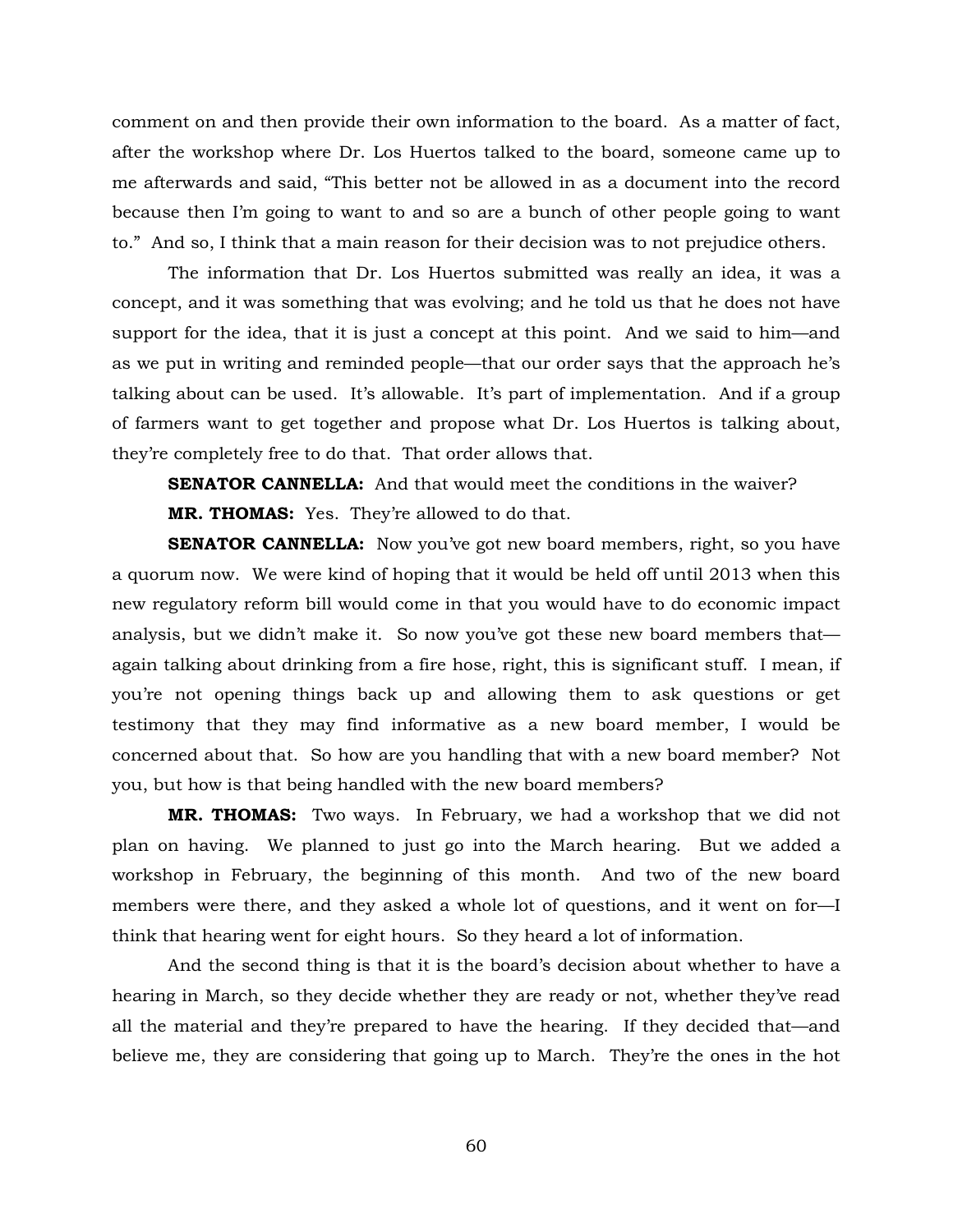comment on and then provide their own information to the board. As a matter of fact, after the workshop where Dr. Los Huertos talked to the board, someone came up to me afterwards and said, "This better not be allowed in as a document into the record because then I'm going to want to and so are a bunch of other people going to want to." And so, I think that a main reason for their decision was to not prejudice others.

The information that Dr. Los Huertos submitted was really an idea, it was a concept, and it was something that was evolving; and he told us that he does not have support for the idea, that it is just a concept at this point. And we said to him—and as we put in writing and reminded people—that our order says that the approach he's talking about can be used. It's allowable. It's part of implementation. And if a group of farmers want to get together and propose what Dr. Los Huertos is talking about, they're completely free to do that. That order allows that.

**SENATOR CANNELLA:** And that would meet the conditions in the waiver?

**MR. THOMAS:** Yes. They're allowed to do that.

**SENATOR CANNELLA:** Now you've got new board members, right, so you have a quorum now. We were kind of hoping that it would be held off until 2013 when this new regulatory reform bill would come in that you would have to do economic impact analysis, but we didn't make it. So now you've got these new board members that—again talking about drinking from a fire hose, right, this is significant stuff. I mean, if you're not opening things back up and allowing them to ask questions or get testimony that they may find informative as a new board member, I would be concerned about that. So how are you handling that with a new board member? Not you, but how is that being handled with the new board members?

**MR. THOMAS:** Two ways. In February, we had a workshop that we did not plan on having. We planned to just go into the March hearing. But we added a workshop in February, the beginning of this month. And two of the new board members were there, and they asked a whole lot of questions, and it went on for—I think that hearing went for eight hours. So they heard a lot of information.

And the second thing is that it is the board's decision about whether to have a hearing in March, so they decide whether they are ready or not, whether they've read all the material and they're prepared to have the hearing. If they decided that—and believe me, they are considering that going up to March. They're the ones in the hot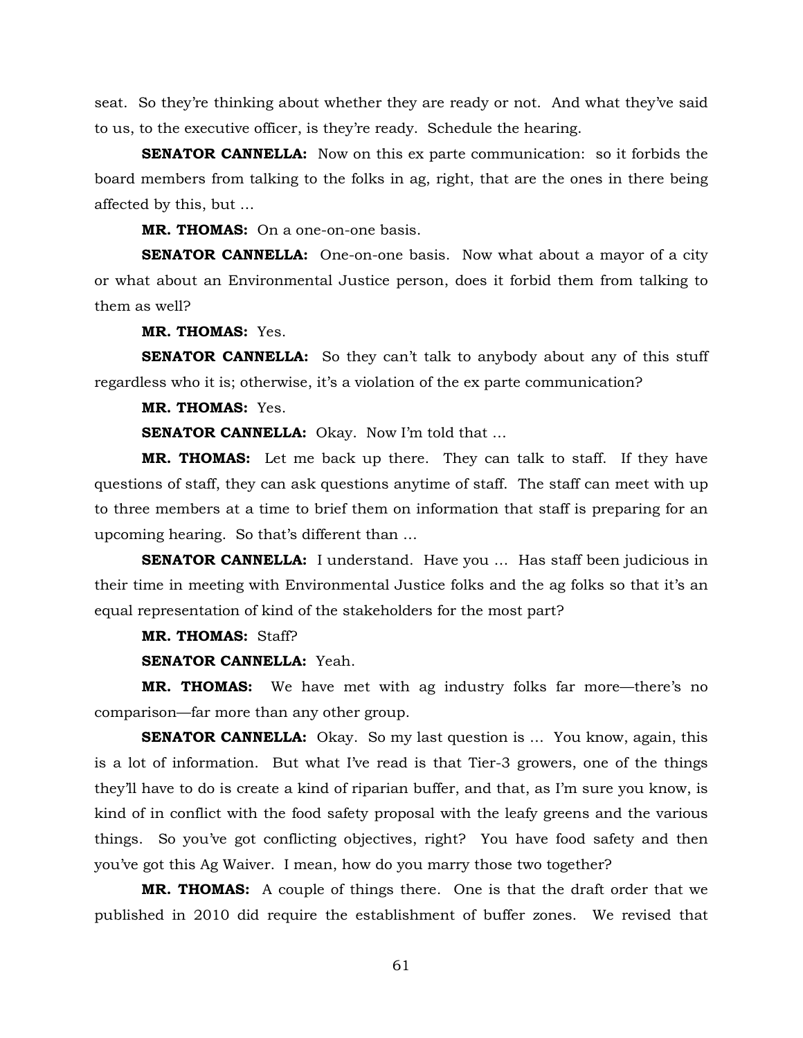seat. So they're thinking about whether they are ready or not. And what they've said to us, to the executive officer, is they're ready. Schedule the hearing.

**SENATOR CANNELLA:** Now on this ex parte communication: so it forbids the board members from talking to the folks in ag, right, that are the ones in there being affected by this, but …

**MR. THOMAS:** On a one-on-one basis.

**SENATOR CANNELLA:** One-on-one basis. Now what about a mayor of a city or what about an Environmental Justice person, does it forbid them from talking to them as well?

**MR. THOMAS:** Yes.

**SENATOR CANNELLA:** So they can't talk to anybody about any of this stuff regardless who it is; otherwise, it's a violation of the ex parte communication?

**MR. THOMAS:** Yes.

**SENATOR CANNELLA:** Okay. Now I'm told that …

**MR. THOMAS:** Let me back up there. They can talk to staff. If they have questions of staff, they can ask questions anytime of staff. The staff can meet with up to three members at a time to brief them on information that staff is preparing for an upcoming hearing. So that's different than …

**SENATOR CANNELLA:** I understand. Have you … Has staff been judicious in their time in meeting with Environmental Justice folks and the ag folks so that it's an equal representation of kind of the stakeholders for the most part?

**MR. THOMAS:** Staff?

**SENATOR CANNELLA:** Yeah.

**MR. THOMAS:** We have met with ag industry folks far more—there's no comparison—far more than any other group.

**SENATOR CANNELLA:** Okay. So my last question is … You know, again, this is a lot of information. But what I've read is that Tier-3 growers, one of the things they'll have to do is create a kind of riparian buffer, and that, as I'm sure you know, is kind of in conflict with the food safety proposal with the leafy greens and the various things. So you've got conflicting objectives, right? You have food safety and then you've got this Ag Waiver. I mean, how do you marry those two together?

**MR. THOMAS:** A couple of things there. One is that the draft order that we published in 2010 did require the establishment of buffer zones. We revised that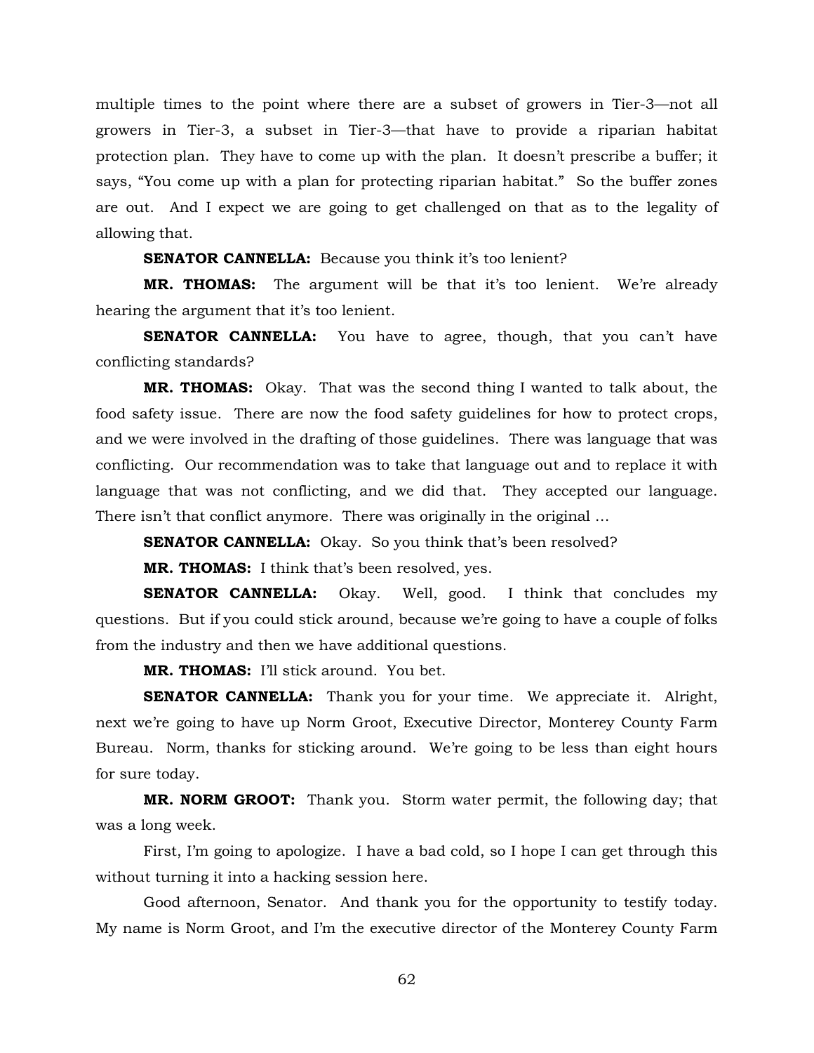multiple times to the point where there are a subset of growers in Tier-3—not all growers in Tier-3, a subset in Tier-3—that have to provide a riparian habitat protection plan. They have to come up with the plan. It doesn't prescribe a buffer; it says, "You come up with a plan for protecting riparian habitat." So the buffer zones are out. And I expect we are going to get challenged on that as to the legality of allowing that.

**SENATOR CANNELLA:** Because you think it's too lenient?

**MR. THOMAS:** The argument will be that it's too lenient. We're already hearing the argument that it's too lenient.

**SENATOR CANNELLA:** You have to agree, though, that you can't have conflicting standards?

**MR. THOMAS:** Okay. That was the second thing I wanted to talk about, the food safety issue. There are now the food safety guidelines for how to protect crops, and we were involved in the drafting of those guidelines. There was language that was conflicting. Our recommendation was to take that language out and to replace it with language that was not conflicting, and we did that. They accepted our language. There isn't that conflict anymore. There was originally in the original …

**SENATOR CANNELLA:** Okay. So you think that's been resolved?

**MR. THOMAS:** I think that's been resolved, yes.

**SENATOR CANNELLA:** Okay. Well, good. I think that concludes my questions. But if you could stick around, because we're going to have a couple of folks from the industry and then we have additional questions.

**MR. THOMAS:** I'll stick around. You bet.

**SENATOR CANNELLA:** Thank you for your time. We appreciate it. Alright, next we're going to have up Norm Groot, Executive Director, Monterey County Farm Bureau. Norm, thanks for sticking around. We're going to be less than eight hours for sure today.

**MR. NORM GROOT:** Thank you. Storm water permit, the following day; that was a long week.

First, I'm going to apologize. I have a bad cold, so I hope I can get through this without turning it into a hacking session here.

Good afternoon, Senator. And thank you for the opportunity to testify today. My name is Norm Groot, and I'm the executive director of the Monterey County Farm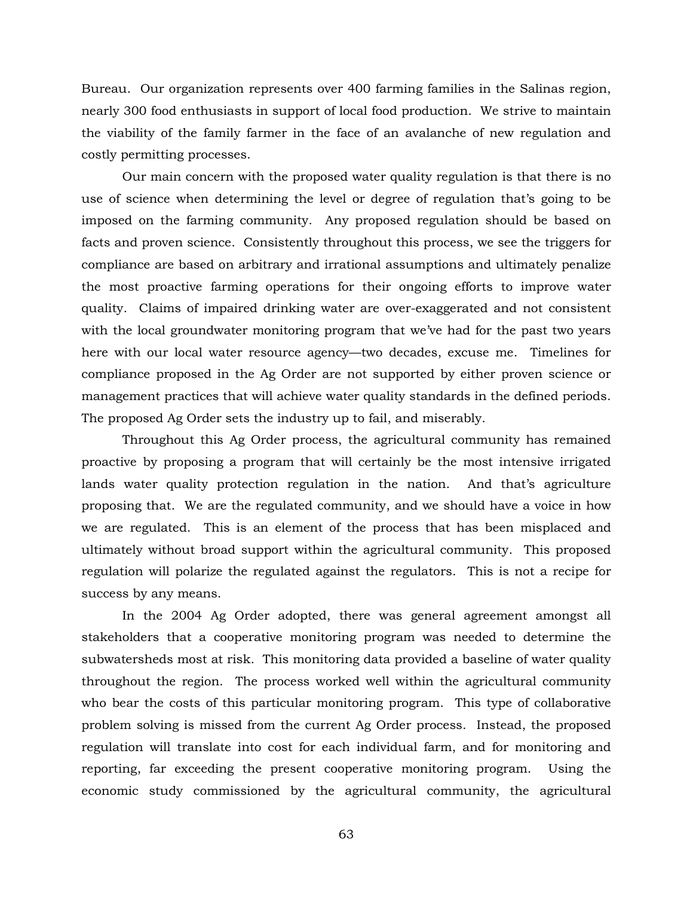Bureau. Our organization represents over 400 farming families in the Salinas region, nearly 300 food enthusiasts in support of local food production. We strive to maintain the viability of the family farmer in the face of an avalanche of new regulation and costly permitting processes.

Our main concern with the proposed water quality regulation is that there is no use of science when determining the level or degree of regulation that's going to be imposed on the farming community. Any proposed regulation should be based on facts and proven science. Consistently throughout this process, we see the triggers for compliance are based on arbitrary and irrational assumptions and ultimately penalize the most proactive farming operations for their ongoing efforts to improve water quality. Claims of impaired drinking water are over-exaggerated and not consistent with the local groundwater monitoring program that we've had for the past two years here with our local water resource agency—two decades, excuse me. Timelines for compliance proposed in the Ag Order are not supported by either proven science or management practices that will achieve water quality standards in the defined periods. The proposed Ag Order sets the industry up to fail, and miserably.

Throughout this Ag Order process, the agricultural community has remained proactive by proposing a program that will certainly be the most intensive irrigated lands water quality protection regulation in the nation. And that's agriculture proposing that. We are the regulated community, and we should have a voice in how we are regulated. This is an element of the process that has been misplaced and ultimately without broad support within the agricultural community. This proposed regulation will polarize the regulated against the regulators. This is not a recipe for success by any means.

In the 2004 Ag Order adopted, there was general agreement amongst all stakeholders that a cooperative monitoring program was needed to determine the subwatersheds most at risk. This monitoring data provided a baseline of water quality throughout the region. The process worked well within the agricultural community who bear the costs of this particular monitoring program. This type of collaborative problem solving is missed from the current Ag Order process. Instead, the proposed regulation will translate into cost for each individual farm, and for monitoring and reporting, far exceeding the present cooperative monitoring program. Using the economic study commissioned by the agricultural community, the agricultural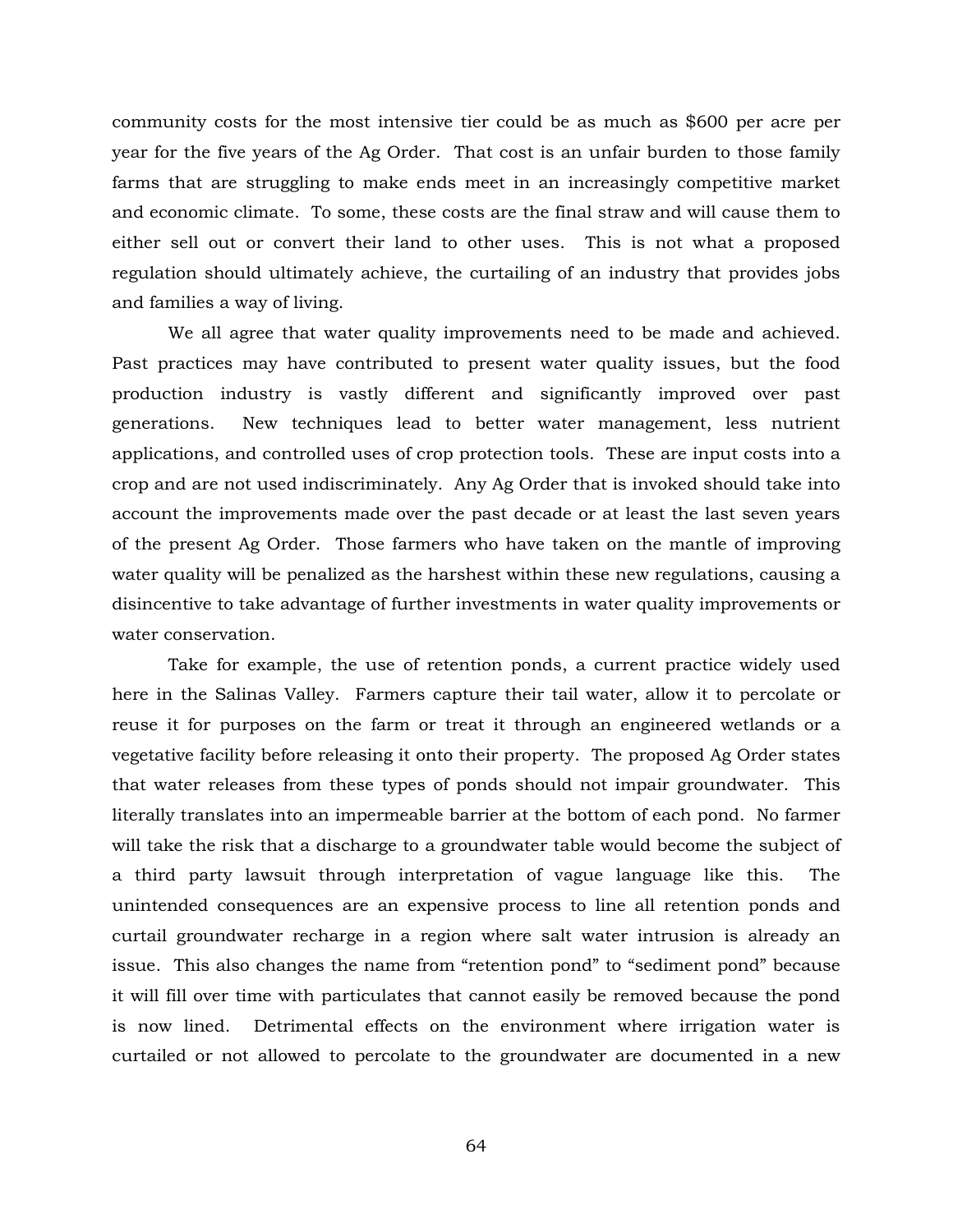community costs for the most intensive tier could be as much as $600 per acre per year for the five years of the Ag Order. That cost is an unfair burden to those family farms that are struggling to make ends meet in an increasingly competitive market and economic climate. To some, these costs are the final straw and will cause them to either sell out or convert their land to other uses. This is not what a proposed regulation should ultimately achieve, the curtailing of an industry that provides jobs and families a way of living.

We all agree that water quality improvements need to be made and achieved. Past practices may have contributed to present water quality issues, but the food production industry is vastly different and significantly improved over past generations. New techniques lead to better water management, less nutrient applications, and controlled uses of crop protection tools. These are input costs into a crop and are not used indiscriminately. Any Ag Order that is invoked should take into account the improvements made over the past decade or at least the last seven years of the present Ag Order. Those farmers who have taken on the mantle of improving water quality will be penalized as the harshest within these new regulations, causing a disincentive to take advantage of further investments in water quality improvements or water conservation.

Take for example, the use of retention ponds, a current practice widely used here in the Salinas Valley. Farmers capture their tail water, allow it to percolate or reuse it for purposes on the farm or treat it through an engineered wetlands or a vegetative facility before releasing it onto their property. The proposed Ag Order states that water releases from these types of ponds should not impair groundwater. This literally translates into an impermeable barrier at the bottom of each pond. No farmer will take the risk that a discharge to a groundwater table would become the subject of a third party lawsuit through interpretation of vague language like this. The unintended consequences are an expensive process to line all retention ponds and curtail groundwater recharge in a region where salt water intrusion is already an issue. This also changes the name from "retention pond" to "sediment pond" because it will fill over time with particulates that cannot easily be removed because the pond is now lined. Detrimental effects on the environment where irrigation water is curtailed or not allowed to percolate to the groundwater are documented in a new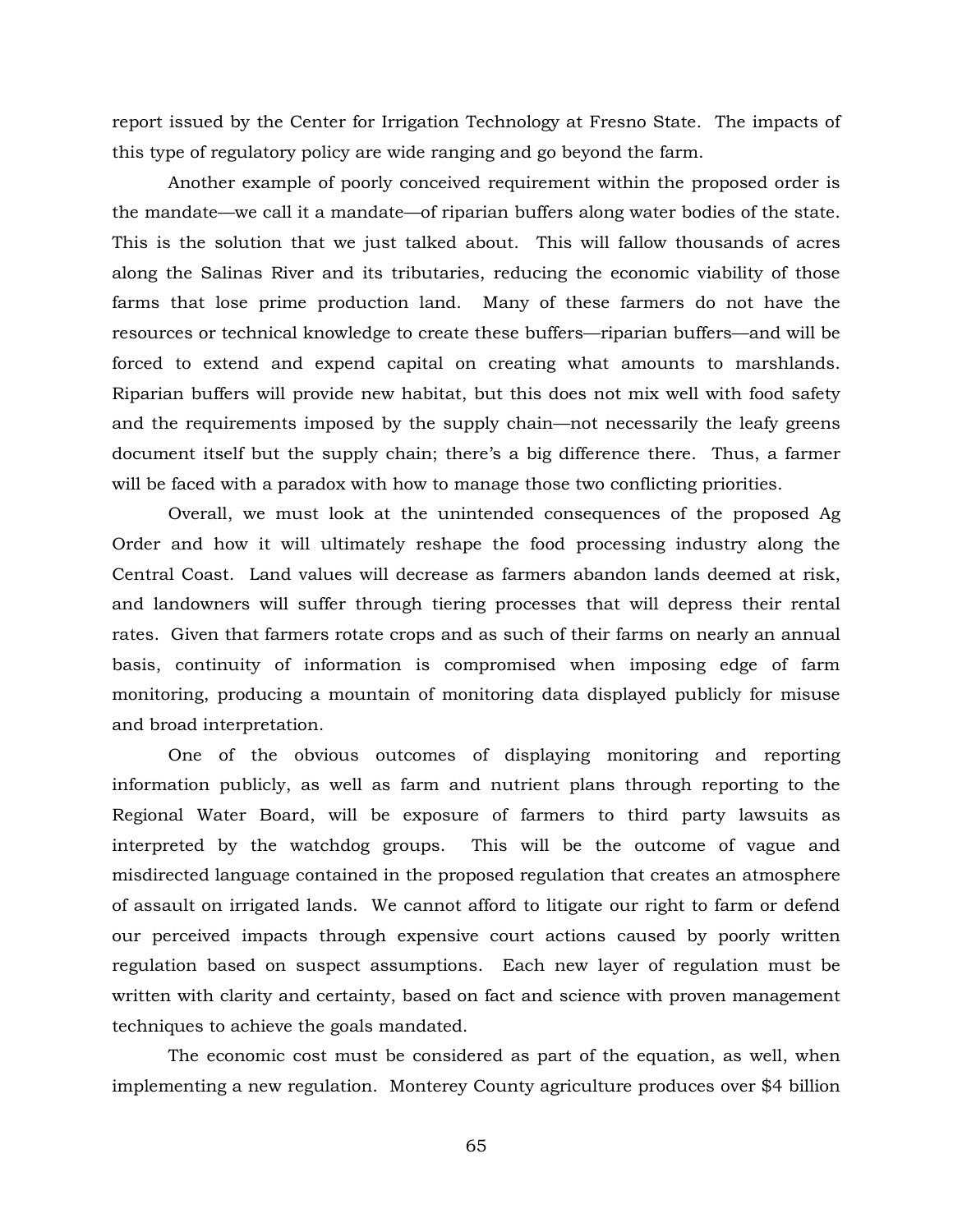report issued by the Center for Irrigation Technology at Fresno State. The impacts of this type of regulatory policy are wide ranging and go beyond the farm.

Another example of poorly conceived requirement within the proposed order is the mandate—we call it a mandate—of riparian buffers along water bodies of the state. This is the solution that we just talked about. This will fallow thousands of acres along the Salinas River and its tributaries, reducing the economic viability of those farms that lose prime production land. Many of these farmers do not have the resources or technical knowledge to create these buffers—riparian buffers—and will be forced to extend and expend capital on creating what amounts to marshlands. Riparian buffers will provide new habitat, but this does not mix well with food safety and the requirements imposed by the supply chain—not necessarily the leafy greens document itself but the supply chain; there's a big difference there. Thus, a farmer will be faced with a paradox with how to manage those two conflicting priorities.

Overall, we must look at the unintended consequences of the proposed Ag Order and how it will ultimately reshape the food processing industry along the Central Coast. Land values will decrease as farmers abandon lands deemed at risk, and landowners will suffer through tiering processes that will depress their rental rates. Given that farmers rotate crops and as such of their farms on nearly an annual basis, continuity of information is compromised when imposing edge of farm monitoring, producing a mountain of monitoring data displayed publicly for misuse and broad interpretation.

One of the obvious outcomes of displaying monitoring and reporting information publicly, as well as farm and nutrient plans through reporting to the Regional Water Board, will be exposure of farmers to third party lawsuits as interpreted by the watchdog groups. This will be the outcome of vague and misdirected language contained in the proposed regulation that creates an atmosphere of assault on irrigated lands. We cannot afford to litigate our right to farm or defend our perceived impacts through expensive court actions caused by poorly written regulation based on suspect assumptions. Each new layer of regulation must be written with clarity and certainty, based on fact and science with proven management techniques to achieve the goals mandated.

The economic cost must be considered as part of the equation, as well, when implementing a new regulation. Monterey County agriculture produces over $4 billion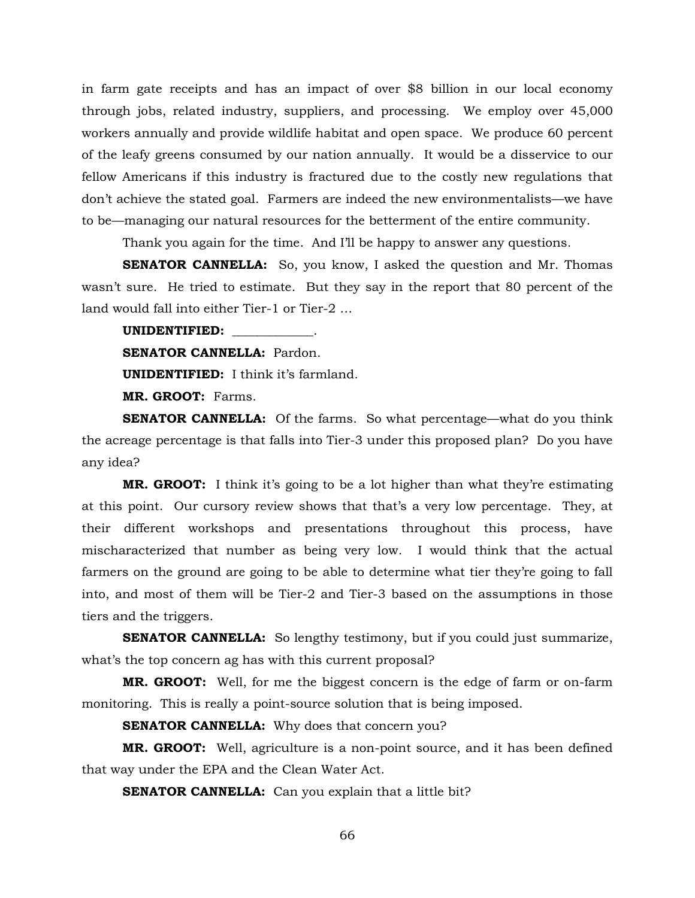in farm gate receipts and has an impact of over $8 billion in our local economy through jobs, related industry, suppliers, and processing. We employ over 45,000 workers annually and provide wildlife habitat and open space. We produce 60 percent of the leafy greens consumed by our nation annually. It would be a disservice to our fellow Americans if this industry is fractured due to the costly new regulations that don't achieve the stated goal. Farmers are indeed the new environmentalists—we have to be—managing our natural resources for the betterment of the entire community.

Thank you again for the time. And I'll be happy to answer any questions.

**SENATOR CANNELLA:** So, you know, I asked the question and Mr. Thomas wasn't sure. He tried to estimate. But they say in the report that 80 percent of the land would fall into either Tier-1 or Tier-2 …

**UNIDENTIFIED:** _____________.

**SENATOR CANNELLA:** Pardon.

**UNIDENTIFIED:** I think it's farmland.

**MR. GROOT:** Farms.

**SENATOR CANNELLA:** Of the farms. So what percentage—what do you think the acreage percentage is that falls into Tier-3 under this proposed plan? Do you have any idea?

**MR. GROOT:** I think it's going to be a lot higher than what they're estimating at this point. Our cursory review shows that that's a very low percentage. They, at their different workshops and presentations throughout this process, have mischaracterized that number as being very low. I would think that the actual farmers on the ground are going to be able to determine what tier they're going to fall into, and most of them will be Tier-2 and Tier-3 based on the assumptions in those tiers and the triggers.

**SENATOR CANNELLA:** So lengthy testimony, but if you could just summarize, what's the top concern ag has with this current proposal?

**MR. GROOT:** Well, for me the biggest concern is the edge of farm or on-farm monitoring. This is really a point-source solution that is being imposed.

**SENATOR CANNELLA:** Why does that concern you?

**MR. GROOT:** Well, agriculture is a non-point source, and it has been defined that way under the EPA and the Clean Water Act.

**SENATOR CANNELLA:** Can you explain that a little bit?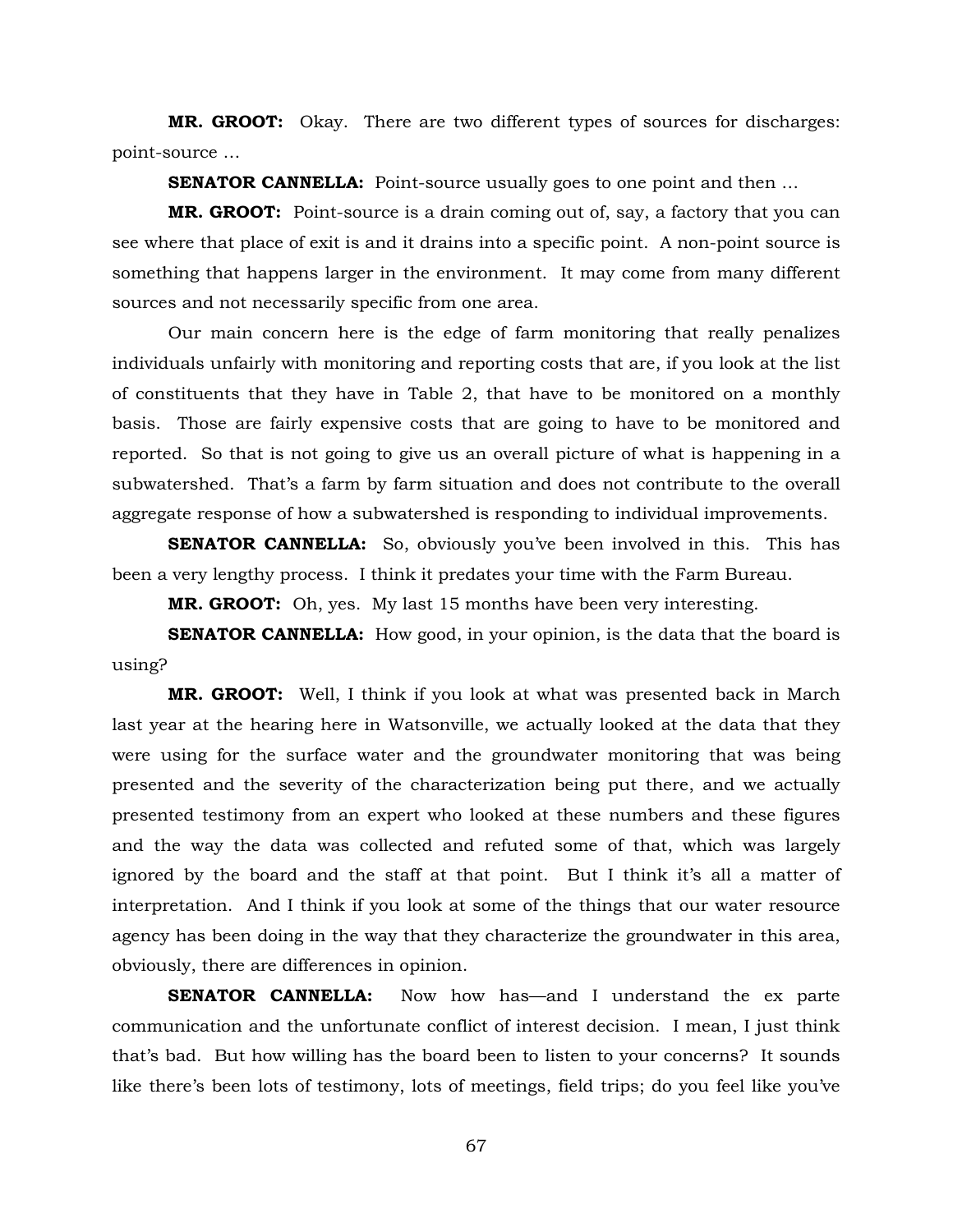**MR. GROOT:** Okay. There are two different types of sources for discharges: point-source …

**SENATOR CANNELLA:** Point-source usually goes to one point and then …

**MR. GROOT:** Point-source is a drain coming out of, say, a factory that you can see where that place of exit is and it drains into a specific point. A non-point source is something that happens larger in the environment. It may come from many different sources and not necessarily specific from one area.

Our main concern here is the edge of farm monitoring that really penalizes individuals unfairly with monitoring and reporting costs that are, if you look at the list of constituents that they have in Table 2, that have to be monitored on a monthly basis. Those are fairly expensive costs that are going to have to be monitored and reported. So that is not going to give us an overall picture of what is happening in a subwatershed. That's a farm by farm situation and does not contribute to the overall aggregate response of how a subwatershed is responding to individual improvements.

**SENATOR CANNELLA:** So, obviously you've been involved in this. This has been a very lengthy process. I think it predates your time with the Farm Bureau.

**MR. GROOT:** Oh, yes. My last 15 months have been very interesting.

**SENATOR CANNELLA:** How good, in your opinion, is the data that the board is using?

**MR. GROOT:** Well, I think if you look at what was presented back in March last year at the hearing here in Watsonville, we actually looked at the data that they were using for the surface water and the groundwater monitoring that was being presented and the severity of the characterization being put there, and we actually presented testimony from an expert who looked at these numbers and these figures and the way the data was collected and refuted some of that, which was largely ignored by the board and the staff at that point. But I think it's all a matter of interpretation. And I think if you look at some of the things that our water resource agency has been doing in the way that they characterize the groundwater in this area, obviously, there are differences in opinion.

**SENATOR CANNELLA:** Now how has—and I understand the ex parte communication and the unfortunate conflict of interest decision. I mean, I just think that's bad. But how willing has the board been to listen to your concerns? It sounds like there's been lots of testimony, lots of meetings, field trips; do you feel like you've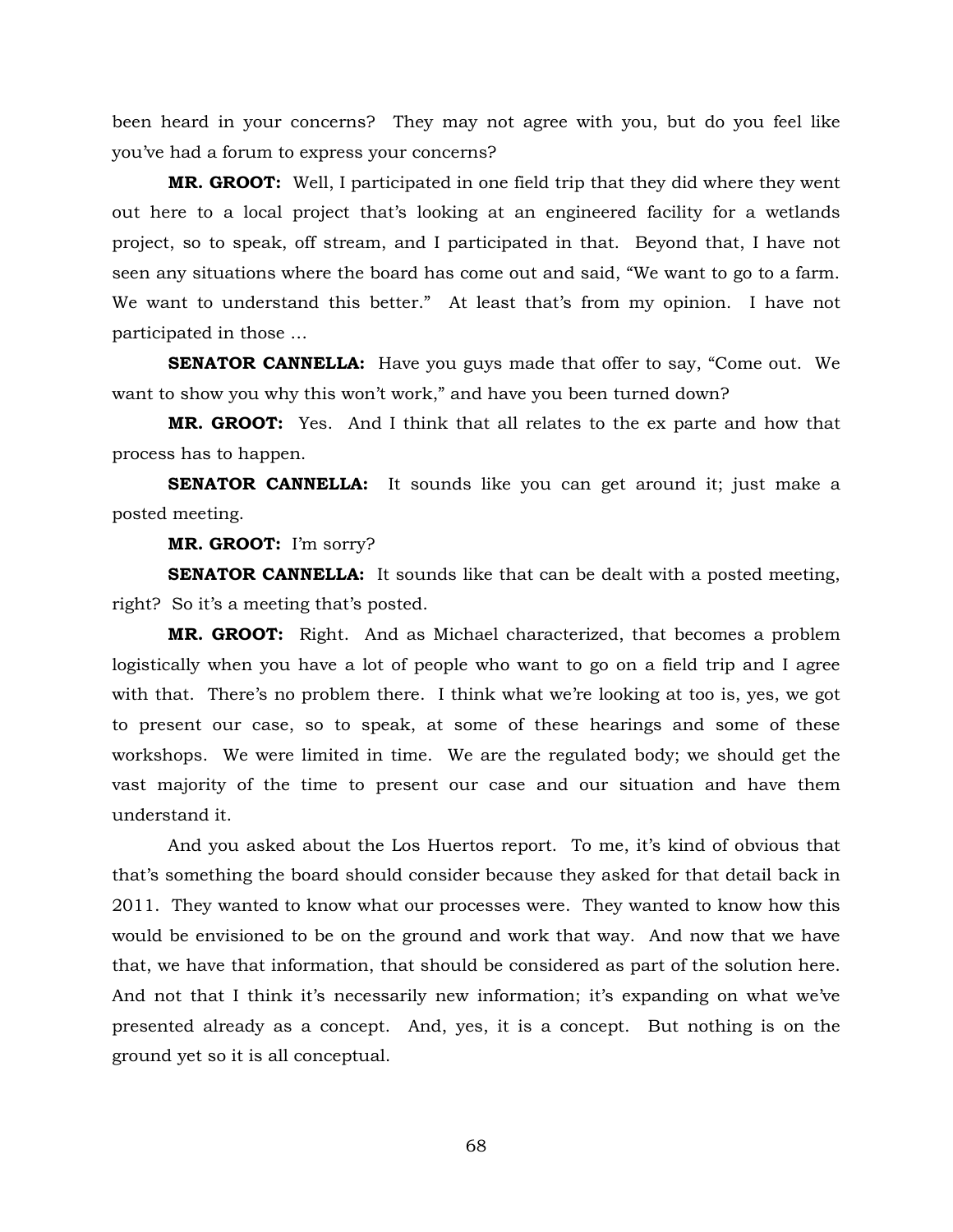been heard in your concerns? They may not agree with you, but do you feel like you've had a forum to express your concerns?

**MR. GROOT:** Well, I participated in one field trip that they did where they went out here to a local project that's looking at an engineered facility for a wetlands project, so to speak, off stream, and I participated in that. Beyond that, I have not seen any situations where the board has come out and said, "We want to go to a farm. We want to understand this better." At least that's from my opinion. I have not participated in those ...

**SENATOR CANNELLA:** Have you guys made that offer to say, "Come out. We want to show you why this won't work," and have you been turned down?

**MR. GROOT:** Yes. And I think that all relates to the ex parte and how that process has to happen.

**SENATOR CANNELLA:** It sounds like you can get around it; just make a posted meeting.

**MR. GROOT:** I'm sorry?

**SENATOR CANNELLA:** It sounds like that can be dealt with a posted meeting, right? So it's a meeting that's posted.

**MR. GROOT:** Right. And as Michael characterized, that becomes a problem logistically when you have a lot of people who want to go on a field trip and I agree with that. There's no problem there. I think what we're looking at too is, yes, we got to present our case, so to speak, at some of these hearings and some of these workshops. We were limited in time. We are the regulated body; we should get the vast majority of the time to present our case and our situation and have them understand it.

And you asked about the Los Huertos report. To me, it's kind of obvious that that's something the board should consider because they asked for that detail back in 2011. They wanted to know what our processes were. They wanted to know how this would be envisioned to be on the ground and work that way. And now that we have that, we have that information, that should be considered as part of the solution here. And not that I think it's necessarily new information; it's expanding on what we've presented already as a concept. And, yes, it is a concept. But nothing is on the ground yet so it is all conceptual.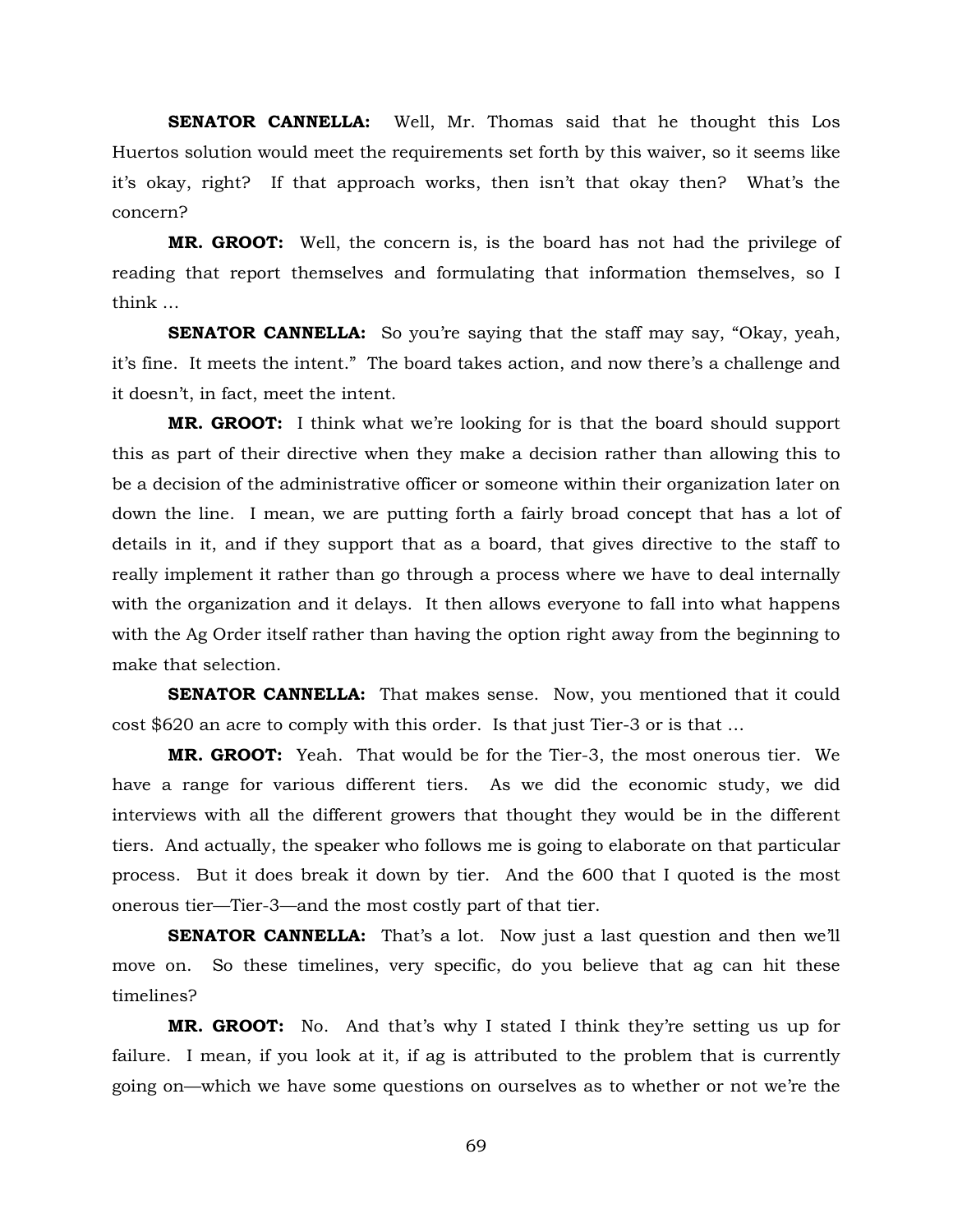**SENATOR CANNELLA:** Well, Mr. Thomas said that he thought this Los Huertos solution would meet the requirements set forth by this waiver, so it seems like it's okay, right? If that approach works, then isn't that okay then? What's the concern?

**MR. GROOT:** Well, the concern is, is the board has not had the privilege of reading that report themselves and formulating that information themselves, so I think …

**SENATOR CANNELLA:** So you're saying that the staff may say, "Okay, yeah, it's fine. It meets the intent." The board takes action, and now there's a challenge and it doesn't, in fact, meet the intent.

**MR. GROOT:** I think what we're looking for is that the board should support this as part of their directive when they make a decision rather than allowing this to be a decision of the administrative officer or someone within their organization later on down the line. I mean, we are putting forth a fairly broad concept that has a lot of details in it, and if they support that as a board, that gives directive to the staff to really implement it rather than go through a process where we have to deal internally with the organization and it delays. It then allows everyone to fall into what happens with the Ag Order itself rather than having the option right away from the beginning to make that selection.

**SENATOR CANNELLA:** That makes sense. Now, you mentioned that it could cost $620 an acre to comply with this order. Is that just Tier-3 or is that …

**MR. GROOT:** Yeah. That would be for the Tier-3, the most onerous tier. We have a range for various different tiers. As we did the economic study, we did interviews with all the different growers that thought they would be in the different tiers. And actually, the speaker who follows me is going to elaborate on that particular process. But it does break it down by tier. And the 600 that I quoted is the most onerous tier—Tier-3—and the most costly part of that tier.

**SENATOR CANNELLA:** That's a lot. Now just a last question and then we'll move on. So these timelines, very specific, do you believe that ag can hit these timelines?

**MR. GROOT:** No. And that's why I stated I think they're setting us up for failure. I mean, if you look at it, if ag is attributed to the problem that is currently going on—which we have some questions on ourselves as to whether or not we're the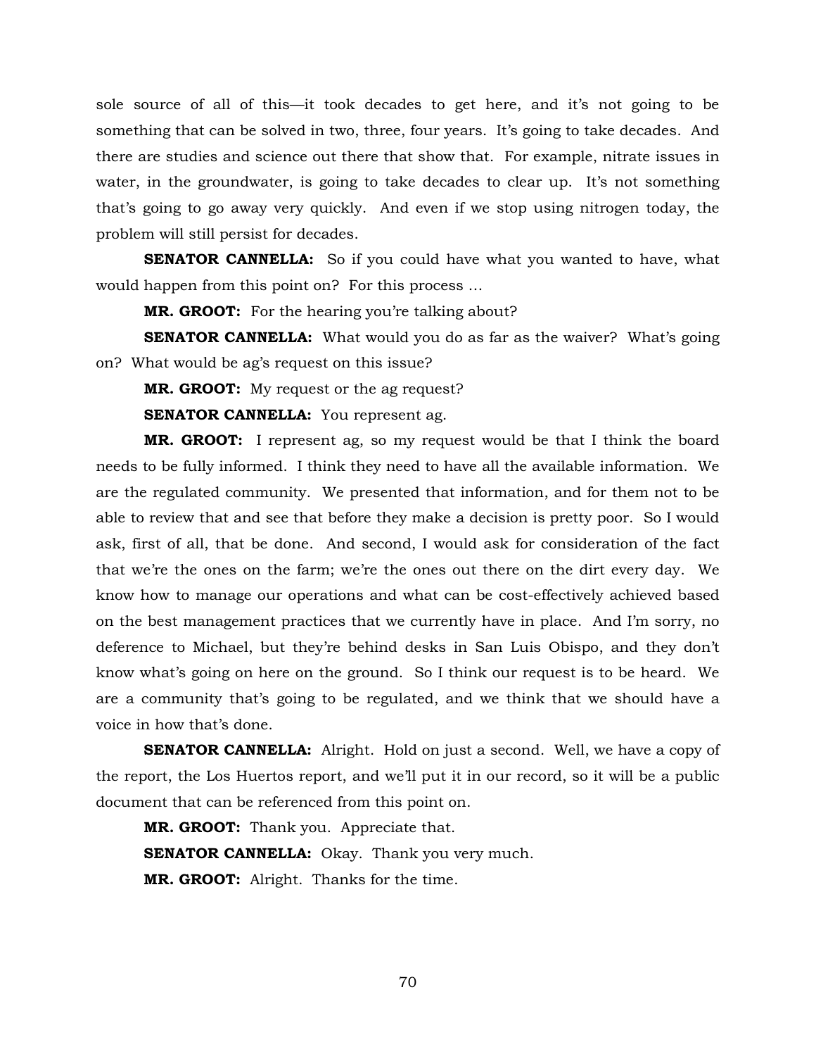sole source of all of this—it took decades to get here, and it's not going to be something that can be solved in two, three, four years. It's going to take decades. And there are studies and science out there that show that. For example, nitrate issues in water, in the groundwater, is going to take decades to clear up. It's not something that's going to go away very quickly. And even if we stop using nitrogen today, the problem will still persist for decades.

**SENATOR CANNELLA:** So if you could have what you wanted to have, what would happen from this point on? For this process …

**MR. GROOT:** For the hearing you're talking about?

**SENATOR CANNELLA:** What would you do as far as the waiver? What's going on? What would be ag's request on this issue?

**MR. GROOT:** My request or the ag request?

**SENATOR CANNELLA:** You represent ag.

**MR. GROOT:** I represent ag, so my request would be that I think the board needs to be fully informed. I think they need to have all the available information. We are the regulated community. We presented that information, and for them not to be able to review that and see that before they make a decision is pretty poor. So I would ask, first of all, that be done. And second, I would ask for consideration of the fact that we're the ones on the farm; we're the ones out there on the dirt every day. We know how to manage our operations and what can be cost-effectively achieved based on the best management practices that we currently have in place. And I'm sorry, no deference to Michael, but they're behind desks in San Luis Obispo, and they don't know what's going on here on the ground. So I think our request is to be heard. We are a community that's going to be regulated, and we think that we should have a voice in how that's done.

**SENATOR CANNELLA:** Alright. Hold on just a second. Well, we have a copy of the report, the Los Huertos report, and we'll put it in our record, so it will be a public document that can be referenced from this point on.

**MR. GROOT:** Thank you. Appreciate that.

**SENATOR CANNELLA:** Okay. Thank you very much.

**MR. GROOT:** Alright. Thanks for the time.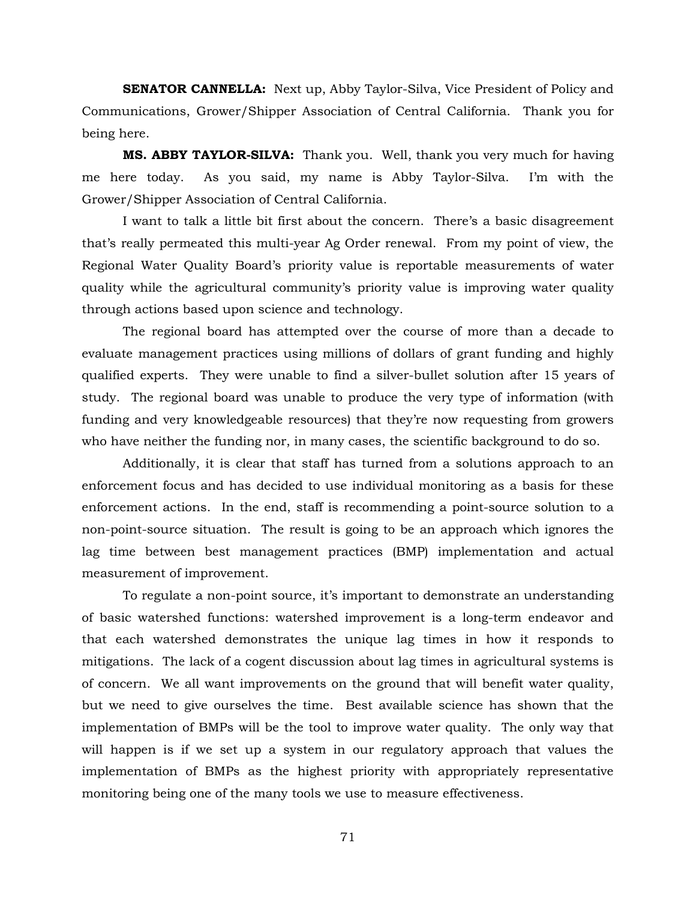**SENATOR CANNELLA:** Next up, Abby Taylor-Silva, Vice President of Policy and Communications, Grower/Shipper Association of Central California. Thank you for being here.

**MS. ABBY TAYLOR-SILVA:** Thank you. Well, thank you very much for having me here today. As you said, my name is Abby Taylor-Silva. I'm with the Grower/Shipper Association of Central California.

I want to talk a little bit first about the concern. There's a basic disagreement that's really permeated this multi-year Ag Order renewal. From my point of view, the Regional Water Quality Board's priority value is reportable measurements of water quality while the agricultural community's priority value is improving water quality through actions based upon science and technology.

The regional board has attempted over the course of more than a decade to evaluate management practices using millions of dollars of grant funding and highly qualified experts. They were unable to find a silver-bullet solution after 15 years of study. The regional board was unable to produce the very type of information (with funding and very knowledgeable resources) that they're now requesting from growers who have neither the funding nor, in many cases, the scientific background to do so.

Additionally, it is clear that staff has turned from a solutions approach to an enforcement focus and has decided to use individual monitoring as a basis for these enforcement actions. In the end, staff is recommending a point-source solution to a non-point-source situation. The result is going to be an approach which ignores the lag time between best management practices (BMP) implementation and actual measurement of improvement.

To regulate a non-point source, it's important to demonstrate an understanding of basic watershed functions: watershed improvement is a long-term endeavor and that each watershed demonstrates the unique lag times in how it responds to mitigations. The lack of a cogent discussion about lag times in agricultural systems is of concern. We all want improvements on the ground that will benefit water quality, but we need to give ourselves the time. Best available science has shown that the implementation of BMPs will be the tool to improve water quality. The only way that will happen is if we set up a system in our regulatory approach that values the implementation of BMPs as the highest priority with appropriately representative monitoring being one of the many tools we use to measure effectiveness.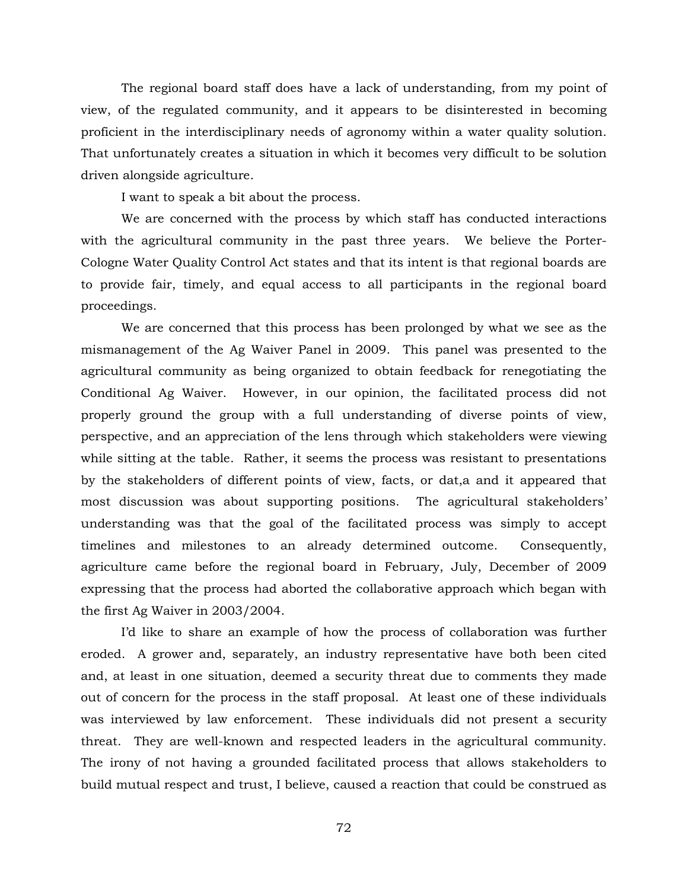The regional board staff does have a lack of understanding, from my point of view, of the regulated community, and it appears to be disinterested in becoming proficient in the interdisciplinary needs of agronomy within a water quality solution. That unfortunately creates a situation in which it becomes very difficult to be solution driven alongside agriculture.

I want to speak a bit about the process.

We are concerned with the process by which staff has conducted interactions with the agricultural community in the past three years. We believe the Porter-Cologne Water Quality Control Act states and that its intent is that regional boards are to provide fair, timely, and equal access to all participants in the regional board proceedings.

We are concerned that this process has been prolonged by what we see as the mismanagement of the Ag Waiver Panel in 2009. This panel was presented to the agricultural community as being organized to obtain feedback for renegotiating the Conditional Ag Waiver. However, in our opinion, the facilitated process did not properly ground the group with a full understanding of diverse points of view, perspective, and an appreciation of the lens through which stakeholders were viewing while sitting at the table. Rather, it seems the process was resistant to presentations by the stakeholders of different points of view, facts, or dat,a and it appeared that most discussion was about supporting positions. The agricultural stakeholders' understanding was that the goal of the facilitated process was simply to accept timelines and milestones to an already determined outcome. Consequently, agriculture came before the regional board in February, July, December of 2009 expressing that the process had aborted the collaborative approach which began with the first Ag Waiver in 2003/2004.

I'd like to share an example of how the process of collaboration was further eroded. A grower and, separately, an industry representative have both been cited and, at least in one situation, deemed a security threat due to comments they made out of concern for the process in the staff proposal. At least one of these individuals was interviewed by law enforcement. These individuals did not present a security threat. They are well-known and respected leaders in the agricultural community. The irony of not having a grounded facilitated process that allows stakeholders to build mutual respect and trust, I believe, caused a reaction that could be construed as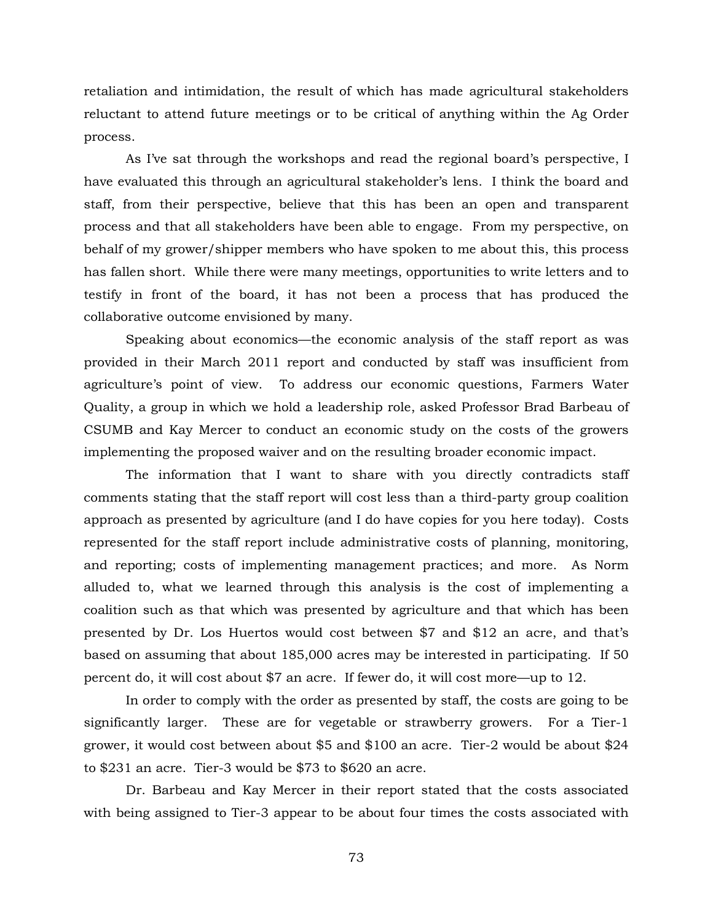retaliation and intimidation, the result of which has made agricultural stakeholders reluctant to attend future meetings or to be critical of anything within the Ag Order process.

As I've sat through the workshops and read the regional board's perspective, I have evaluated this through an agricultural stakeholder's lens. I think the board and staff, from their perspective, believe that this has been an open and transparent process and that all stakeholders have been able to engage. From my perspective, on behalf of my grower/shipper members who have spoken to me about this, this process has fallen short. While there were many meetings, opportunities to write letters and to testify in front of the board, it has not been a process that has produced the collaborative outcome envisioned by many.

Speaking about economics—the economic analysis of the staff report as was provided in their March 2011 report and conducted by staff was insufficient from agriculture's point of view. To address our economic questions, Farmers Water Quality, a group in which we hold a leadership role, asked Professor Brad Barbeau of CSUMB and Kay Mercer to conduct an economic study on the costs of the growers implementing the proposed waiver and on the resulting broader economic impact.

The information that I want to share with you directly contradicts staff comments stating that the staff report will cost less than a third-party group coalition approach as presented by agriculture (and I do have copies for you here today). Costs represented for the staff report include administrative costs of planning, monitoring, and reporting; costs of implementing management practices; and more. As Norm alluded to, what we learned through this analysis is the cost of implementing a coalition such as that which was presented by agriculture and that which has been presented by Dr. Los Huertos would cost between $7 and $12 an acre, and that's based on assuming that about 185,000 acres may be interested in participating. If 50 percent do, it will cost about $7 an acre. If fewer do, it will cost more—up to 12.

In order to comply with the order as presented by staff, the costs are going to be significantly larger. These are for vegetable or strawberry growers. For a Tier-1 grower, it would cost between about $5 and $100 an acre. Tier-2 would be about $24 to $231 an acre. Tier-3 would be $73 to $620 an acre.

Dr. Barbeau and Kay Mercer in their report stated that the costs associated with being assigned to Tier-3 appear to be about four times the costs associated with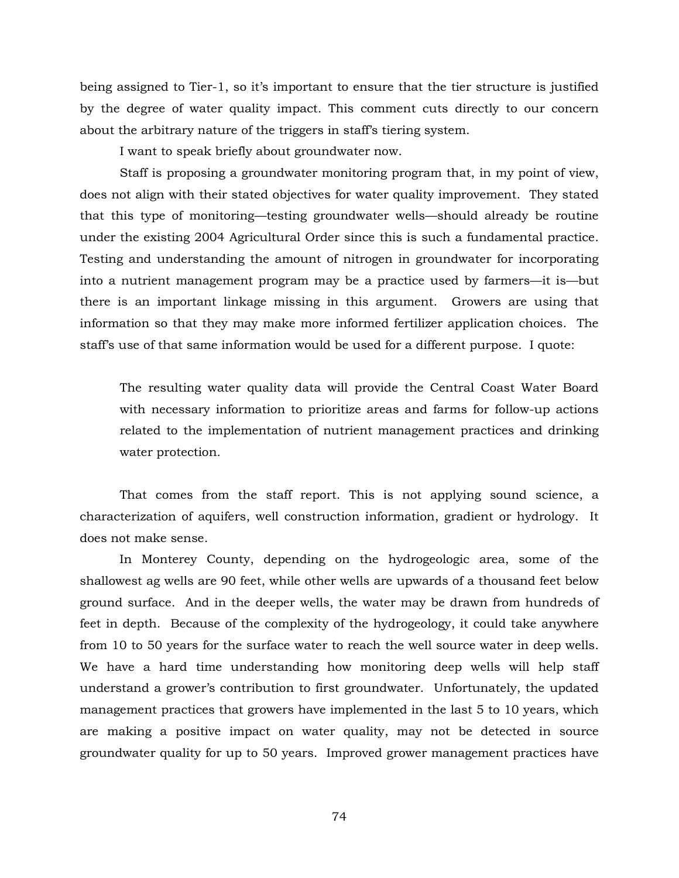being assigned to Tier-1, so it's important to ensure that the tier structure is justified by the degree of water quality impact. This comment cuts directly to our concern about the arbitrary nature of the triggers in staff's tiering system.

I want to speak briefly about groundwater now.

Staff is proposing a groundwater monitoring program that, in my point of view, does not align with their stated objectives for water quality improvement. They stated that this type of monitoring—testing groundwater wells—should already be routine under the existing 2004 Agricultural Order since this is such a fundamental practice. Testing and understanding the amount of nitrogen in groundwater for incorporating into a nutrient management program may be a practice used by farmers—it is—but there is an important linkage missing in this argument. Growers are using that information so that they may make more informed fertilizer application choices. The staff's use of that same information would be used for a different purpose. I quote:

> The resulting water quality data will provide the Central Coast Water Board with necessary information to prioritize areas and farms for follow-up actions related to the implementation of nutrient management practices and drinking water protection.

That comes from the staff report. This is not applying sound science, a characterization of aquifers, well construction information, gradient or hydrology. It does not make sense.

In Monterey County, depending on the hydrogeologic area, some of the shallowest ag wells are 90 feet, while other wells are upwards of a thousand feet below ground surface. And in the deeper wells, the water may be drawn from hundreds of feet in depth. Because of the complexity of the hydrogeology, it could take anywhere from 10 to 50 years for the surface water to reach the well source water in deep wells. We have a hard time understanding how monitoring deep wells will help staff understand a grower's contribution to first groundwater. Unfortunately, the updated management practices that growers have implemented in the last 5 to 10 years, which are making a positive impact on water quality, may not be detected in source groundwater quality for up to 50 years. Improved grower management practices have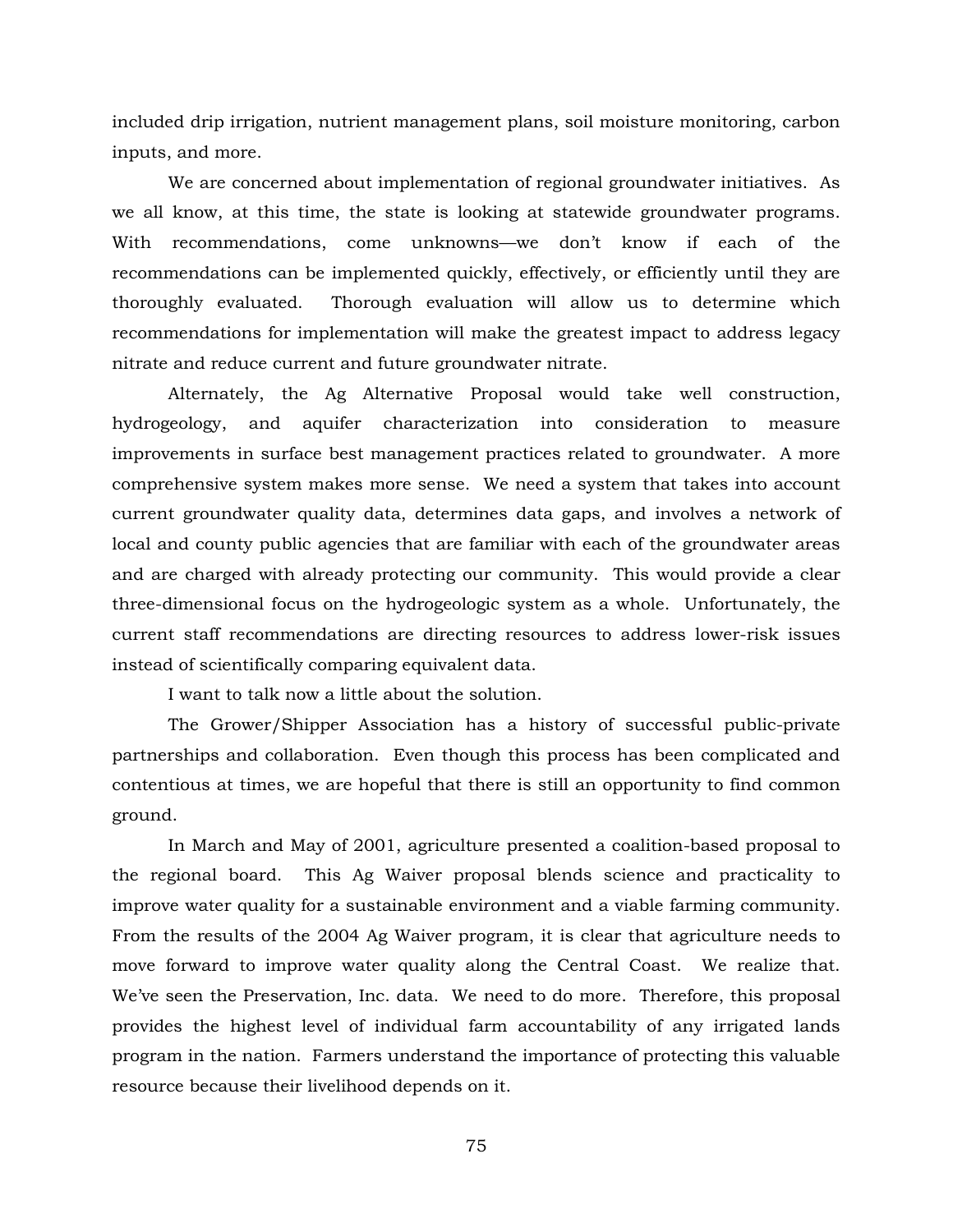included drip irrigation, nutrient management plans, soil moisture monitoring, carbon inputs, and more.

We are concerned about implementation of regional groundwater initiatives. As we all know, at this time, the state is looking at statewide groundwater programs. With recommendations, come unknowns—we don't know if each of the recommendations can be implemented quickly, effectively, or efficiently until they are thoroughly evaluated. Thorough evaluation will allow us to determine which recommendations for implementation will make the greatest impact to address legacy nitrate and reduce current and future groundwater nitrate.

Alternately, the Ag Alternative Proposal would take well construction, hydrogeology, and aquifer characterization into consideration to measure improvements in surface best management practices related to groundwater. A more comprehensive system makes more sense. We need a system that takes into account current groundwater quality data, determines data gaps, and involves a network of local and county public agencies that are familiar with each of the groundwater areas and are charged with already protecting our community. This would provide a clear three-dimensional focus on the hydrogeologic system as a whole. Unfortunately, the current staff recommendations are directing resources to address lower-risk issues instead of scientifically comparing equivalent data.

I want to talk now a little about the solution.

The Grower/Shipper Association has a history of successful public-private partnerships and collaboration. Even though this process has been complicated and contentious at times, we are hopeful that there is still an opportunity to find common ground.

In March and May of 2001, agriculture presented a coalition-based proposal to the regional board. This Ag Waiver proposal blends science and practicality to improve water quality for a sustainable environment and a viable farming community. From the results of the 2004 Ag Waiver program, it is clear that agriculture needs to move forward to improve water quality along the Central Coast. We realize that. We've seen the Preservation, Inc. data. We need to do more. Therefore, this proposal provides the highest level of individual farm accountability of any irrigated lands program in the nation. Farmers understand the importance of protecting this valuable resource because their livelihood depends on it.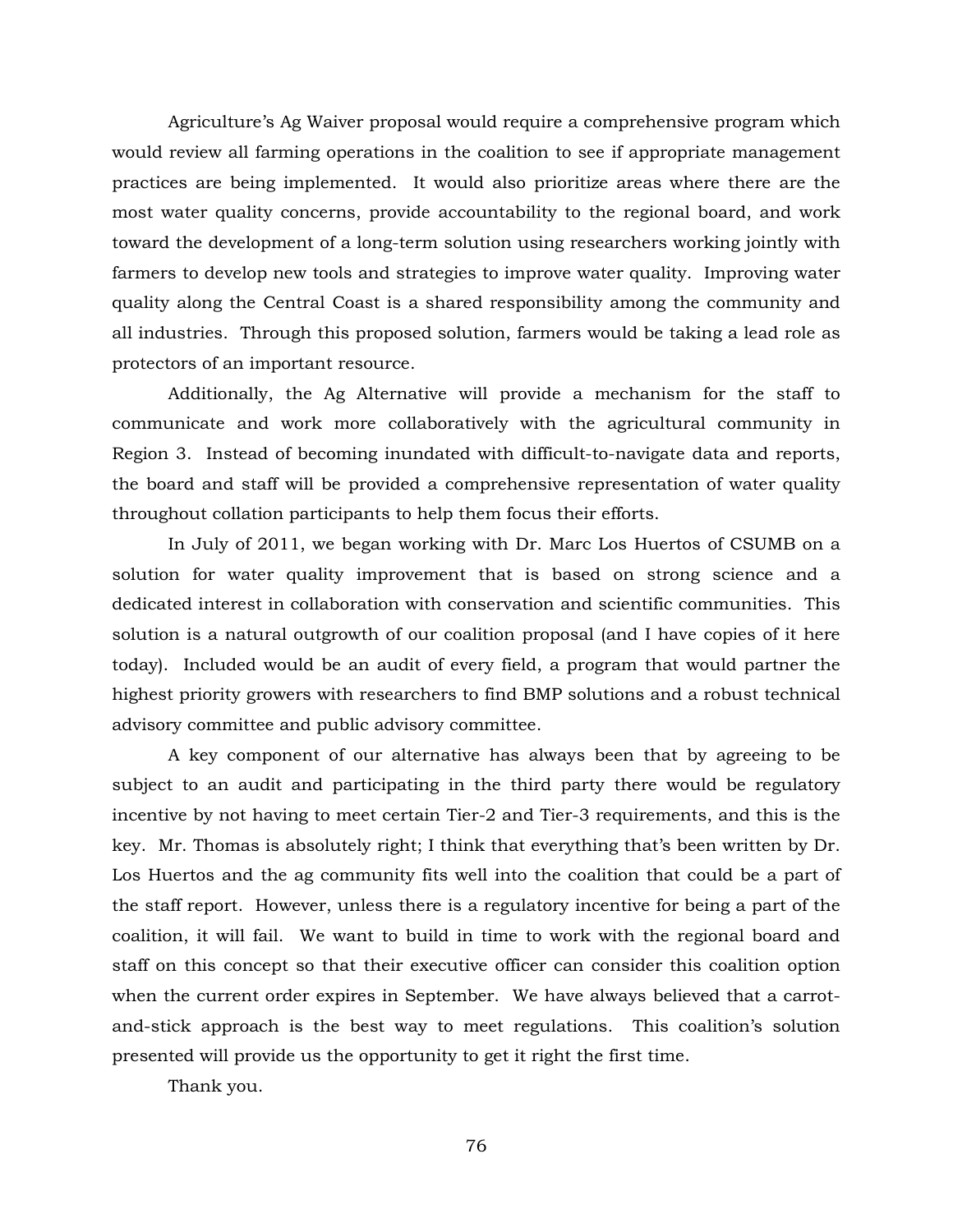Agriculture's Ag Waiver proposal would require a comprehensive program which would review all farming operations in the coalition to see if appropriate management practices are being implemented. It would also prioritize areas where there are the most water quality concerns, provide accountability to the regional board, and work toward the development of a long-term solution using researchers working jointly with farmers to develop new tools and strategies to improve water quality. Improving water quality along the Central Coast is a shared responsibility among the community and all industries. Through this proposed solution, farmers would be taking a lead role as protectors of an important resource.

Additionally, the Ag Alternative will provide a mechanism for the staff to communicate and work more collaboratively with the agricultural community in Region 3. Instead of becoming inundated with difficult-to-navigate data and reports, the board and staff will be provided a comprehensive representation of water quality throughout collation participants to help them focus their efforts.

In July of 2011, we began working with Dr. Marc Los Huertos of CSUMB on a solution for water quality improvement that is based on strong science and a dedicated interest in collaboration with conservation and scientific communities. This solution is a natural outgrowth of our coalition proposal (and I have copies of it here today). Included would be an audit of every field, a program that would partner the highest priority growers with researchers to find BMP solutions and a robust technical advisory committee and public advisory committee.

A key component of our alternative has always been that by agreeing to be subject to an audit and participating in the third party there would be regulatory incentive by not having to meet certain Tier-2 and Tier-3 requirements, and this is the key. Mr. Thomas is absolutely right; I think that everything that's been written by Dr. Los Huertos and the ag community fits well into the coalition that could be a part of the staff report. However, unless there is a regulatory incentive for being a part of the coalition, it will fail. We want to build in time to work with the regional board and staff on this concept so that their executive officer can consider this coalition option when the current order expires in September. We have always believed that a carrot-and-stick approach is the best way to meet regulations. This coalition's solution presented will provide us the opportunity to get it right the first time.

Thank you.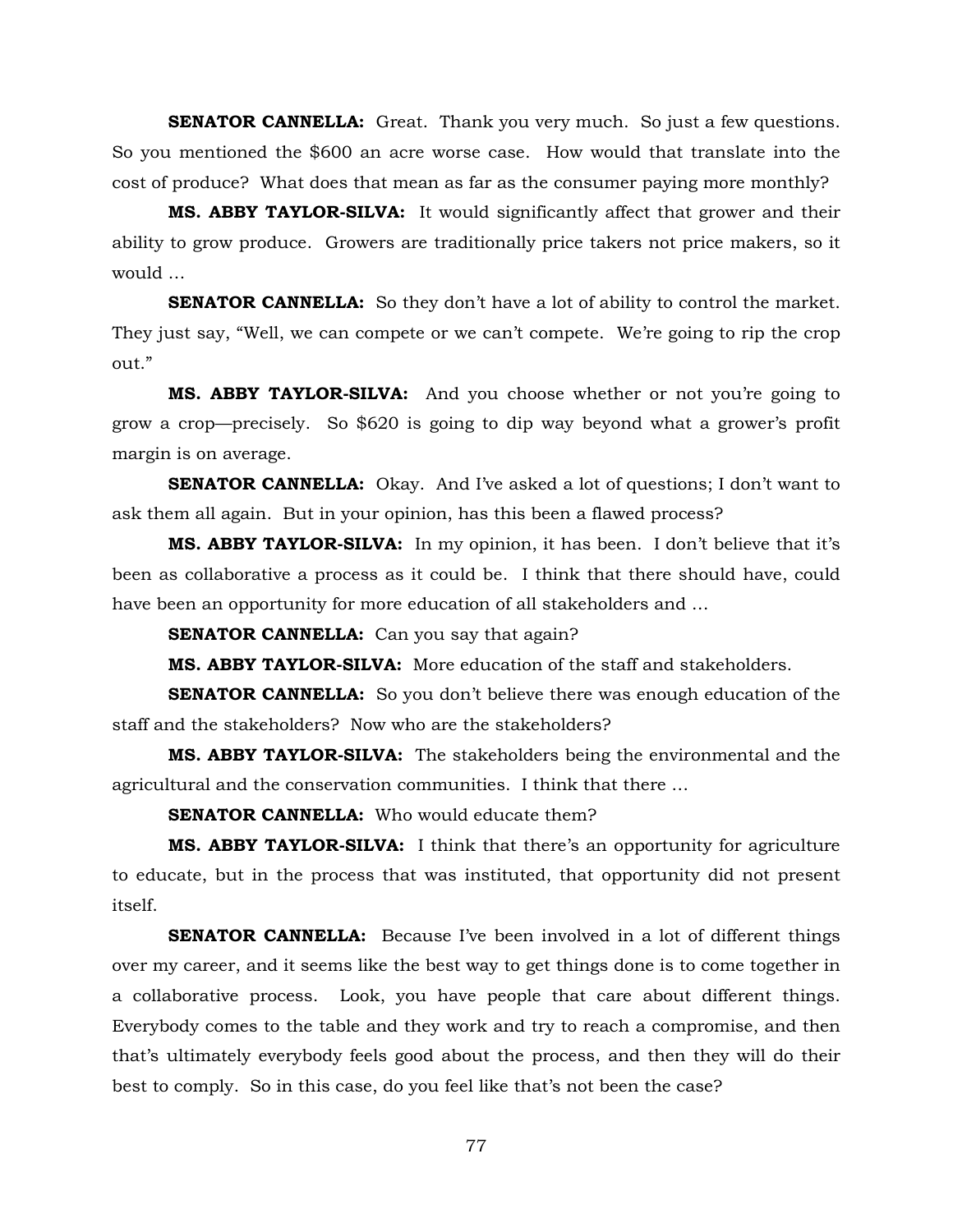**SENATOR CANNELLA:** Great. Thank you very much. So just a few questions. So you mentioned the $600 an acre worse case. How would that translate into the cost of produce? What does that mean as far as the consumer paying more monthly?

**MS. ABBY TAYLOR-SILVA:** It would significantly affect that grower and their ability to grow produce. Growers are traditionally price takers not price makers, so it would …

**SENATOR CANNELLA:** So they don't have a lot of ability to control the market. They just say, "Well, we can compete or we can't compete. We're going to rip the crop out."

**MS. ABBY TAYLOR-SILVA:** And you choose whether or not you're going to grow a crop—precisely. So $620 is going to dip way beyond what a grower's profit margin is on average.

**SENATOR CANNELLA:** Okay. And I've asked a lot of questions; I don't want to ask them all again. But in your opinion, has this been a flawed process?

**MS. ABBY TAYLOR-SILVA:** In my opinion, it has been. I don't believe that it's been as collaborative a process as it could be. I think that there should have, could have been an opportunity for more education of all stakeholders and …

**SENATOR CANNELLA:** Can you say that again?

**MS. ABBY TAYLOR-SILVA:** More education of the staff and stakeholders.

**SENATOR CANNELLA:** So you don't believe there was enough education of the staff and the stakeholders? Now who are the stakeholders?

**MS. ABBY TAYLOR-SILVA:** The stakeholders being the environmental and the agricultural and the conservation communities. I think that there …

**SENATOR CANNELLA:** Who would educate them?

**MS. ABBY TAYLOR-SILVA:** I think that there's an opportunity for agriculture to educate, but in the process that was instituted, that opportunity did not present itself.

**SENATOR CANNELLA:** Because I've been involved in a lot of different things over my career, and it seems like the best way to get things done is to come together in a collaborative process. Look, you have people that care about different things. Everybody comes to the table and they work and try to reach a compromise, and then that's ultimately everybody feels good about the process, and then they will do their best to comply. So in this case, do you feel like that's not been the case?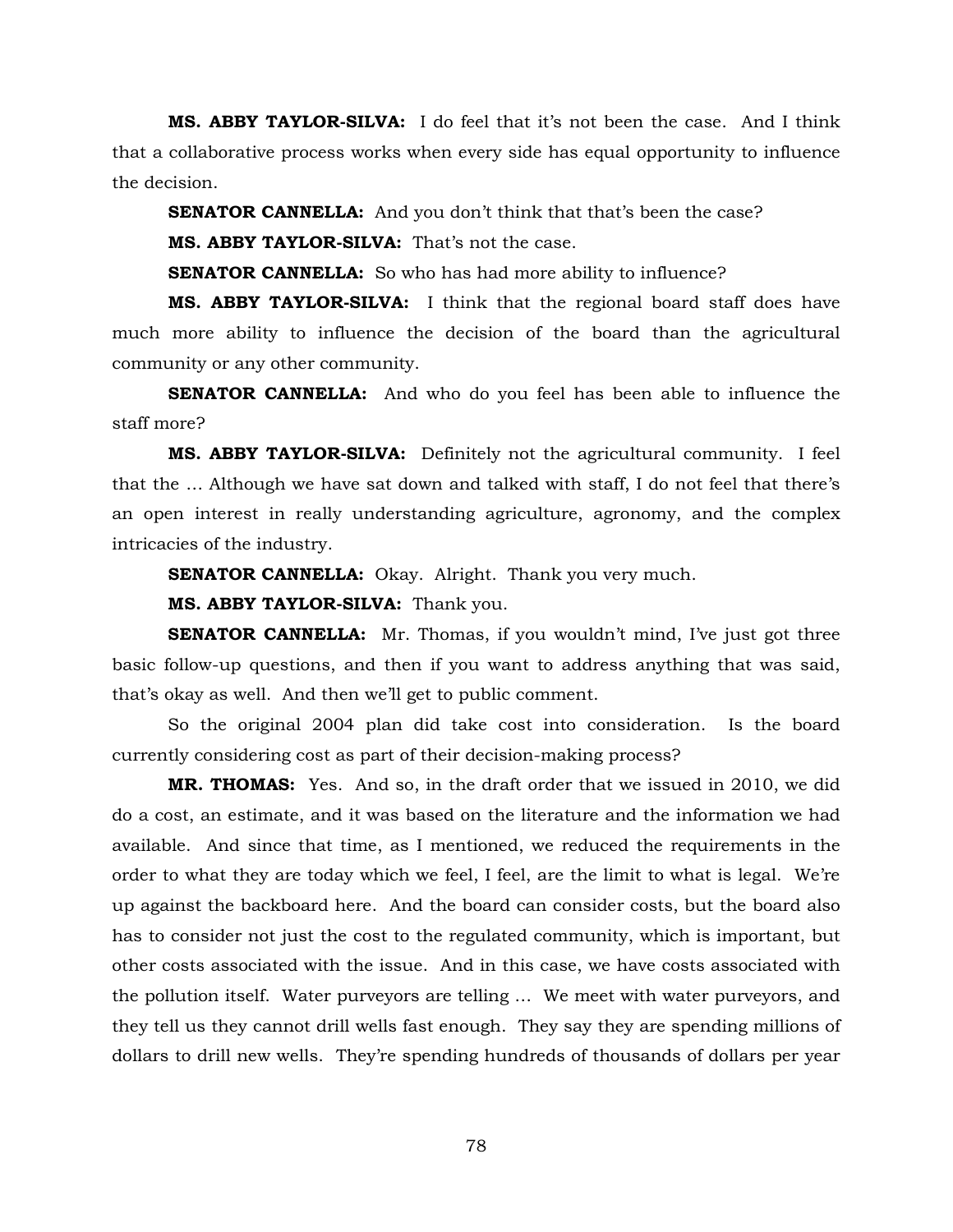**MS. ABBY TAYLOR-SILVA:** I do feel that it's not been the case. And I think that a collaborative process works when every side has equal opportunity to influence the decision.

**SENATOR CANNELLA:** And you don't think that that's been the case?

**MS. ABBY TAYLOR-SILVA:** That's not the case.

**SENATOR CANNELLA:** So who has had more ability to influence?

**MS. ABBY TAYLOR-SILVA:** I think that the regional board staff does have much more ability to influence the decision of the board than the agricultural community or any other community.

**SENATOR CANNELLA:** And who do you feel has been able to influence the staff more?

**MS. ABBY TAYLOR-SILVA:** Definitely not the agricultural community. I feel that the … Although we have sat down and talked with staff, I do not feel that there's an open interest in really understanding agriculture, agronomy, and the complex intricacies of the industry.

**SENATOR CANNELLA:** Okay. Alright. Thank you very much.

**MS. ABBY TAYLOR-SILVA:** Thank you.

**SENATOR CANNELLA:** Mr. Thomas, if you wouldn't mind, I've just got three basic follow-up questions, and then if you want to address anything that was said, that's okay as well. And then we'll get to public comment.

So the original 2004 plan did take cost into consideration. Is the board currently considering cost as part of their decision-making process?

**MR. THOMAS:** Yes. And so, in the draft order that we issued in 2010, we did do a cost, an estimate, and it was based on the literature and the information we had available. And since that time, as I mentioned, we reduced the requirements in the order to what they are today which we feel, I feel, are the limit to what is legal. We're up against the backboard here. And the board can consider costs, but the board also has to consider not just the cost to the regulated community, which is important, but other costs associated with the issue. And in this case, we have costs associated with the pollution itself. Water purveyors are telling … We meet with water purveyors, and they tell us they cannot drill wells fast enough. They say they are spending millions of dollars to drill new wells. They're spending hundreds of thousands of dollars per year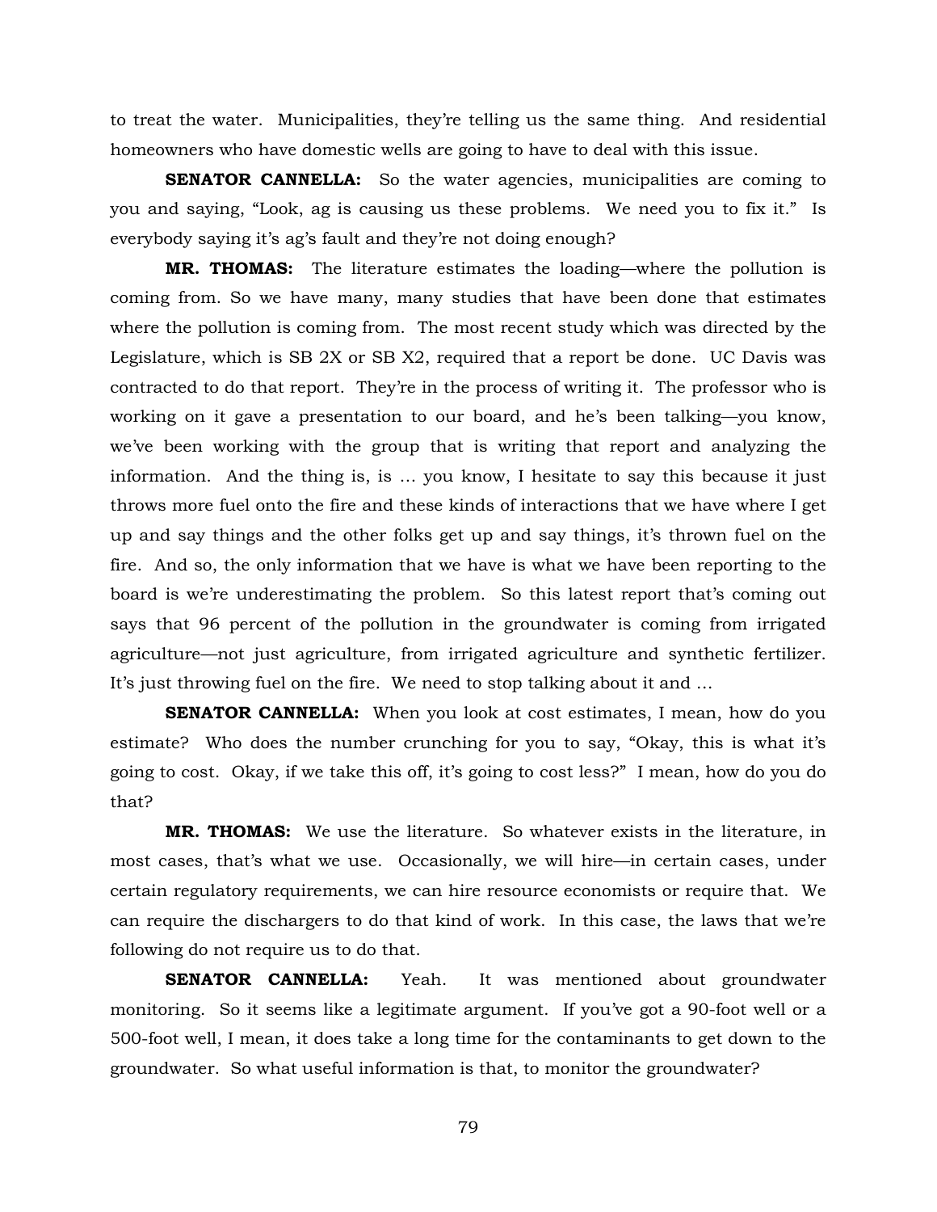to treat the water. Municipalities, they're telling us the same thing. And residential homeowners who have domestic wells are going to have to deal with this issue.

**SENATOR CANNELLA:** So the water agencies, municipalities are coming to you and saying, "Look, ag is causing us these problems. We need you to fix it." Is everybody saying it's ag's fault and they're not doing enough?

**MR. THOMAS:** The literature estimates the loading—where the pollution is coming from. So we have many, many studies that have been done that estimates where the pollution is coming from. The most recent study which was directed by the Legislature, which is SB 2X or SB X2, required that a report be done. UC Davis was contracted to do that report. They're in the process of writing it. The professor who is working on it gave a presentation to our board, and he's been talking—you know, we've been working with the group that is writing that report and analyzing the information. And the thing is, is … you know, I hesitate to say this because it just throws more fuel onto the fire and these kinds of interactions that we have where I get up and say things and the other folks get up and say things, it's thrown fuel on the fire. And so, the only information that we have is what we have been reporting to the board is we're underestimating the problem. So this latest report that's coming out says that 96 percent of the pollution in the groundwater is coming from irrigated agriculture—not just agriculture, from irrigated agriculture and synthetic fertilizer. It's just throwing fuel on the fire. We need to stop talking about it and …

**SENATOR CANNELLA:** When you look at cost estimates, I mean, how do you estimate? Who does the number crunching for you to say, "Okay, this is what it's going to cost. Okay, if we take this off, it's going to cost less?" I mean, how do you do that?

**MR. THOMAS:** We use the literature. So whatever exists in the literature, in most cases, that's what we use. Occasionally, we will hire—in certain cases, under certain regulatory requirements, we can hire resource economists or require that. We can require the dischargers to do that kind of work. In this case, the laws that we're following do not require us to do that.

**SENATOR CANNELLA:** Yeah. It was mentioned about groundwater monitoring. So it seems like a legitimate argument. If you've got a 90-foot well or a 500-foot well, I mean, it does take a long time for the contaminants to get down to the groundwater. So what useful information is that, to monitor the groundwater?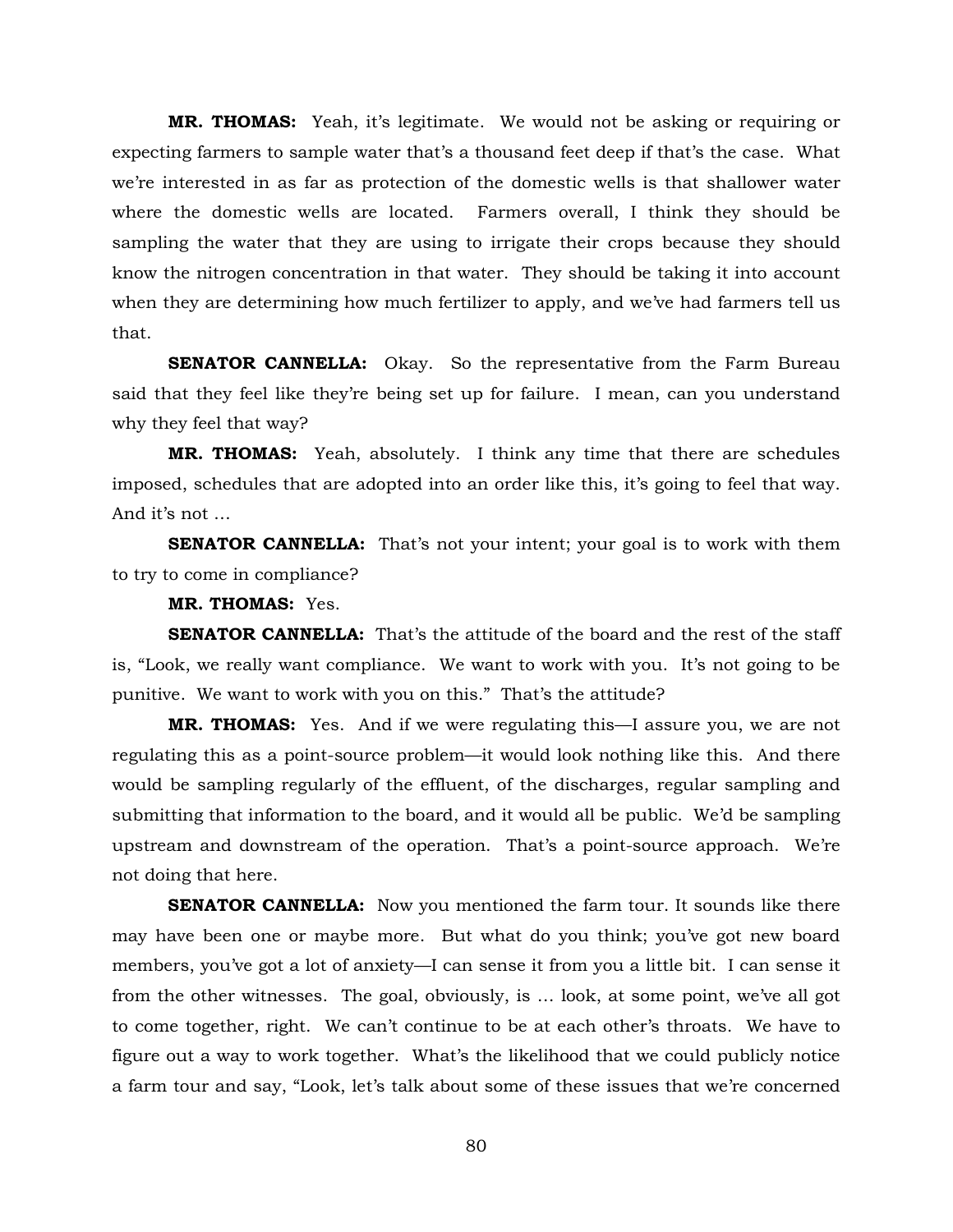**MR. THOMAS:** Yeah, it's legitimate. We would not be asking or requiring or expecting farmers to sample water that's a thousand feet deep if that's the case. What we're interested in as far as protection of the domestic wells is that shallower water where the domestic wells are located. Farmers overall, I think they should be sampling the water that they are using to irrigate their crops because they should know the nitrogen concentration in that water. They should be taking it into account when they are determining how much fertilizer to apply, and we've had farmers tell us that.

**SENATOR CANNELLA:** Okay. So the representative from the Farm Bureau said that they feel like they're being set up for failure. I mean, can you understand why they feel that way?

**MR. THOMAS:** Yeah, absolutely. I think any time that there are schedules imposed, schedules that are adopted into an order like this, it's going to feel that way. And it's not ...

**SENATOR CANNELLA:** That's not your intent; your goal is to work with them to try to come in compliance?

**MR. THOMAS:** Yes.

**SENATOR CANNELLA:** That's the attitude of the board and the rest of the staff is, "Look, we really want compliance. We want to work with you. It's not going to be punitive. We want to work with you on this." That's the attitude?

**MR. THOMAS:** Yes. And if we were regulating this—I assure you, we are not regulating this as a point-source problem—it would look nothing like this. And there would be sampling regularly of the effluent, of the discharges, regular sampling and submitting that information to the board, and it would all be public. We'd be sampling upstream and downstream of the operation. That's a point-source approach. We're not doing that here.

**SENATOR CANNELLA:** Now you mentioned the farm tour. It sounds like there may have been one or maybe more. But what do you think; you've got new board members, you've got a lot of anxiety—I can sense it from you a little bit. I can sense it from the other witnesses. The goal, obviously, is ... look, at some point, we've all got to come together, right. We can't continue to be at each other's throats. We have to figure out a way to work together. What's the likelihood that we could publicly notice a farm tour and say, "Look, let's talk about some of these issues that we're concerned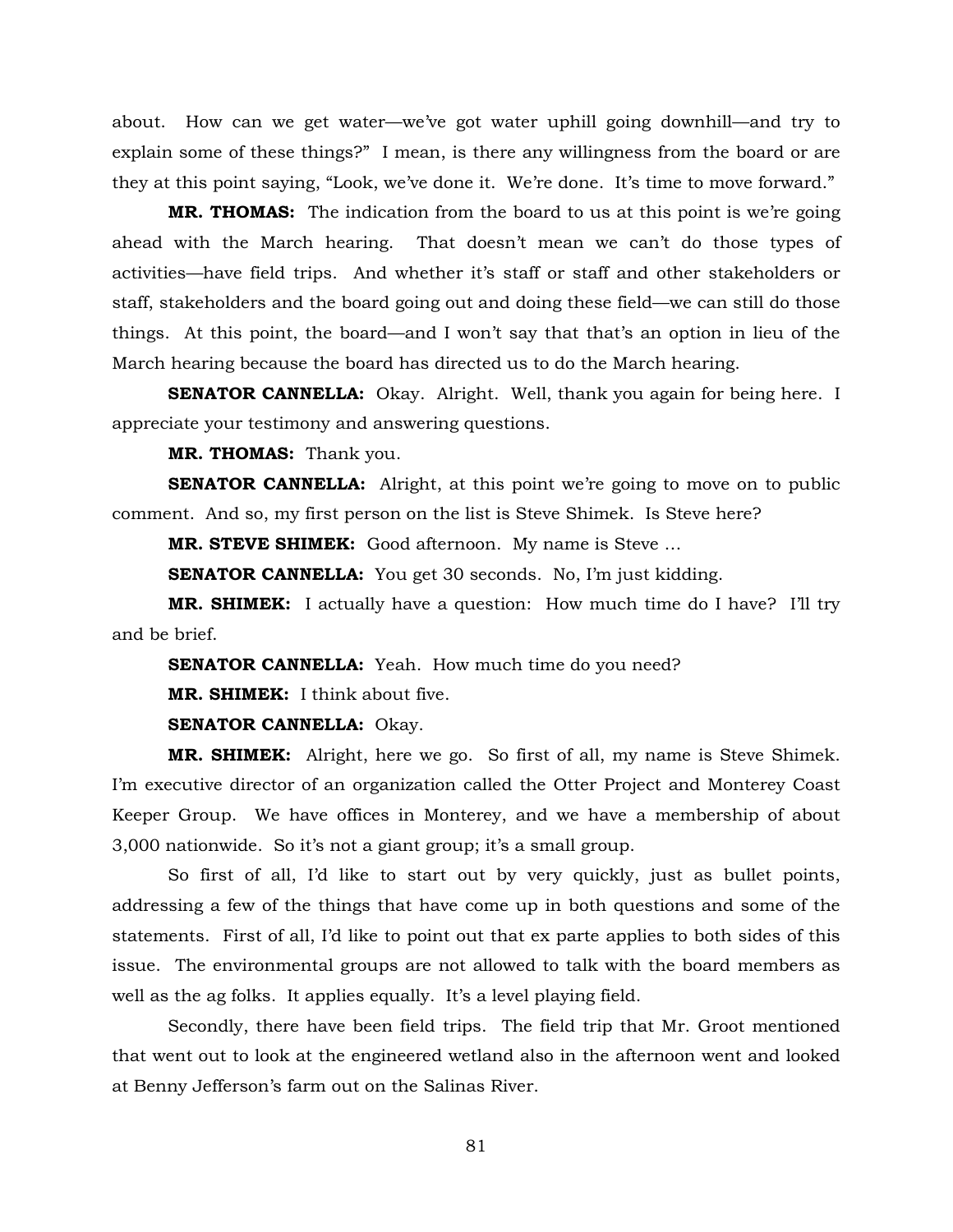about. How can we get water—we've got water uphill going downhill—and try to explain some of these things?" I mean, is there any willingness from the board or are they at this point saying, "Look, we've done it. We're done. It's time to move forward."

**MR. THOMAS:** The indication from the board to us at this point is we're going ahead with the March hearing. That doesn't mean we can't do those types of activities—have field trips. And whether it's staff or staff and other stakeholders or staff, stakeholders and the board going out and doing these field—we can still do those things. At this point, the board—and I won't say that that's an option in lieu of the March hearing because the board has directed us to do the March hearing.

**SENATOR CANNELLA:** Okay. Alright. Well, thank you again for being here. I appreciate your testimony and answering questions.

**MR. THOMAS:** Thank you.

**SENATOR CANNELLA:** Alright, at this point we're going to move on to public comment. And so, my first person on the list is Steve Shimek. Is Steve here?

**MR. STEVE SHIMEK:** Good afternoon. My name is Steve …

**SENATOR CANNELLA:** You get 30 seconds. No, I'm just kidding.

**MR. SHIMEK:** I actually have a question: How much time do I have? I'll try and be brief.

**SENATOR CANNELLA:** Yeah. How much time do you need?

**MR. SHIMEK:** I think about five.

**SENATOR CANNELLA:** Okay.

**MR. SHIMEK:** Alright, here we go. So first of all, my name is Steve Shimek. I'm executive director of an organization called the Otter Project and Monterey Coast Keeper Group. We have offices in Monterey, and we have a membership of about 3,000 nationwide. So it's not a giant group; it's a small group.

So first of all, I'd like to start out by very quickly, just as bullet points, addressing a few of the things that have come up in both questions and some of the statements. First of all, I'd like to point out that ex parte applies to both sides of this issue. The environmental groups are not allowed to talk with the board members as well as the ag folks. It applies equally. It's a level playing field.

Secondly, there have been field trips. The field trip that Mr. Groot mentioned that went out to look at the engineered wetland also in the afternoon went and looked at Benny Jefferson's farm out on the Salinas River.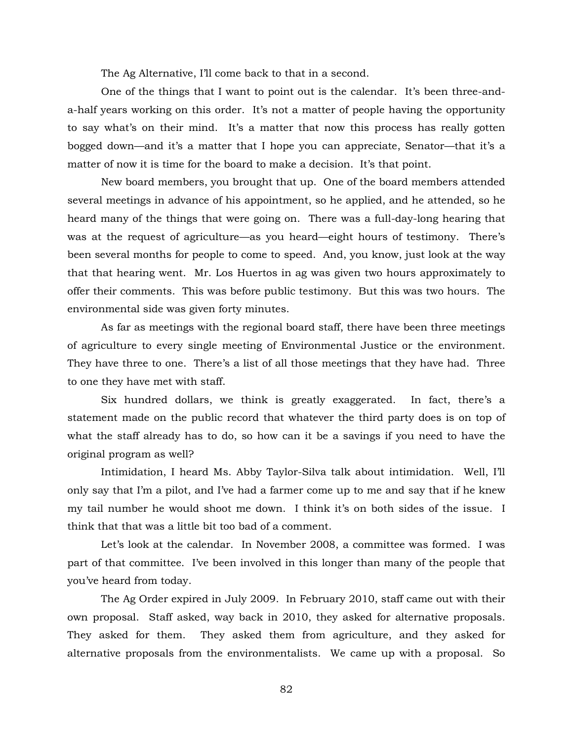The Ag Alternative, I'll come back to that in a second.

One of the things that I want to point out is the calendar. It's been three-and-a-half years working on this order. It's not a matter of people having the opportunity to say what's on their mind. It's a matter that now this process has really gotten bogged down—and it's a matter that I hope you can appreciate, Senator—that it's a matter of now it is time for the board to make a decision. It's that point.

New board members, you brought that up. One of the board members attended several meetings in advance of his appointment, so he applied, and he attended, so he heard many of the things that were going on. There was a full-day-long hearing that was at the request of agriculture—as you heard—eight hours of testimony. There's been several months for people to come to speed. And, you know, just look at the way that that hearing went. Mr. Los Huertos in ag was given two hours approximately to offer their comments. This was before public testimony. But this was two hours. The environmental side was given forty minutes.

As far as meetings with the regional board staff, there have been three meetings of agriculture to every single meeting of Environmental Justice or the environment. They have three to one. There's a list of all those meetings that they have had. Three to one they have met with staff.

Six hundred dollars, we think is greatly exaggerated. In fact, there's a statement made on the public record that whatever the third party does is on top of what the staff already has to do, so how can it be a savings if you need to have the original program as well?

Intimidation, I heard Ms. Abby Taylor-Silva talk about intimidation. Well, I'll only say that I'm a pilot, and I've had a farmer come up to me and say that if he knew my tail number he would shoot me down. I think it's on both sides of the issue. I think that that was a little bit too bad of a comment.

Let's look at the calendar. In November 2008, a committee was formed. I was part of that committee. I've been involved in this longer than many of the people that you've heard from today.

The Ag Order expired in July 2009. In February 2010, staff came out with their own proposal. Staff asked, way back in 2010, they asked for alternative proposals. They asked for them. They asked them from agriculture, and they asked for alternative proposals from the environmentalists. We came up with a proposal. So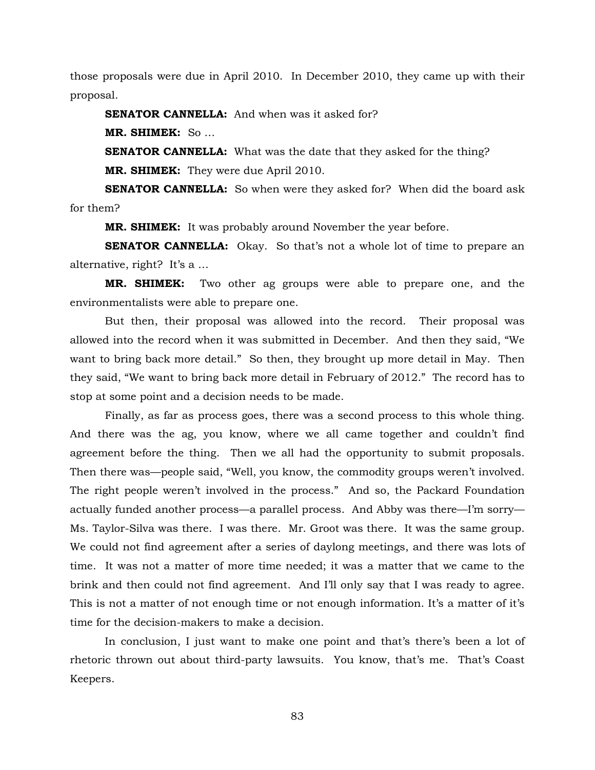those proposals were due in April 2010. In December 2010, they came up with their proposal.

**SENATOR CANNELLA:** And when was it asked for?

**MR. SHIMEK:** So …

**SENATOR CANNELLA:** What was the date that they asked for the thing?

**MR. SHIMEK:** They were due April 2010.

**SENATOR CANNELLA:** So when were they asked for? When did the board ask for them?

**MR. SHIMEK:** It was probably around November the year before.

**SENATOR CANNELLA:** Okay. So that's not a whole lot of time to prepare an alternative, right? It's a …

**MR. SHIMEK:** Two other ag groups were able to prepare one, and the environmentalists were able to prepare one.

But then, their proposal was allowed into the record. Their proposal was allowed into the record when it was submitted in December. And then they said, "We want to bring back more detail." So then, they brought up more detail in May. Then they said, "We want to bring back more detail in February of 2012." The record has to stop at some point and a decision needs to be made.

Finally, as far as process goes, there was a second process to this whole thing. And there was the ag, you know, where we all came together and couldn't find agreement before the thing. Then we all had the opportunity to submit proposals. Then there was—people said, "Well, you know, the commodity groups weren't involved. The right people weren't involved in the process." And so, the Packard Foundation actually funded another process—a parallel process. And Abby was there—I'm sorry—Ms. Taylor-Silva was there. I was there. Mr. Groot was there. It was the same group. We could not find agreement after a series of daylong meetings, and there was lots of time. It was not a matter of more time needed; it was a matter that we came to the brink and then could not find agreement. And I'll only say that I was ready to agree. This is not a matter of not enough time or not enough information. It's a matter of it's time for the decision-makers to make a decision.

In conclusion, I just want to make one point and that's there's been a lot of rhetoric thrown out about third-party lawsuits. You know, that's me. That's Coast Keepers.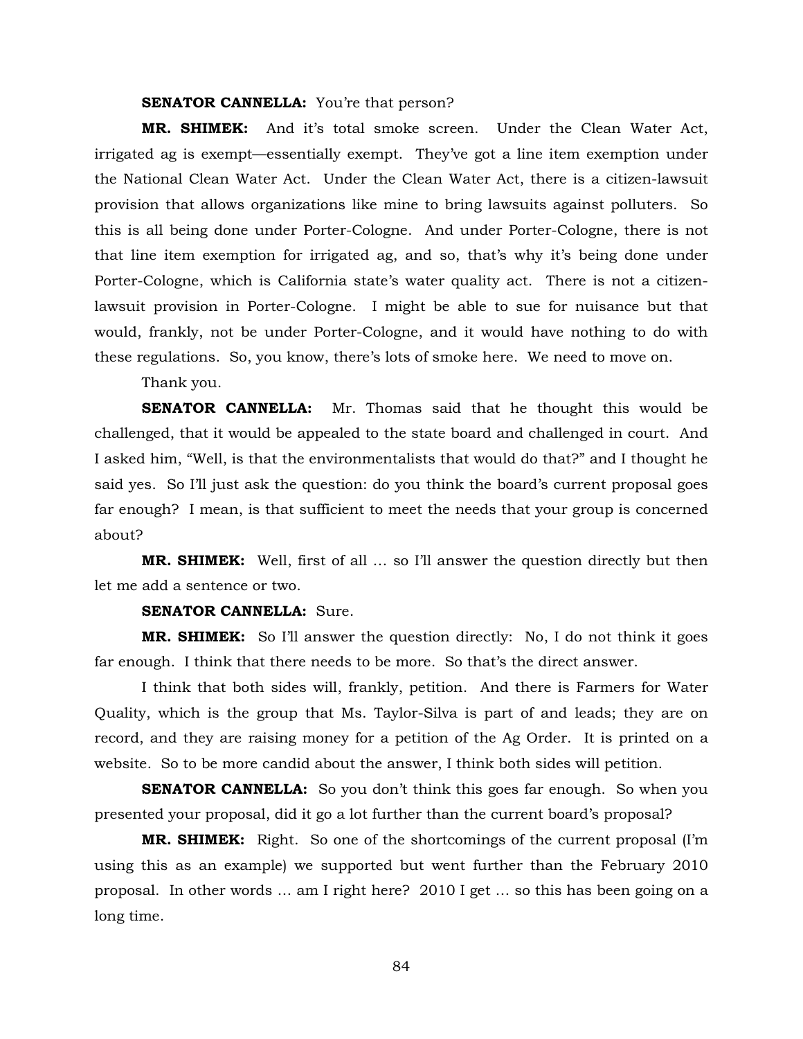**SENATOR CANNELLA:** You're that person?

**MR. SHIMEK:** And it's total smoke screen. Under the Clean Water Act, irrigated ag is exempt—essentially exempt. They've got a line item exemption under the National Clean Water Act. Under the Clean Water Act, there is a citizen-lawsuit provision that allows organizations like mine to bring lawsuits against polluters. So this is all being done under Porter-Cologne. And under Porter-Cologne, there is not that line item exemption for irrigated ag, and so, that's why it's being done under Porter-Cologne, which is California state's water quality act. There is not a citizen-lawsuit provision in Porter-Cologne. I might be able to sue for nuisance but that would, frankly, not be under Porter-Cologne, and it would have nothing to do with these regulations. So, you know, there's lots of smoke here. We need to move on.

Thank you.

**SENATOR CANNELLA:** Mr. Thomas said that he thought this would be challenged, that it would be appealed to the state board and challenged in court. And I asked him, "Well, is that the environmentalists that would do that?" and I thought he said yes. So I'll just ask the question: do you think the board's current proposal goes far enough? I mean, is that sufficient to meet the needs that your group is concerned about?

**MR. SHIMEK:** Well, first of all … so I'll answer the question directly but then let me add a sentence or two.

**SENATOR CANNELLA:** Sure.

**MR. SHIMEK:** So I'll answer the question directly: No, I do not think it goes far enough. I think that there needs to be more. So that's the direct answer.

I think that both sides will, frankly, petition. And there is Farmers for Water Quality, which is the group that Ms. Taylor-Silva is part of and leads; they are on record, and they are raising money for a petition of the Ag Order. It is printed on a website. So to be more candid about the answer, I think both sides will petition.

**SENATOR CANNELLA:** So you don't think this goes far enough. So when you presented your proposal, did it go a lot further than the current board's proposal?

**MR. SHIMEK:** Right. So one of the shortcomings of the current proposal (I'm using this as an example) we supported but went further than the February 2010 proposal. In other words … am I right here? 2010 I get … so this has been going on a long time.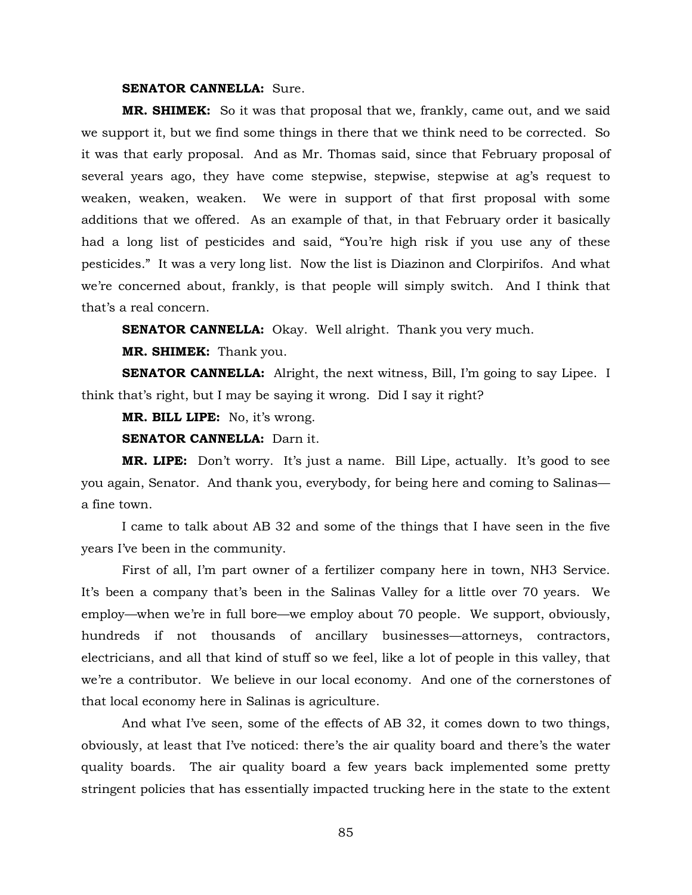**SENATOR CANNELLA:** Sure.

**MR. SHIMEK:** So it was that proposal that we, frankly, came out, and we said we support it, but we find some things in there that we think need to be corrected. So it was that early proposal. And as Mr. Thomas said, since that February proposal of several years ago, they have come stepwise, stepwise, stepwise at ag's request to weaken, weaken, weaken. We were in support of that first proposal with some additions that we offered. As an example of that, in that February order it basically had a long list of pesticides and said, "You're high risk if you use any of these pesticides." It was a very long list. Now the list is Diazinon and Clorpirifos. And what we're concerned about, frankly, is that people will simply switch. And I think that that's a real concern.

**SENATOR CANNELLA:** Okay. Well alright. Thank you very much.

**MR. SHIMEK:** Thank you.

**SENATOR CANNELLA:** Alright, the next witness, Bill, I'm going to say Lipee. I think that's right, but I may be saying it wrong. Did I say it right?

**MR. BILL LIPE:** No, it's wrong.

**SENATOR CANNELLA:** Darn it.

**MR. LIPE:** Don't worry. It's just a name. Bill Lipe, actually. It's good to see you again, Senator. And thank you, everybody, for being here and coming to Salinas—a fine town.

I came to talk about AB 32 and some of the things that I have seen in the five years I've been in the community.

First of all, I'm part owner of a fertilizer company here in town, NH3 Service. It's been a company that's been in the Salinas Valley for a little over 70 years. We employ—when we're in full bore—we employ about 70 people. We support, obviously, hundreds if not thousands of ancillary businesses—attorneys, contractors, electricians, and all that kind of stuff so we feel, like a lot of people in this valley, that we're a contributor. We believe in our local economy. And one of the cornerstones of that local economy here in Salinas is agriculture.

And what I've seen, some of the effects of AB 32, it comes down to two things, obviously, at least that I've noticed: there's the air quality board and there's the water quality boards. The air quality board a few years back implemented some pretty stringent policies that has essentially impacted trucking here in the state to the extent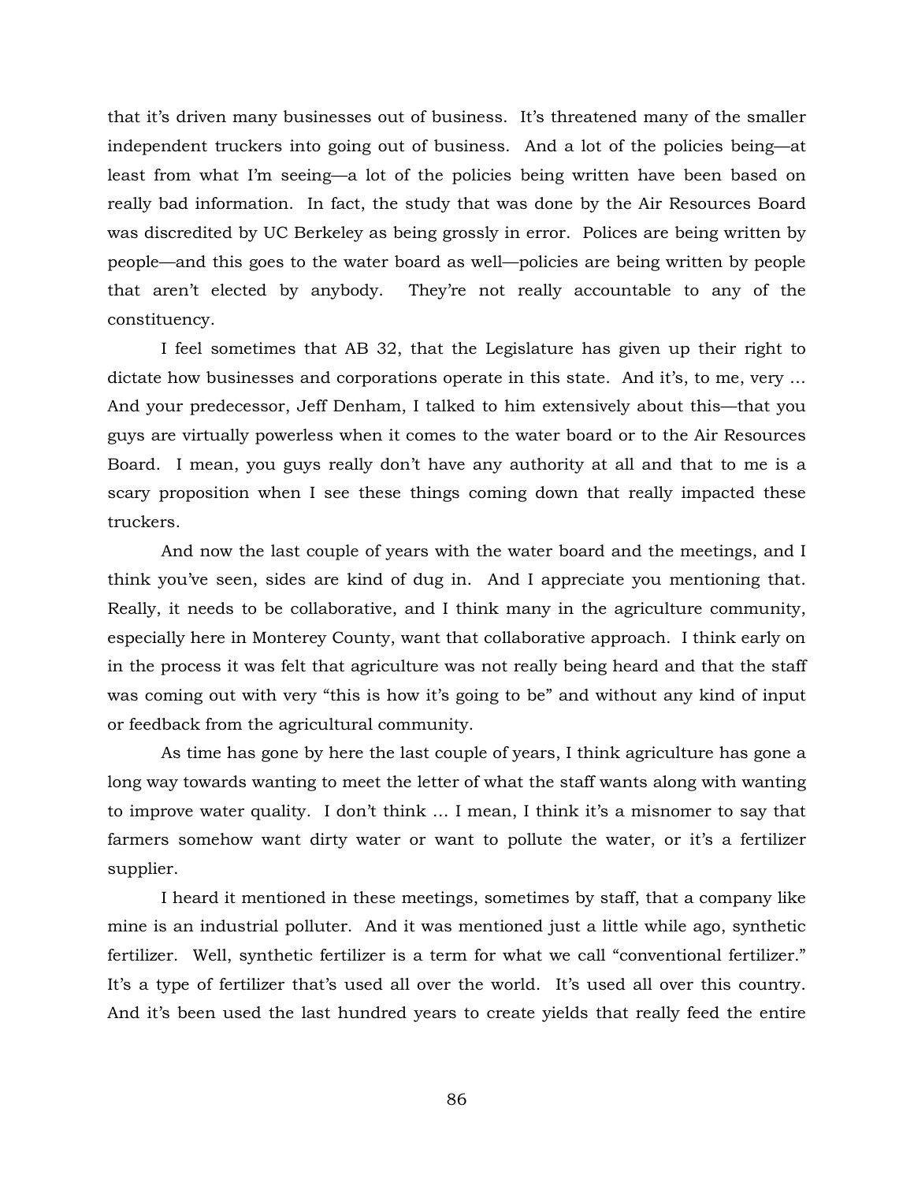that it's driven many businesses out of business. It's threatened many of the smaller independent truckers into going out of business. And a lot of the policies being—at least from what I'm seeing—a lot of the policies being written have been based on really bad information. In fact, the study that was done by the Air Resources Board was discredited by UC Berkeley as being grossly in error. Polices are being written by people—and this goes to the water board as well—policies are being written by people that aren't elected by anybody. They're not really accountable to any of the constituency.

I feel sometimes that AB 32, that the Legislature has given up their right to dictate how businesses and corporations operate in this state. And it's, to me, very … And your predecessor, Jeff Denham, I talked to him extensively about this—that you guys are virtually powerless when it comes to the water board or to the Air Resources Board. I mean, you guys really don't have any authority at all and that to me is a scary proposition when I see these things coming down that really impacted these truckers.

And now the last couple of years with the water board and the meetings, and I think you've seen, sides are kind of dug in. And I appreciate you mentioning that. Really, it needs to be collaborative, and I think many in the agriculture community, especially here in Monterey County, want that collaborative approach. I think early on in the process it was felt that agriculture was not really being heard and that the staff was coming out with very "this is how it's going to be" and without any kind of input or feedback from the agricultural community.

As time has gone by here the last couple of years, I think agriculture has gone a long way towards wanting to meet the letter of what the staff wants along with wanting to improve water quality. I don't think … I mean, I think it's a misnomer to say that farmers somehow want dirty water or want to pollute the water, or it's a fertilizer supplier.

I heard it mentioned in these meetings, sometimes by staff, that a company like mine is an industrial polluter. And it was mentioned just a little while ago, synthetic fertilizer. Well, synthetic fertilizer is a term for what we call "conventional fertilizer." It's a type of fertilizer that's used all over the world. It's used all over this country. And it's been used the last hundred years to create yields that really feed the entire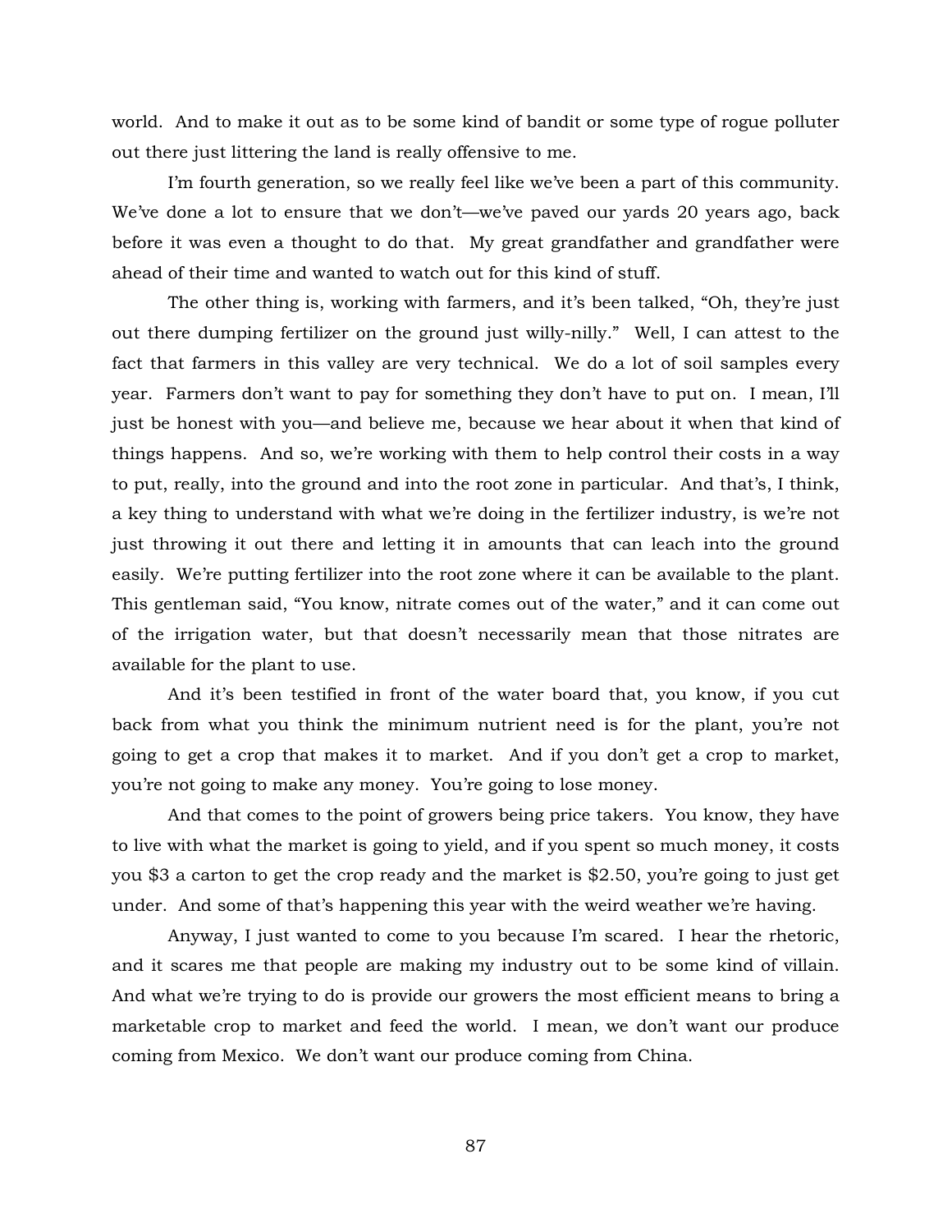world. And to make it out as to be some kind of bandit or some type of rogue polluter out there just littering the land is really offensive to me.

I'm fourth generation, so we really feel like we've been a part of this community. We've done a lot to ensure that we don't—we've paved our yards 20 years ago, back before it was even a thought to do that. My great grandfather and grandfather were ahead of their time and wanted to watch out for this kind of stuff.

The other thing is, working with farmers, and it's been talked, "Oh, they're just out there dumping fertilizer on the ground just willy-nilly." Well, I can attest to the fact that farmers in this valley are very technical. We do a lot of soil samples every year. Farmers don't want to pay for something they don't have to put on. I mean, I'll just be honest with you—and believe me, because we hear about it when that kind of things happens. And so, we're working with them to help control their costs in a way to put, really, into the ground and into the root zone in particular. And that's, I think, a key thing to understand with what we're doing in the fertilizer industry, is we're not just throwing it out there and letting it in amounts that can leach into the ground easily. We're putting fertilizer into the root zone where it can be available to the plant. This gentleman said, "You know, nitrate comes out of the water," and it can come out of the irrigation water, but that doesn't necessarily mean that those nitrates are available for the plant to use.

And it's been testified in front of the water board that, you know, if you cut back from what you think the minimum nutrient need is for the plant, you're not going to get a crop that makes it to market. And if you don't get a crop to market, you're not going to make any money. You're going to lose money.

And that comes to the point of growers being price takers. You know, they have to live with what the market is going to yield, and if you spent so much money, it costs you $3 a carton to get the crop ready and the market is $2.50, you're going to just get under. And some of that's happening this year with the weird weather we're having.

Anyway, I just wanted to come to you because I'm scared. I hear the rhetoric, and it scares me that people are making my industry out to be some kind of villain. And what we're trying to do is provide our growers the most efficient means to bring a marketable crop to market and feed the world. I mean, we don't want our produce coming from Mexico. We don't want our produce coming from China.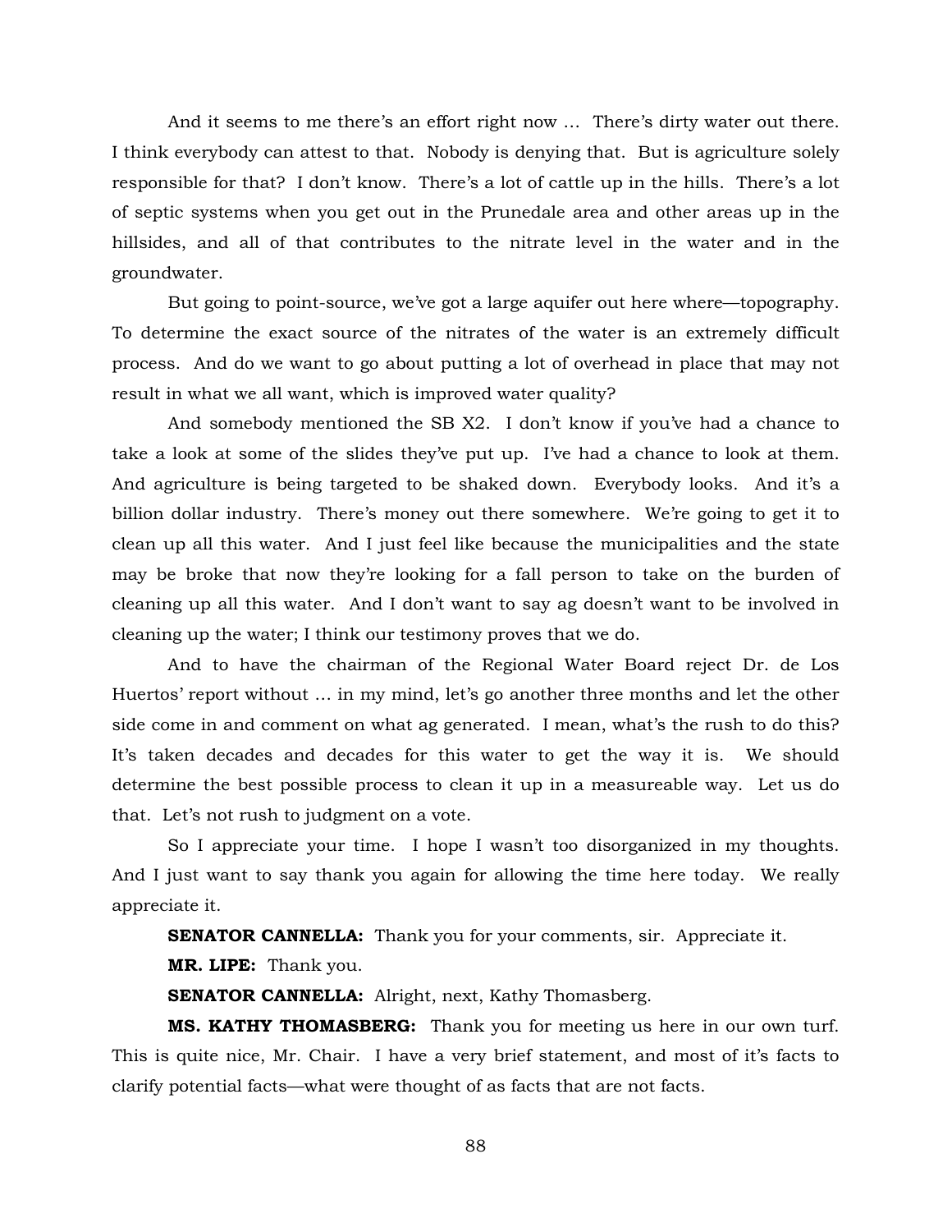And it seems to me there's an effort right now … There's dirty water out there. I think everybody can attest to that. Nobody is denying that. But is agriculture solely responsible for that? I don't know. There's a lot of cattle up in the hills. There's a lot of septic systems when you get out in the Prunedale area and other areas up in the hillsides, and all of that contributes to the nitrate level in the water and in the groundwater.

But going to point-source, we've got a large aquifer out here where—topography. To determine the exact source of the nitrates of the water is an extremely difficult process. And do we want to go about putting a lot of overhead in place that may not result in what we all want, which is improved water quality?

And somebody mentioned the SB X2. I don't know if you've had a chance to take a look at some of the slides they've put up. I've had a chance to look at them. And agriculture is being targeted to be shaked down. Everybody looks. And it's a billion dollar industry. There's money out there somewhere. We're going to get it to clean up all this water. And I just feel like because the municipalities and the state may be broke that now they're looking for a fall person to take on the burden of cleaning up all this water. And I don't want to say ag doesn't want to be involved in cleaning up the water; I think our testimony proves that we do.

And to have the chairman of the Regional Water Board reject Dr. de Los Huertos' report without … in my mind, let's go another three months and let the other side come in and comment on what ag generated. I mean, what's the rush to do this? It's taken decades and decades for this water to get the way it is. We should determine the best possible process to clean it up in a measureable way. Let us do that. Let's not rush to judgment on a vote.

So I appreciate your time. I hope I wasn't too disorganized in my thoughts. And I just want to say thank you again for allowing the time here today. We really appreciate it.

**SENATOR CANNELLA:** Thank you for your comments, sir. Appreciate it.

**MR. LIPE:** Thank you.

**SENATOR CANNELLA:** Alright, next, Kathy Thomasberg.

**MS. KATHY THOMASBERG:** Thank you for meeting us here in our own turf. This is quite nice, Mr. Chair. I have a very brief statement, and most of it's facts to clarify potential facts—what were thought of as facts that are not facts.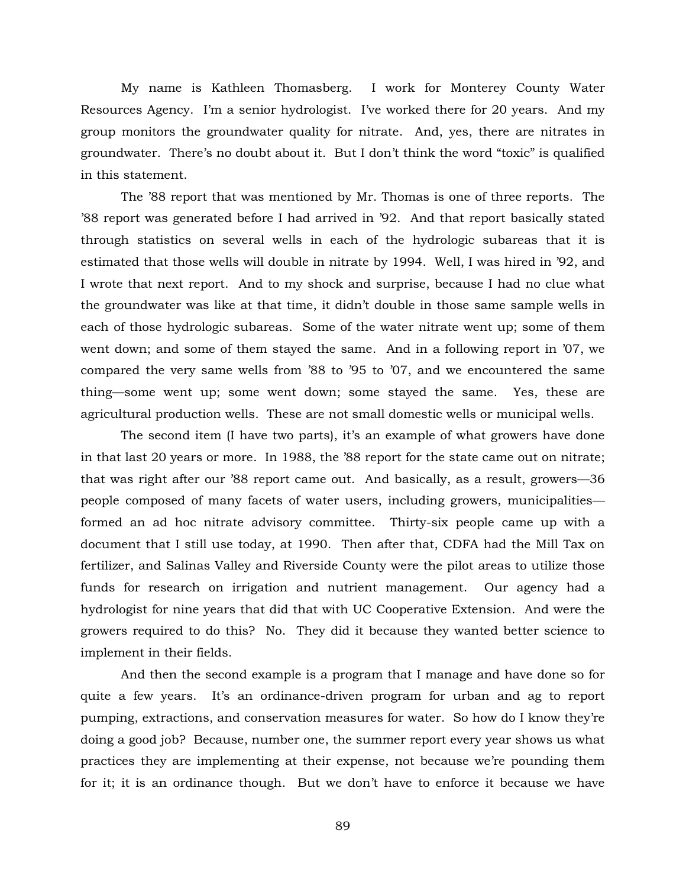My name is Kathleen Thomasberg. I work for Monterey County Water Resources Agency. I'm a senior hydrologist. I've worked there for 20 years. And my group monitors the groundwater quality for nitrate. And, yes, there are nitrates in groundwater. There's no doubt about it. But I don't think the word "toxic" is qualified in this statement.

The '88 report that was mentioned by Mr. Thomas is one of three reports. The '88 report was generated before I had arrived in '92. And that report basically stated through statistics on several wells in each of the hydrologic subareas that it is estimated that those wells will double in nitrate by 1994. Well, I was hired in '92, and I wrote that next report. And to my shock and surprise, because I had no clue what the groundwater was like at that time, it didn't double in those same sample wells in each of those hydrologic subareas. Some of the water nitrate went up; some of them went down; and some of them stayed the same. And in a following report in '07, we compared the very same wells from '88 to '95 to '07, and we encountered the same thing—some went up; some went down; some stayed the same. Yes, these are agricultural production wells. These are not small domestic wells or municipal wells.

The second item (I have two parts), it's an example of what growers have done in that last 20 years or more. In 1988, the '88 report for the state came out on nitrate; that was right after our '88 report came out. And basically, as a result, growers—36 people composed of many facets of water users, including growers, municipalities—formed an ad hoc nitrate advisory committee. Thirty-six people came up with a document that I still use today, at 1990. Then after that, CDFA had the Mill Tax on fertilizer, and Salinas Valley and Riverside County were the pilot areas to utilize those funds for research on irrigation and nutrient management. Our agency had a hydrologist for nine years that did that with UC Cooperative Extension. And were the growers required to do this? No. They did it because they wanted better science to implement in their fields.

And then the second example is a program that I manage and have done so for quite a few years. It's an ordinance-driven program for urban and ag to report pumping, extractions, and conservation measures for water. So how do I know they're doing a good job? Because, number one, the summer report every year shows us what practices they are implementing at their expense, not because we're pounding them for it; it is an ordinance though. But we don't have to enforce it because we have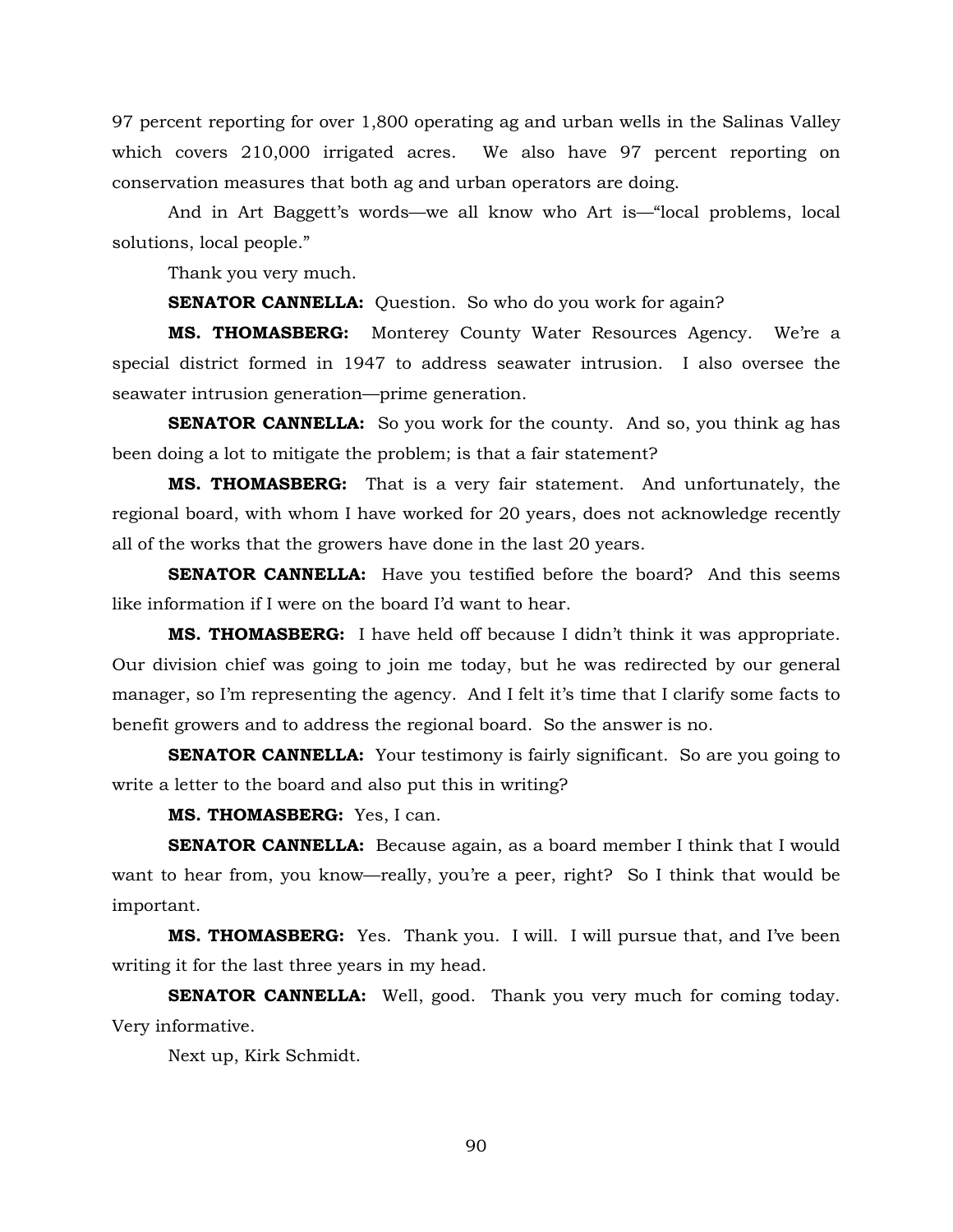97 percent reporting for over 1,800 operating ag and urban wells in the Salinas Valley which covers 210,000 irrigated acres. We also have 97 percent reporting on conservation measures that both ag and urban operators are doing.

And in Art Baggett's words—we all know who Art is—"local problems, local solutions, local people."

Thank you very much.

**SENATOR CANNELLA:** Question. So who do you work for again?

**MS. THOMASBERG:** Monterey County Water Resources Agency. We're a special district formed in 1947 to address seawater intrusion. I also oversee the seawater intrusion generation—prime generation.

**SENATOR CANNELLA:** So you work for the county. And so, you think ag has been doing a lot to mitigate the problem; is that a fair statement?

**MS. THOMASBERG:** That is a very fair statement. And unfortunately, the regional board, with whom I have worked for 20 years, does not acknowledge recently all of the works that the growers have done in the last 20 years.

**SENATOR CANNELLA:** Have you testified before the board? And this seems like information if I were on the board I'd want to hear.

**MS. THOMASBERG:** I have held off because I didn't think it was appropriate. Our division chief was going to join me today, but he was redirected by our general manager, so I'm representing the agency. And I felt it's time that I clarify some facts to benefit growers and to address the regional board. So the answer is no.

**SENATOR CANNELLA:** Your testimony is fairly significant. So are you going to write a letter to the board and also put this in writing?

**MS. THOMASBERG:** Yes, I can.

**SENATOR CANNELLA:** Because again, as a board member I think that I would want to hear from, you know—really, you're a peer, right? So I think that would be important.

**MS. THOMASBERG:** Yes. Thank you. I will. I will pursue that, and I've been writing it for the last three years in my head.

**SENATOR CANNELLA:** Well, good. Thank you very much for coming today. Very informative.

Next up, Kirk Schmidt.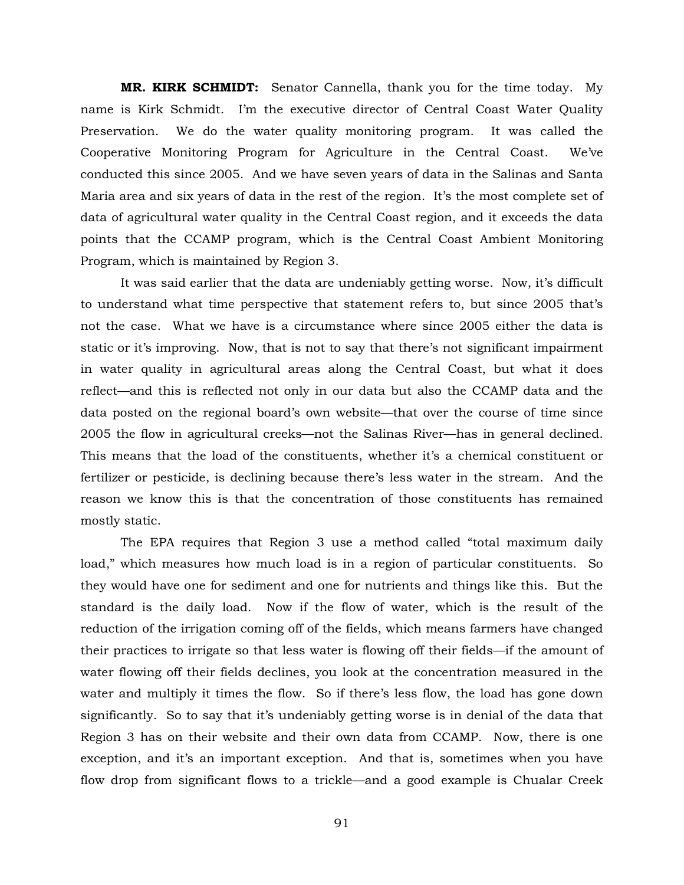**MR. KIRK SCHMIDT:** Senator Cannella, thank you for the time today. My name is Kirk Schmidt. I'm the executive director of Central Coast Water Quality Preservation. We do the water quality monitoring program. It was called the Cooperative Monitoring Program for Agriculture in the Central Coast. We've conducted this since 2005. And we have seven years of data in the Salinas and Santa Maria area and six years of data in the rest of the region. It's the most complete set of data of agricultural water quality in the Central Coast region, and it exceeds the data points that the CCAMP program, which is the Central Coast Ambient Monitoring Program, which is maintained by Region 3.

It was said earlier that the data are undeniably getting worse. Now, it's difficult to understand what time perspective that statement refers to, but since 2005 that's not the case. What we have is a circumstance where since 2005 either the data is static or it's improving. Now, that is not to say that there's not significant impairment in water quality in agricultural areas along the Central Coast, but what it does reflect—and this is reflected not only in our data but also the CCAMP data and the data posted on the regional board's own website—that over the course of time since 2005 the flow in agricultural creeks—not the Salinas River—has in general declined. This means that the load of the constituents, whether it's a chemical constituent or fertilizer or pesticide, is declining because there's less water in the stream. And the reason we know this is that the concentration of those constituents has remained mostly static.

The EPA requires that Region 3 use a method called "total maximum daily load," which measures how much load is in a region of particular constituents. So they would have one for sediment and one for nutrients and things like this. But the standard is the daily load. Now if the flow of water, which is the result of the reduction of the irrigation coming off of the fields, which means farmers have changed their practices to irrigate so that less water is flowing off their fields—if the amount of water flowing off their fields declines, you look at the concentration measured in the water and multiply it times the flow. So if there's less flow, the load has gone down significantly. So to say that it's undeniably getting worse is in denial of the data that Region 3 has on their website and their own data from CCAMP. Now, there is one exception, and it's an important exception. And that is, sometimes when you have flow drop from significant flows to a trickle—and a good example is Chualar Creek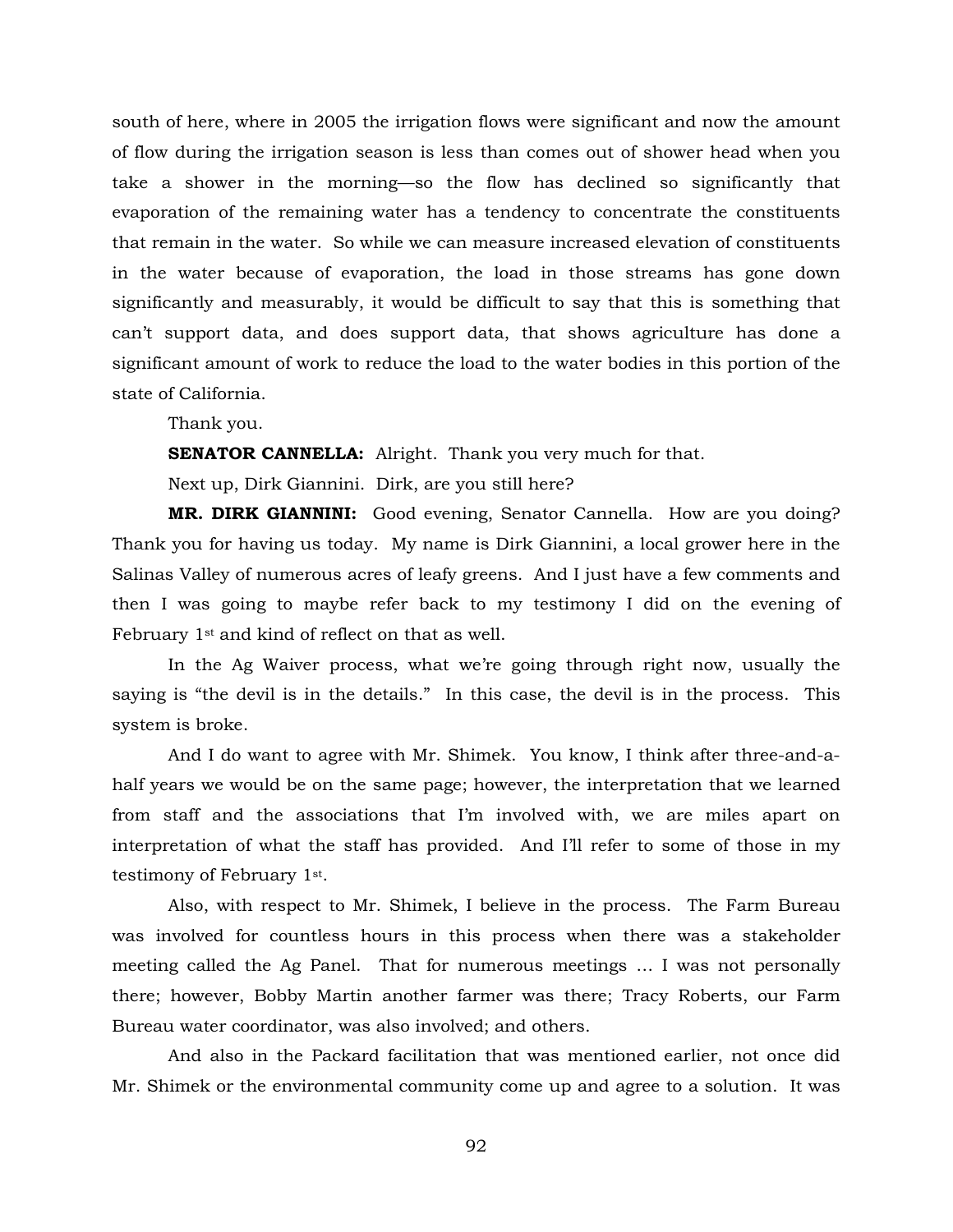south of here, where in 2005 the irrigation flows were significant and now the amount of flow during the irrigation season is less than comes out of shower head when you take a shower in the morning—so the flow has declined so significantly that evaporation of the remaining water has a tendency to concentrate the constituents that remain in the water. So while we can measure increased elevation of constituents in the water because of evaporation, the load in those streams has gone down significantly and measurably, it would be difficult to say that this is something that can't support data, and does support data, that shows agriculture has done a significant amount of work to reduce the load to the water bodies in this portion of the state of California.

Thank you.

**SENATOR CANNELLA:** Alright. Thank you very much for that.

Next up, Dirk Giannini. Dirk, are you still here?

**MR. DIRK GIANNINI:** Good evening, Senator Cannella. How are you doing? Thank you for having us today. My name is Dirk Giannini, a local grower here in the Salinas Valley of numerous acres of leafy greens. And I just have a few comments and then I was going to maybe refer back to my testimony I did on the evening of February 1st and kind of reflect on that as well.

In the Ag Waiver process, what we're going through right now, usually the saying is "the devil is in the details." In this case, the devil is in the process. This system is broke.

And I do want to agree with Mr. Shimek. You know, I think after three-and-a-half years we would be on the same page; however, the interpretation that we learned from staff and the associations that I'm involved with, we are miles apart on interpretation of what the staff has provided. And I'll refer to some of those in my testimony of February 1st.

Also, with respect to Mr. Shimek, I believe in the process. The Farm Bureau was involved for countless hours in this process when there was a stakeholder meeting called the Ag Panel. That for numerous meetings … I was not personally there; however, Bobby Martin another farmer was there; Tracy Roberts, our Farm Bureau water coordinator, was also involved; and others.

And also in the Packard facilitation that was mentioned earlier, not once did Mr. Shimek or the environmental community come up and agree to a solution. It was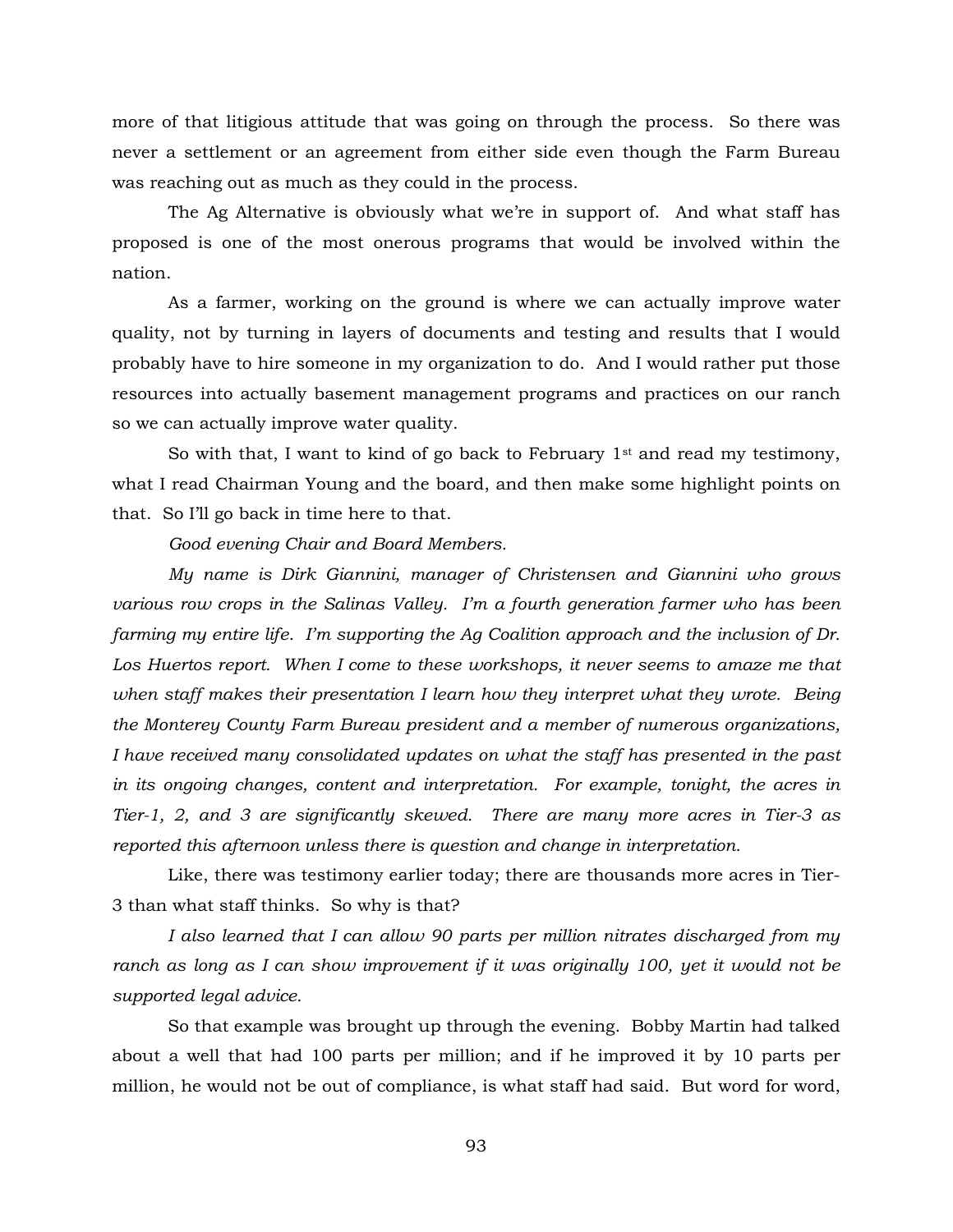more of that litigious attitude that was going on through the process. So there was never a settlement or an agreement from either side even though the Farm Bureau was reaching out as much as they could in the process.

The Ag Alternative is obviously what we're in support of. And what staff has proposed is one of the most onerous programs that would be involved within the nation.

As a farmer, working on the ground is where we can actually improve water quality, not by turning in layers of documents and testing and results that I would probably have to hire someone in my organization to do. And I would rather put those resources into actually basement management programs and practices on our ranch so we can actually improve water quality.

So with that, I want to kind of go back to February 1st and read my testimony, what I read Chairman Young and the board, and then make some highlight points on that. So I'll go back in time here to that.

*Good evening Chair and Board Members.*

*My name is Dirk Giannini, manager of Christensen and Giannini who grows various row crops in the Salinas Valley. I'm a fourth generation farmer who has been farming my entire life. I'm supporting the Ag Coalition approach and the inclusion of Dr. Los Huertos report. When I come to these workshops, it never seems to amaze me that when staff makes their presentation I learn how they interpret what they wrote. Being the Monterey County Farm Bureau president and a member of numerous organizations, I have received many consolidated updates on what the staff has presented in the past in its ongoing changes, content and interpretation. For example, tonight, the acres in Tier-1, 2, and 3 are significantly skewed. There are many more acres in Tier-3 as reported this afternoon unless there is question and change in interpretation.*

Like, there was testimony earlier today; there are thousands more acres in Tier-3 than what staff thinks. So why is that?

*I also learned that I can allow 90 parts per million nitrates discharged from my ranch as long as I can show improvement if it was originally 100, yet it would not be supported legal advice.*

So that example was brought up through the evening. Bobby Martin had talked about a well that had 100 parts per million; and if he improved it by 10 parts per million, he would not be out of compliance, is what staff had said. But word for word,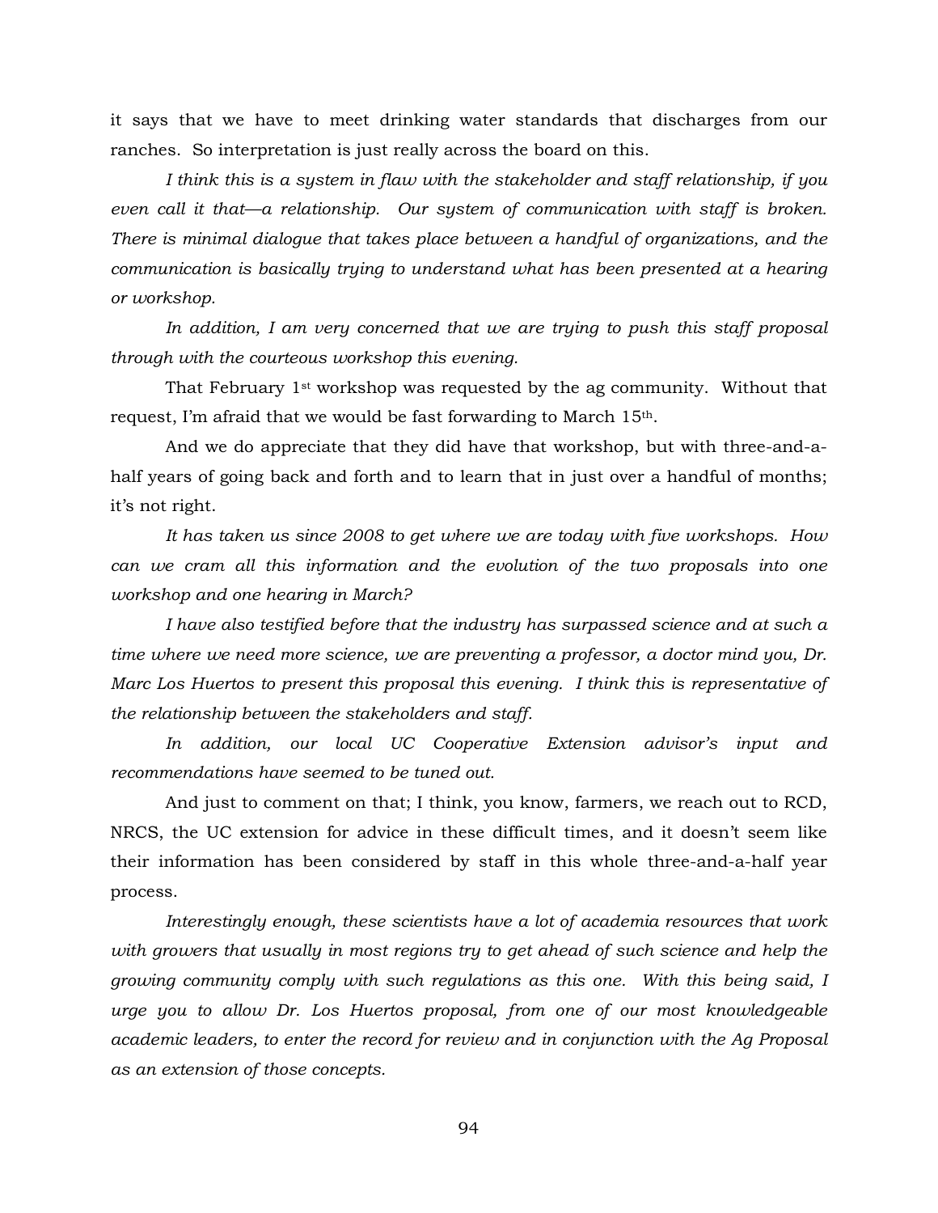it says that we have to meet drinking water standards that discharges from our ranches. So interpretation is just really across the board on this.

*I think this is a system in flaw with the stakeholder and staff relationship, if you even call it that—a relationship. Our system of communication with staff is broken. There is minimal dialogue that takes place between a handful of organizations, and the communication is basically trying to understand what has been presented at a hearing or workshop.*

*In addition, I am very concerned that we are trying to push this staff proposal through with the courteous workshop this evening.*

That February 1st workshop was requested by the ag community. Without that request, I'm afraid that we would be fast forwarding to March 15th.

And we do appreciate that they did have that workshop, but with three-and-a-half years of going back and forth and to learn that in just over a handful of months; it's not right.

*It has taken us since 2008 to get where we are today with five workshops. How can we cram all this information and the evolution of the two proposals into one workshop and one hearing in March?*

*I have also testified before that the industry has surpassed science and at such a time where we need more science, we are preventing a professor, a doctor mind you, Dr. Marc Los Huertos to present this proposal this evening. I think this is representative of the relationship between the stakeholders and staff.*

*In addition, our local UC Cooperative Extension advisor's input and recommendations have seemed to be tuned out.*

And just to comment on that; I think, you know, farmers, we reach out to RCD, NRCS, the UC extension for advice in these difficult times, and it doesn't seem like their information has been considered by staff in this whole three-and-a-half year process.

*Interestingly enough, these scientists have a lot of academia resources that work with growers that usually in most regions try to get ahead of such science and help the growing community comply with such regulations as this one. With this being said, I urge you to allow Dr. Los Huertos proposal, from one of our most knowledgeable academic leaders, to enter the record for review and in conjunction with the Ag Proposal as an extension of those concepts.*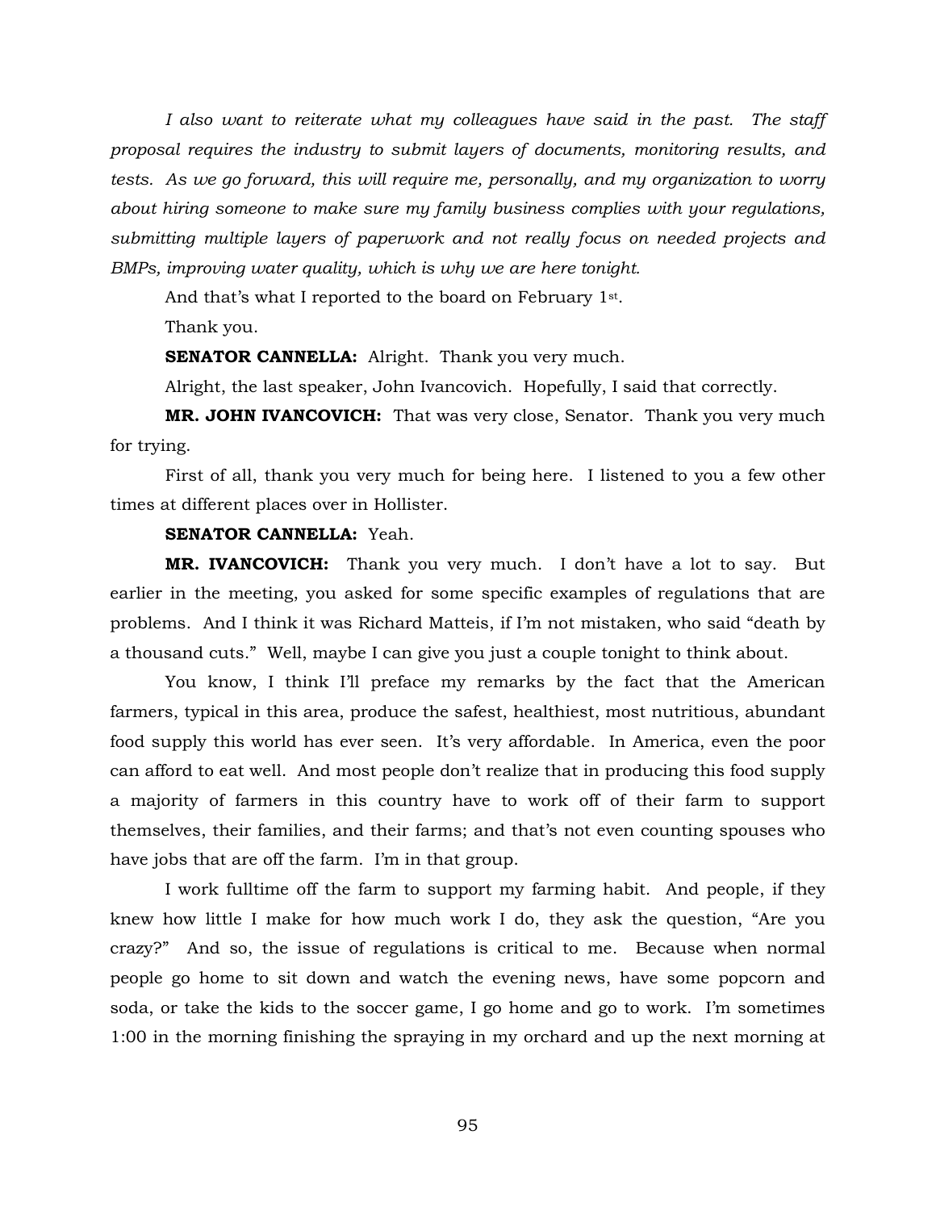*I also want to reiterate what my colleagues have said in the past. The staff proposal requires the industry to submit layers of documents, monitoring results, and tests. As we go forward, this will require me, personally, and my organization to worry about hiring someone to make sure my family business complies with your regulations, submitting multiple layers of paperwork and not really focus on needed projects and BMPs, improving water quality, which is why we are here tonight.*

And that's what I reported to the board on February 1st.

Thank you.

**SENATOR CANNELLA:** Alright. Thank you very much.

Alright, the last speaker, John Ivancovich. Hopefully, I said that correctly.

**MR. JOHN IVANCOVICH:** That was very close, Senator. Thank you very much for trying.

First of all, thank you very much for being here. I listened to you a few other times at different places over in Hollister.

**SENATOR CANNELLA:** Yeah.

**MR. IVANCOVICH:** Thank you very much. I don't have a lot to say. But earlier in the meeting, you asked for some specific examples of regulations that are problems. And I think it was Richard Matteis, if I'm not mistaken, who said "death by a thousand cuts." Well, maybe I can give you just a couple tonight to think about.

You know, I think I'll preface my remarks by the fact that the American farmers, typical in this area, produce the safest, healthiest, most nutritious, abundant food supply this world has ever seen. It's very affordable. In America, even the poor can afford to eat well. And most people don't realize that in producing this food supply a majority of farmers in this country have to work off of their farm to support themselves, their families, and their farms; and that's not even counting spouses who have jobs that are off the farm. I'm in that group.

I work fulltime off the farm to support my farming habit. And people, if they knew how little I make for how much work I do, they ask the question, "Are you crazy?" And so, the issue of regulations is critical to me. Because when normal people go home to sit down and watch the evening news, have some popcorn and soda, or take the kids to the soccer game, I go home and go to work. I'm sometimes 1:00 in the morning finishing the spraying in my orchard and up the next morning at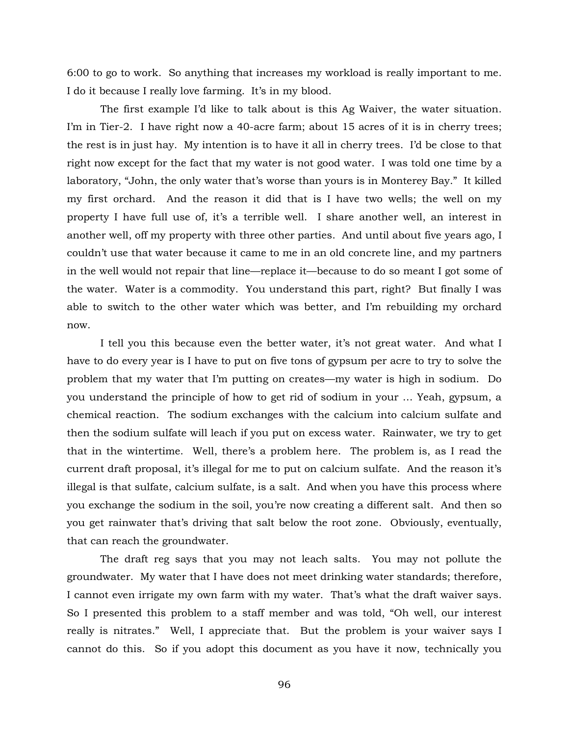6:00 to go to work. So anything that increases my workload is really important to me. I do it because I really love farming. It's in my blood.

The first example I'd like to talk about is this Ag Waiver, the water situation. I'm in Tier-2. I have right now a 40-acre farm; about 15 acres of it is in cherry trees; the rest is in just hay. My intention is to have it all in cherry trees. I'd be close to that right now except for the fact that my water is not good water. I was told one time by a laboratory, "John, the only water that's worse than yours is in Monterey Bay." It killed my first orchard. And the reason it did that is I have two wells; the well on my property I have full use of, it's a terrible well. I share another well, an interest in another well, off my property with three other parties. And until about five years ago, I couldn't use that water because it came to me in an old concrete line, and my partners in the well would not repair that line—replace it—because to do so meant I got some of the water. Water is a commodity. You understand this part, right? But finally I was able to switch to the other water which was better, and I'm rebuilding my orchard now.

I tell you this because even the better water, it's not great water. And what I have to do every year is I have to put on five tons of gypsum per acre to try to solve the problem that my water that I'm putting on creates—my water is high in sodium. Do you understand the principle of how to get rid of sodium in your ... Yeah, gypsum, a chemical reaction. The sodium exchanges with the calcium into calcium sulfate and then the sodium sulfate will leach if you put on excess water. Rainwater, we try to get that in the wintertime. Well, there's a problem here. The problem is, as I read the current draft proposal, it's illegal for me to put on calcium sulfate. And the reason it's illegal is that sulfate, calcium sulfate, is a salt. And when you have this process where you exchange the sodium in the soil, you're now creating a different salt. And then so you get rainwater that's driving that salt below the root zone. Obviously, eventually, that can reach the groundwater.

The draft reg says that you may not leach salts. You may not pollute the groundwater. My water that I have does not meet drinking water standards; therefore, I cannot even irrigate my own farm with my water. That's what the draft waiver says. So I presented this problem to a staff member and was told, "Oh well, our interest really is nitrates." Well, I appreciate that. But the problem is your waiver says I cannot do this. So if you adopt this document as you have it now, technically you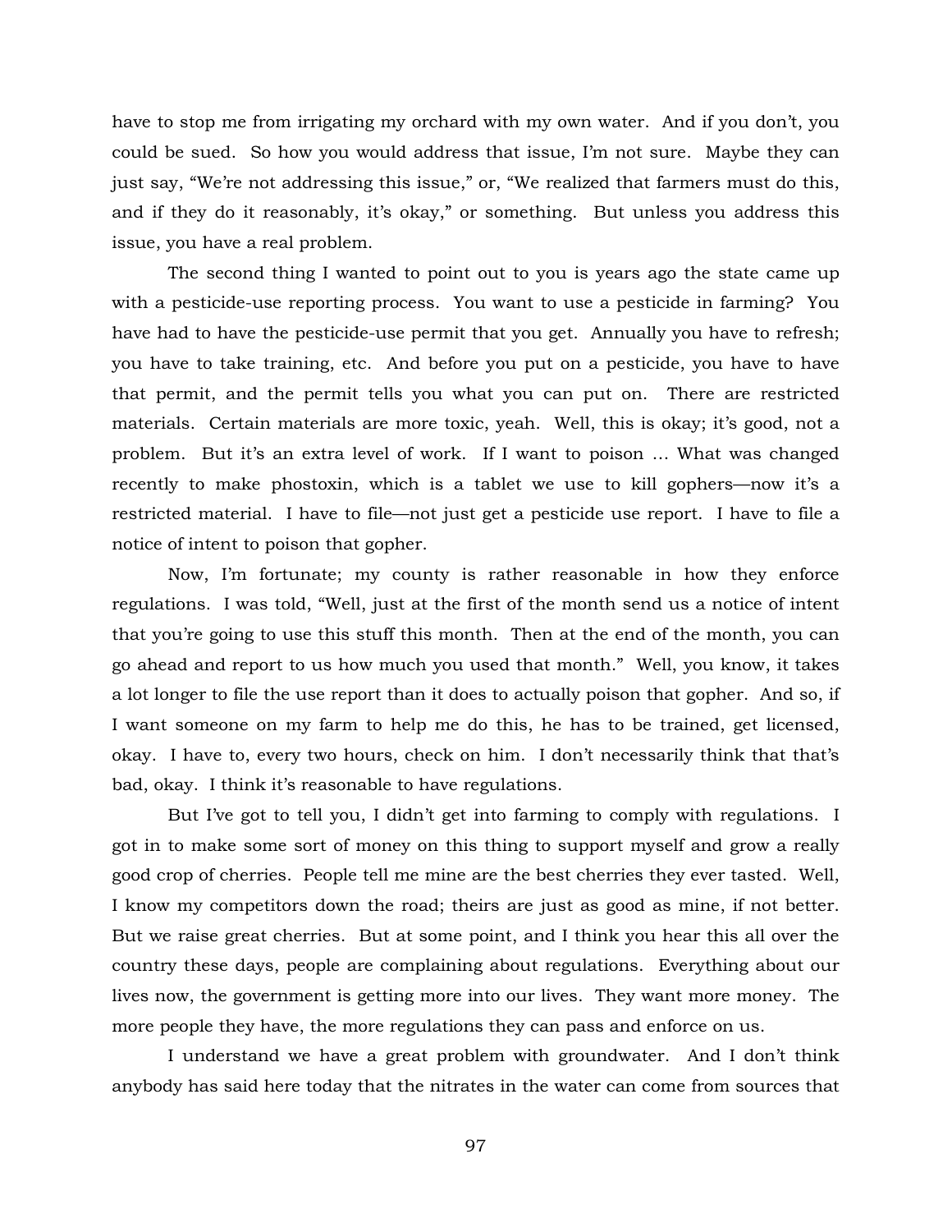have to stop me from irrigating my orchard with my own water. And if you don't, you could be sued. So how you would address that issue, I'm not sure. Maybe they can just say, "We're not addressing this issue," or, "We realized that farmers must do this, and if they do it reasonably, it's okay," or something. But unless you address this issue, you have a real problem.

The second thing I wanted to point out to you is years ago the state came up with a pesticide-use reporting process. You want to use a pesticide in farming? You have had to have the pesticide-use permit that you get. Annually you have to refresh; you have to take training, etc. And before you put on a pesticide, you have to have that permit, and the permit tells you what you can put on. There are restricted materials. Certain materials are more toxic, yeah. Well, this is okay; it's good, not a problem. But it's an extra level of work. If I want to poison ... What was changed recently to make phostoxin, which is a tablet we use to kill gophers—now it's a restricted material. I have to file—not just get a pesticide use report. I have to file a notice of intent to poison that gopher.

Now, I'm fortunate; my county is rather reasonable in how they enforce regulations. I was told, "Well, just at the first of the month send us a notice of intent that you're going to use this stuff this month. Then at the end of the month, you can go ahead and report to us how much you used that month." Well, you know, it takes a lot longer to file the use report than it does to actually poison that gopher. And so, if I want someone on my farm to help me do this, he has to be trained, get licensed, okay. I have to, every two hours, check on him. I don't necessarily think that that's bad, okay. I think it's reasonable to have regulations.

But I've got to tell you, I didn't get into farming to comply with regulations. I got in to make some sort of money on this thing to support myself and grow a really good crop of cherries. People tell me mine are the best cherries they ever tasted. Well, I know my competitors down the road; theirs are just as good as mine, if not better. But we raise great cherries. But at some point, and I think you hear this all over the country these days, people are complaining about regulations. Everything about our lives now, the government is getting more into our lives. They want more money. The more people they have, the more regulations they can pass and enforce on us.

I understand we have a great problem with groundwater. And I don't think anybody has said here today that the nitrates in the water can come from sources that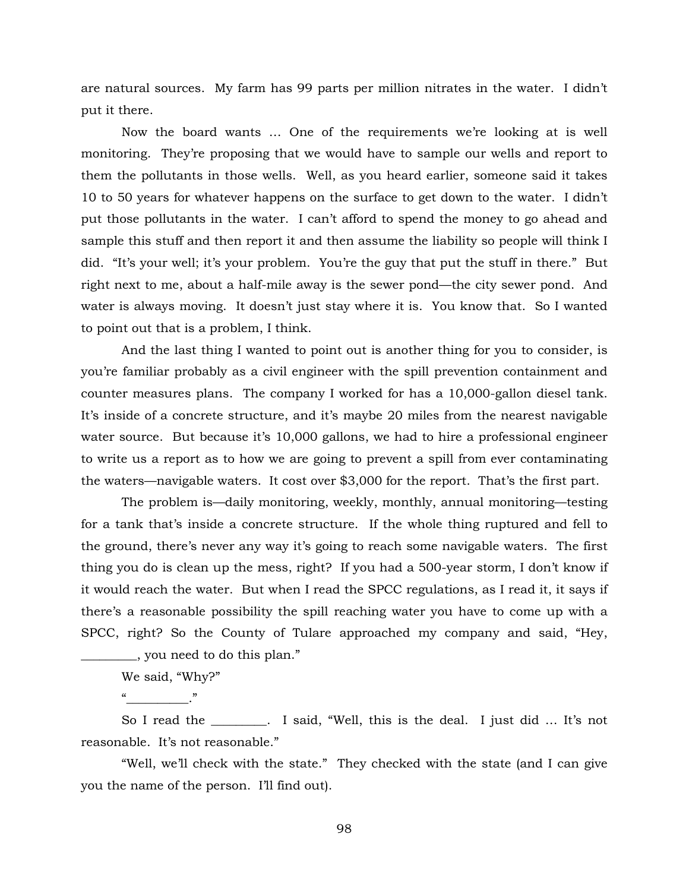are natural sources. My farm has 99 parts per million nitrates in the water. I didn't put it there.

Now the board wants … One of the requirements we're looking at is well monitoring. They're proposing that we would have to sample our wells and report to them the pollutants in those wells. Well, as you heard earlier, someone said it takes 10 to 50 years for whatever happens on the surface to get down to the water. I didn't put those pollutants in the water. I can't afford to spend the money to go ahead and sample this stuff and then report it and then assume the liability so people will think I did. "It's your well; it's your problem. You're the guy that put the stuff in there." But right next to me, about a half-mile away is the sewer pond—the city sewer pond. And water is always moving. It doesn't just stay where it is. You know that. So I wanted to point out that is a problem, I think.

And the last thing I wanted to point out is another thing for you to consider, is you're familiar probably as a civil engineer with the spill prevention containment and counter measures plans. The company I worked for has a 10,000-gallon diesel tank. It's inside of a concrete structure, and it's maybe 20 miles from the nearest navigable water source. But because it's 10,000 gallons, we had to hire a professional engineer to write us a report as to how we are going to prevent a spill from ever contaminating the waters—navigable waters. It cost over $3,000 for the report. That's the first part.

The problem is—daily monitoring, weekly, monthly, annual monitoring—testing for a tank that's inside a concrete structure. If the whole thing ruptured and fell to the ground, there's never any way it's going to reach some navigable waters. The first thing you do is clean up the mess, right? If you had a 500-year storm, I don't know if it would reach the water. But when I read the SPCC regulations, as I read it, it says if there's a reasonable possibility the spill reaching water you have to come up with a SPCC, right? So the County of Tulare approached my company and said, "Hey, _________, you need to do this plan."

We said, "Why?"

"__________."

So I read the _________. I said, "Well, this is the deal. I just did … It's not reasonable. It's not reasonable."

"Well, we'll check with the state." They checked with the state (and I can give you the name of the person. I'll find out).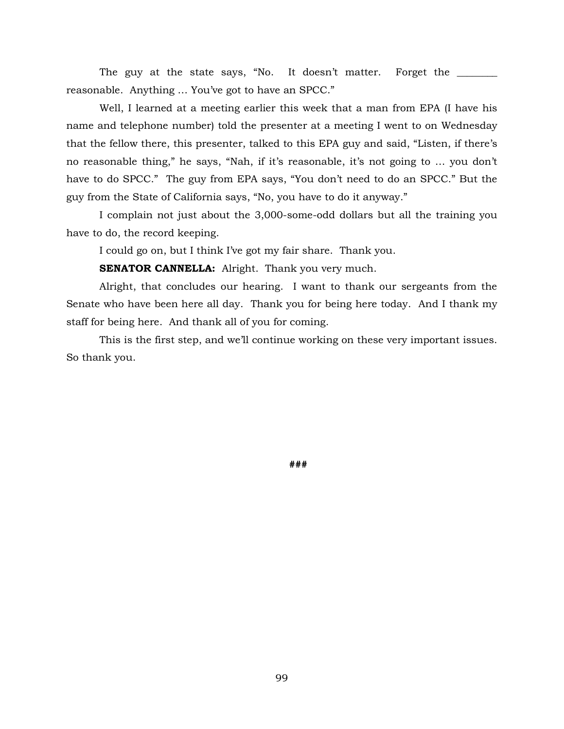The guy at the state says, "No. It doesn't matter. Forget the ________ reasonable. Anything … You've got to have an SPCC."

Well, I learned at a meeting earlier this week that a man from EPA (I have his name and telephone number) told the presenter at a meeting I went to on Wednesday that the fellow there, this presenter, talked to this EPA guy and said, "Listen, if there's no reasonable thing," he says, "Nah, if it's reasonable, it's not going to … you don't have to do SPCC." The guy from EPA says, "You don't need to do an SPCC." But the guy from the State of California says, "No, you have to do it anyway."

I complain not just about the 3,000-some-odd dollars but all the training you have to do, the record keeping.

I could go on, but I think I've got my fair share. Thank you.

**SENATOR CANNELLA:** Alright. Thank you very much.

Alright, that concludes our hearing. I want to thank our sergeants from the Senate who have been here all day. Thank you for being here today. And I thank my staff for being here. And thank all of you for coming.

This is the first step, and we'll continue working on these very important issues. So thank you.

**###**